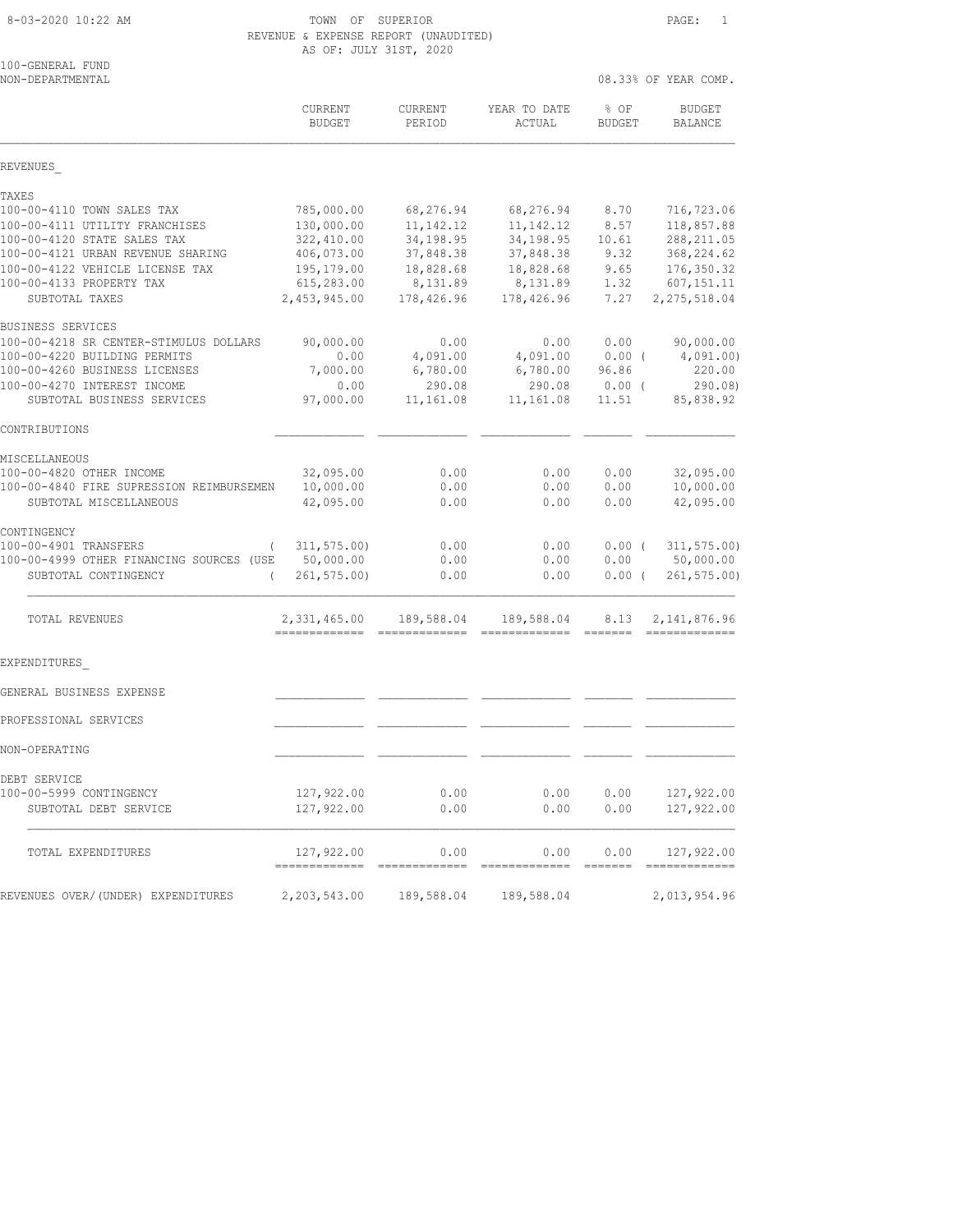8-03-2020 10:22 AM

# TOWN OF SUPERIOR
## REVENUE & EXPENSE REPORT (UNAUDITED)
AS OF: JULY 31ST, 2020

100-GENERAL FUND
NON-DEPARTMENTAL

08.33% OF YEAR COMP.

| | CURRENT BUDGET | CURRENT PERIOD | YEAR TO DATE ACTUAL | % OF BUDGET | BUDGET BALANCE |
|---|---|---|---|---|---|
| REVENUES_ | | | | | |
| TAXES | | | | | |
| 100-00-4110 TOWN SALES TAX | 785,000.00 | 68,276.94 | 68,276.94 | 8.70 | 716,723.06 |
| 100-00-4111 UTILITY FRANCHISES | 130,000.00 | 11,142.12 | 11,142.12 | 8.57 | 118,857.88 |
| 100-00-4120 STATE SALES TAX | 322,410.00 | 34,198.95 | 34,198.95 | 10.61 | 288,211.05 |
| 100-00-4121 URBAN REVENUE SHARING | 406,073.00 | 37,848.38 | 37,848.38 | 9.32 | 368,224.62 |
| 100-00-4122 VEHICLE LICENSE TAX | 195,179.00 | 18,828.68 | 18,828.68 | 9.65 | 176,350.32 |
| 100-00-4133 PROPERTY TAX | 615,283.00 | 8,131.89 | 8,131.89 | 1.32 | 607,151.11 |
| SUBTOTAL TAXES | 2,453,945.00 | 178,426.96 | 178,426.96 | 7.27 | 2,275,518.04 |
| BUSINESS SERVICES | | | | | |
| 100-00-4218 SR CENTER-STIMULUS DOLLARS | 90,000.00 | 0.00 | 0.00 | 0.00 | 90,000.00 |
| 100-00-4220 BUILDING PERMITS | 0.00 | 4,091.00 | 4,091.00 | 0.00 | ( 4,091.00) |
| 100-00-4260 BUSINESS LICENSES | 7,000.00 | 6,780.00 | 6,780.00 | 96.86 | 220.00 |
| 100-00-4270 INTEREST INCOME | 0.00 | 290.08 | 290.08 | 0.00 | ( 290.08) |
| SUBTOTAL BUSINESS SERVICES | 97,000.00 | 11,161.08 | 11,161.08 | 11.51 | 85,838.92 |
| CONTRIBUTIONS | | | | | |
| MISCELLANEOUS | | | | | |
| 100-00-4820 OTHER INCOME | 32,095.00 | 0.00 | 0.00 | 0.00 | 32,095.00 |
| 100-00-4840 FIRE SUPRESSION REIMBURSEMEN | 10,000.00 | 0.00 | 0.00 | 0.00 | 10,000.00 |
| SUBTOTAL MISCELLANEOUS | 42,095.00 | 0.00 | 0.00 | 0.00 | 42,095.00 |
| CONTINGENCY | | | | | |
| 100-00-4901 TRANSFERS | ( 311,575.00) | 0.00 | 0.00 | 0.00 | ( 311,575.00) |
| 100-00-4999 OTHER FINANCING SOURCES (USE | 50,000.00 | 0.00 | 0.00 | 0.00 | 50,000.00 |
| SUBTOTAL CONTINGENCY | ( 261,575.00) | 0.00 | 0.00 | 0.00 | ( 261,575.00) |
| TOTAL REVENUES | 2,331,465.00 | 189,588.04 | 189,588.04 | 8.13 | 2,141,876.96 |
| EXPENDITURES_ | | | | | |
| GENERAL BUSINESS EXPENSE | | | | | |
| PROFESSIONAL SERVICES | | | | | |
| NON-OPERATING | | | | | |
| DEBT SERVICE | | | | | |
| 100-00-5999 CONTINGENCY | 127,922.00 | 0.00 | 0.00 | 0.00 | 127,922.00 |
| SUBTOTAL DEBT SERVICE | 127,922.00 | 0.00 | 0.00 | 0.00 | 127,922.00 |
| TOTAL EXPENDITURES | 127,922.00 | 0.00 | 0.00 | 0.00 | 127,922.00 |
| REVENUES OVER/(UNDER) EXPENDITURES | 2,203,543.00 | 189,588.04 | 189,588.04 | | 2,013,954.96 |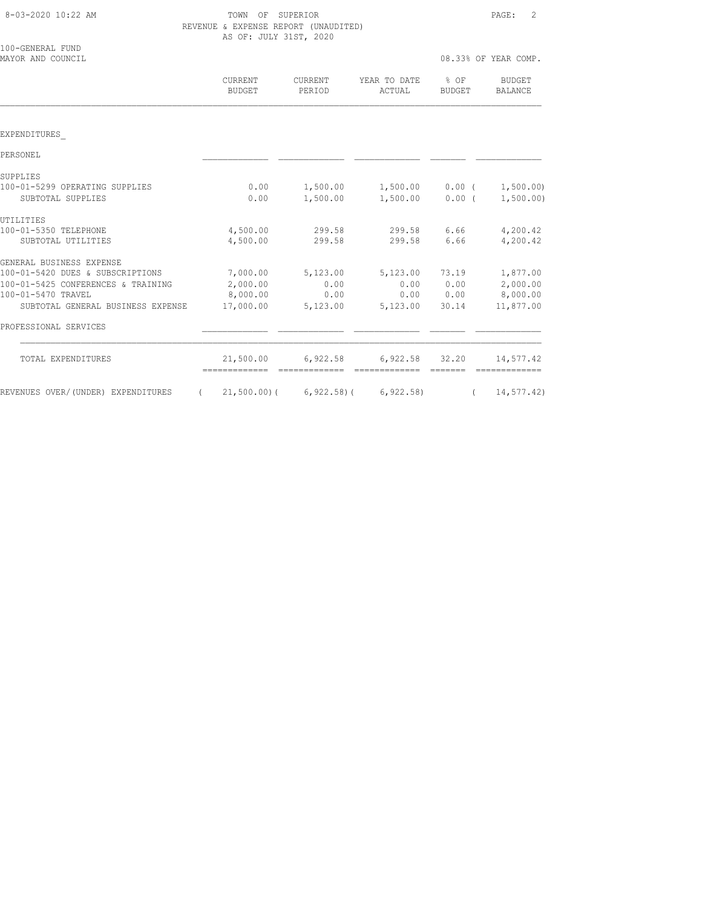TOWN OF SUPERIOR
REVENUE & EXPENSE REPORT (UNAUDITED)
AS OF: JULY 31ST, 2020

100-GENERAL FUND
MAYOR AND COUNCIL

08.33% OF YEAR COMP.

| | CURRENT BUDGET | CURRENT PERIOD | YEAR TO DATE ACTUAL | % OF BUDGET | BUDGET BALANCE |
|---|---|---|---|---|---|
| EXPENDITURES_ | | | | | |
| PERSONEL | | | | | |
| SUPPLIES | | | | | |
| 100-01-5299 OPERATING SUPPLIES | 0.00 | 1,500.00 | 1,500.00 | 0.00 | ( 1,500.00) |
| SUBTOTAL SUPPLIES | 0.00 | 1,500.00 | 1,500.00 | 0.00 | ( 1,500.00) |
| UTILITIES | | | | | |
| 100-01-5350 TELEPHONE | 4,500.00 | 299.58 | 299.58 | 6.66 | 4,200.42 |
| SUBTOTAL UTILITIES | 4,500.00 | 299.58 | 299.58 | 6.66 | 4,200.42 |
| GENERAL BUSINESS EXPENSE | | | | | |
| 100-01-5420 DUES & SUBSCRIPTIONS | 7,000.00 | 5,123.00 | 5,123.00 | 73.19 | 1,877.00 |
| 100-01-5425 CONFERENCES & TRAINING | 2,000.00 | 0.00 | 0.00 | 0.00 | 2,000.00 |
| 100-01-5470 TRAVEL | 8,000.00 | 0.00 | 0.00 | 0.00 | 8,000.00 |
| SUBTOTAL GENERAL BUSINESS EXPENSE | 17,000.00 | 5,123.00 | 5,123.00 | 30.14 | 11,877.00 |
| PROFESSIONAL SERVICES | | | | | |
| TOTAL EXPENDITURES | 21,500.00 | 6,922.58 | 6,922.58 | 32.20 | 14,577.42 |
| REVENUES OVER/(UNDER) EXPENDITURES | ( 21,500.00) | ( 6,922.58) | ( 6,922.58) | | ( 14,577.42) |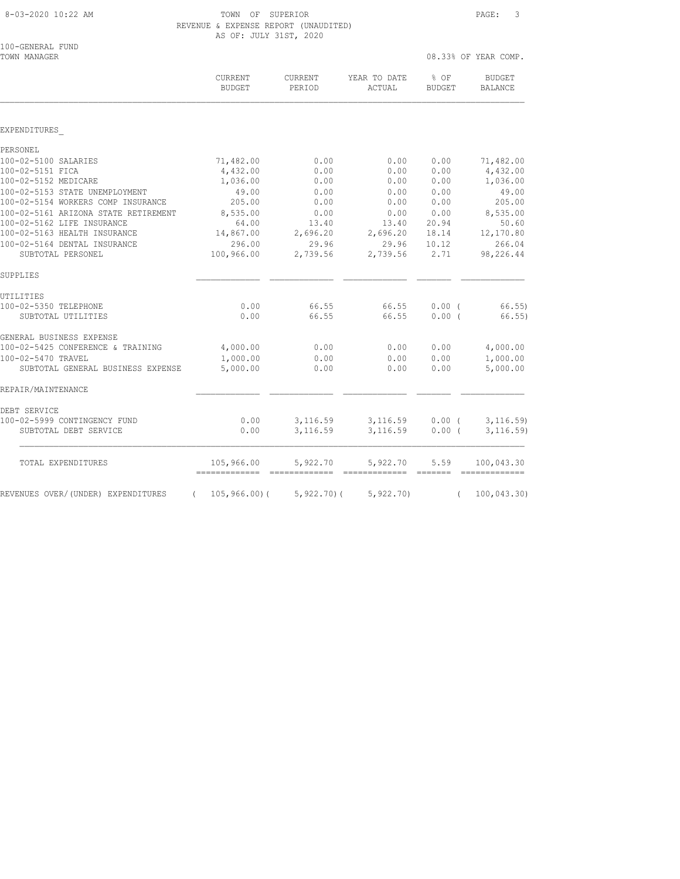TOWN OF SUPERIOR
REVENUE & EXPENSE REPORT (UNAUDITED)
AS OF: JULY 31ST, 2020

8-03-2020 10:22 AM

100-GENERAL FUND
TOWN MANAGER

08.33% OF YEAR COMP.

| | CURRENT BUDGET | CURRENT PERIOD | YEAR TO DATE ACTUAL | % OF BUDGET | BUDGET BALANCE |
|---|---|---|---|---|---|
| EXPENDITURES_ | | | | | |
| PERSONEL | | | | | |
| 100-02-5100 SALARIES | 71,482.00 | 0.00 | 0.00 | 0.00 | 71,482.00 |
| 100-02-5151 FICA | 4,432.00 | 0.00 | 0.00 | 0.00 | 4,432.00 |
| 100-02-5152 MEDICARE | 1,036.00 | 0.00 | 0.00 | 0.00 | 1,036.00 |
| 100-02-5153 STATE UNEMPLOYMENT | 49.00 | 0.00 | 0.00 | 0.00 | 49.00 |
| 100-02-5154 WORKERS COMP INSURANCE | 205.00 | 0.00 | 0.00 | 0.00 | 205.00 |
| 100-02-5161 ARIZONA STATE RETIREMENT | 8,535.00 | 0.00 | 0.00 | 0.00 | 8,535.00 |
| 100-02-5162 LIFE INSURANCE | 64.00 | 13.40 | 13.40 | 20.94 | 50.60 |
| 100-02-5163 HEALTH INSURANCE | 14,867.00 | 2,696.20 | 2,696.20 | 18.14 | 12,170.80 |
| 100-02-5164 DENTAL INSURANCE | 296.00 | 29.96 | 29.96 | 10.12 | 266.04 |
| SUBTOTAL PERSONEL | 100,966.00 | 2,739.56 | 2,739.56 | 2.71 | 98,226.44 |
| SUPPLIES | | | | | |
| UTILITIES | | | | | |
| 100-02-5350 TELEPHONE | 0.00 | 66.55 | 66.55 | 0.00 ( | 66.55) |
| SUBTOTAL UTILITIES | 0.00 | 66.55 | 66.55 | 0.00 ( | 66.55) |
| GENERAL BUSINESS EXPENSE | | | | | |
| 100-02-5425 CONFERENCE & TRAINING | 4,000.00 | 0.00 | 0.00 | 0.00 | 4,000.00 |
| 100-02-5470 TRAVEL | 1,000.00 | 0.00 | 0.00 | 0.00 | 1,000.00 |
| SUBTOTAL GENERAL BUSINESS EXPENSE | 5,000.00 | 0.00 | 0.00 | 0.00 | 5,000.00 |
| REPAIR/MAINTENANCE | | | | | |
| DEBT SERVICE | | | | | |
| 100-02-5999 CONTINGENCY FUND | 0.00 | 3,116.59 | 3,116.59 | 0.00 ( | 3,116.59) |
| SUBTOTAL DEBT SERVICE | 0.00 | 3,116.59 | 3,116.59 | 0.00 ( | 3,116.59) |
| TOTAL EXPENDITURES | 105,966.00 | 5,922.70 | 5,922.70 | 5.59 | 100,043.30 |
| REVENUES OVER/(UNDER) EXPENDITURES | ( 105,966.00)( | 5,922.70)( | 5,922.70) | ( | 100,043.30) |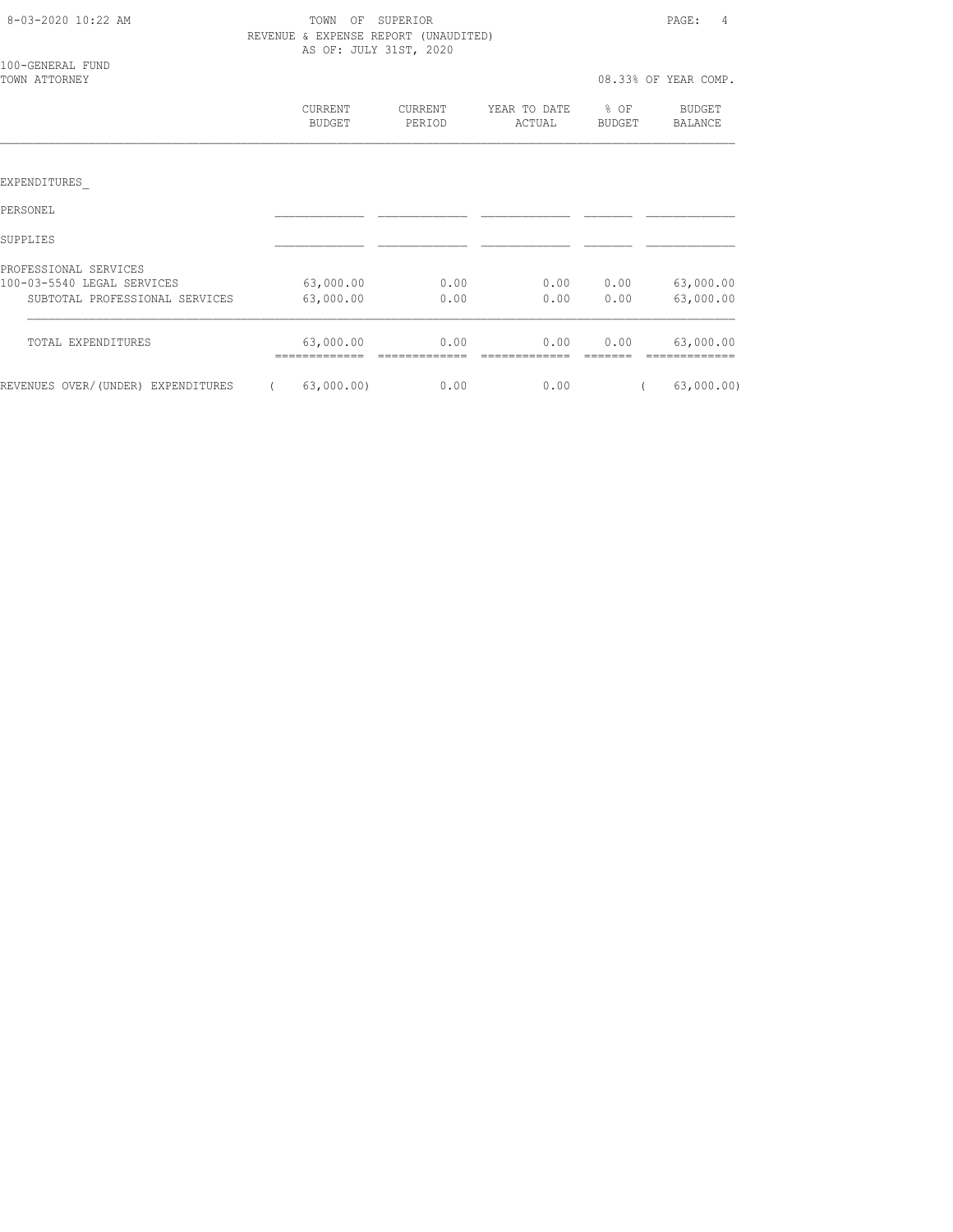TOWN OF SUPERIOR
REVENUE & EXPENSE REPORT (UNAUDITED)
AS OF: JULY 31ST, 2020

100-GENERAL FUND
TOWN ATTORNEY

08.33% OF YEAR COMP.

| | CURRENT BUDGET | CURRENT PERIOD | YEAR TO DATE ACTUAL | % OF BUDGET | BUDGET BALANCE |
|---|---|---|---|---|---|
| EXPENDITURES_ | | | | | |
| PERSONEL | | | | | |
| SUPPLIES | | | | | |
| PROFESSIONAL SERVICES | | | | | |
| 100-03-5540 LEGAL SERVICES | 63,000.00 | 0.00 | 0.00 | 0.00 | 63,000.00 |
| SUBTOTAL PROFESSIONAL SERVICES | 63,000.00 | 0.00 | 0.00 | 0.00 | 63,000.00 |
| TOTAL EXPENDITURES | 63,000.00 | 0.00 | 0.00 | 0.00 | 63,000.00 |
| REVENUES OVER/(UNDER) EXPENDITURES | ( 63,000.00) | 0.00 | 0.00 | | ( 63,000.00) |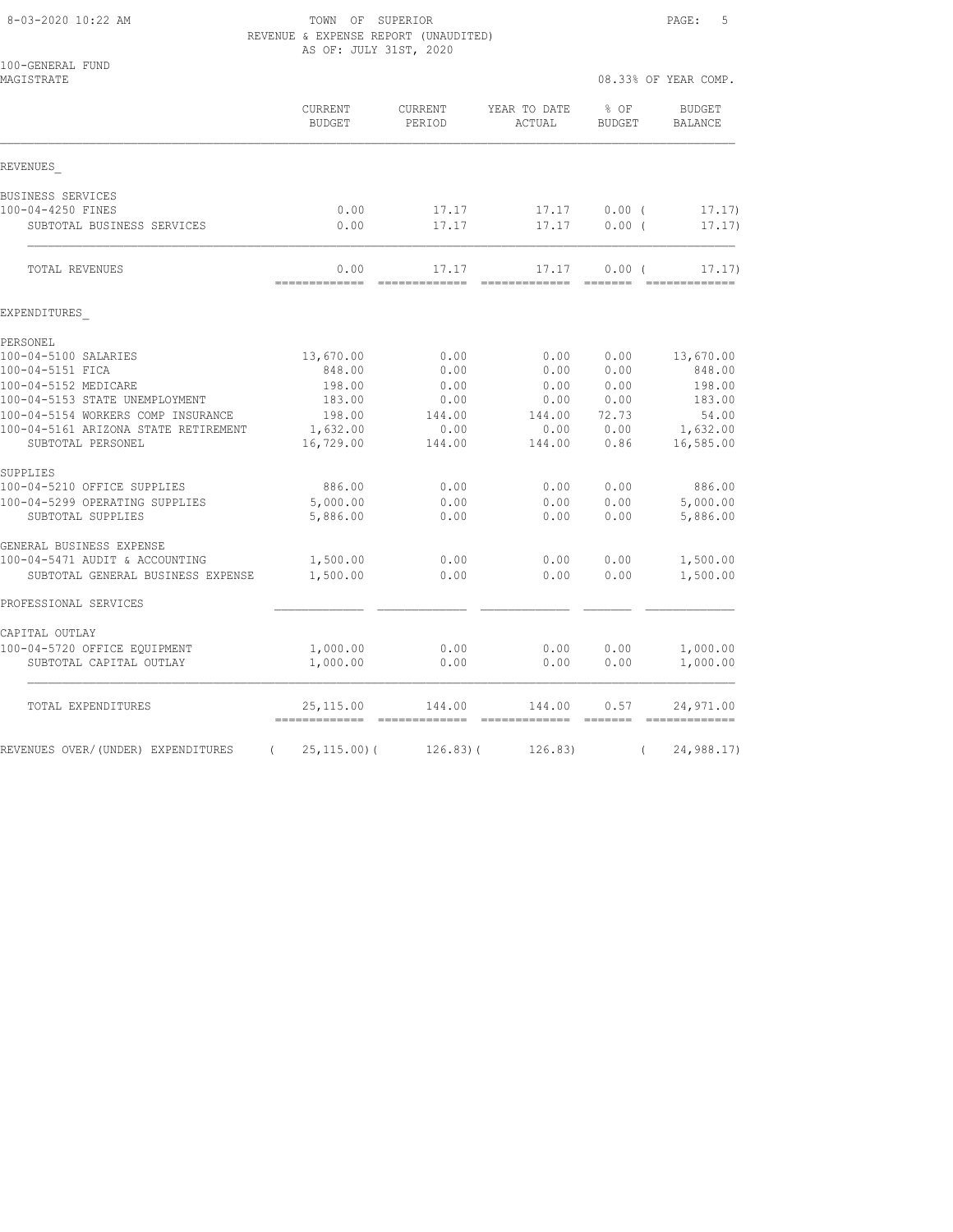8-03-2020 10:22 AM

TOWN OF SUPERIOR
REVENUE & EXPENSE REPORT (UNAUDITED)
AS OF: JULY 31ST, 2020

100-GENERAL FUND
MAGISTRATE

08.33% OF YEAR COMP.

| | CURRENT BUDGET | CURRENT PERIOD | YEAR TO DATE ACTUAL | % OF BUDGET | BUDGET BALANCE |
|---|---|---|---|---|---|
| REVENUES_ | | | | | |
| BUSINESS SERVICES | | | | | |
| 100-04-4250 FINES | 0.00 | 17.17 | 17.17 | 0.00 | ( 17.17) |
| SUBTOTAL BUSINESS SERVICES | 0.00 | 17.17 | 17.17 | 0.00 | ( 17.17) |
| TOTAL REVENUES | 0.00 | 17.17 | 17.17 | 0.00 | ( 17.17) |
| EXPENDITURES_ | | | | | |
| PERSONEL | | | | | |
| 100-04-5100 SALARIES | 13,670.00 | 0.00 | 0.00 | 0.00 | 13,670.00 |
| 100-04-5151 FICA | 848.00 | 0.00 | 0.00 | 0.00 | 848.00 |
| 100-04-5152 MEDICARE | 198.00 | 0.00 | 0.00 | 0.00 | 198.00 |
| 100-04-5153 STATE UNEMPLOYMENT | 183.00 | 0.00 | 0.00 | 0.00 | 183.00 |
| 100-04-5154 WORKERS COMP INSURANCE | 198.00 | 144.00 | 144.00 | 72.73 | 54.00 |
| 100-04-5161 ARIZONA STATE RETIREMENT | 1,632.00 | 0.00 | 0.00 | 0.00 | 1,632.00 |
| SUBTOTAL PERSONEL | 16,729.00 | 144.00 | 144.00 | 0.86 | 16,585.00 |
| SUPPLIES | | | | | |
| 100-04-5210 OFFICE SUPPLIES | 886.00 | 0.00 | 0.00 | 0.00 | 886.00 |
| 100-04-5299 OPERATING SUPPLIES | 5,000.00 | 0.00 | 0.00 | 0.00 | 5,000.00 |
| SUBTOTAL SUPPLIES | 5,886.00 | 0.00 | 0.00 | 0.00 | 5,886.00 |
| GENERAL BUSINESS EXPENSE | | | | | |
| 100-04-5471 AUDIT & ACCOUNTING | 1,500.00 | 0.00 | 0.00 | 0.00 | 1,500.00 |
| SUBTOTAL GENERAL BUSINESS EXPENSE | 1,500.00 | 0.00 | 0.00 | 0.00 | 1,500.00 |
| PROFESSIONAL SERVICES | | | | | |
| CAPITAL OUTLAY | | | | | |
| 100-04-5720 OFFICE EQUIPMENT | 1,000.00 | 0.00 | 0.00 | 0.00 | 1,000.00 |
| SUBTOTAL CAPITAL OUTLAY | 1,000.00 | 0.00 | 0.00 | 0.00 | 1,000.00 |
| TOTAL EXPENDITURES | 25,115.00 | 144.00 | 144.00 | 0.57 | 24,971.00 |
| REVENUES OVER/(UNDER) EXPENDITURES | ( 25,115.00) | ( 126.83) | ( 126.83) | | ( 24,988.17) |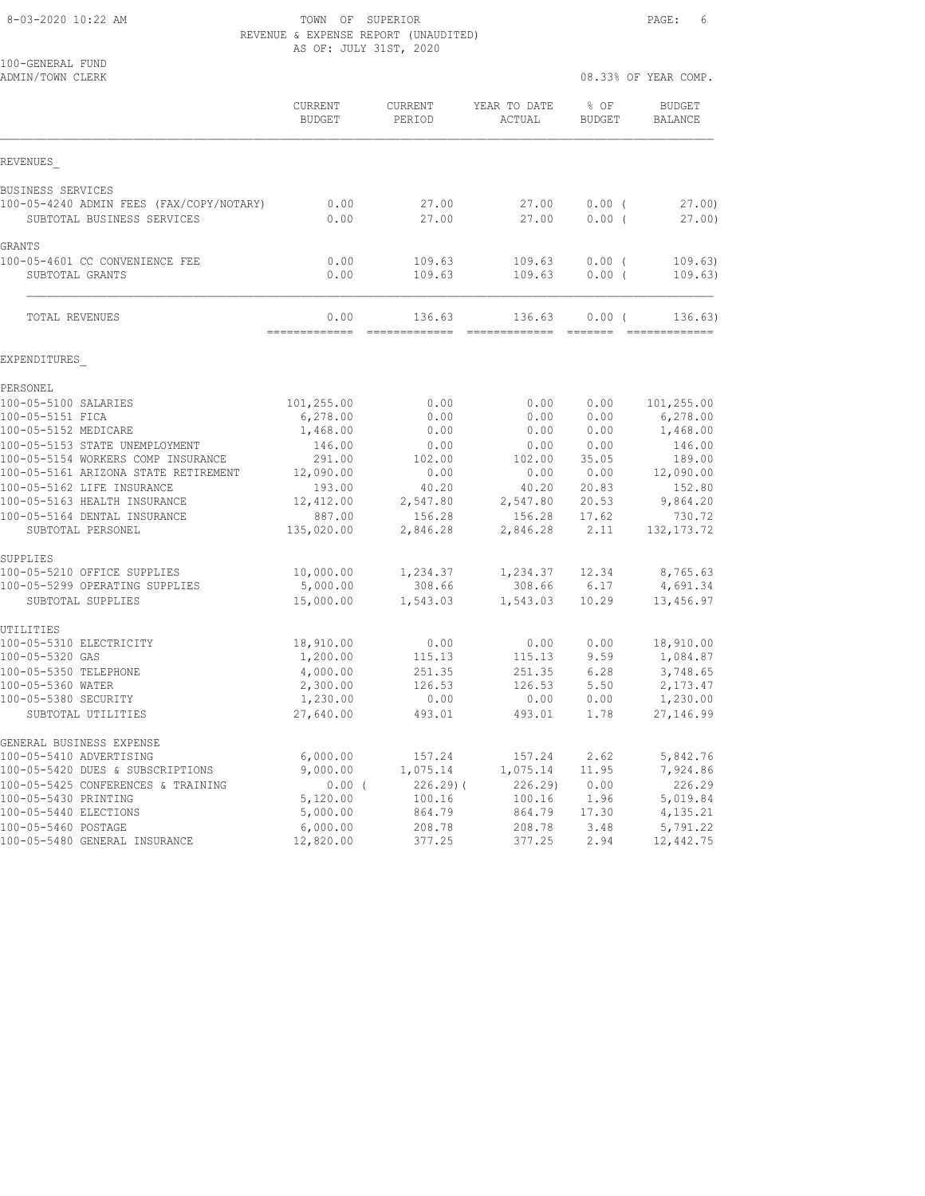TOWN OF SUPERIOR
REVENUE & EXPENSE REPORT (UNAUDITED)
AS OF: JULY 31ST, 2020

100-GENERAL FUND
ADMIN/TOWN CLERK

08.33% OF YEAR COMP.

| | CURRENT BUDGET | CURRENT PERIOD | YEAR TO DATE ACTUAL | % OF BUDGET | BUDGET BALANCE |
|---|---|---|---|---|---|
| **REVENUES** | | | | | |
| BUSINESS SERVICES | | | | | |
| 100-05-4240 ADMIN FEES (FAX/COPY/NOTARY) | 0.00 | 27.00 | 27.00 | 0.00 | ( 27.00) |
| SUBTOTAL BUSINESS SERVICES | 0.00 | 27.00 | 27.00 | 0.00 | ( 27.00) |
| GRANTS | | | | | |
| 100-05-4601 CC CONVENIENCE FEE | 0.00 | 109.63 | 109.63 | 0.00 | ( 109.63) |
| SUBTOTAL GRANTS | 0.00 | 109.63 | 109.63 | 0.00 | ( 109.63) |
| TOTAL REVENUES | 0.00 | 136.63 | 136.63 | 0.00 | ( 136.63) |
| **EXPENDITURES** | | | | | |
| PERSONEL | | | | | |
| 100-05-5100 SALARIES | 101,255.00 | 0.00 | 0.00 | 0.00 | 101,255.00 |
| 100-05-5151 FICA | 6,278.00 | 0.00 | 0.00 | 0.00 | 6,278.00 |
| 100-05-5152 MEDICARE | 1,468.00 | 0.00 | 0.00 | 0.00 | 1,468.00 |
| 100-05-5153 STATE UNEMPLOYMENT | 146.00 | 0.00 | 0.00 | 0.00 | 146.00 |
| 100-05-5154 WORKERS COMP INSURANCE | 291.00 | 102.00 | 102.00 | 35.05 | 189.00 |
| 100-05-5161 ARIZONA STATE RETIREMENT | 12,090.00 | 0.00 | 0.00 | 0.00 | 12,090.00 |
| 100-05-5162 LIFE INSURANCE | 193.00 | 40.20 | 40.20 | 20.83 | 152.80 |
| 100-05-5163 HEALTH INSURANCE | 12,412.00 | 2,547.80 | 2,547.80 | 20.53 | 9,864.20 |
| 100-05-5164 DENTAL INSURANCE | 887.00 | 156.28 | 156.28 | 17.62 | 730.72 |
| SUBTOTAL PERSONEL | 135,020.00 | 2,846.28 | 2,846.28 | 2.11 | 132,173.72 |
| SUPPLIES | | | | | |
| 100-05-5210 OFFICE SUPPLIES | 10,000.00 | 1,234.37 | 1,234.37 | 12.34 | 8,765.63 |
| 100-05-5299 OPERATING SUPPLIES | 5,000.00 | 308.66 | 308.66 | 6.17 | 4,691.34 |
| SUBTOTAL SUPPLIES | 15,000.00 | 1,543.03 | 1,543.03 | 10.29 | 13,456.97 |
| UTILITIES | | | | | |
| 100-05-5310 ELECTRICITY | 18,910.00 | 0.00 | 0.00 | 0.00 | 18,910.00 |
| 100-05-5320 GAS | 1,200.00 | 115.13 | 115.13 | 9.59 | 1,084.87 |
| 100-05-5350 TELEPHONE | 4,000.00 | 251.35 | 251.35 | 6.28 | 3,748.65 |
| 100-05-5360 WATER | 2,300.00 | 126.53 | 126.53 | 5.50 | 2,173.47 |
| 100-05-5380 SECURITY | 1,230.00 | 0.00 | 0.00 | 0.00 | 1,230.00 |
| SUBTOTAL UTILITIES | 27,640.00 | 493.01 | 493.01 | 1.78 | 27,146.99 |
| GENERAL BUSINESS EXPENSE | | | | | |
| 100-05-5410 ADVERTISING | 6,000.00 | 157.24 | 157.24 | 2.62 | 5,842.76 |
| 100-05-5420 DUES & SUBSCRIPTIONS | 9,000.00 | 1,075.14 | 1,075.14 | 11.95 | 7,924.86 |
| 100-05-5425 CONFERENCES & TRAINING | 0.00 | ( 226.29) | ( 226.29) | 0.00 | 226.29 |
| 100-05-5430 PRINTING | 5,120.00 | 100.16 | 100.16 | 1.96 | 5,019.84 |
| 100-05-5440 ELECTIONS | 5,000.00 | 864.79 | 864.79 | 17.30 | 4,135.21 |
| 100-05-5460 POSTAGE | 6,000.00 | 208.78 | 208.78 | 3.48 | 5,791.22 |
| 100-05-5480 GENERAL INSURANCE | 12,820.00 | 377.25 | 377.25 | 2.94 | 12,442.75 |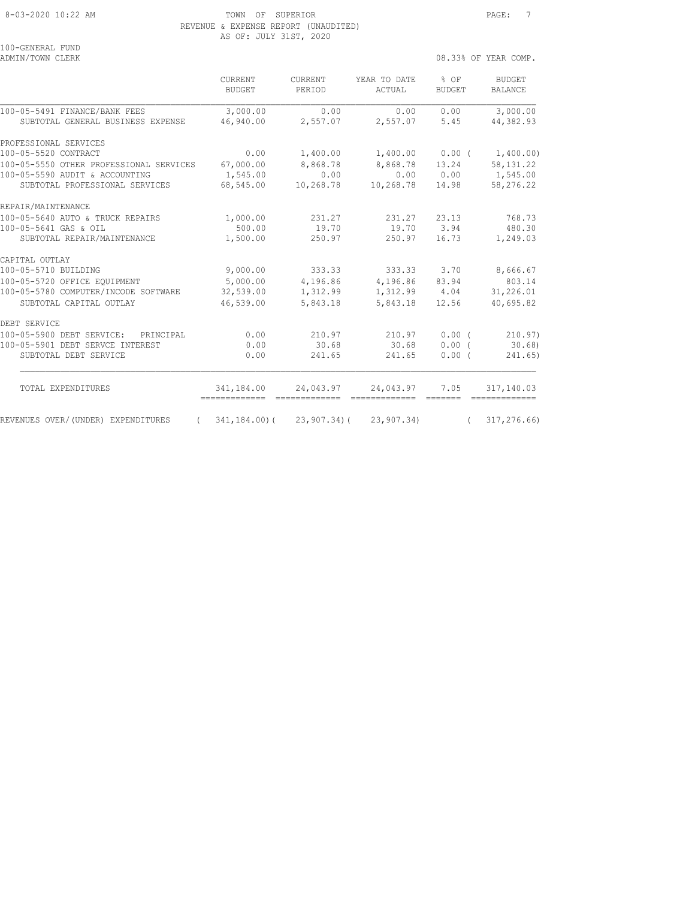TOWN OF SUPERIOR
REVENUE & EXPENSE REPORT (UNAUDITED)
AS OF: JULY 31ST, 2020

100-GENERAL FUND
ADMIN/TOWN CLERK

08.33% OF YEAR COMP.

| | CURRENT BUDGET | CURRENT PERIOD | YEAR TO DATE ACTUAL | % OF BUDGET | BUDGET BALANCE |
|---|---|---|---|---|---|
| 100-05-5491 FINANCE/BANK FEES | 3,000.00 | 0.00 | 0.00 | 0.00 | 3,000.00 |
| SUBTOTAL GENERAL BUSINESS EXPENSE | 46,940.00 | 2,557.07 | 2,557.07 | 5.45 | 44,382.93 |
| PROFESSIONAL SERVICES | | | | | |
| 100-05-5520 CONTRACT | 0.00 | 1,400.00 | 1,400.00 | 0.00 ( | 1,400.00) |
| 100-05-5550 OTHER PROFESSIONAL SERVICES | 67,000.00 | 8,868.78 | 8,868.78 | 13.24 | 58,131.22 |
| 100-05-5590 AUDIT & ACCOUNTING | 1,545.00 | 0.00 | 0.00 | 0.00 | 1,545.00 |
| SUBTOTAL PROFESSIONAL SERVICES | 68,545.00 | 10,268.78 | 10,268.78 | 14.98 | 58,276.22 |
| REPAIR/MAINTENANCE | | | | | |
| 100-05-5640 AUTO & TRUCK REPAIRS | 1,000.00 | 231.27 | 231.27 | 23.13 | 768.73 |
| 100-05-5641 GAS & OIL | 500.00 | 19.70 | 19.70 | 3.94 | 480.30 |
| SUBTOTAL REPAIR/MAINTENANCE | 1,500.00 | 250.97 | 250.97 | 16.73 | 1,249.03 |
| CAPITAL OUTLAY | | | | | |
| 100-05-5710 BUILDING | 9,000.00 | 333.33 | 333.33 | 3.70 | 8,666.67 |
| 100-05-5720 OFFICE EQUIPMENT | 5,000.00 | 4,196.86 | 4,196.86 | 83.94 | 803.14 |
| 100-05-5780 COMPUTER/INCODE SOFTWARE | 32,539.00 | 1,312.99 | 1,312.99 | 4.04 | 31,226.01 |
| SUBTOTAL CAPITAL OUTLAY | 46,539.00 | 5,843.18 | 5,843.18 | 12.56 | 40,695.82 |
| DEBT SERVICE | | | | | |
| 100-05-5900 DEBT SERVICE: PRINCIPAL | 0.00 | 210.97 | 210.97 | 0.00 ( | 210.97) |
| 100-05-5901 DEBT SERVCE INTEREST | 0.00 | 30.68 | 30.68 | 0.00 ( | 30.68) |
| SUBTOTAL DEBT SERVICE | 0.00 | 241.65 | 241.65 | 0.00 ( | 241.65) |
| TOTAL EXPENDITURES | 341,184.00 | 24,043.97 | 24,043.97 | 7.05 | 317,140.03 |
| REVENUES OVER/(UNDER) EXPENDITURES | ( 341,184.00)( | 23,907.34)( | 23,907.34) | ( | 317,276.66) |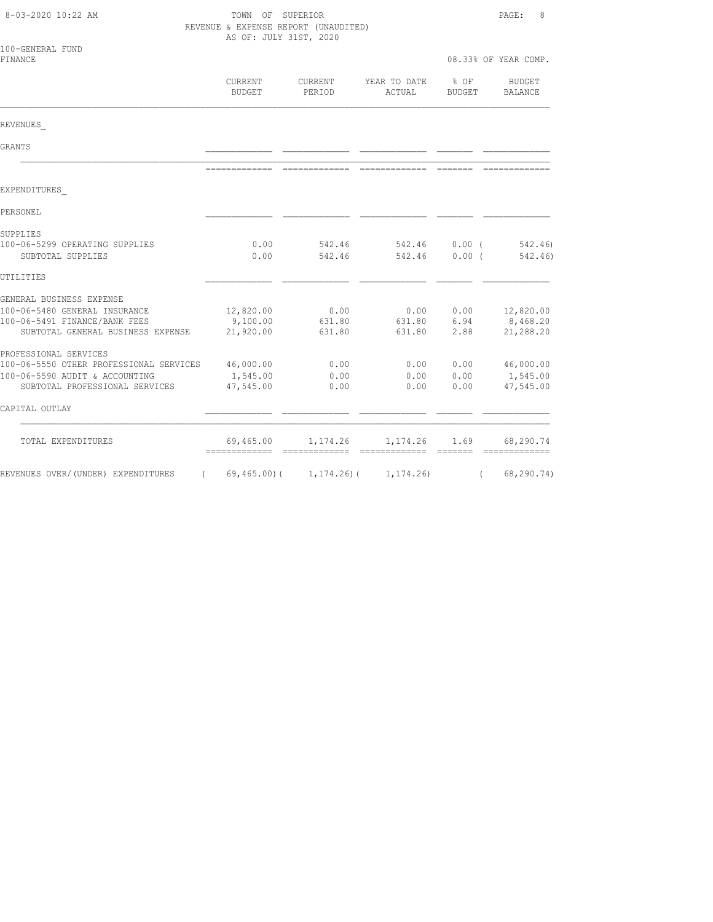TOWN OF SUPERIOR
REVENUE & EXPENSE REPORT (UNAUDITED)
AS OF: JULY 31ST, 2020

100-GENERAL FUND
FINANCE

08.33% OF YEAR COMP.

| | CURRENT BUDGET | CURRENT PERIOD | YEAR TO DATE ACTUAL | % OF BUDGET | BUDGET BALANCE |
|---|---|---|---|---|---|
| REVENUES_ | | | | | |
| GRANTS | | | | | |
| EXPENDITURES_ | | | | | |
| PERSONEL | | | | | |
| SUPPLIES | | | | | |
| 100-06-5299 OPERATING SUPPLIES | 0.00 | 542.46 | 542.46 | 0.00 | ( 542.46) |
| SUBTOTAL SUPPLIES | 0.00 | 542.46 | 542.46 | 0.00 | ( 542.46) |
| UTILITIES | | | | | |
| GENERAL BUSINESS EXPENSE | | | | | |
| 100-06-5480 GENERAL INSURANCE | 12,820.00 | 0.00 | 0.00 | 0.00 | 12,820.00 |
| 100-06-5491 FINANCE/BANK FEES | 9,100.00 | 631.80 | 631.80 | 6.94 | 8,468.20 |
| SUBTOTAL GENERAL BUSINESS EXPENSE | 21,920.00 | 631.80 | 631.80 | 2.88 | 21,288.20 |
| PROFESSIONAL SERVICES | | | | | |
| 100-06-5550 OTHER PROFESSIONAL SERVICES | 46,000.00 | 0.00 | 0.00 | 0.00 | 46,000.00 |
| 100-06-5590 AUDIT & ACCOUNTING | 1,545.00 | 0.00 | 0.00 | 0.00 | 1,545.00 |
| SUBTOTAL PROFESSIONAL SERVICES | 47,545.00 | 0.00 | 0.00 | 0.00 | 47,545.00 |
| CAPITAL OUTLAY | | | | | |
| TOTAL EXPENDITURES | 69,465.00 | 1,174.26 | 1,174.26 | 1.69 | 68,290.74 |
| REVENUES OVER/(UNDER) EXPENDITURES | ( 69,465.00) | ( 1,174.26) | ( 1,174.26) | | ( 68,290.74) |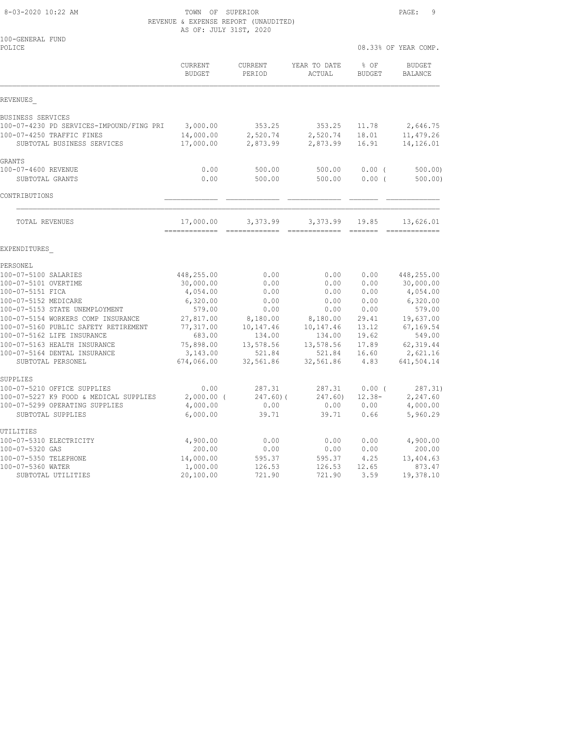TOWN OF SUPERIOR
REVENUE & EXPENSE REPORT (UNAUDITED)
AS OF: JULY 31ST, 2020

100-GENERAL FUND
POLICE

08.33% OF YEAR COMP.

| | CURRENT BUDGET | CURRENT PERIOD | YEAR TO DATE ACTUAL | % OF BUDGET | BUDGET BALANCE |
|---|---|---|---|---|---|
| **REVENUES** | | | | | |
| BUSINESS SERVICES | | | | | |
| 100-07-4230 PD SERVICES-IMPOUND/FING PRI | 3,000.00 | 353.25 | 353.25 | 11.78 | 2,646.75 |
| 100-07-4250 TRAFFIC FINES | 14,000.00 | 2,520.74 | 2,520.74 | 18.01 | 11,479.26 |
| SUBTOTAL BUSINESS SERVICES | 17,000.00 | 2,873.99 | 2,873.99 | 16.91 | 14,126.01 |
| GRANTS | | | | | |
| 100-07-4600 REVENUE | 0.00 | 500.00 | 500.00 | 0.00 ( | 500.00) |
| SUBTOTAL GRANTS | 0.00 | 500.00 | 500.00 | 0.00 ( | 500.00) |
| CONTRIBUTIONS | | | | | |
| TOTAL REVENUES | 17,000.00 | 3,373.99 | 3,373.99 | 19.85 | 13,626.01 |
| **EXPENDITURES** | | | | | |
| PERSONEL | | | | | |
| 100-07-5100 SALARIES | 448,255.00 | 0.00 | 0.00 | 0.00 | 448,255.00 |
| 100-07-5101 OVERTIME | 30,000.00 | 0.00 | 0.00 | 0.00 | 30,000.00 |
| 100-07-5151 FICA | 4,054.00 | 0.00 | 0.00 | 0.00 | 4,054.00 |
| 100-07-5152 MEDICARE | 6,320.00 | 0.00 | 0.00 | 0.00 | 6,320.00 |
| 100-07-5153 STATE UNEMPLOYMENT | 579.00 | 0.00 | 0.00 | 0.00 | 579.00 |
| 100-07-5154 WORKERS COMP INSURANCE | 27,817.00 | 8,180.00 | 8,180.00 | 29.41 | 19,637.00 |
| 100-07-5160 PUBLIC SAFETY RETIREMENT | 77,317.00 | 10,147.46 | 10,147.46 | 13.12 | 67,169.54 |
| 100-07-5162 LIFE INSURANCE | 683.00 | 134.00 | 134.00 | 19.62 | 549.00 |
| 100-07-5163 HEALTH INSURANCE | 75,898.00 | 13,578.56 | 13,578.56 | 17.89 | 62,319.44 |
| 100-07-5164 DENTAL INSURANCE | 3,143.00 | 521.84 | 521.84 | 16.60 | 2,621.16 |
| SUBTOTAL PERSONEL | 674,066.00 | 32,561.86 | 32,561.86 | 4.83 | 641,504.14 |
| SUPPLIES | | | | | |
| 100-07-5210 OFFICE SUPPLIES | 0.00 | 287.31 | 287.31 | 0.00 ( | 287.31) |
| 100-07-5227 K9 FOOD & MEDICAL SUPPLIES | 2,000.00 ( | 247.60)( | 247.60) | 12.38- | 2,247.60 |
| 100-07-5299 OPERATING SUPPLIES | 4,000.00 | 0.00 | 0.00 | 0.00 | 4,000.00 |
| SUBTOTAL SUPPLIES | 6,000.00 | 39.71 | 39.71 | 0.66 | 5,960.29 |
| UTILITIES | | | | | |
| 100-07-5310 ELECTRICITY | 4,900.00 | 0.00 | 0.00 | 0.00 | 4,900.00 |
| 100-07-5320 GAS | 200.00 | 0.00 | 0.00 | 0.00 | 200.00 |
| 100-07-5350 TELEPHONE | 14,000.00 | 595.37 | 595.37 | 4.25 | 13,404.63 |
| 100-07-5360 WATER | 1,000.00 | 126.53 | 126.53 | 12.65 | 873.47 |
| SUBTOTAL UTILITIES | 20,100.00 | 721.90 | 721.90 | 3.59 | 19,378.10 |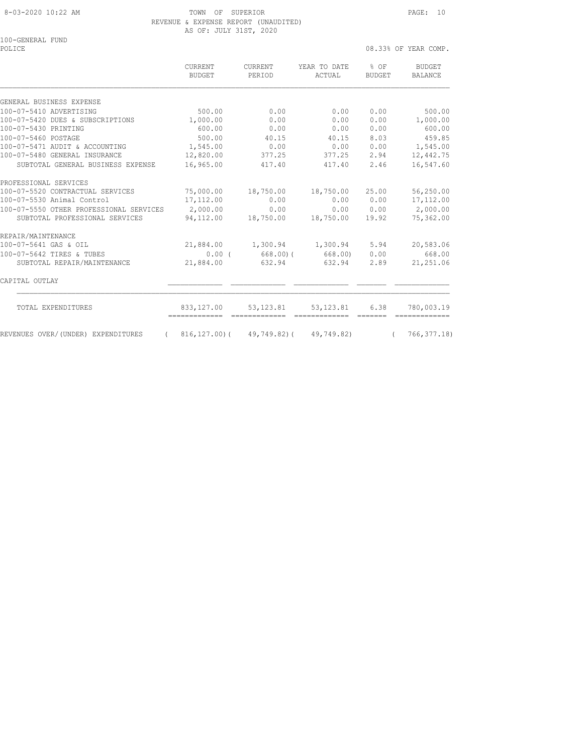TOWN OF SUPERIOR
REVENUE & EXPENSE REPORT (UNAUDITED)
AS OF: JULY 31ST, 2020

100-GENERAL FUND
POLICE

08.33% OF YEAR COMP.

| | CURRENT BUDGET | CURRENT PERIOD | YEAR TO DATE ACTUAL | % OF BUDGET | BUDGET BALANCE |
|---|---|---|---|---|---|
| GENERAL BUSINESS EXPENSE | | | | | |
| 100-07-5410 ADVERTISING | 500.00 | 0.00 | 0.00 | 0.00 | 500.00 |
| 100-07-5420 DUES & SUBSCRIPTIONS | 1,000.00 | 0.00 | 0.00 | 0.00 | 1,000.00 |
| 100-07-5430 PRINTING | 600.00 | 0.00 | 0.00 | 0.00 | 600.00 |
| 100-07-5460 POSTAGE | 500.00 | 40.15 | 40.15 | 8.03 | 459.85 |
| 100-07-5471 AUDIT & ACCOUNTING | 1,545.00 | 0.00 | 0.00 | 0.00 | 1,545.00 |
| 100-07-5480 GENERAL INSURANCE | 12,820.00 | 377.25 | 377.25 | 2.94 | 12,442.75 |
| SUBTOTAL GENERAL BUSINESS EXPENSE | 16,965.00 | 417.40 | 417.40 | 2.46 | 16,547.60 |
| PROFESSIONAL SERVICES | | | | | |
| 100-07-5520 CONTRACTUAL SERVICES | 75,000.00 | 18,750.00 | 18,750.00 | 25.00 | 56,250.00 |
| 100-07-5530 Animal Control | 17,112.00 | 0.00 | 0.00 | 0.00 | 17,112.00 |
| 100-07-5550 OTHER PROFESSIONAL SERVICES | 2,000.00 | 0.00 | 0.00 | 0.00 | 2,000.00 |
| SUBTOTAL PROFESSIONAL SERVICES | 94,112.00 | 18,750.00 | 18,750.00 | 19.92 | 75,362.00 |
| REPAIR/MAINTENANCE | | | | | |
| 100-07-5641 GAS & OIL | 21,884.00 | 1,300.94 | 1,300.94 | 5.94 | 20,583.06 |
| 100-07-5642 TIRES & TUBES | 0.00 | ( 668.00) | ( 668.00) | 0.00 | 668.00 |
| SUBTOTAL REPAIR/MAINTENANCE | 21,884.00 | 632.94 | 632.94 | 2.89 | 21,251.06 |
| CAPITAL OUTLAY | | | | | |
| TOTAL EXPENDITURES | 833,127.00 | 53,123.81 | 53,123.81 | 6.38 | 780,003.19 |
| REVENUES OVER/(UNDER) EXPENDITURES | ( 816,127.00) | ( 49,749.82) | ( 49,749.82) | | ( 766,377.18) |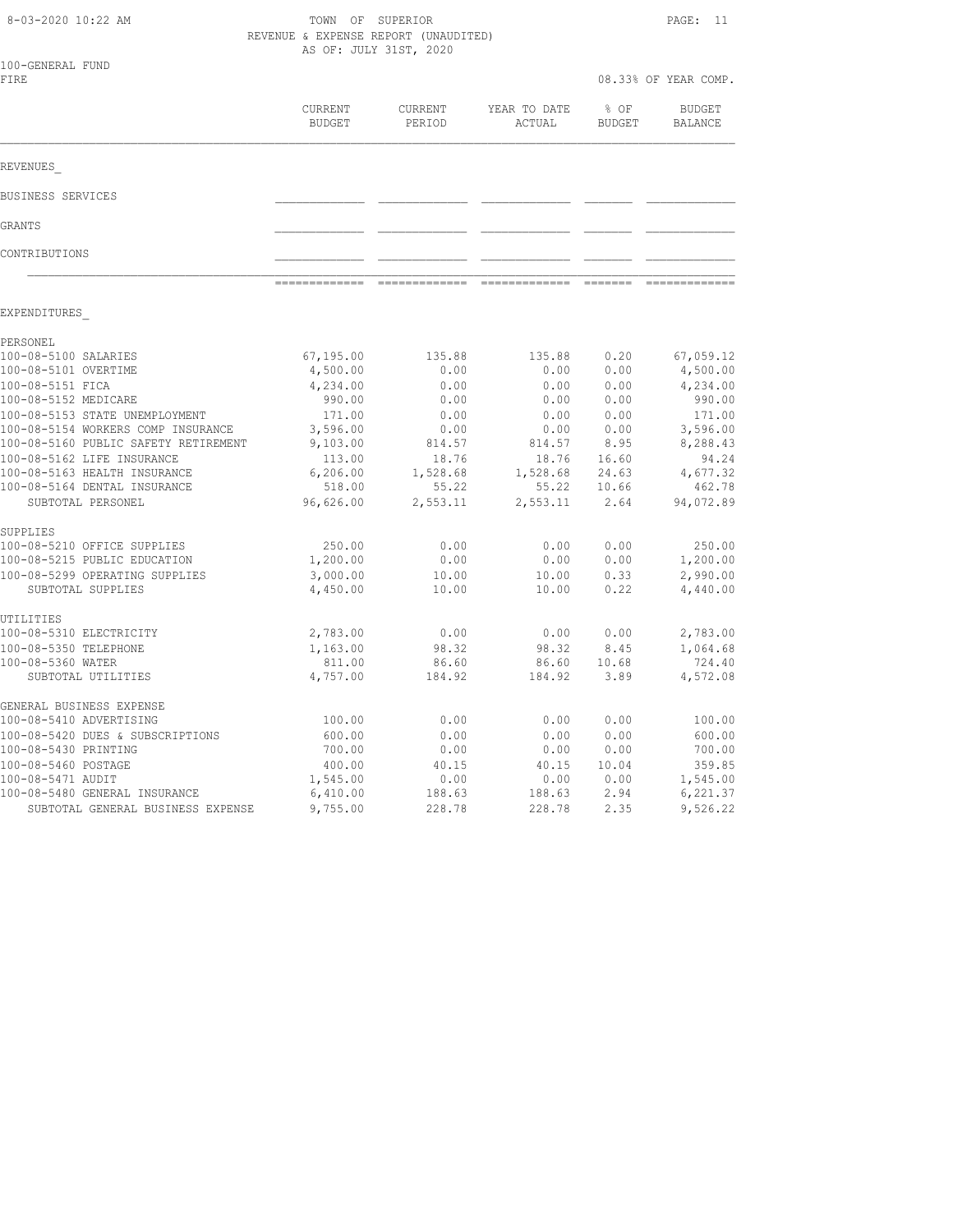TOWN OF SUPERIOR
REVENUE & EXPENSE REPORT (UNAUDITED)
AS OF: JULY 31ST, 2020

100-GENERAL FUND
FIRE

08.33% OF YEAR COMP.

| | CURRENT BUDGET | CURRENT PERIOD | YEAR TO DATE ACTUAL | % OF BUDGET | BUDGET BALANCE |
|---|---|---|---|---|---|
| **REVENUES** | | | | | |
| BUSINESS SERVICES | | | | | |
| GRANTS | | | | | |
| CONTRIBUTIONS | | | | | |
| **EXPENDITURES** | | | | | |
| PERSONEL | | | | | |
| 100-08-5100 SALARIES | 67,195.00 | 135.88 | 135.88 | 0.20 | 67,059.12 |
| 100-08-5101 OVERTIME | 4,500.00 | 0.00 | 0.00 | 0.00 | 4,500.00 |
| 100-08-5151 FICA | 4,234.00 | 0.00 | 0.00 | 0.00 | 4,234.00 |
| 100-08-5152 MEDICARE | 990.00 | 0.00 | 0.00 | 0.00 | 990.00 |
| 100-08-5153 STATE UNEMPLOYMENT | 171.00 | 0.00 | 0.00 | 0.00 | 171.00 |
| 100-08-5154 WORKERS COMP INSURANCE | 3,596.00 | 0.00 | 0.00 | 0.00 | 3,596.00 |
| 100-08-5160 PUBLIC SAFETY RETIREMENT | 9,103.00 | 814.57 | 814.57 | 8.95 | 8,288.43 |
| 100-08-5162 LIFE INSURANCE | 113.00 | 18.76 | 18.76 | 16.60 | 94.24 |
| 100-08-5163 HEALTH INSURANCE | 6,206.00 | 1,528.68 | 1,528.68 | 24.63 | 4,677.32 |
| 100-08-5164 DENTAL INSURANCE | 518.00 | 55.22 | 55.22 | 10.66 | 462.78 |
| SUBTOTAL PERSONEL | 96,626.00 | 2,553.11 | 2,553.11 | 2.64 | 94,072.89 |
| SUPPLIES | | | | | |
| 100-08-5210 OFFICE SUPPLIES | 250.00 | 0.00 | 0.00 | 0.00 | 250.00 |
| 100-08-5215 PUBLIC EDUCATION | 1,200.00 | 0.00 | 0.00 | 0.00 | 1,200.00 |
| 100-08-5299 OPERATING SUPPLIES | 3,000.00 | 10.00 | 10.00 | 0.33 | 2,990.00 |
| SUBTOTAL SUPPLIES | 4,450.00 | 10.00 | 10.00 | 0.22 | 4,440.00 |
| UTILITIES | | | | | |
| 100-08-5310 ELECTRICITY | 2,783.00 | 0.00 | 0.00 | 0.00 | 2,783.00 |
| 100-08-5350 TELEPHONE | 1,163.00 | 98.32 | 98.32 | 8.45 | 1,064.68 |
| 100-08-5360 WATER | 811.00 | 86.60 | 86.60 | 10.68 | 724.40 |
| SUBTOTAL UTILITIES | 4,757.00 | 184.92 | 184.92 | 3.89 | 4,572.08 |
| GENERAL BUSINESS EXPENSE | | | | | |
| 100-08-5410 ADVERTISING | 100.00 | 0.00 | 0.00 | 0.00 | 100.00 |
| 100-08-5420 DUES & SUBSCRIPTIONS | 600.00 | 0.00 | 0.00 | 0.00 | 600.00 |
| 100-08-5430 PRINTING | 700.00 | 0.00 | 0.00 | 0.00 | 700.00 |
| 100-08-5460 POSTAGE | 400.00 | 40.15 | 40.15 | 10.04 | 359.85 |
| 100-08-5471 AUDIT | 1,545.00 | 0.00 | 0.00 | 0.00 | 1,545.00 |
| 100-08-5480 GENERAL INSURANCE | 6,410.00 | 188.63 | 188.63 | 2.94 | 6,221.37 |
| SUBTOTAL GENERAL BUSINESS EXPENSE | 9,755.00 | 228.78 | 228.78 | 2.35 | 9,526.22 |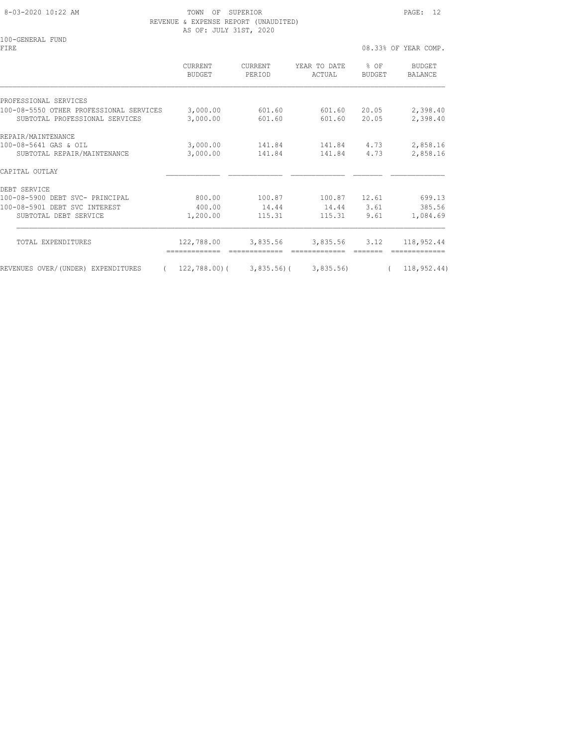TOWN OF SUPERIOR
REVENUE & EXPENSE REPORT (UNAUDITED)
AS OF: JULY 31ST, 2020

100-GENERAL FUND
FIRE

08.33% OF YEAR COMP.

| | CURRENT BUDGET | CURRENT PERIOD | YEAR TO DATE ACTUAL | % OF BUDGET | BUDGET BALANCE |
|---|---|---|---|---|---|
| PROFESSIONAL SERVICES | | | | | |
| 100-08-5550 OTHER PROFESSIONAL SERVICES | 3,000.00 | 601.60 | 601.60 | 20.05 | 2,398.40 |
| SUBTOTAL PROFESSIONAL SERVICES | 3,000.00 | 601.60 | 601.60 | 20.05 | 2,398.40 |
| REPAIR/MAINTENANCE | | | | | |
| 100-08-5641 GAS & OIL | 3,000.00 | 141.84 | 141.84 | 4.73 | 2,858.16 |
| SUBTOTAL REPAIR/MAINTENANCE | 3,000.00 | 141.84 | 141.84 | 4.73 | 2,858.16 |
| CAPITAL OUTLAY | | | | | |
| DEBT SERVICE | | | | | |
| 100-08-5900 DEBT SVC- PRINCIPAL | 800.00 | 100.87 | 100.87 | 12.61 | 699.13 |
| 100-08-5901 DEBT SVC INTEREST | 400.00 | 14.44 | 14.44 | 3.61 | 385.56 |
| SUBTOTAL DEBT SERVICE | 1,200.00 | 115.31 | 115.31 | 9.61 | 1,084.69 |
| TOTAL EXPENDITURES | 122,788.00 | 3,835.56 | 3,835.56 | 3.12 | 118,952.44 |
| REVENUES OVER/(UNDER) EXPENDITURES | ( 122,788.00) | ( 3,835.56) | ( 3,835.56) | | ( 118,952.44) |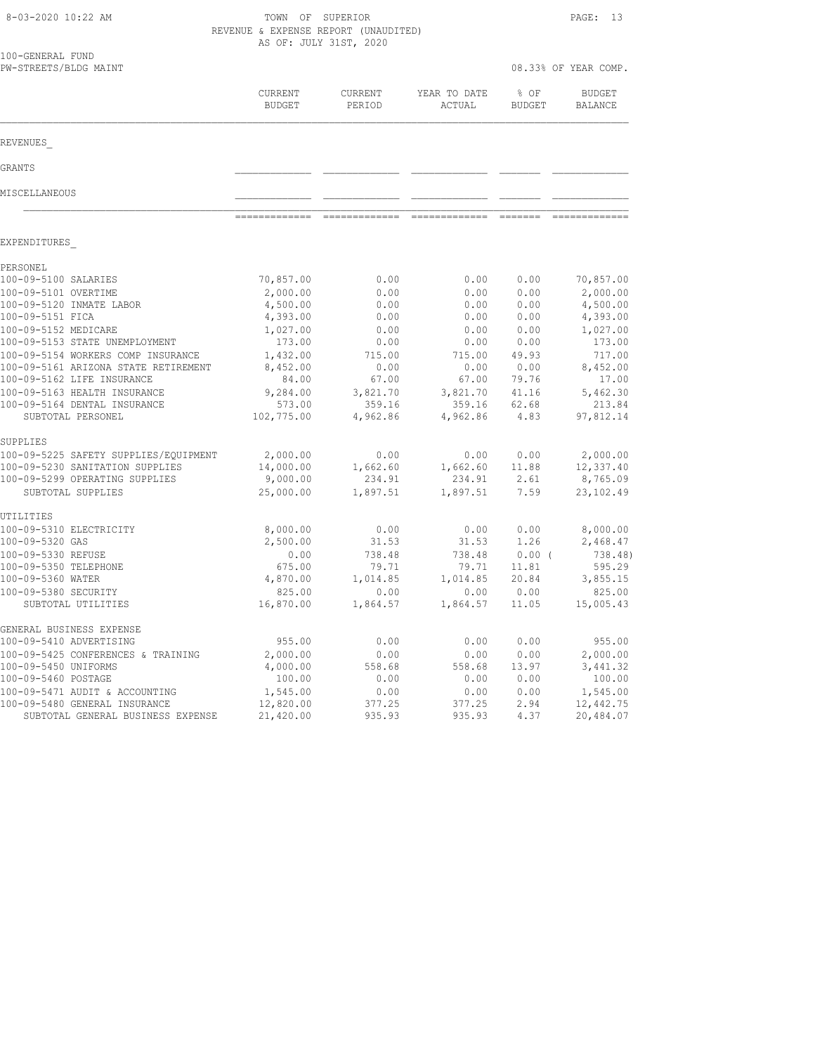TOWN OF SUPERIOR
REVENUE & EXPENSE REPORT (UNAUDITED)
AS OF: JULY 31ST, 2020

100-GENERAL FUND
PW-STREETS/BLDG MAINT

08.33% OF YEAR COMP.

| | CURRENT BUDGET | CURRENT PERIOD | YEAR TO DATE ACTUAL | % OF BUDGET | BUDGET BALANCE |
|---|---|---|---|---|---|
| **REVENUES** | | | | | |
| GRANTS | | | | | |
| MISCELLANEOUS | | | | | |
| **EXPENDITURES** | | | | | |
| PERSONEL | | | | | |
| 100-09-5100 SALARIES | 70,857.00 | 0.00 | 0.00 | 0.00 | 70,857.00 |
| 100-09-5101 OVERTIME | 2,000.00 | 0.00 | 0.00 | 0.00 | 2,000.00 |
| 100-09-5120 INMATE LABOR | 4,500.00 | 0.00 | 0.00 | 0.00 | 4,500.00 |
| 100-09-5151 FICA | 4,393.00 | 0.00 | 0.00 | 0.00 | 4,393.00 |
| 100-09-5152 MEDICARE | 1,027.00 | 0.00 | 0.00 | 0.00 | 1,027.00 |
| 100-09-5153 STATE UNEMPLOYMENT | 173.00 | 0.00 | 0.00 | 0.00 | 173.00 |
| 100-09-5154 WORKERS COMP INSURANCE | 1,432.00 | 715.00 | 715.00 | 49.93 | 717.00 |
| 100-09-5161 ARIZONA STATE RETIREMENT | 8,452.00 | 0.00 | 0.00 | 0.00 | 8,452.00 |
| 100-09-5162 LIFE INSURANCE | 84.00 | 67.00 | 67.00 | 79.76 | 17.00 |
| 100-09-5163 HEALTH INSURANCE | 9,284.00 | 3,821.70 | 3,821.70 | 41.16 | 5,462.30 |
| 100-09-5164 DENTAL INSURANCE | 573.00 | 359.16 | 359.16 | 62.68 | 213.84 |
| SUBTOTAL PERSONEL | 102,775.00 | 4,962.86 | 4,962.86 | 4.83 | 97,812.14 |
| SUPPLIES | | | | | |
| 100-09-5225 SAFETY SUPPLIES/EQUIPMENT | 2,000.00 | 0.00 | 0.00 | 0.00 | 2,000.00 |
| 100-09-5230 SANITATION SUPPLIES | 14,000.00 | 1,662.60 | 1,662.60 | 11.88 | 12,337.40 |
| 100-09-5299 OPERATING SUPPLIES | 9,000.00 | 234.91 | 234.91 | 2.61 | 8,765.09 |
| SUBTOTAL SUPPLIES | 25,000.00 | 1,897.51 | 1,897.51 | 7.59 | 23,102.49 |
| UTILITIES | | | | | |
| 100-09-5310 ELECTRICITY | 8,000.00 | 0.00 | 0.00 | 0.00 | 8,000.00 |
| 100-09-5320 GAS | 2,500.00 | 31.53 | 31.53 | 1.26 | 2,468.47 |
| 100-09-5330 REFUSE | 0.00 | 738.48 | 738.48 | 0.00 | ( 738.48) |
| 100-09-5350 TELEPHONE | 675.00 | 79.71 | 79.71 | 11.81 | 595.29 |
| 100-09-5360 WATER | 4,870.00 | 1,014.85 | 1,014.85 | 20.84 | 3,855.15 |
| 100-09-5380 SECURITY | 825.00 | 0.00 | 0.00 | 0.00 | 825.00 |
| SUBTOTAL UTILITIES | 16,870.00 | 1,864.57 | 1,864.57 | 11.05 | 15,005.43 |
| GENERAL BUSINESS EXPENSE | | | | | |
| 100-09-5410 ADVERTISING | 955.00 | 0.00 | 0.00 | 0.00 | 955.00 |
| 100-09-5425 CONFERENCES & TRAINING | 2,000.00 | 0.00 | 0.00 | 0.00 | 2,000.00 |
| 100-09-5450 UNIFORMS | 4,000.00 | 558.68 | 558.68 | 13.97 | 3,441.32 |
| 100-09-5460 POSTAGE | 100.00 | 0.00 | 0.00 | 0.00 | 100.00 |
| 100-09-5471 AUDIT & ACCOUNTING | 1,545.00 | 0.00 | 0.00 | 0.00 | 1,545.00 |
| 100-09-5480 GENERAL INSURANCE | 12,820.00 | 377.25 | 377.25 | 2.94 | 12,442.75 |
| SUBTOTAL GENERAL BUSINESS EXPENSE | 21,420.00 | 935.93 | 935.93 | 4.37 | 20,484.07 |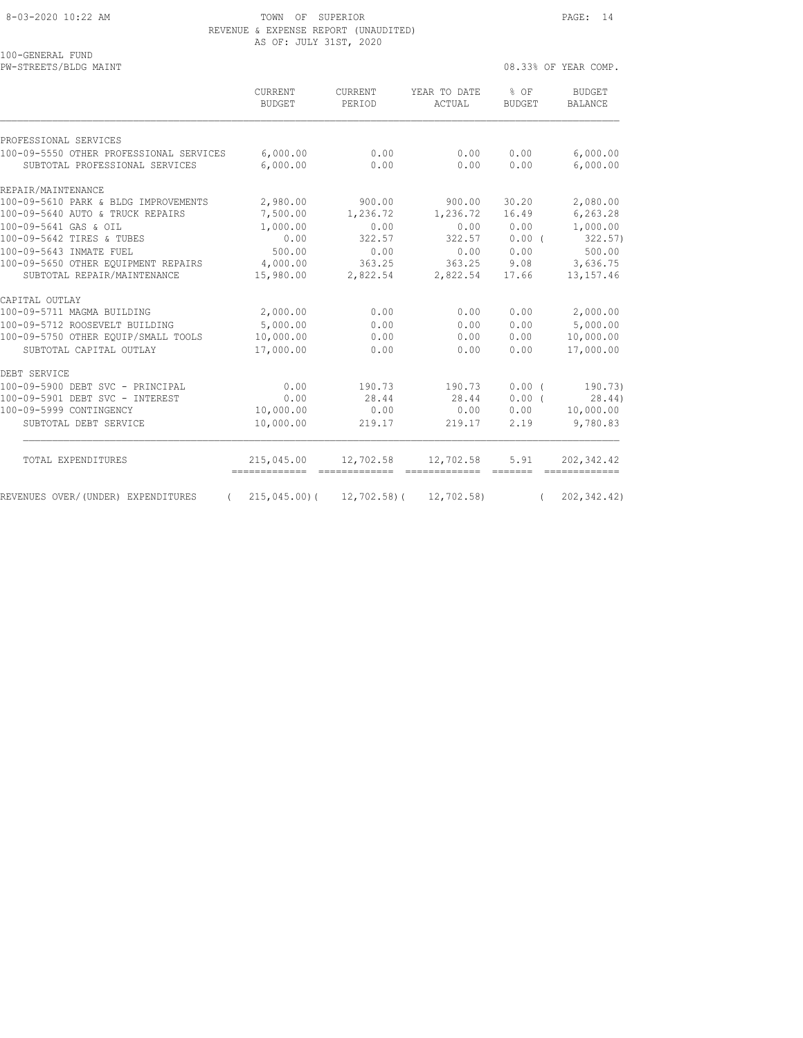TOWN OF SUPERIOR
REVENUE & EXPENSE REPORT (UNAUDITED)
AS OF: JULY 31ST, 2020

100-GENERAL FUND
PW-STREETS/BLDG MAINT

08.33% OF YEAR COMP.

| | CURRENT BUDGET | CURRENT PERIOD | YEAR TO DATE ACTUAL | % OF BUDGET | BUDGET BALANCE |
|---|---|---|---|---|---|
| PROFESSIONAL SERVICES | | | | | |
| 100-09-5550 OTHER PROFESSIONAL SERVICES | 6,000.00 | 0.00 | 0.00 | 0.00 | 6,000.00 |
| SUBTOTAL PROFESSIONAL SERVICES | 6,000.00 | 0.00 | 0.00 | 0.00 | 6,000.00 |
| REPAIR/MAINTENANCE | | | | | |
| 100-09-5610 PARK & BLDG IMPROVEMENTS | 2,980.00 | 900.00 | 900.00 | 30.20 | 2,080.00 |
| 100-09-5640 AUTO & TRUCK REPAIRS | 7,500.00 | 1,236.72 | 1,236.72 | 16.49 | 6,263.28 |
| 100-09-5641 GAS & OIL | 1,000.00 | 0.00 | 0.00 | 0.00 | 1,000.00 |
| 100-09-5642 TIRES & TUBES | 0.00 | 322.57 | 322.57 | 0.00 | ( 322.57) |
| 100-09-5643 INMATE FUEL | 500.00 | 0.00 | 0.00 | 0.00 | 500.00 |
| 100-09-5650 OTHER EQUIPMENT REPAIRS | 4,000.00 | 363.25 | 363.25 | 9.08 | 3,636.75 |
| SUBTOTAL REPAIR/MAINTENANCE | 15,980.00 | 2,822.54 | 2,822.54 | 17.66 | 13,157.46 |
| CAPITAL OUTLAY | | | | | |
| 100-09-5711 MAGMA BUILDING | 2,000.00 | 0.00 | 0.00 | 0.00 | 2,000.00 |
| 100-09-5712 ROOSEVELT BUILDING | 5,000.00 | 0.00 | 0.00 | 0.00 | 5,000.00 |
| 100-09-5750 OTHER EQUIP/SMALL TOOLS | 10,000.00 | 0.00 | 0.00 | 0.00 | 10,000.00 |
| SUBTOTAL CAPITAL OUTLAY | 17,000.00 | 0.00 | 0.00 | 0.00 | 17,000.00 |
| DEBT SERVICE | | | | | |
| 100-09-5900 DEBT SVC - PRINCIPAL | 0.00 | 190.73 | 190.73 | 0.00 | ( 190.73) |
| 100-09-5901 DEBT SVC - INTEREST | 0.00 | 28.44 | 28.44 | 0.00 | ( 28.44) |
| 100-09-5999 CONTINGENCY | 10,000.00 | 0.00 | 0.00 | 0.00 | 10,000.00 |
| SUBTOTAL DEBT SERVICE | 10,000.00 | 219.17 | 219.17 | 2.19 | 9,780.83 |
| TOTAL EXPENDITURES | 215,045.00 | 12,702.58 | 12,702.58 | 5.91 | 202,342.42 |
| REVENUES OVER/(UNDER) EXPENDITURES | ( 215,045.00) | ( 12,702.58) | ( 12,702.58) | | ( 202,342.42) |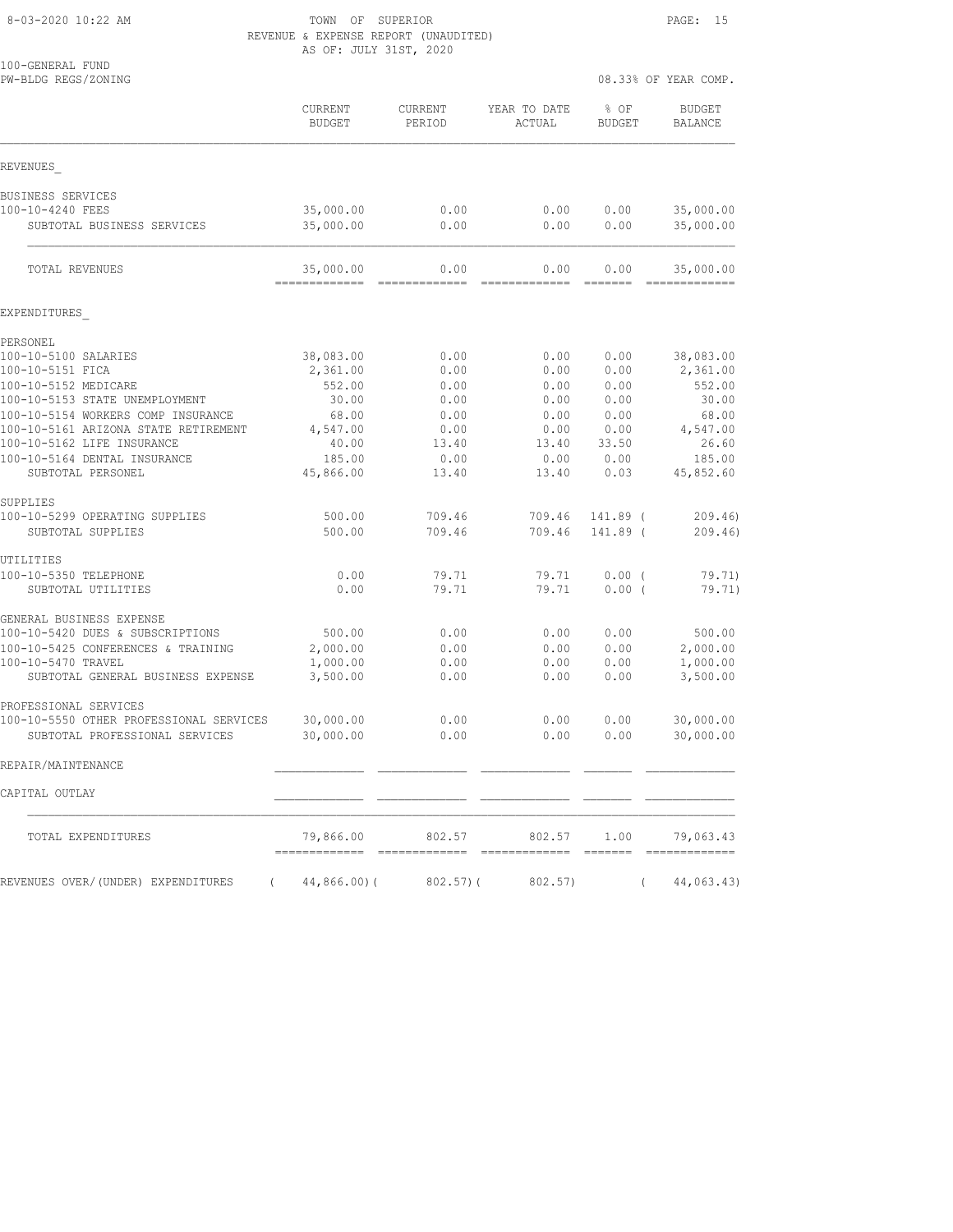8-03-2020 10:22 AM

TOWN OF SUPERIOR
REVENUE & EXPENSE REPORT (UNAUDITED)
AS OF: JULY 31ST, 2020

100-GENERAL FUND
PW-BLDG REGS/ZONING

08.33% OF YEAR COMP.

| | CURRENT BUDGET | CURRENT PERIOD | YEAR TO DATE ACTUAL | % OF BUDGET | BUDGET BALANCE |
|---|---|---|---|---|---|
| **REVENUES** | | | | | |
| BUSINESS SERVICES | | | | | |
| 100-10-4240 FEES | 35,000.00 | 0.00 | 0.00 | 0.00 | 35,000.00 |
| SUBTOTAL BUSINESS SERVICES | 35,000.00 | 0.00 | 0.00 | 0.00 | 35,000.00 |
| TOTAL REVENUES | 35,000.00 | 0.00 | 0.00 | 0.00 | 35,000.00 |
| **EXPENDITURES** | | | | | |
| PERSONEL | | | | | |
| 100-10-5100 SALARIES | 38,083.00 | 0.00 | 0.00 | 0.00 | 38,083.00 |
| 100-10-5151 FICA | 2,361.00 | 0.00 | 0.00 | 0.00 | 2,361.00 |
| 100-10-5152 MEDICARE | 552.00 | 0.00 | 0.00 | 0.00 | 552.00 |
| 100-10-5153 STATE UNEMPLOYMENT | 30.00 | 0.00 | 0.00 | 0.00 | 30.00 |
| 100-10-5154 WORKERS COMP INSURANCE | 68.00 | 0.00 | 0.00 | 0.00 | 68.00 |
| 100-10-5161 ARIZONA STATE RETIREMENT | 4,547.00 | 0.00 | 0.00 | 0.00 | 4,547.00 |
| 100-10-5162 LIFE INSURANCE | 40.00 | 13.40 | 13.40 | 33.50 | 26.60 |
| 100-10-5164 DENTAL INSURANCE | 185.00 | 0.00 | 0.00 | 0.00 | 185.00 |
| SUBTOTAL PERSONEL | 45,866.00 | 13.40 | 13.40 | 0.03 | 45,852.60 |
| SUPPLIES | | | | | |
| 100-10-5299 OPERATING SUPPLIES | 500.00 | 709.46 | 709.46 | 141.89 | ( 209.46) |
| SUBTOTAL SUPPLIES | 500.00 | 709.46 | 709.46 | 141.89 | ( 209.46) |
| UTILITIES | | | | | |
| 100-10-5350 TELEPHONE | 0.00 | 79.71 | 79.71 | 0.00 | ( 79.71) |
| SUBTOTAL UTILITIES | 0.00 | 79.71 | 79.71 | 0.00 | ( 79.71) |
| GENERAL BUSINESS EXPENSE | | | | | |
| 100-10-5420 DUES & SUBSCRIPTIONS | 500.00 | 0.00 | 0.00 | 0.00 | 500.00 |
| 100-10-5425 CONFERENCES & TRAINING | 2,000.00 | 0.00 | 0.00 | 0.00 | 2,000.00 |
| 100-10-5470 TRAVEL | 1,000.00 | 0.00 | 0.00 | 0.00 | 1,000.00 |
| SUBTOTAL GENERAL BUSINESS EXPENSE | 3,500.00 | 0.00 | 0.00 | 0.00 | 3,500.00 |
| PROFESSIONAL SERVICES | | | | | |
| 100-10-5550 OTHER PROFESSIONAL SERVICES | 30,000.00 | 0.00 | 0.00 | 0.00 | 30,000.00 |
| SUBTOTAL PROFESSIONAL SERVICES | 30,000.00 | 0.00 | 0.00 | 0.00 | 30,000.00 |
| REPAIR/MAINTENANCE | | | | | |
| CAPITAL OUTLAY | | | | | |
| TOTAL EXPENDITURES | 79,866.00 | 802.57 | 802.57 | 1.00 | 79,063.43 |
| REVENUES OVER/(UNDER) EXPENDITURES | ( 44,866.00) | ( 802.57) | ( 802.57) | | ( 44,063.43) |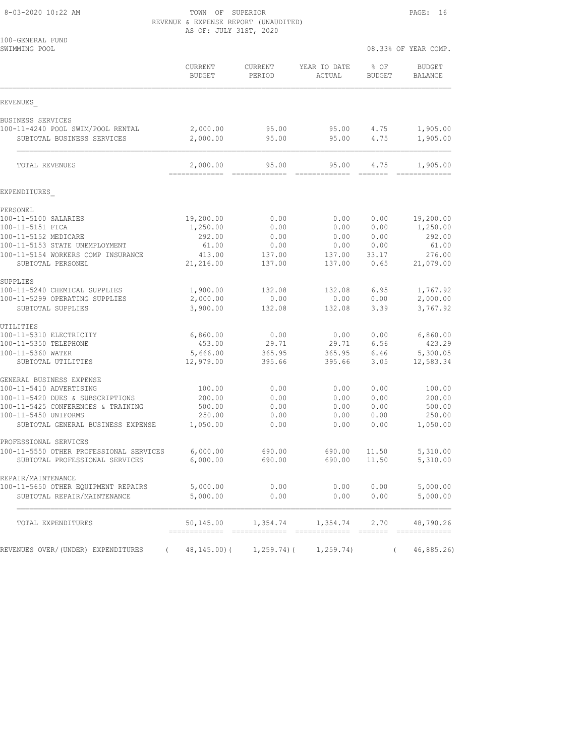TOWN OF SUPERIOR
REVENUE & EXPENSE REPORT (UNAUDITED)
AS OF: JULY 31ST, 2020

100-GENERAL FUND
SWIMMING POOL

08.33% OF YEAR COMP.

| | CURRENT BUDGET | CURRENT PERIOD | YEAR TO DATE ACTUAL | % OF BUDGET | BUDGET BALANCE |
|---|---|---|---|---|---|
| **REVENUES** | | | | | |
| BUSINESS SERVICES | | | | | |
| 100-11-4240 POOL SWIM/POOL RENTAL | 2,000.00 | 95.00 | 95.00 | 4.75 | 1,905.00 |
| SUBTOTAL BUSINESS SERVICES | 2,000.00 | 95.00 | 95.00 | 4.75 | 1,905.00 |
| TOTAL REVENUES | 2,000.00 | 95.00 | 95.00 | 4.75 | 1,905.00 |
| **EXPENDITURES** | | | | | |
| PERSONEL | | | | | |
| 100-11-5100 SALARIES | 19,200.00 | 0.00 | 0.00 | 0.00 | 19,200.00 |
| 100-11-5151 FICA | 1,250.00 | 0.00 | 0.00 | 0.00 | 1,250.00 |
| 100-11-5152 MEDICARE | 292.00 | 0.00 | 0.00 | 0.00 | 292.00 |
| 100-11-5153 STATE UNEMPLOYMENT | 61.00 | 0.00 | 0.00 | 0.00 | 61.00 |
| 100-11-5154 WORKERS COMP INSURANCE | 413.00 | 137.00 | 137.00 | 33.17 | 276.00 |
| SUBTOTAL PERSONEL | 21,216.00 | 137.00 | 137.00 | 0.65 | 21,079.00 |
| SUPPLIES | | | | | |
| 100-11-5240 CHEMICAL SUPPLIES | 1,900.00 | 132.08 | 132.08 | 6.95 | 1,767.92 |
| 100-11-5299 OPERATING SUPPLIES | 2,000.00 | 0.00 | 0.00 | 0.00 | 2,000.00 |
| SUBTOTAL SUPPLIES | 3,900.00 | 132.08 | 132.08 | 3.39 | 3,767.92 |
| UTILITIES | | | | | |
| 100-11-5310 ELECTRICITY | 6,860.00 | 0.00 | 0.00 | 0.00 | 6,860.00 |
| 100-11-5350 TELEPHONE | 453.00 | 29.71 | 29.71 | 6.56 | 423.29 |
| 100-11-5360 WATER | 5,666.00 | 365.95 | 365.95 | 6.46 | 5,300.05 |
| SUBTOTAL UTILITIES | 12,979.00 | 395.66 | 395.66 | 3.05 | 12,583.34 |
| GENERAL BUSINESS EXPENSE | | | | | |
| 100-11-5410 ADVERTISING | 100.00 | 0.00 | 0.00 | 0.00 | 100.00 |
| 100-11-5420 DUES & SUBSCRIPTIONS | 200.00 | 0.00 | 0.00 | 0.00 | 200.00 |
| 100-11-5425 CONFERENCES & TRAINING | 500.00 | 0.00 | 0.00 | 0.00 | 500.00 |
| 100-11-5450 UNIFORMS | 250.00 | 0.00 | 0.00 | 0.00 | 250.00 |
| SUBTOTAL GENERAL BUSINESS EXPENSE | 1,050.00 | 0.00 | 0.00 | 0.00 | 1,050.00 |
| PROFESSIONAL SERVICES | | | | | |
| 100-11-5550 OTHER PROFESSIONAL SERVICES | 6,000.00 | 690.00 | 690.00 | 11.50 | 5,310.00 |
| SUBTOTAL PROFESSIONAL SERVICES | 6,000.00 | 690.00 | 690.00 | 11.50 | 5,310.00 |
| REPAIR/MAINTENANCE | | | | | |
| 100-11-5650 OTHER EQUIPMENT REPAIRS | 5,000.00 | 0.00 | 0.00 | 0.00 | 5,000.00 |
| SUBTOTAL REPAIR/MAINTENANCE | 5,000.00 | 0.00 | 0.00 | 0.00 | 5,000.00 |
| TOTAL EXPENDITURES | 50,145.00 | 1,354.74 | 1,354.74 | 2.70 | 48,790.26 |
| REVENUES OVER/(UNDER) EXPENDITURES | ( 48,145.00) | ( 1,259.74) | ( 1,259.74) | | ( 46,885.26) |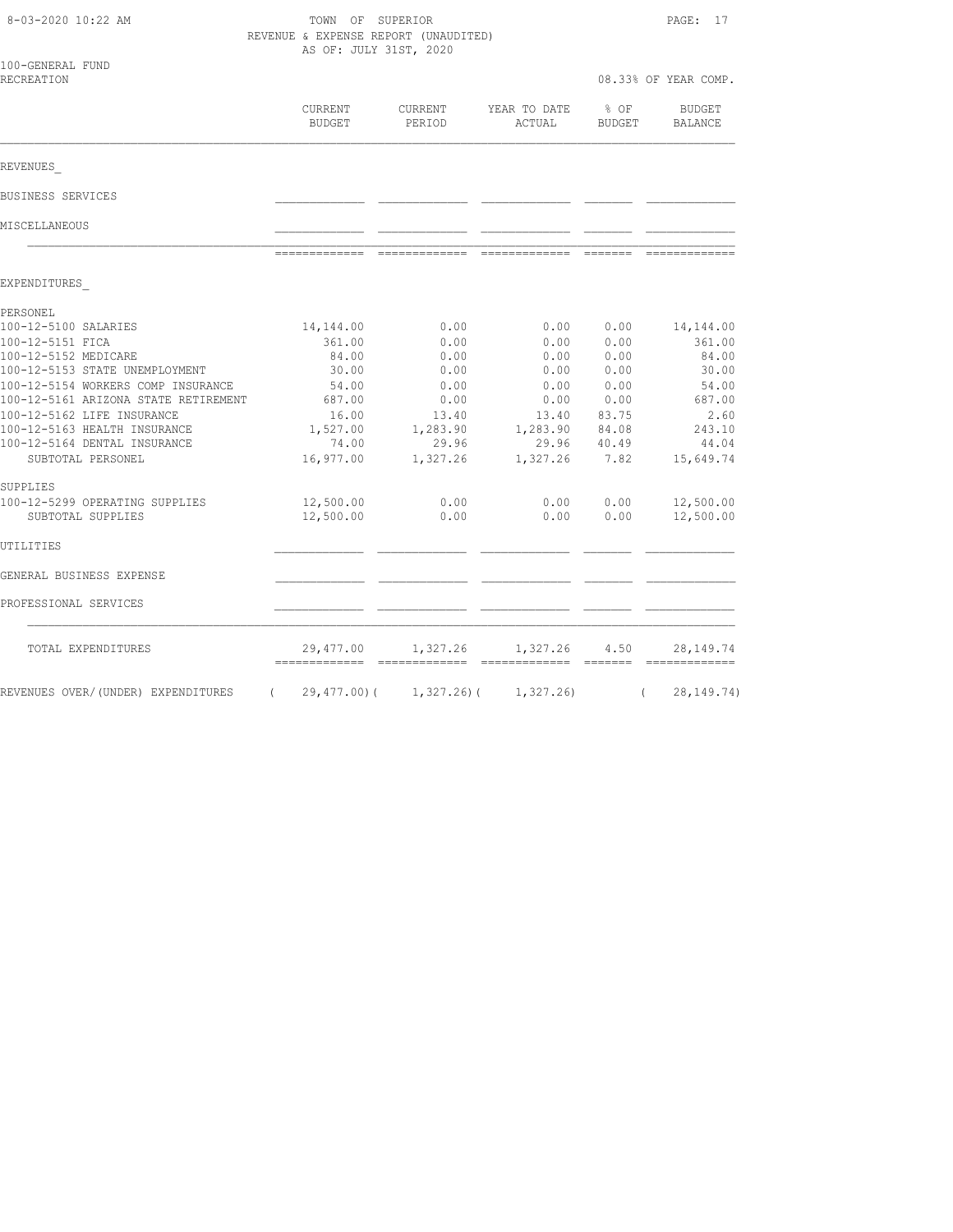TOWN OF SUPERIOR
REVENUE & EXPENSE REPORT (UNAUDITED)
AS OF: JULY 31ST, 2020

100-GENERAL FUND
RECREATION

08.33% OF YEAR COMP.

| | CURRENT BUDGET | CURRENT PERIOD | YEAR TO DATE ACTUAL | % OF BUDGET | BUDGET BALANCE |
|---|---|---|---|---|---|
| **REVENUES** | | | | | |
| BUSINESS SERVICES | | | | | |
| MISCELLANEOUS | | | | | |
| **EXPENDITURES** | | | | | |
| PERSONEL | | | | | |
| 100-12-5100 SALARIES | 14,144.00 | 0.00 | 0.00 | 0.00 | 14,144.00 |
| 100-12-5151 FICA | 361.00 | 0.00 | 0.00 | 0.00 | 361.00 |
| 100-12-5152 MEDICARE | 84.00 | 0.00 | 0.00 | 0.00 | 84.00 |
| 100-12-5153 STATE UNEMPLOYMENT | 30.00 | 0.00 | 0.00 | 0.00 | 30.00 |
| 100-12-5154 WORKERS COMP INSURANCE | 54.00 | 0.00 | 0.00 | 0.00 | 54.00 |
| 100-12-5161 ARIZONA STATE RETIREMENT | 687.00 | 0.00 | 0.00 | 0.00 | 687.00 |
| 100-12-5162 LIFE INSURANCE | 16.00 | 13.40 | 13.40 | 83.75 | 2.60 |
| 100-12-5163 HEALTH INSURANCE | 1,527.00 | 1,283.90 | 1,283.90 | 84.08 | 243.10 |
| 100-12-5164 DENTAL INSURANCE | 74.00 | 29.96 | 29.96 | 40.49 | 44.04 |
| SUBTOTAL PERSONEL | 16,977.00 | 1,327.26 | 1,327.26 | 7.82 | 15,649.74 |
| SUPPLIES | | | | | |
| 100-12-5299 OPERATING SUPPLIES | 12,500.00 | 0.00 | 0.00 | 0.00 | 12,500.00 |
| SUBTOTAL SUPPLIES | 12,500.00 | 0.00 | 0.00 | 0.00 | 12,500.00 |
| UTILITIES | | | | | |
| GENERAL BUSINESS EXPENSE | | | | | |
| PROFESSIONAL SERVICES | | | | | |
| TOTAL EXPENDITURES | 29,477.00 | 1,327.26 | 1,327.26 | 4.50 | 28,149.74 |
| REVENUES OVER/(UNDER) EXPENDITURES | ( 29,477.00) | ( 1,327.26) | ( 1,327.26) | | ( 28,149.74) |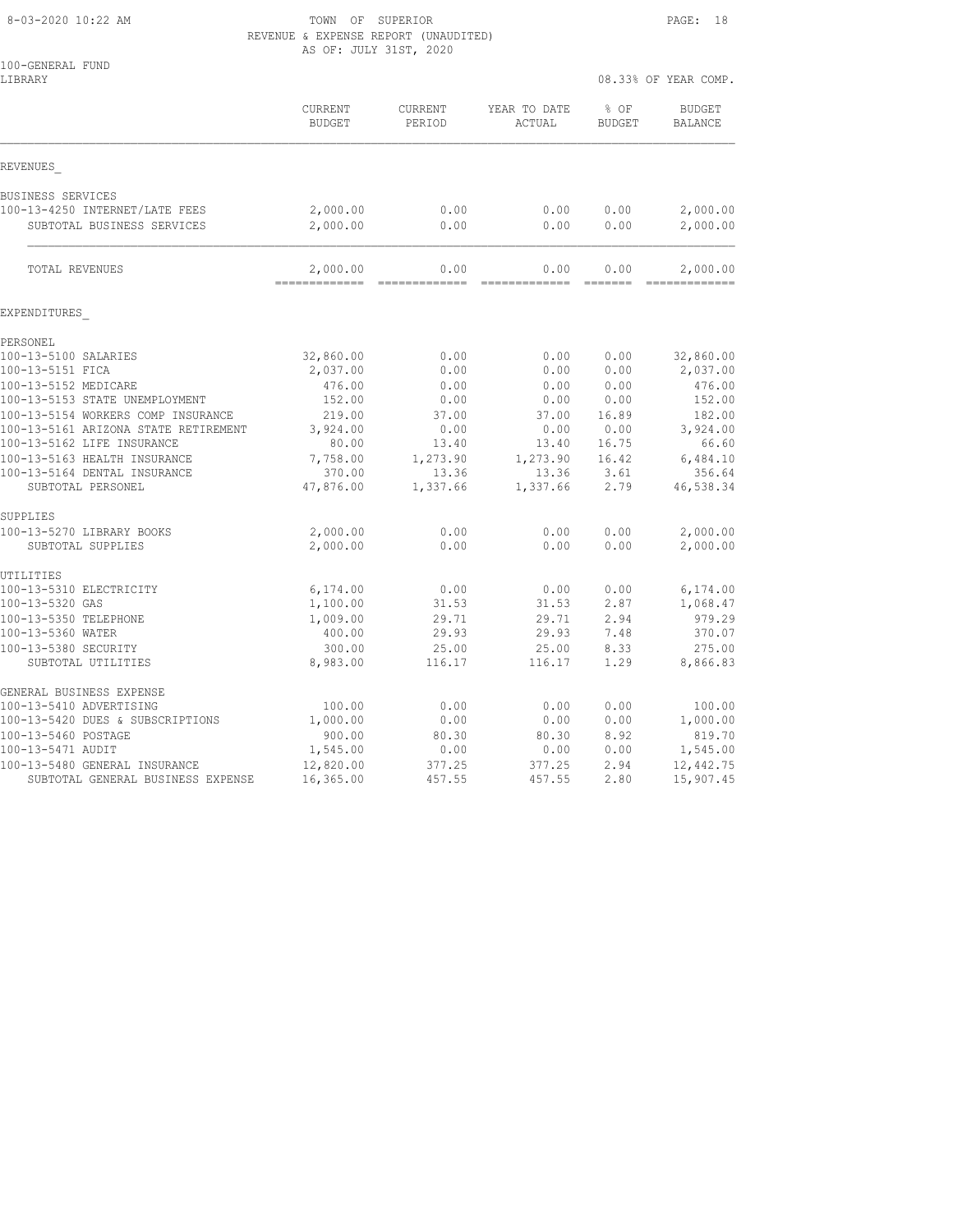TOWN OF SUPERIOR
REVENUE & EXPENSE REPORT (UNAUDITED)
AS OF: JULY 31ST, 2020

100-GENERAL FUND
LIBRARY

08.33% OF YEAR COMP.

| | CURRENT BUDGET | CURRENT PERIOD | YEAR TO DATE ACTUAL | % OF BUDGET | BUDGET BALANCE |
|---|---|---|---|---|---|
| **REVENUES** | | | | | |
| BUSINESS SERVICES | | | | | |
| 100-13-4250 INTERNET/LATE FEES | 2,000.00 | 0.00 | 0.00 | 0.00 | 2,000.00 |
| SUBTOTAL BUSINESS SERVICES | 2,000.00 | 0.00 | 0.00 | 0.00 | 2,000.00 |
| TOTAL REVENUES | 2,000.00 | 0.00 | 0.00 | 0.00 | 2,000.00 |
| **EXPENDITURES** | | | | | |
| PERSONEL | | | | | |
| 100-13-5100 SALARIES | 32,860.00 | 0.00 | 0.00 | 0.00 | 32,860.00 |
| 100-13-5151 FICA | 2,037.00 | 0.00 | 0.00 | 0.00 | 2,037.00 |
| 100-13-5152 MEDICARE | 476.00 | 0.00 | 0.00 | 0.00 | 476.00 |
| 100-13-5153 STATE UNEMPLOYMENT | 152.00 | 0.00 | 0.00 | 0.00 | 152.00 |
| 100-13-5154 WORKERS COMP INSURANCE | 219.00 | 37.00 | 37.00 | 16.89 | 182.00 |
| 100-13-5161 ARIZONA STATE RETIREMENT | 3,924.00 | 0.00 | 0.00 | 0.00 | 3,924.00 |
| 100-13-5162 LIFE INSURANCE | 80.00 | 13.40 | 13.40 | 16.75 | 66.60 |
| 100-13-5163 HEALTH INSURANCE | 7,758.00 | 1,273.90 | 1,273.90 | 16.42 | 6,484.10 |
| 100-13-5164 DENTAL INSURANCE | 370.00 | 13.36 | 13.36 | 3.61 | 356.64 |
| SUBTOTAL PERSONEL | 47,876.00 | 1,337.66 | 1,337.66 | 2.79 | 46,538.34 |
| SUPPLIES | | | | | |
| 100-13-5270 LIBRARY BOOKS | 2,000.00 | 0.00 | 0.00 | 0.00 | 2,000.00 |
| SUBTOTAL SUPPLIES | 2,000.00 | 0.00 | 0.00 | 0.00 | 2,000.00 |
| UTILITIES | | | | | |
| 100-13-5310 ELECTRICITY | 6,174.00 | 0.00 | 0.00 | 0.00 | 6,174.00 |
| 100-13-5320 GAS | 1,100.00 | 31.53 | 31.53 | 2.87 | 1,068.47 |
| 100-13-5350 TELEPHONE | 1,009.00 | 29.71 | 29.71 | 2.94 | 979.29 |
| 100-13-5360 WATER | 400.00 | 29.93 | 29.93 | 7.48 | 370.07 |
| 100-13-5380 SECURITY | 300.00 | 25.00 | 25.00 | 8.33 | 275.00 |
| SUBTOTAL UTILITIES | 8,983.00 | 116.17 | 116.17 | 1.29 | 8,866.83 |
| GENERAL BUSINESS EXPENSE | | | | | |
| 100-13-5410 ADVERTISING | 100.00 | 0.00 | 0.00 | 0.00 | 100.00 |
| 100-13-5420 DUES & SUBSCRIPTIONS | 1,000.00 | 0.00 | 0.00 | 0.00 | 1,000.00 |
| 100-13-5460 POSTAGE | 900.00 | 80.30 | 80.30 | 8.92 | 819.70 |
| 100-13-5471 AUDIT | 1,545.00 | 0.00 | 0.00 | 0.00 | 1,545.00 |
| 100-13-5480 GENERAL INSURANCE | 12,820.00 | 377.25 | 377.25 | 2.94 | 12,442.75 |
| SUBTOTAL GENERAL BUSINESS EXPENSE | 16,365.00 | 457.55 | 457.55 | 2.80 | 15,907.45 |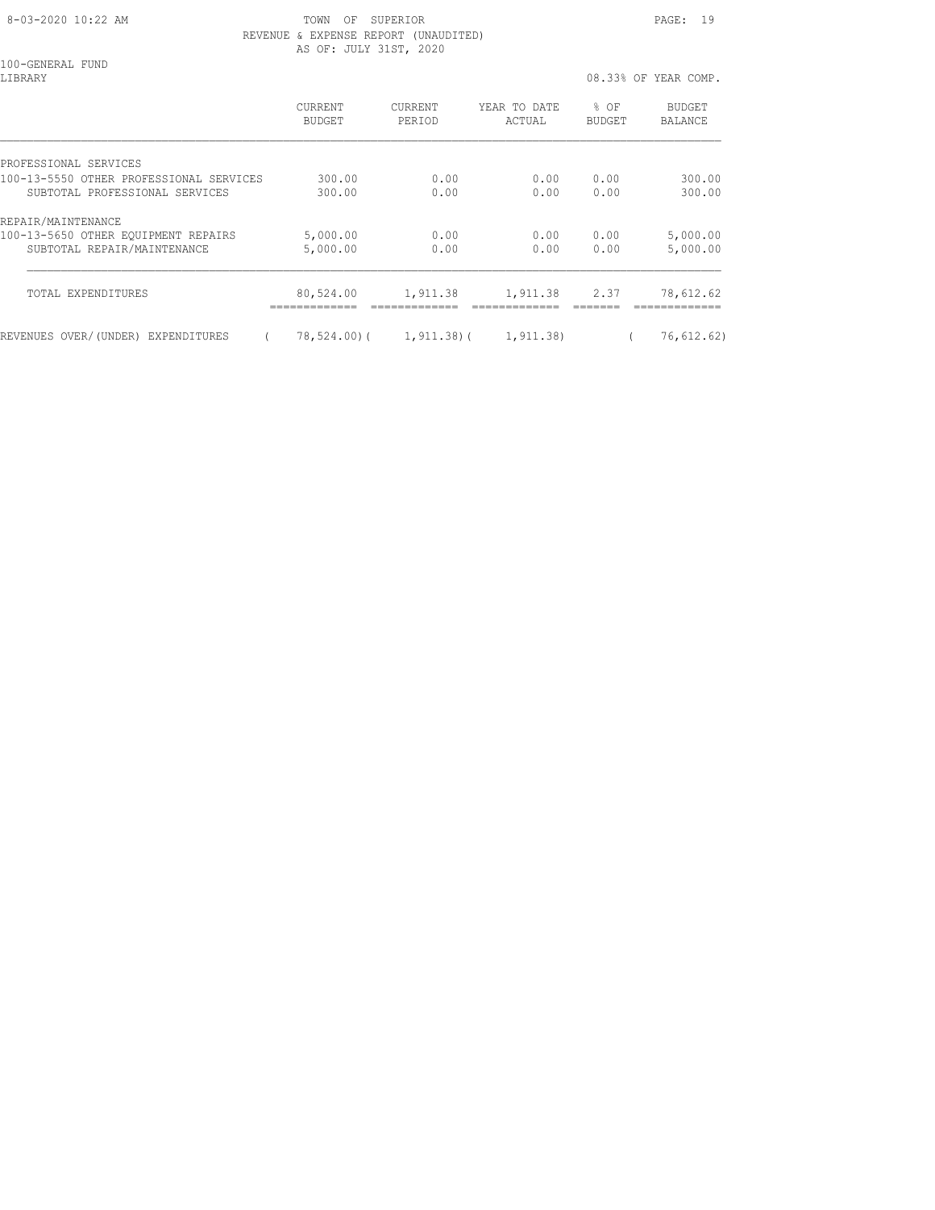TOWN OF SUPERIOR
REVENUE & EXPENSE REPORT (UNAUDITED)
AS OF: JULY 31ST, 2020

100-GENERAL FUND
LIBRARY

08.33% OF YEAR COMP.

| | CURRENT BUDGET | CURRENT PERIOD | YEAR TO DATE ACTUAL | % OF BUDGET | BUDGET BALANCE |
|---|---|---|---|---|---|
| PROFESSIONAL SERVICES | | | | | |
| 100-13-5550 OTHER PROFESSIONAL SERVICES | 300.00 | 0.00 | 0.00 | 0.00 | 300.00 |
| SUBTOTAL PROFESSIONAL SERVICES | 300.00 | 0.00 | 0.00 | 0.00 | 300.00 |
| REPAIR/MAINTENANCE | | | | | |
| 100-13-5650 OTHER EQUIPMENT REPAIRS | 5,000.00 | 0.00 | 0.00 | 0.00 | 5,000.00 |
| SUBTOTAL REPAIR/MAINTENANCE | 5,000.00 | 0.00 | 0.00 | 0.00 | 5,000.00 |
| TOTAL EXPENDITURES | 80,524.00 | 1,911.38 | 1,911.38 | 2.37 | 78,612.62 |
| REVENUES OVER/(UNDER) EXPENDITURES | (78,524.00) | (1,911.38) | (1,911.38) | | (76,612.62) |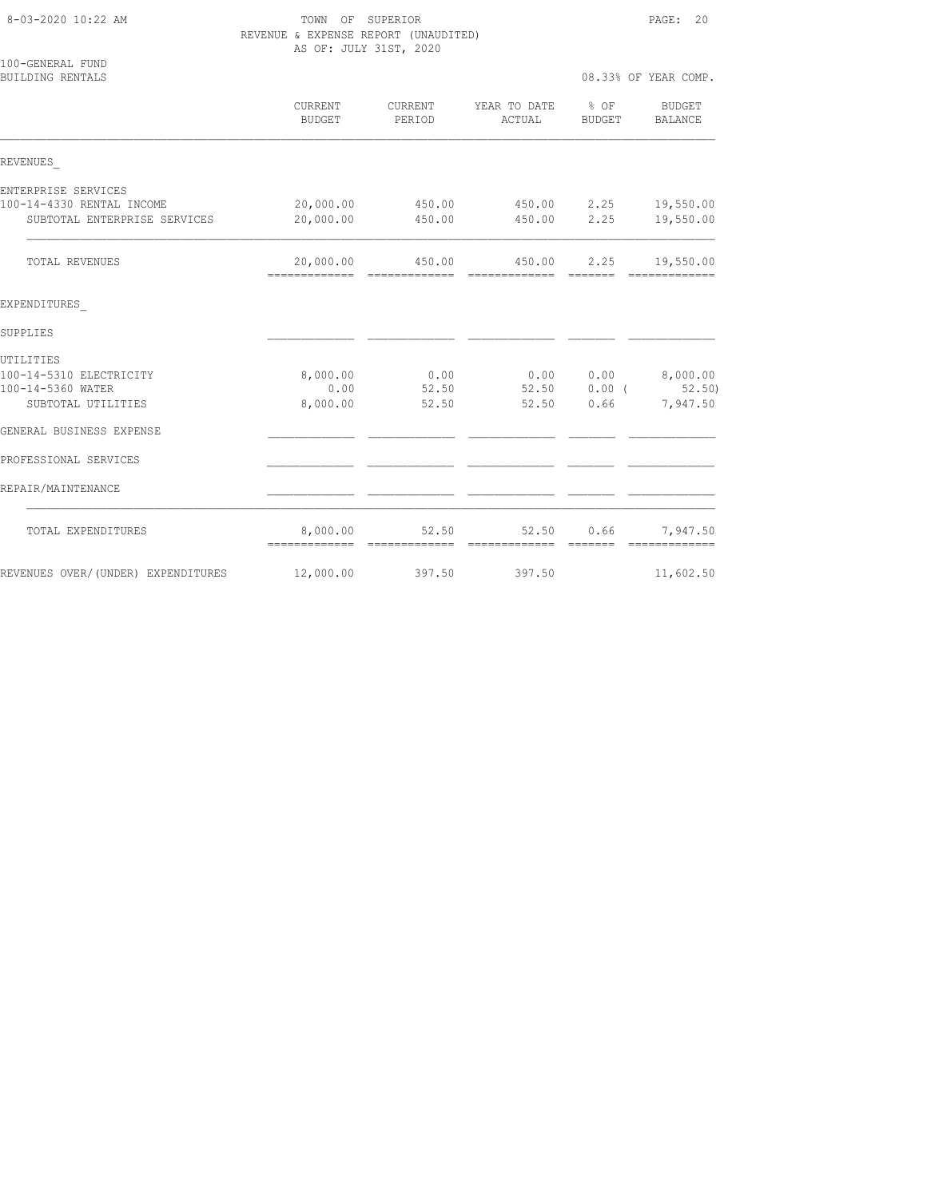TOWN OF SUPERIOR
REVENUE & EXPENSE REPORT (UNAUDITED)
AS OF: JULY 31ST, 2020

100-GENERAL FUND
BUILDING RENTALS

08.33% OF YEAR COMP.

| | CURRENT BUDGET | CURRENT PERIOD | YEAR TO DATE ACTUAL | % OF BUDGET | BUDGET BALANCE |
|---|---|---|---|---|---|
| REVENUES_ | | | | | |
| ENTERPRISE SERVICES | | | | | |
| 100-14-4330 RENTAL INCOME | 20,000.00 | 450.00 | 450.00 | 2.25 | 19,550.00 |
| SUBTOTAL ENTERPRISE SERVICES | 20,000.00 | 450.00 | 450.00 | 2.25 | 19,550.00 |
| TOTAL REVENUES | 20,000.00 | 450.00 | 450.00 | 2.25 | 19,550.00 |
| EXPENDITURES_ | | | | | |
| SUPPLIES | | | | | |
| UTILITIES | | | | | |
| 100-14-5310 ELECTRICITY | 8,000.00 | 0.00 | 0.00 | 0.00 | 8,000.00 |
| 100-14-5360 WATER | 0.00 | 52.50 | 52.50 | 0.00 | ( 52.50) |
| SUBTOTAL UTILITIES | 8,000.00 | 52.50 | 52.50 | 0.66 | 7,947.50 |
| GENERAL BUSINESS EXPENSE | | | | | |
| PROFESSIONAL SERVICES | | | | | |
| REPAIR/MAINTENANCE | | | | | |
| TOTAL EXPENDITURES | 8,000.00 | 52.50 | 52.50 | 0.66 | 7,947.50 |
| REVENUES OVER/(UNDER) EXPENDITURES | 12,000.00 | 397.50 | 397.50 | | 11,602.50 |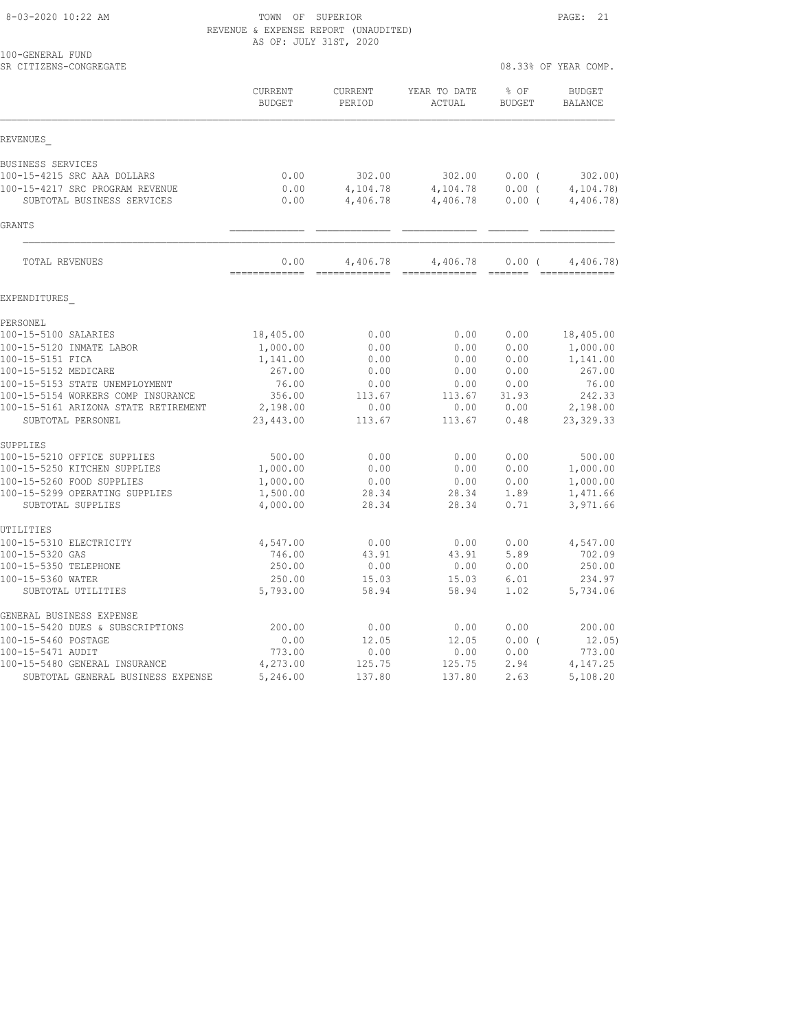TOWN OF SUPERIOR
REVENUE & EXPENSE REPORT (UNAUDITED)
AS OF: JULY 31ST, 2020

100-GENERAL FUND
SR CITIZENS-CONGREGATE

08.33% OF YEAR COMP.

| | CURRENT BUDGET | CURRENT PERIOD | YEAR TO DATE ACTUAL | % OF BUDGET | BUDGET BALANCE |
|---|---|---|---|---|---|
| **REVENUES** | | | | | |
| BUSINESS SERVICES | | | | | |
| 100-15-4215 SRC AAA DOLLARS | 0.00 | 302.00 | 302.00 | 0.00 ( | 302.00) |
| 100-15-4217 SRC PROGRAM REVENUE | 0.00 | 4,104.78 | 4,104.78 | 0.00 ( | 4,104.78) |
| SUBTOTAL BUSINESS SERVICES | 0.00 | 4,406.78 | 4,406.78 | 0.00 ( | 4,406.78) |
| GRANTS | | | | | |
| TOTAL REVENUES | 0.00 | 4,406.78 | 4,406.78 | 0.00 ( | 4,406.78) |
| **EXPENDITURES** | | | | | |
| PERSONEL | | | | | |
| 100-15-5100 SALARIES | 18,405.00 | 0.00 | 0.00 | 0.00 | 18,405.00 |
| 100-15-5120 INMATE LABOR | 1,000.00 | 0.00 | 0.00 | 0.00 | 1,000.00 |
| 100-15-5151 FICA | 1,141.00 | 0.00 | 0.00 | 0.00 | 1,141.00 |
| 100-15-5152 MEDICARE | 267.00 | 0.00 | 0.00 | 0.00 | 267.00 |
| 100-15-5153 STATE UNEMPLOYMENT | 76.00 | 0.00 | 0.00 | 0.00 | 76.00 |
| 100-15-5154 WORKERS COMP INSURANCE | 356.00 | 113.67 | 113.67 | 31.93 | 242.33 |
| 100-15-5161 ARIZONA STATE RETIREMENT | 2,198.00 | 0.00 | 0.00 | 0.00 | 2,198.00 |
| SUBTOTAL PERSONEL | 23,443.00 | 113.67 | 113.67 | 0.48 | 23,329.33 |
| SUPPLIES | | | | | |
| 100-15-5210 OFFICE SUPPLIES | 500.00 | 0.00 | 0.00 | 0.00 | 500.00 |
| 100-15-5250 KITCHEN SUPPLIES | 1,000.00 | 0.00 | 0.00 | 0.00 | 1,000.00 |
| 100-15-5260 FOOD SUPPLIES | 1,000.00 | 0.00 | 0.00 | 0.00 | 1,000.00 |
| 100-15-5299 OPERATING SUPPLIES | 1,500.00 | 28.34 | 28.34 | 1.89 | 1,471.66 |
| SUBTOTAL SUPPLIES | 4,000.00 | 28.34 | 28.34 | 0.71 | 3,971.66 |
| UTILITIES | | | | | |
| 100-15-5310 ELECTRICITY | 4,547.00 | 0.00 | 0.00 | 0.00 | 4,547.00 |
| 100-15-5320 GAS | 746.00 | 43.91 | 43.91 | 5.89 | 702.09 |
| 100-15-5350 TELEPHONE | 250.00 | 0.00 | 0.00 | 0.00 | 250.00 |
| 100-15-5360 WATER | 250.00 | 15.03 | 15.03 | 6.01 | 234.97 |
| SUBTOTAL UTILITIES | 5,793.00 | 58.94 | 58.94 | 1.02 | 5,734.06 |
| GENERAL BUSINESS EXPENSE | | | | | |
| 100-15-5420 DUES & SUBSCRIPTIONS | 200.00 | 0.00 | 0.00 | 0.00 | 200.00 |
| 100-15-5460 POSTAGE | 0.00 | 12.05 | 12.05 | 0.00 ( | 12.05) |
| 100-15-5471 AUDIT | 773.00 | 0.00 | 0.00 | 0.00 | 773.00 |
| 100-15-5480 GENERAL INSURANCE | 4,273.00 | 125.75 | 125.75 | 2.94 | 4,147.25 |
| SUBTOTAL GENERAL BUSINESS EXPENSE | 5,246.00 | 137.80 | 137.80 | 2.63 | 5,108.20 |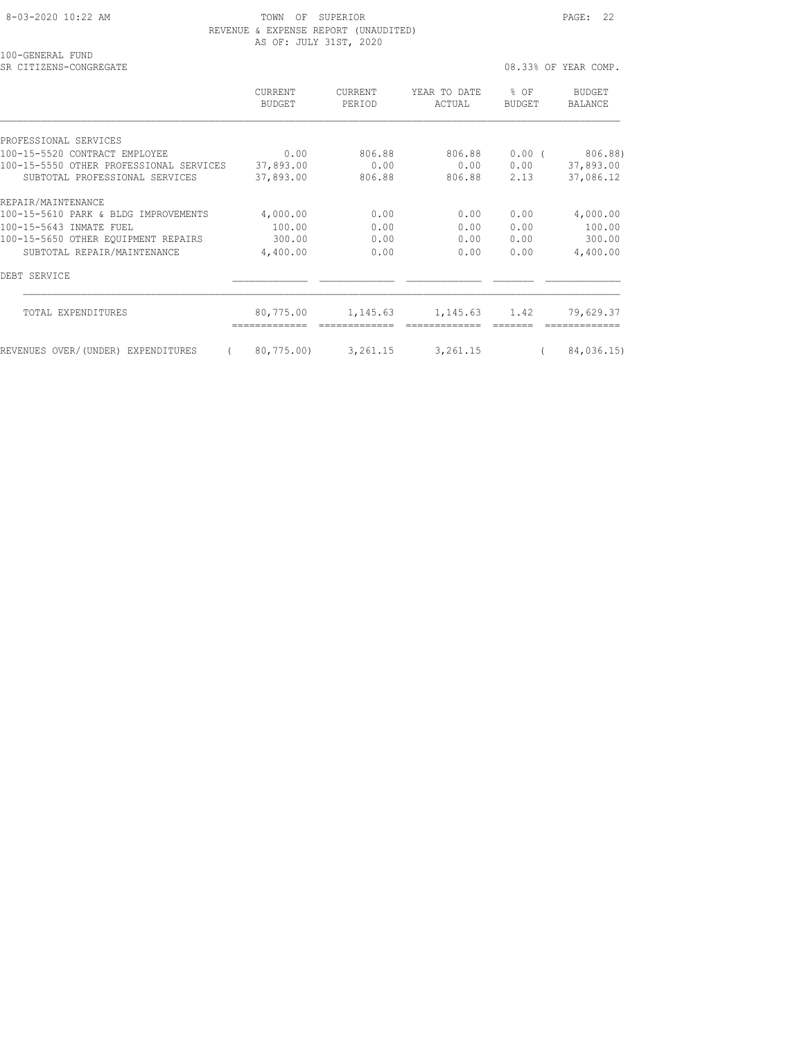TOWN OF SUPERIOR
REVENUE & EXPENSE REPORT (UNAUDITED)
AS OF: JULY 31ST, 2020

100-GENERAL FUND
SR CITIZENS-CONGREGATE

08.33% OF YEAR COMP.

| | CURRENT BUDGET | CURRENT PERIOD | YEAR TO DATE ACTUAL | % OF BUDGET | BUDGET BALANCE |
|---|---|---|---|---|---|
| PROFESSIONAL SERVICES | | | | | |
| 100-15-5520 CONTRACT EMPLOYEE | 0.00 | 806.88 | 806.88 | 0.00 | ( 806.88) |
| 100-15-5550 OTHER PROFESSIONAL SERVICES | 37,893.00 | 0.00 | 0.00 | 0.00 | 37,893.00 |
| SUBTOTAL PROFESSIONAL SERVICES | 37,893.00 | 806.88 | 806.88 | 2.13 | 37,086.12 |
| REPAIR/MAINTENANCE | | | | | |
| 100-15-5610 PARK & BLDG IMPROVEMENTS | 4,000.00 | 0.00 | 0.00 | 0.00 | 4,000.00 |
| 100-15-5643 INMATE FUEL | 100.00 | 0.00 | 0.00 | 0.00 | 100.00 |
| 100-15-5650 OTHER EQUIPMENT REPAIRS | 300.00 | 0.00 | 0.00 | 0.00 | 300.00 |
| SUBTOTAL REPAIR/MAINTENANCE | 4,400.00 | 0.00 | 0.00 | 0.00 | 4,400.00 |
| DEBT SERVICE | | | | | |
| TOTAL EXPENDITURES | 80,775.00 | 1,145.63 | 1,145.63 | 1.42 | 79,629.37 |
| REVENUES OVER/(UNDER) EXPENDITURES | ( 80,775.00) | 3,261.15 | 3,261.15 | | ( 84,036.15) |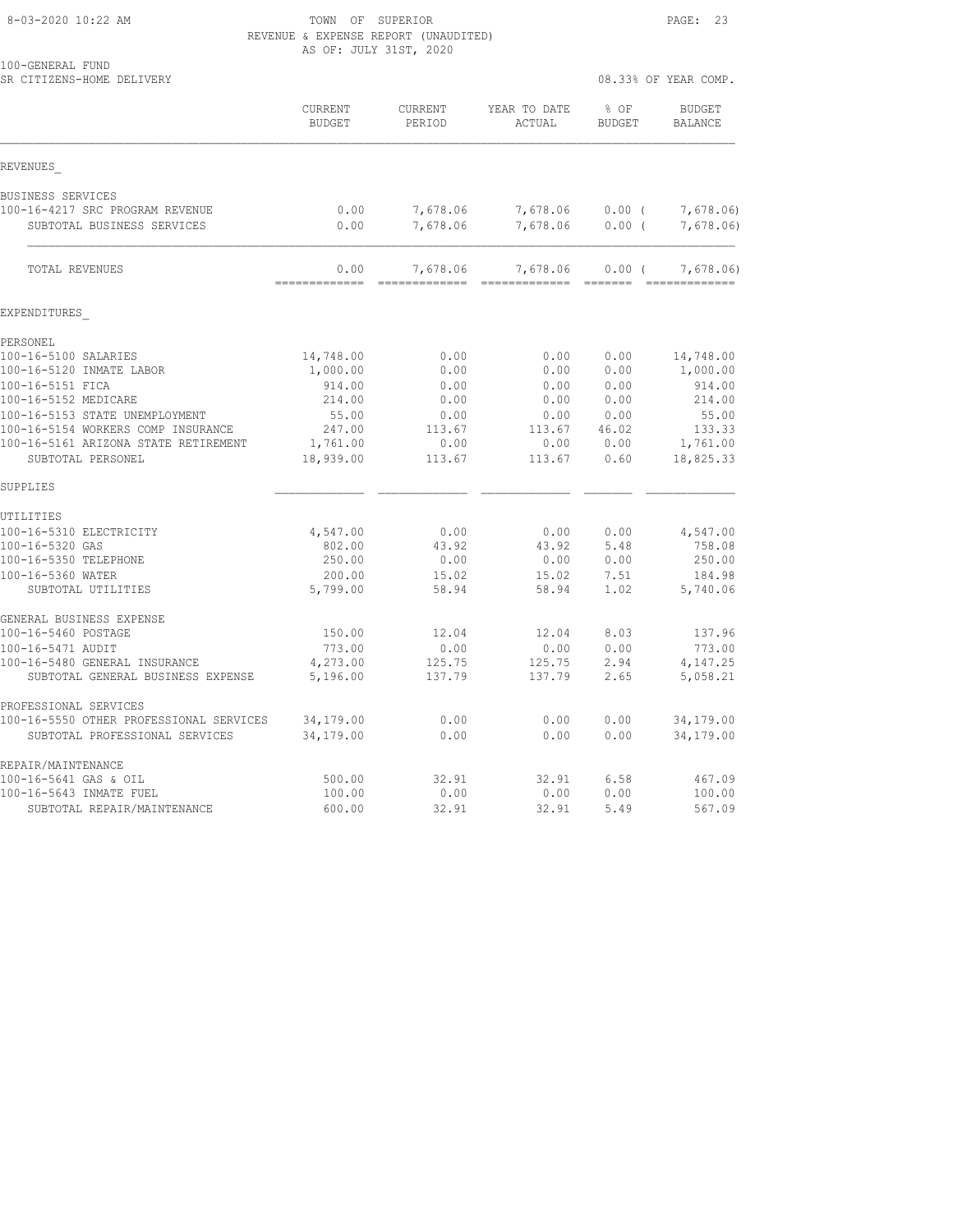TOWN OF SUPERIOR
REVENUE & EXPENSE REPORT (UNAUDITED)
AS OF: JULY 31ST, 2020

100-GENERAL FUND
SR CITIZENS-HOME DELIVERY

08.33% OF YEAR COMP.

| | CURRENT BUDGET | CURRENT PERIOD | YEAR TO DATE ACTUAL | % OF BUDGET | BUDGET BALANCE |
|---|---|---|---|---|---|
| REVENUES_ | | | | | |
| BUSINESS SERVICES | | | | | |
| 100-16-4217 SRC PROGRAM REVENUE | 0.00 | 7,678.06 | 7,678.06 | 0.00 ( | 7,678.06) |
| SUBTOTAL BUSINESS SERVICES | 0.00 | 7,678.06 | 7,678.06 | 0.00 ( | 7,678.06) |
| TOTAL REVENUES | 0.00 | 7,678.06 | 7,678.06 | 0.00 ( | 7,678.06) |
| EXPENDITURES_ | | | | | |
| PERSONEL | | | | | |
| 100-16-5100 SALARIES | 14,748.00 | 0.00 | 0.00 | 0.00 | 14,748.00 |
| 100-16-5120 INMATE LABOR | 1,000.00 | 0.00 | 0.00 | 0.00 | 1,000.00 |
| 100-16-5151 FICA | 914.00 | 0.00 | 0.00 | 0.00 | 914.00 |
| 100-16-5152 MEDICARE | 214.00 | 0.00 | 0.00 | 0.00 | 214.00 |
| 100-16-5153 STATE UNEMPLOYMENT | 55.00 | 0.00 | 0.00 | 0.00 | 55.00 |
| 100-16-5154 WORKERS COMP INSURANCE | 247.00 | 113.67 | 113.67 | 46.02 | 133.33 |
| 100-16-5161 ARIZONA STATE RETIREMENT | 1,761.00 | 0.00 | 0.00 | 0.00 | 1,761.00 |
| SUBTOTAL PERSONEL | 18,939.00 | 113.67 | 113.67 | 0.60 | 18,825.33 |
| SUPPLIES | | | | | |
| UTILITIES | | | | | |
| 100-16-5310 ELECTRICITY | 4,547.00 | 0.00 | 0.00 | 0.00 | 4,547.00 |
| 100-16-5320 GAS | 802.00 | 43.92 | 43.92 | 5.48 | 758.08 |
| 100-16-5350 TELEPHONE | 250.00 | 0.00 | 0.00 | 0.00 | 250.00 |
| 100-16-5360 WATER | 200.00 | 15.02 | 15.02 | 7.51 | 184.98 |
| SUBTOTAL UTILITIES | 5,799.00 | 58.94 | 58.94 | 1.02 | 5,740.06 |
| GENERAL BUSINESS EXPENSE | | | | | |
| 100-16-5460 POSTAGE | 150.00 | 12.04 | 12.04 | 8.03 | 137.96 |
| 100-16-5471 AUDIT | 773.00 | 0.00 | 0.00 | 0.00 | 773.00 |
| 100-16-5480 GENERAL INSURANCE | 4,273.00 | 125.75 | 125.75 | 2.94 | 4,147.25 |
| SUBTOTAL GENERAL BUSINESS EXPENSE | 5,196.00 | 137.79 | 137.79 | 2.65 | 5,058.21 |
| PROFESSIONAL SERVICES | | | | | |
| 100-16-5550 OTHER PROFESSIONAL SERVICES | 34,179.00 | 0.00 | 0.00 | 0.00 | 34,179.00 |
| SUBTOTAL PROFESSIONAL SERVICES | 34,179.00 | 0.00 | 0.00 | 0.00 | 34,179.00 |
| REPAIR/MAINTENANCE | | | | | |
| 100-16-5641 GAS & OIL | 500.00 | 32.91 | 32.91 | 6.58 | 467.09 |
| 100-16-5643 INMATE FUEL | 100.00 | 0.00 | 0.00 | 0.00 | 100.00 |
| SUBTOTAL REPAIR/MAINTENANCE | 600.00 | 32.91 | 32.91 | 5.49 | 567.09 |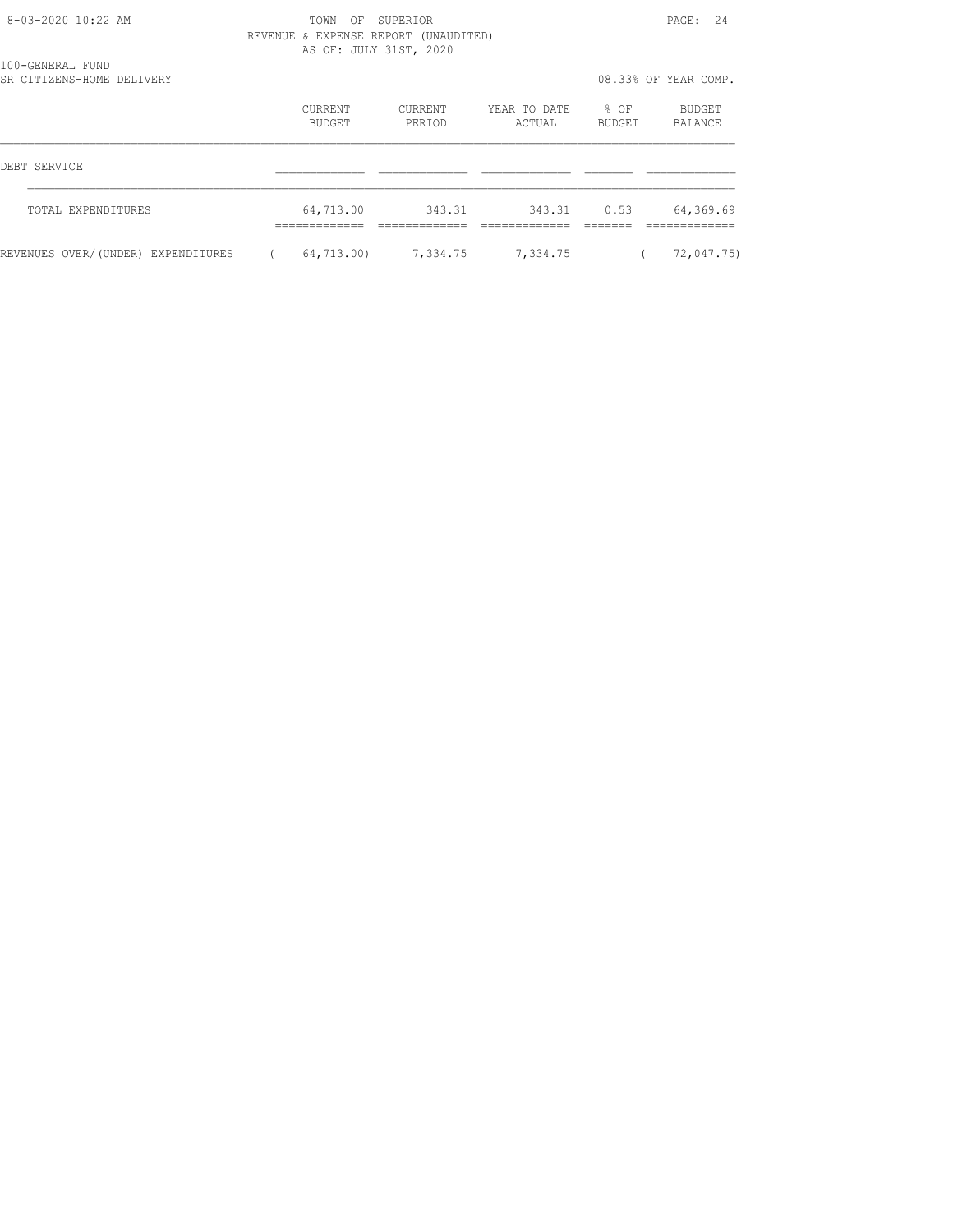TOWN OF SUPERIOR
REVENUE & EXPENSE REPORT (UNAUDITED)
AS OF: JULY 31ST, 2020

100-GENERAL FUND
SR CITIZENS-HOME DELIVERY

08.33% OF YEAR COMP.

| | CURRENT BUDGET | CURRENT PERIOD | YEAR TO DATE ACTUAL | % OF BUDGET | BUDGET BALANCE |
|---|---|---|---|---|---|
| DEBT SERVICE | | | | | |
| TOTAL EXPENDITURES | 64,713.00 | 343.31 | 343.31 | 0.53 | 64,369.69 |
| REVENUES OVER/(UNDER) EXPENDITURES | ( 64,713.00) | 7,334.75 | 7,334.75 | | ( 72,047.75) |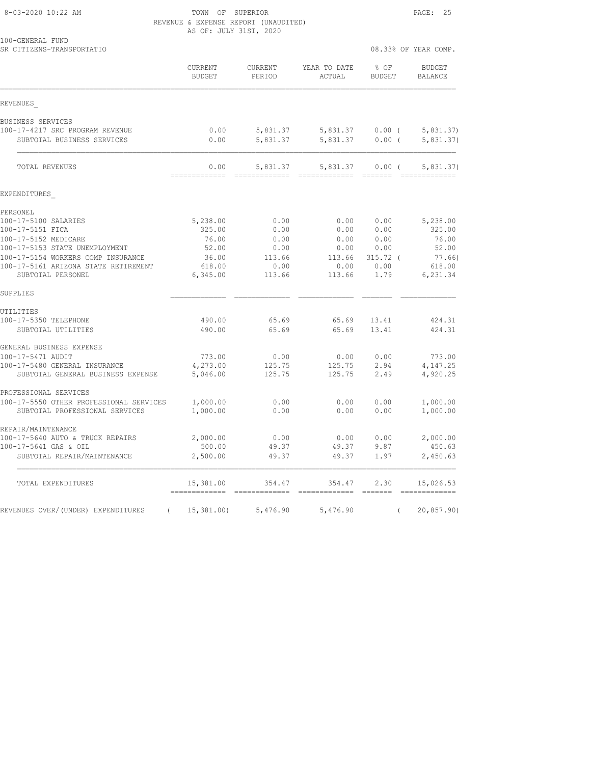TOWN OF SUPERIOR
REVENUE & EXPENSE REPORT (UNAUDITED)
AS OF: JULY 31ST, 2020

100-GENERAL FUND
SR CITIZENS-TRANSPORTATIO

08.33% OF YEAR COMP.

| | CURRENT BUDGET | CURRENT PERIOD | YEAR TO DATE ACTUAL | % OF BUDGET | BUDGET BALANCE |
|---|---|---|---|---|---|
| REVENUES | | | | | |
| BUSINESS SERVICES | | | | | |
| 100-17-4217 SRC PROGRAM REVENUE | 0.00 | 5,831.37 | 5,831.37 | 0.00 | ( 5,831.37) |
| SUBTOTAL BUSINESS SERVICES | 0.00 | 5,831.37 | 5,831.37 | 0.00 | ( 5,831.37) |
| TOTAL REVENUES | 0.00 | 5,831.37 | 5,831.37 | 0.00 | ( 5,831.37) |
| EXPENDITURES | | | | | |
| PERSONEL | | | | | |
| 100-17-5100 SALARIES | 5,238.00 | 0.00 | 0.00 | 0.00 | 5,238.00 |
| 100-17-5151 FICA | 325.00 | 0.00 | 0.00 | 0.00 | 325.00 |
| 100-17-5152 MEDICARE | 76.00 | 0.00 | 0.00 | 0.00 | 76.00 |
| 100-17-5153 STATE UNEMPLOYMENT | 52.00 | 0.00 | 0.00 | 0.00 | 52.00 |
| 100-17-5154 WORKERS COMP INSURANCE | 36.00 | 113.66 | 113.66 | 315.72 | ( 77.66) |
| 100-17-5161 ARIZONA STATE RETIREMENT | 618.00 | 0.00 | 0.00 | 0.00 | 618.00 |
| SUBTOTAL PERSONEL | 6,345.00 | 113.66 | 113.66 | 1.79 | 6,231.34 |
| SUPPLIES | | | | | |
| UTILITIES | | | | | |
| 100-17-5350 TELEPHONE | 490.00 | 65.69 | 65.69 | 13.41 | 424.31 |
| SUBTOTAL UTILITIES | 490.00 | 65.69 | 65.69 | 13.41 | 424.31 |
| GENERAL BUSINESS EXPENSE | | | | | |
| 100-17-5471 AUDIT | 773.00 | 0.00 | 0.00 | 0.00 | 773.00 |
| 100-17-5480 GENERAL INSURANCE | 4,273.00 | 125.75 | 125.75 | 2.94 | 4,147.25 |
| SUBTOTAL GENERAL BUSINESS EXPENSE | 5,046.00 | 125.75 | 125.75 | 2.49 | 4,920.25 |
| PROFESSIONAL SERVICES | | | | | |
| 100-17-5550 OTHER PROFESSIONAL SERVICES | 1,000.00 | 0.00 | 0.00 | 0.00 | 1,000.00 |
| SUBTOTAL PROFESSIONAL SERVICES | 1,000.00 | 0.00 | 0.00 | 0.00 | 1,000.00 |
| REPAIR/MAINTENANCE | | | | | |
| 100-17-5640 AUTO & TRUCK REPAIRS | 2,000.00 | 0.00 | 0.00 | 0.00 | 2,000.00 |
| 100-17-5641 GAS & OIL | 500.00 | 49.37 | 49.37 | 9.87 | 450.63 |
| SUBTOTAL REPAIR/MAINTENANCE | 2,500.00 | 49.37 | 49.37 | 1.97 | 2,450.63 |
| TOTAL EXPENDITURES | 15,381.00 | 354.47 | 354.47 | 2.30 | 15,026.53 |
| REVENUES OVER/(UNDER) EXPENDITURES | ( 15,381.00) | 5,476.90 | 5,476.90 | | ( 20,857.90) |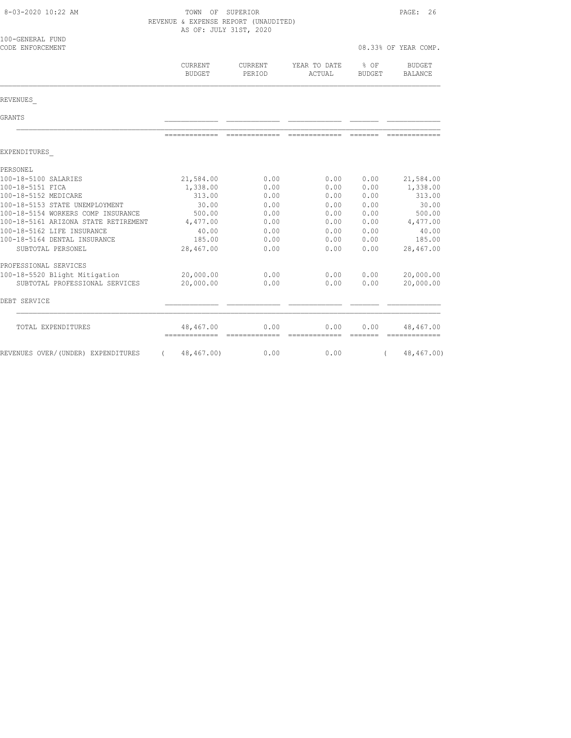8-03-2020 10:22 AM

TOWN OF SUPERIOR
REVENUE & EXPENSE REPORT (UNAUDITED)
AS OF: JULY 31ST, 2020

100-GENERAL FUND
CODE ENFORCEMENT

08.33% OF YEAR COMP.

| | CURRENT BUDGET | CURRENT PERIOD | YEAR TO DATE ACTUAL | % OF BUDGET | BUDGET BALANCE |
|---|---|---|---|---|---|
| REVENUES_ | | | | | |
| GRANTS | | | | | |
| EXPENDITURES_ | | | | | |
| PERSONEL | | | | | |
| 100-18-5100 SALARIES | 21,584.00 | 0.00 | 0.00 | 0.00 | 21,584.00 |
| 100-18-5151 FICA | 1,338.00 | 0.00 | 0.00 | 0.00 | 1,338.00 |
| 100-18-5152 MEDICARE | 313.00 | 0.00 | 0.00 | 0.00 | 313.00 |
| 100-18-5153 STATE UNEMPLOYMENT | 30.00 | 0.00 | 0.00 | 0.00 | 30.00 |
| 100-18-5154 WORKERS COMP INSURANCE | 500.00 | 0.00 | 0.00 | 0.00 | 500.00 |
| 100-18-5161 ARIZONA STATE RETIREMENT | 4,477.00 | 0.00 | 0.00 | 0.00 | 4,477.00 |
| 100-18-5162 LIFE INSURANCE | 40.00 | 0.00 | 0.00 | 0.00 | 40.00 |
| 100-18-5164 DENTAL INSURANCE | 185.00 | 0.00 | 0.00 | 0.00 | 185.00 |
| SUBTOTAL PERSONEL | 28,467.00 | 0.00 | 0.00 | 0.00 | 28,467.00 |
| PROFESSIONAL SERVICES | | | | | |
| 100-18-5520 Blight Mitigation | 20,000.00 | 0.00 | 0.00 | 0.00 | 20,000.00 |
| SUBTOTAL PROFESSIONAL SERVICES | 20,000.00 | 0.00 | 0.00 | 0.00 | 20,000.00 |
| DEBT SERVICE | | | | | |
| TOTAL EXPENDITURES | 48,467.00 | 0.00 | 0.00 | 0.00 | 48,467.00 |
| REVENUES OVER/(UNDER) EXPENDITURES | ( 48,467.00) | 0.00 | 0.00 | | ( 48,467.00) |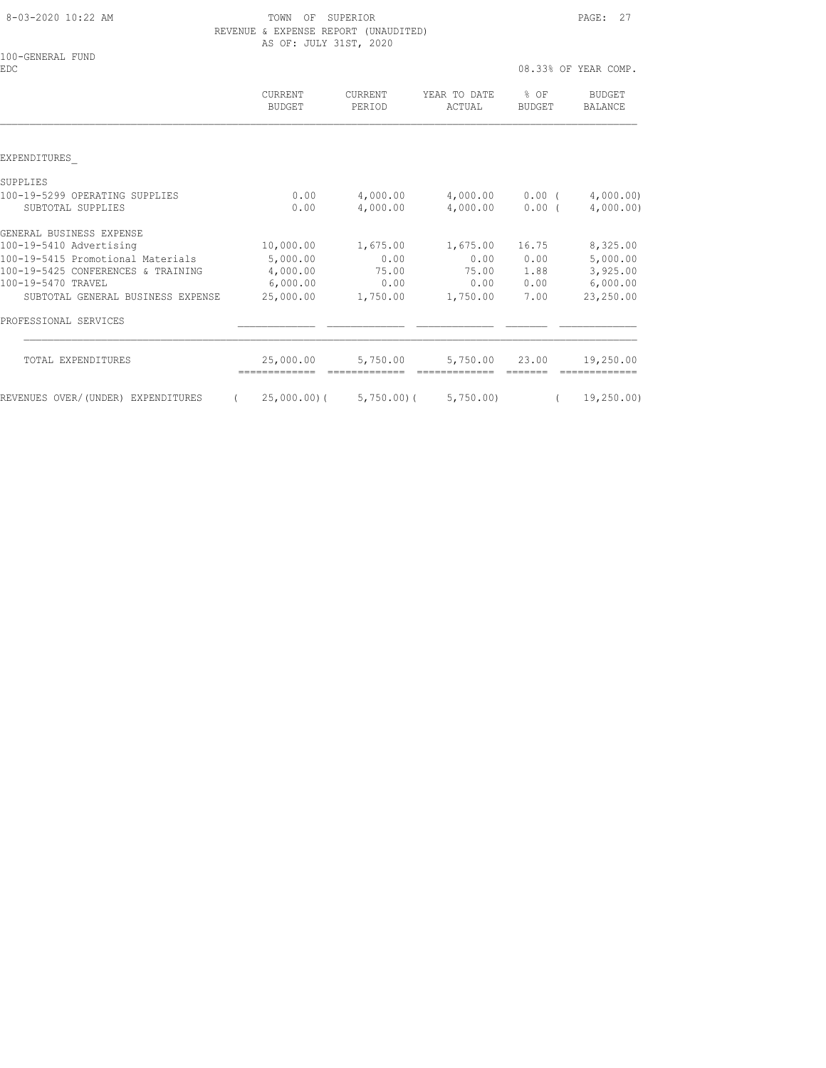TOWN OF SUPERIOR
REVENUE & EXPENSE REPORT (UNAUDITED)
AS OF: JULY 31ST, 2020

100-GENERAL FUND
EDC

08.33% OF YEAR COMP.

| | CURRENT BUDGET | CURRENT PERIOD | YEAR TO DATE ACTUAL | % OF BUDGET | BUDGET BALANCE |
|---|---|---|---|---|---|
| EXPENDITURES_ | | | | | |
| SUPPLIES | | | | | |
| 100-19-5299 OPERATING SUPPLIES | 0.00 | 4,000.00 | 4,000.00 | 0.00 | ( 4,000.00) |
| SUBTOTAL SUPPLIES | 0.00 | 4,000.00 | 4,000.00 | 0.00 | ( 4,000.00) |
| GENERAL BUSINESS EXPENSE | | | | | |
| 100-19-5410 Advertising | 10,000.00 | 1,675.00 | 1,675.00 | 16.75 | 8,325.00 |
| 100-19-5415 Promotional Materials | 5,000.00 | 0.00 | 0.00 | 0.00 | 5,000.00 |
| 100-19-5425 CONFERENCES & TRAINING | 4,000.00 | 75.00 | 75.00 | 1.88 | 3,925.00 |
| 100-19-5470 TRAVEL | 6,000.00 | 0.00 | 0.00 | 0.00 | 6,000.00 |
| SUBTOTAL GENERAL BUSINESS EXPENSE | 25,000.00 | 1,750.00 | 1,750.00 | 7.00 | 23,250.00 |
| PROFESSIONAL SERVICES | | | | | |
| TOTAL EXPENDITURES | 25,000.00 | 5,750.00 | 5,750.00 | 23.00 | 19,250.00 |
| REVENUES OVER/(UNDER) EXPENDITURES | ( 25,000.00) | ( 5,750.00) | ( 5,750.00) | | ( 19,250.00) |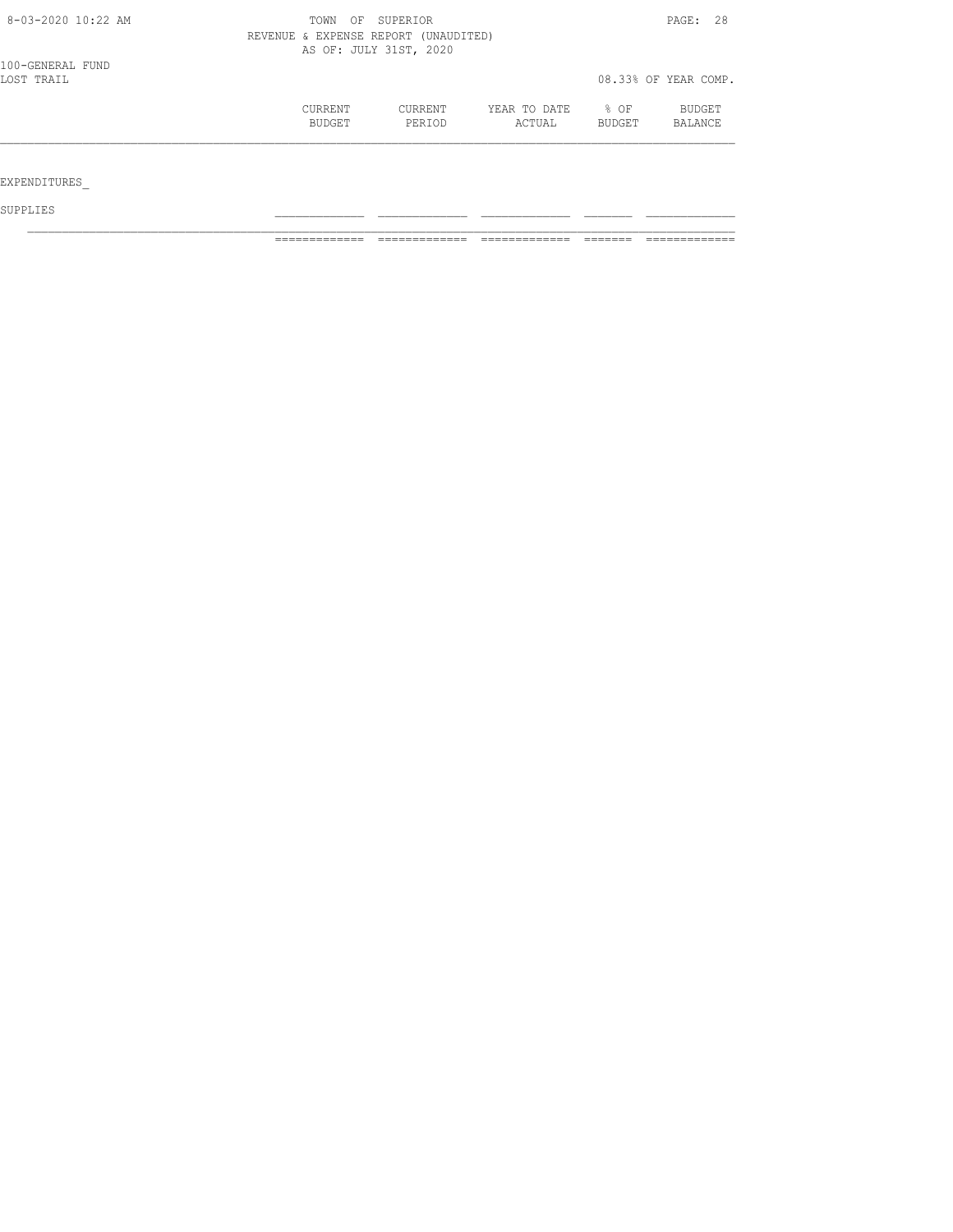TOWN OF SUPERIOR
REVENUE & EXPENSE REPORT (UNAUDITED)
AS OF: JULY 31ST, 2020

100-GENERAL FUND
LOST TRAIL

08.33% OF YEAR COMP.

| | CURRENT BUDGET | CURRENT PERIOD | YEAR TO DATE ACTUAL | % OF BUDGET | BUDGET BALANCE |
|---|---|---|---|---|---|
| EXPENDITURES_ | | | | | |
| SUPPLIES | | | | | |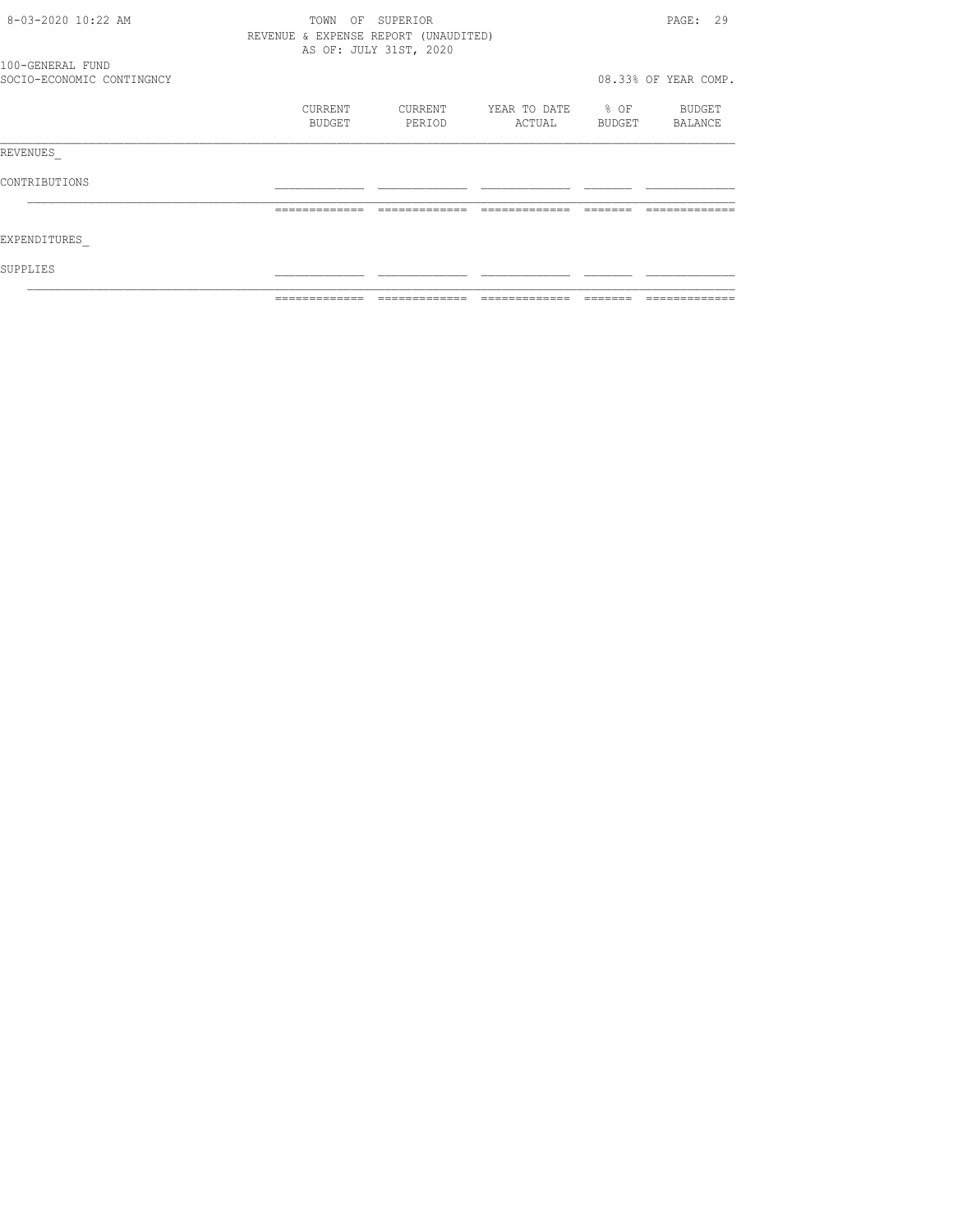TOWN OF SUPERIOR
REVENUE & EXPENSE REPORT (UNAUDITED)
AS OF: JULY 31ST, 2020

100-GENERAL FUND
SOCIO-ECONOMIC CONTINGNCY

08.33% OF YEAR COMP.

| | CURRENT BUDGET | CURRENT PERIOD | YEAR TO DATE ACTUAL | % OF BUDGET | BUDGET BALANCE |
|---|---|---|---|---|---|
| REVENUES_ | | | | | |
| CONTRIBUTIONS | | | | | |
| EXPENDITURES_ | | | | | |
| SUPPLIES | | | | | |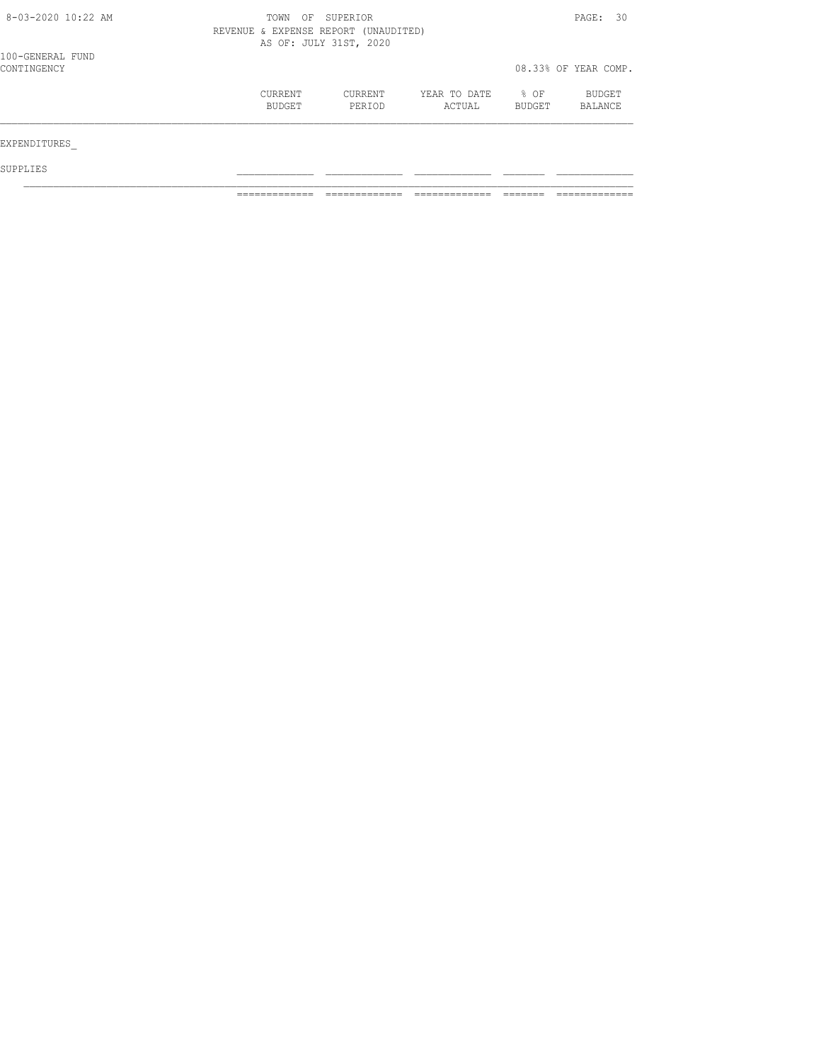TOWN OF SUPERIOR
REVENUE & EXPENSE REPORT (UNAUDITED)
AS OF: JULY 31ST, 2020

100-GENERAL FUND
CONTINGENCY

08.33% OF YEAR COMP.

| | CURRENT BUDGET | CURRENT PERIOD | YEAR TO DATE ACTUAL | % OF BUDGET | BUDGET BALANCE |
|---|---|---|---|---|---|
| EXPENDITURES_ | | | | | |
| SUPPLIES | | | | | |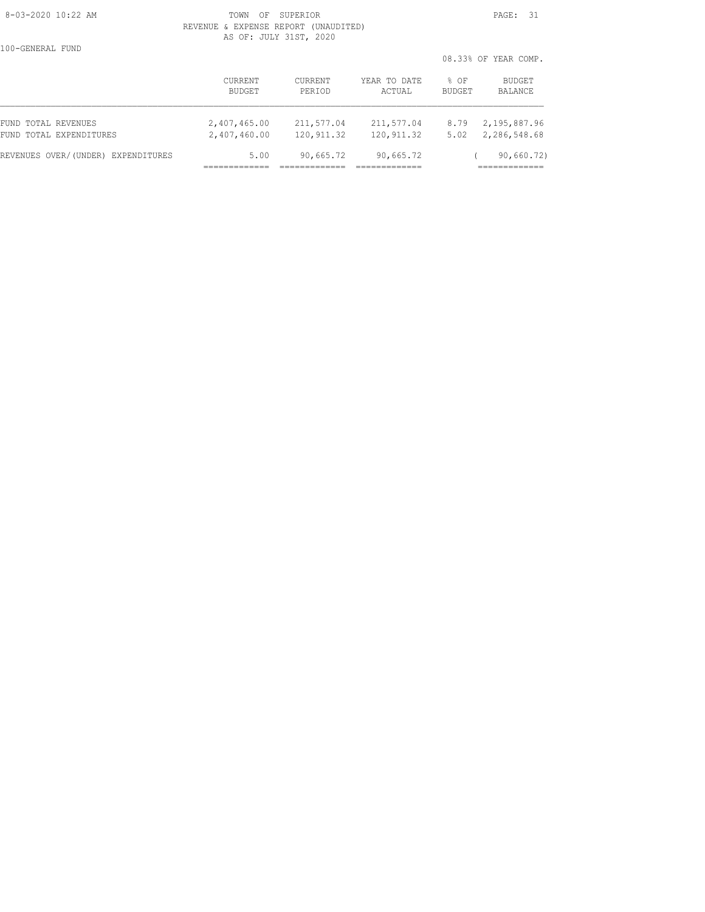TOWN OF SUPERIOR
REVENUE & EXPENSE REPORT (UNAUDITED)
AS OF: JULY 31ST, 2020

100-GENERAL FUND

08.33% OF YEAR COMP.

| | CURRENT BUDGET | CURRENT PERIOD | YEAR TO DATE ACTUAL | % OF BUDGET | BUDGET BALANCE |
|---|---|---|---|---|---|
| FUND TOTAL REVENUES | 2,407,465.00 | 211,577.04 | 211,577.04 | 8.79 | 2,195,887.96 |
| FUND TOTAL EXPENDITURES | 2,407,460.00 | 120,911.32 | 120,911.32 | 5.02 | 2,286,548.68 |
| REVENUES OVER/(UNDER) EXPENDITURES | 5.00 | 90,665.72 | 90,665.72 | | ( 90,660.72) |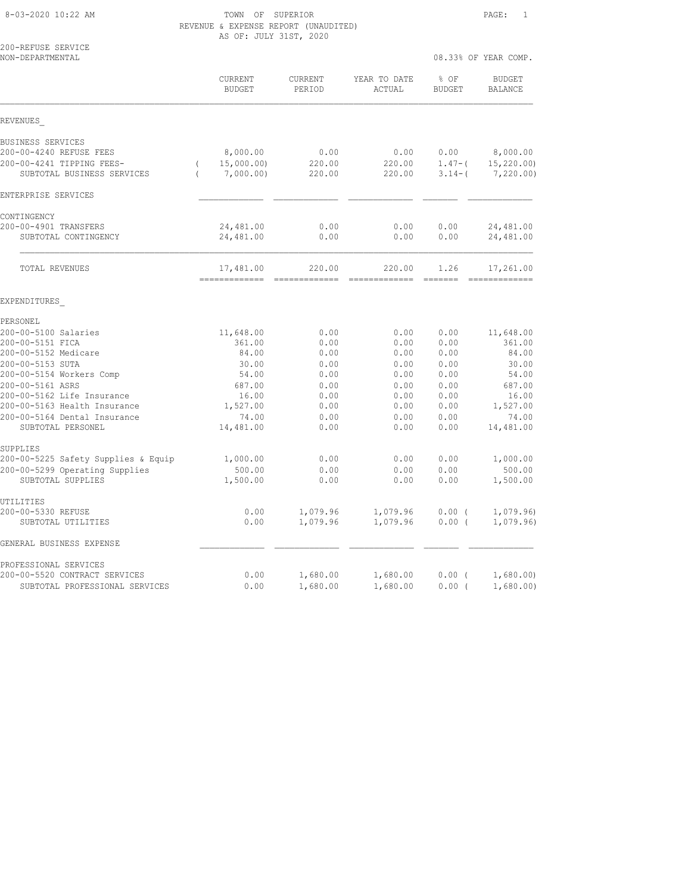TOWN OF SUPERIOR
REVENUE & EXPENSE REPORT (UNAUDITED)
AS OF: JULY 31ST, 2020

200-REFUSE SERVICE
NON-DEPARTMENTAL

08.33% OF YEAR COMP.

| | CURRENT BUDGET | CURRENT PERIOD | YEAR TO DATE ACTUAL | % OF BUDGET | BUDGET BALANCE |
|---|---|---|---|---|---|
| **REVENUES** | | | | | |
| BUSINESS SERVICES | | | | | |
| 200-00-4240 REFUSE FEES | 8,000.00 | 0.00 | 0.00 | 0.00 | 8,000.00 |
| 200-00-4241 TIPPING FEES- | ( 15,000.00) | 220.00 | 220.00 | 1.47- | ( 15,220.00) |
| SUBTOTAL BUSINESS SERVICES | ( 7,000.00) | 220.00 | 220.00 | 3.14- | ( 7,220.00) |
| ENTERPRISE SERVICES | | | | | |
| CONTINGENCY | | | | | |
| 200-00-4901 TRANSFERS | 24,481.00 | 0.00 | 0.00 | 0.00 | 24,481.00 |
| SUBTOTAL CONTINGENCY | 24,481.00 | 0.00 | 0.00 | 0.00 | 24,481.00 |
| TOTAL REVENUES | 17,481.00 | 220.00 | 220.00 | 1.26 | 17,261.00 |
| **EXPENDITURES** | | | | | |
| PERSONEL | | | | | |
| 200-00-5100 Salaries | 11,648.00 | 0.00 | 0.00 | 0.00 | 11,648.00 |
| 200-00-5151 FICA | 361.00 | 0.00 | 0.00 | 0.00 | 361.00 |
| 200-00-5152 Medicare | 84.00 | 0.00 | 0.00 | 0.00 | 84.00 |
| 200-00-5153 SUTA | 30.00 | 0.00 | 0.00 | 0.00 | 30.00 |
| 200-00-5154 Workers Comp | 54.00 | 0.00 | 0.00 | 0.00 | 54.00 |
| 200-00-5161 ASRS | 687.00 | 0.00 | 0.00 | 0.00 | 687.00 |
| 200-00-5162 Life Insurance | 16.00 | 0.00 | 0.00 | 0.00 | 16.00 |
| 200-00-5163 Health Insurance | 1,527.00 | 0.00 | 0.00 | 0.00 | 1,527.00 |
| 200-00-5164 Dental Insurance | 74.00 | 0.00 | 0.00 | 0.00 | 74.00 |
| SUBTOTAL PERSONEL | 14,481.00 | 0.00 | 0.00 | 0.00 | 14,481.00 |
| SUPPLIES | | | | | |
| 200-00-5225 Safety Supplies & Equip | 1,000.00 | 0.00 | 0.00 | 0.00 | 1,000.00 |
| 200-00-5299 Operating Supplies | 500.00 | 0.00 | 0.00 | 0.00 | 500.00 |
| SUBTOTAL SUPPLIES | 1,500.00 | 0.00 | 0.00 | 0.00 | 1,500.00 |
| UTILITIES | | | | | |
| 200-00-5330 REFUSE | 0.00 | 1,079.96 | 1,079.96 | 0.00 | ( 1,079.96) |
| SUBTOTAL UTILITIES | 0.00 | 1,079.96 | 1,079.96 | 0.00 | ( 1,079.96) |
| GENERAL BUSINESS EXPENSE | | | | | |
| PROFESSIONAL SERVICES | | | | | |
| 200-00-5520 CONTRACT SERVICES | 0.00 | 1,680.00 | 1,680.00 | 0.00 | ( 1,680.00) |
| SUBTOTAL PROFESSIONAL SERVICES | 0.00 | 1,680.00 | 1,680.00 | 0.00 | ( 1,680.00) |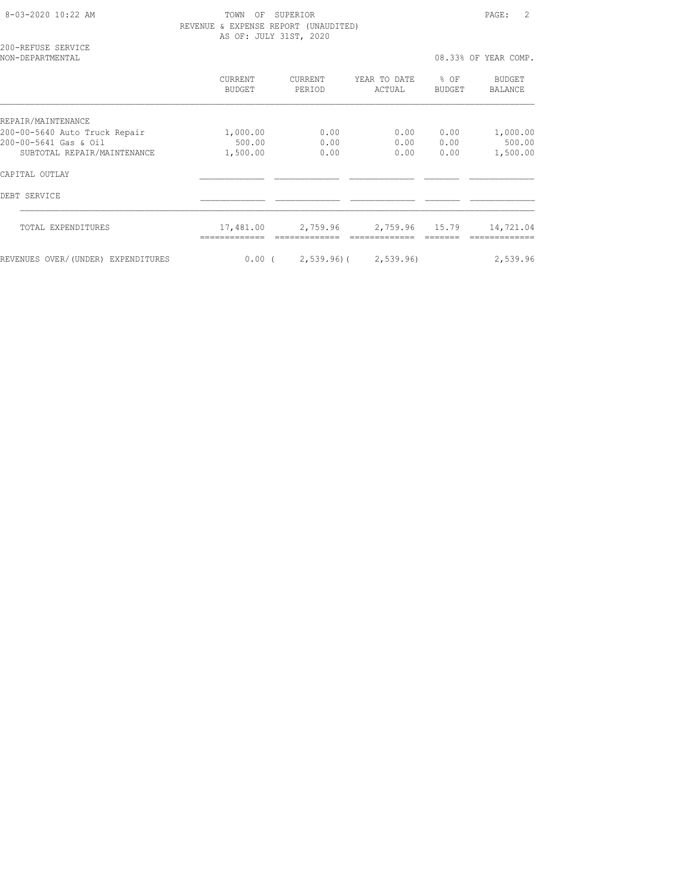TOWN OF SUPERIOR
REVENUE & EXPENSE REPORT (UNAUDITED)
AS OF: JULY 31ST, 2020

200-REFUSE SERVICE
NON-DEPARTMENTAL

08.33% OF YEAR COMP.

| | CURRENT BUDGET | CURRENT PERIOD | YEAR TO DATE ACTUAL | % OF BUDGET | BUDGET BALANCE |
|---|---|---|---|---|---|
| REPAIR/MAINTENANCE | | | | | |
| 200-00-5640 Auto Truck Repair | 1,000.00 | 0.00 | 0.00 | 0.00 | 1,000.00 |
| 200-00-5641 Gas & Oil | 500.00 | 0.00 | 0.00 | 0.00 | 500.00 |
| SUBTOTAL REPAIR/MAINTENANCE | 1,500.00 | 0.00 | 0.00 | 0.00 | 1,500.00 |
| CAPITAL OUTLAY | | | | | |
| DEBT SERVICE | | | | | |
| TOTAL EXPENDITURES | 17,481.00 | 2,759.96 | 2,759.96 | 15.79 | 14,721.04 |
| REVENUES OVER/(UNDER) EXPENDITURES | 0.00 | (2,539.96) | (2,539.96) | | 2,539.96 |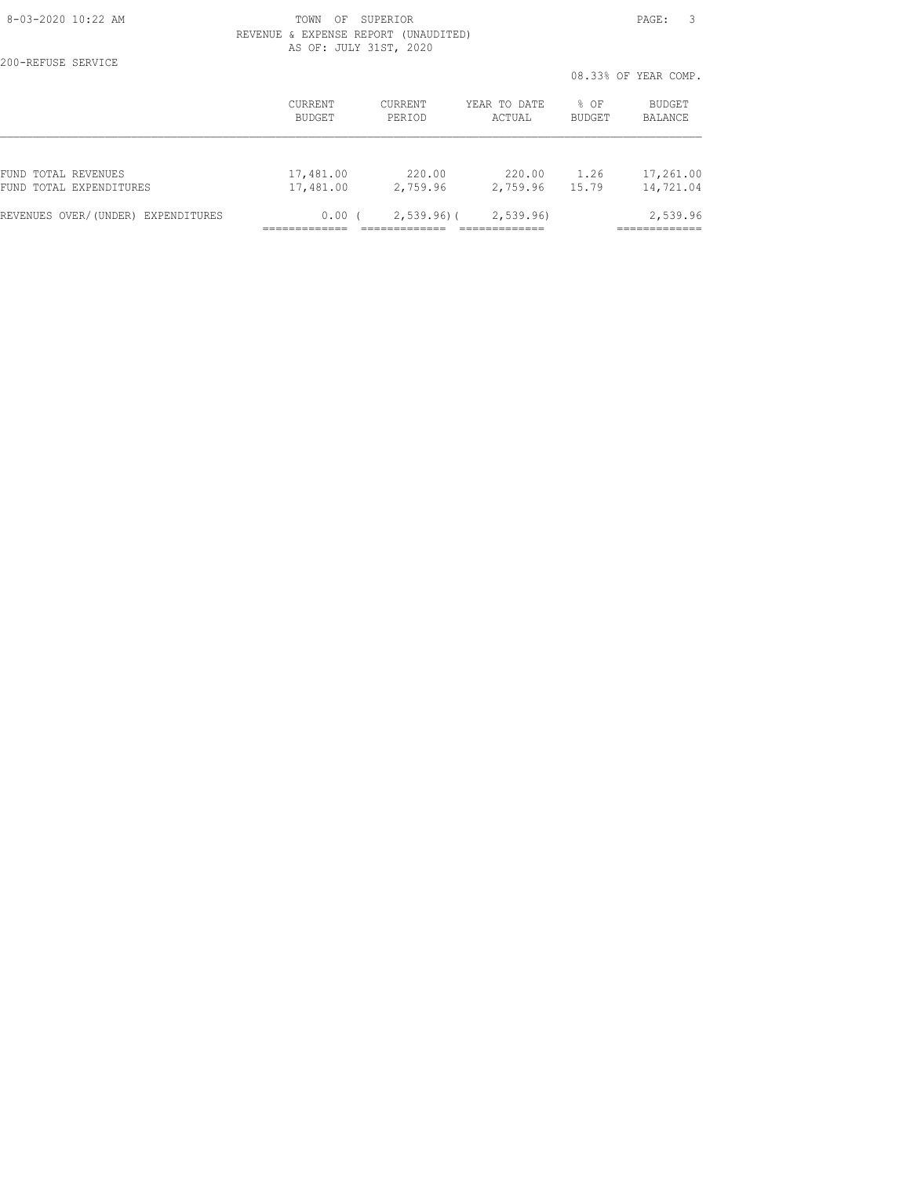TOWN OF SUPERIOR
REVENUE & EXPENSE REPORT (UNAUDITED)
AS OF: JULY 31ST, 2020

200-REFUSE SERVICE

08.33% OF YEAR COMP.

| | CURRENT BUDGET | CURRENT PERIOD | YEAR TO DATE ACTUAL | % OF BUDGET | BUDGET BALANCE |
|---|---|---|---|---|---|
| FUND TOTAL REVENUES | 17,481.00 | 220.00 | 220.00 | 1.26 | 17,261.00 |
| FUND TOTAL EXPENDITURES | 17,481.00 | 2,759.96 | 2,759.96 | 15.79 | 14,721.04 |
| REVENUES OVER/(UNDER) EXPENDITURES | 0.00 | ( 2,539.96) | ( 2,539.96) | | 2,539.96 |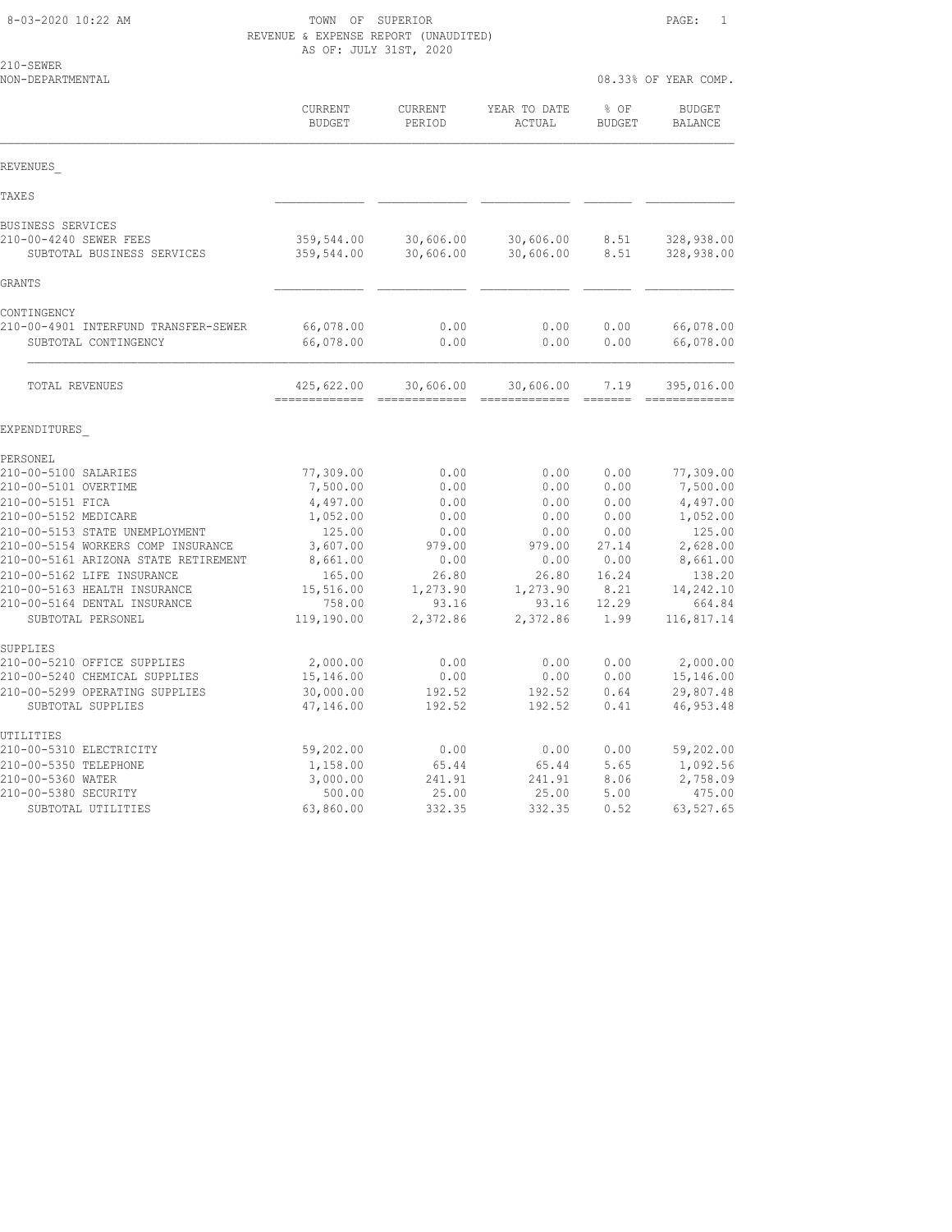TOWN OF SUPERIOR
REVENUE & EXPENSE REPORT (UNAUDITED)
AS OF: JULY 31ST, 2020

210-SEWER
NON-DEPARTMENTAL

08.33% OF YEAR COMP.

| | CURRENT BUDGET | CURRENT PERIOD | YEAR TO DATE ACTUAL | % OF BUDGET | BUDGET BALANCE |
|---|---|---|---|---|---|
| **REVENUES** | | | | | |
| TAXES | | | | | |
| BUSINESS SERVICES | | | | | |
| 210-00-4240 SEWER FEES | 359,544.00 | 30,606.00 | 30,606.00 | 8.51 | 328,938.00 |
| SUBTOTAL BUSINESS SERVICES | 359,544.00 | 30,606.00 | 30,606.00 | 8.51 | 328,938.00 |
| GRANTS | | | | | |
| CONTINGENCY | | | | | |
| 210-00-4901 INTERFUND TRANSFER-SEWER | 66,078.00 | 0.00 | 0.00 | 0.00 | 66,078.00 |
| SUBTOTAL CONTINGENCY | 66,078.00 | 0.00 | 0.00 | 0.00 | 66,078.00 |
| TOTAL REVENUES | 425,622.00 | 30,606.00 | 30,606.00 | 7.19 | 395,016.00 |
| **EXPENDITURES** | | | | | |
| PERSONEL | | | | | |
| 210-00-5100 SALARIES | 77,309.00 | 0.00 | 0.00 | 0.00 | 77,309.00 |
| 210-00-5101 OVERTIME | 7,500.00 | 0.00 | 0.00 | 0.00 | 7,500.00 |
| 210-00-5151 FICA | 4,497.00 | 0.00 | 0.00 | 0.00 | 4,497.00 |
| 210-00-5152 MEDICARE | 1,052.00 | 0.00 | 0.00 | 0.00 | 1,052.00 |
| 210-00-5153 STATE UNEMPLOYMENT | 125.00 | 0.00 | 0.00 | 0.00 | 125.00 |
| 210-00-5154 WORKERS COMP INSURANCE | 3,607.00 | 979.00 | 979.00 | 27.14 | 2,628.00 |
| 210-00-5161 ARIZONA STATE RETIREMENT | 8,661.00 | 0.00 | 0.00 | 0.00 | 8,661.00 |
| 210-00-5162 LIFE INSURANCE | 165.00 | 26.80 | 26.80 | 16.24 | 138.20 |
| 210-00-5163 HEALTH INSURANCE | 15,516.00 | 1,273.90 | 1,273.90 | 8.21 | 14,242.10 |
| 210-00-5164 DENTAL INSURANCE | 758.00 | 93.16 | 93.16 | 12.29 | 664.84 |
| SUBTOTAL PERSONEL | 119,190.00 | 2,372.86 | 2,372.86 | 1.99 | 116,817.14 |
| SUPPLIES | | | | | |
| 210-00-5210 OFFICE SUPPLIES | 2,000.00 | 0.00 | 0.00 | 0.00 | 2,000.00 |
| 210-00-5240 CHEMICAL SUPPLIES | 15,146.00 | 0.00 | 0.00 | 0.00 | 15,146.00 |
| 210-00-5299 OPERATING SUPPLIES | 30,000.00 | 192.52 | 192.52 | 0.64 | 29,807.48 |
| SUBTOTAL SUPPLIES | 47,146.00 | 192.52 | 192.52 | 0.41 | 46,953.48 |
| UTILITIES | | | | | |
| 210-00-5310 ELECTRICITY | 59,202.00 | 0.00 | 0.00 | 0.00 | 59,202.00 |
| 210-00-5350 TELEPHONE | 1,158.00 | 65.44 | 65.44 | 5.65 | 1,092.56 |
| 210-00-5360 WATER | 3,000.00 | 241.91 | 241.91 | 8.06 | 2,758.09 |
| 210-00-5380 SECURITY | 500.00 | 25.00 | 25.00 | 5.00 | 475.00 |
| SUBTOTAL UTILITIES | 63,860.00 | 332.35 | 332.35 | 0.52 | 63,527.65 |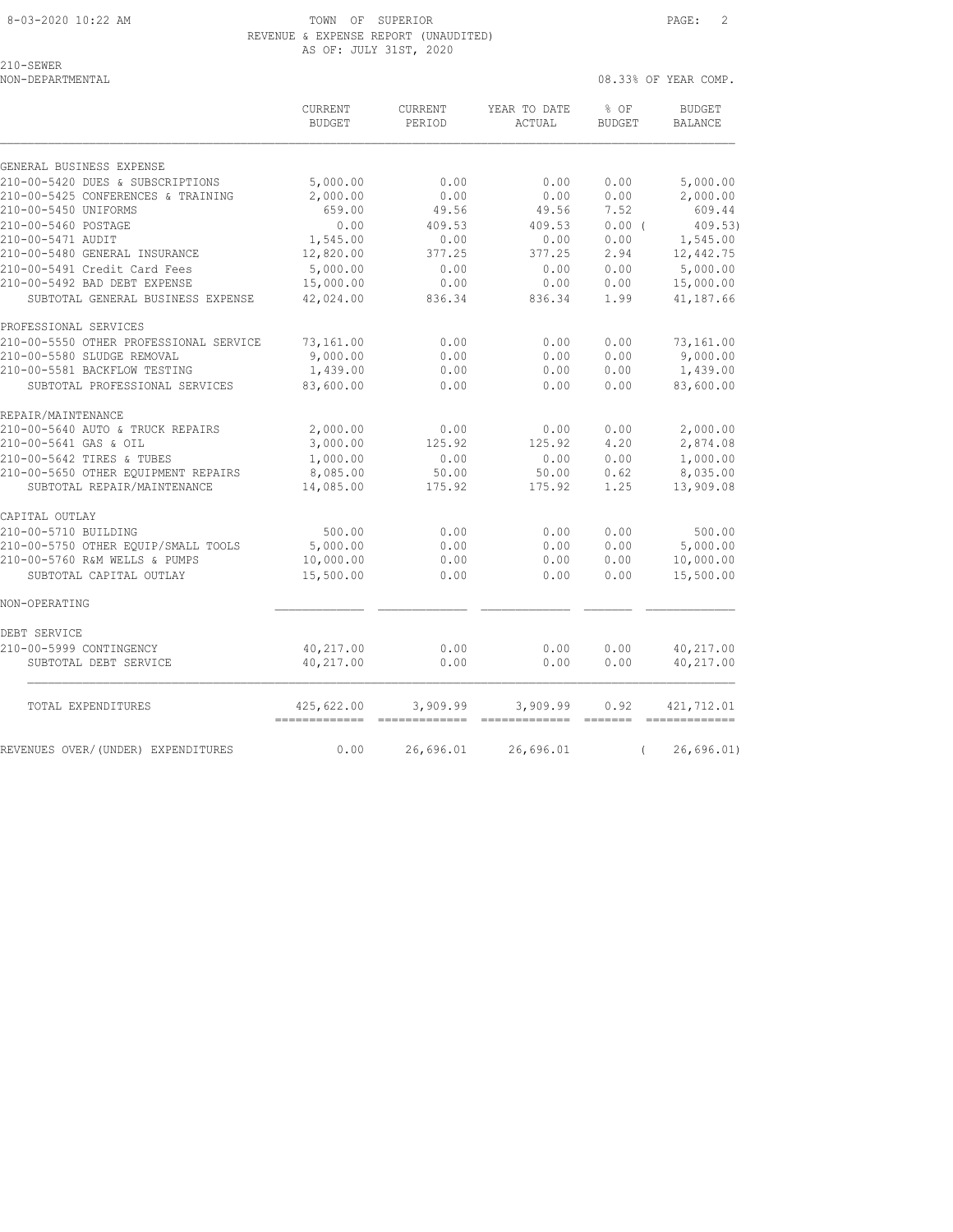TOWN OF SUPERIOR
REVENUE & EXPENSE REPORT (UNAUDITED)
AS OF: JULY 31ST, 2020

210-SEWER
NON-DEPARTMENTAL

08.33% OF YEAR COMP.

| | CURRENT BUDGET | CURRENT PERIOD | YEAR TO DATE ACTUAL | % OF BUDGET | BUDGET BALANCE |
|---|---|---|---|---|---|
| GENERAL BUSINESS EXPENSE | | | | | |
| 210-00-5420 DUES & SUBSCRIPTIONS | 5,000.00 | 0.00 | 0.00 | 0.00 | 5,000.00 |
| 210-00-5425 CONFERENCES & TRAINING | 2,000.00 | 0.00 | 0.00 | 0.00 | 2,000.00 |
| 210-00-5450 UNIFORMS | 659.00 | 49.56 | 49.56 | 7.52 | 609.44 |
| 210-00-5460 POSTAGE | 0.00 | 409.53 | 409.53 | 0.00 | ( 409.53) |
| 210-00-5471 AUDIT | 1,545.00 | 0.00 | 0.00 | 0.00 | 1,545.00 |
| 210-00-5480 GENERAL INSURANCE | 12,820.00 | 377.25 | 377.25 | 2.94 | 12,442.75 |
| 210-00-5491 Credit Card Fees | 5,000.00 | 0.00 | 0.00 | 0.00 | 5,000.00 |
| 210-00-5492 BAD DEBT EXPENSE | 15,000.00 | 0.00 | 0.00 | 0.00 | 15,000.00 |
| SUBTOTAL GENERAL BUSINESS EXPENSE | 42,024.00 | 836.34 | 836.34 | 1.99 | 41,187.66 |
| PROFESSIONAL SERVICES | | | | | |
| 210-00-5550 OTHER PROFESSIONAL SERVICE | 73,161.00 | 0.00 | 0.00 | 0.00 | 73,161.00 |
| 210-00-5580 SLUDGE REMOVAL | 9,000.00 | 0.00 | 0.00 | 0.00 | 9,000.00 |
| 210-00-5581 BACKFLOW TESTING | 1,439.00 | 0.00 | 0.00 | 0.00 | 1,439.00 |
| SUBTOTAL PROFESSIONAL SERVICES | 83,600.00 | 0.00 | 0.00 | 0.00 | 83,600.00 |
| REPAIR/MAINTENANCE | | | | | |
| 210-00-5640 AUTO & TRUCK REPAIRS | 2,000.00 | 0.00 | 0.00 | 0.00 | 2,000.00 |
| 210-00-5641 GAS & OIL | 3,000.00 | 125.92 | 125.92 | 4.20 | 2,874.08 |
| 210-00-5642 TIRES & TUBES | 1,000.00 | 0.00 | 0.00 | 0.00 | 1,000.00 |
| 210-00-5650 OTHER EQUIPMENT REPAIRS | 8,085.00 | 50.00 | 50.00 | 0.62 | 8,035.00 |
| SUBTOTAL REPAIR/MAINTENANCE | 14,085.00 | 175.92 | 175.92 | 1.25 | 13,909.08 |
| CAPITAL OUTLAY | | | | | |
| 210-00-5710 BUILDING | 500.00 | 0.00 | 0.00 | 0.00 | 500.00 |
| 210-00-5750 OTHER EQUIP/SMALL TOOLS | 5,000.00 | 0.00 | 0.00 | 0.00 | 5,000.00 |
| 210-00-5760 R&M WELLS & PUMPS | 10,000.00 | 0.00 | 0.00 | 0.00 | 10,000.00 |
| SUBTOTAL CAPITAL OUTLAY | 15,500.00 | 0.00 | 0.00 | 0.00 | 15,500.00 |
| NON-OPERATING | | | | | |
| DEBT SERVICE | | | | | |
| 210-00-5999 CONTINGENCY | 40,217.00 | 0.00 | 0.00 | 0.00 | 40,217.00 |
| SUBTOTAL DEBT SERVICE | 40,217.00 | 0.00 | 0.00 | 0.00 | 40,217.00 |
| TOTAL EXPENDITURES | 425,622.00 | 3,909.99 | 3,909.99 | 0.92 | 421,712.01 |
| REVENUES OVER/(UNDER) EXPENDITURES | 0.00 | 26,696.01 | 26,696.01 | | ( 26,696.01) |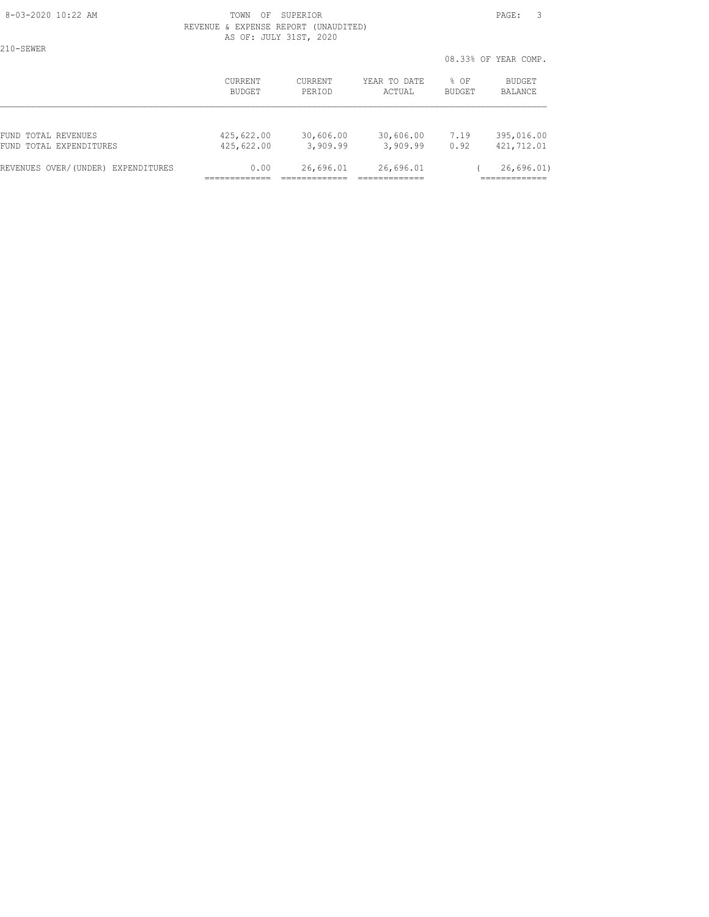TOWN OF SUPERIOR
REVENUE & EXPENSE REPORT (UNAUDITED)
AS OF: JULY 31ST, 2020

210-SEWER

08.33% OF YEAR COMP.

| | CURRENT BUDGET | CURRENT PERIOD | YEAR TO DATE ACTUAL | % OF BUDGET | BUDGET BALANCE |
|---|---|---|---|---|---|
| FUND TOTAL REVENUES | 425,622.00 | 30,606.00 | 30,606.00 | 7.19 | 395,016.00 |
| FUND TOTAL EXPENDITURES | 425,622.00 | 3,909.99 | 3,909.99 | 0.92 | 421,712.01 |
| REVENUES OVER/(UNDER) EXPENDITURES | 0.00 | 26,696.01 | 26,696.01 | | ( 26,696.01) |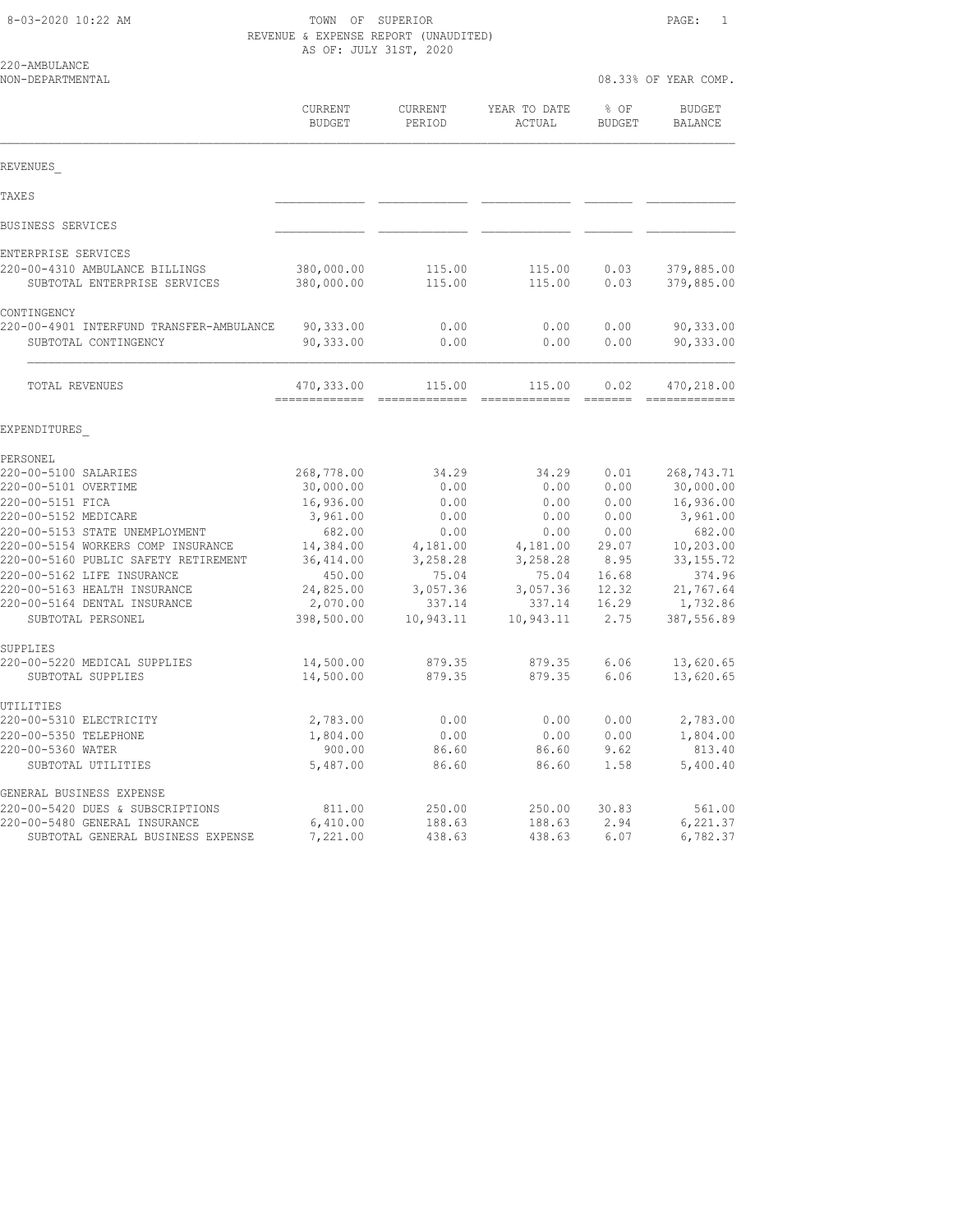TOWN OF SUPERIOR
REVENUE & EXPENSE REPORT (UNAUDITED)
AS OF: JULY 31ST, 2020

220-AMBULANCE
NON-DEPARTMENTAL

08.33% OF YEAR COMP.

| | CURRENT BUDGET | CURRENT PERIOD | YEAR TO DATE ACTUAL | % OF BUDGET | BUDGET BALANCE |
|---|---|---|---|---|---|
| **REVENUES** | | | | | |
| TAXES | | | | | |
| BUSINESS SERVICES | | | | | |
| ENTERPRISE SERVICES | | | | | |
| 220-00-4310 AMBULANCE BILLINGS | 380,000.00 | 115.00 | 115.00 | 0.03 | 379,885.00 |
| SUBTOTAL ENTERPRISE SERVICES | 380,000.00 | 115.00 | 115.00 | 0.03 | 379,885.00 |
| CONTINGENCY | | | | | |
| 220-00-4901 INTERFUND TRANSFER-AMBULANCE | 90,333.00 | 0.00 | 0.00 | 0.00 | 90,333.00 |
| SUBTOTAL CONTINGENCY | 90,333.00 | 0.00 | 0.00 | 0.00 | 90,333.00 |
| TOTAL REVENUES | 470,333.00 | 115.00 | 115.00 | 0.02 | 470,218.00 |
| **EXPENDITURES** | | | | | |
| PERSONEL | | | | | |
| 220-00-5100 SALARIES | 268,778.00 | 34.29 | 34.29 | 0.01 | 268,743.71 |
| 220-00-5101 OVERTIME | 30,000.00 | 0.00 | 0.00 | 0.00 | 30,000.00 |
| 220-00-5151 FICA | 16,936.00 | 0.00 | 0.00 | 0.00 | 16,936.00 |
| 220-00-5152 MEDICARE | 3,961.00 | 0.00 | 0.00 | 0.00 | 3,961.00 |
| 220-00-5153 STATE UNEMPLOYMENT | 682.00 | 0.00 | 0.00 | 0.00 | 682.00 |
| 220-00-5154 WORKERS COMP INSURANCE | 14,384.00 | 4,181.00 | 4,181.00 | 29.07 | 10,203.00 |
| 220-00-5160 PUBLIC SAFETY RETIREMENT | 36,414.00 | 3,258.28 | 3,258.28 | 8.95 | 33,155.72 |
| 220-00-5162 LIFE INSURANCE | 450.00 | 75.04 | 75.04 | 16.68 | 374.96 |
| 220-00-5163 HEALTH INSURANCE | 24,825.00 | 3,057.36 | 3,057.36 | 12.32 | 21,767.64 |
| 220-00-5164 DENTAL INSURANCE | 2,070.00 | 337.14 | 337.14 | 16.29 | 1,732.86 |
| SUBTOTAL PERSONEL | 398,500.00 | 10,943.11 | 10,943.11 | 2.75 | 387,556.89 |
| SUPPLIES | | | | | |
| 220-00-5220 MEDICAL SUPPLIES | 14,500.00 | 879.35 | 879.35 | 6.06 | 13,620.65 |
| SUBTOTAL SUPPLIES | 14,500.00 | 879.35 | 879.35 | 6.06 | 13,620.65 |
| UTILITIES | | | | | |
| 220-00-5310 ELECTRICITY | 2,783.00 | 0.00 | 0.00 | 0.00 | 2,783.00 |
| 220-00-5350 TELEPHONE | 1,804.00 | 0.00 | 0.00 | 0.00 | 1,804.00 |
| 220-00-5360 WATER | 900.00 | 86.60 | 86.60 | 9.62 | 813.40 |
| SUBTOTAL UTILITIES | 5,487.00 | 86.60 | 86.60 | 1.58 | 5,400.40 |
| GENERAL BUSINESS EXPENSE | | | | | |
| 220-00-5420 DUES & SUBSCRIPTIONS | 811.00 | 250.00 | 250.00 | 30.83 | 561.00 |
| 220-00-5480 GENERAL INSURANCE | 6,410.00 | 188.63 | 188.63 | 2.94 | 6,221.37 |
| SUBTOTAL GENERAL BUSINESS EXPENSE | 7,221.00 | 438.63 | 438.63 | 6.07 | 6,782.37 |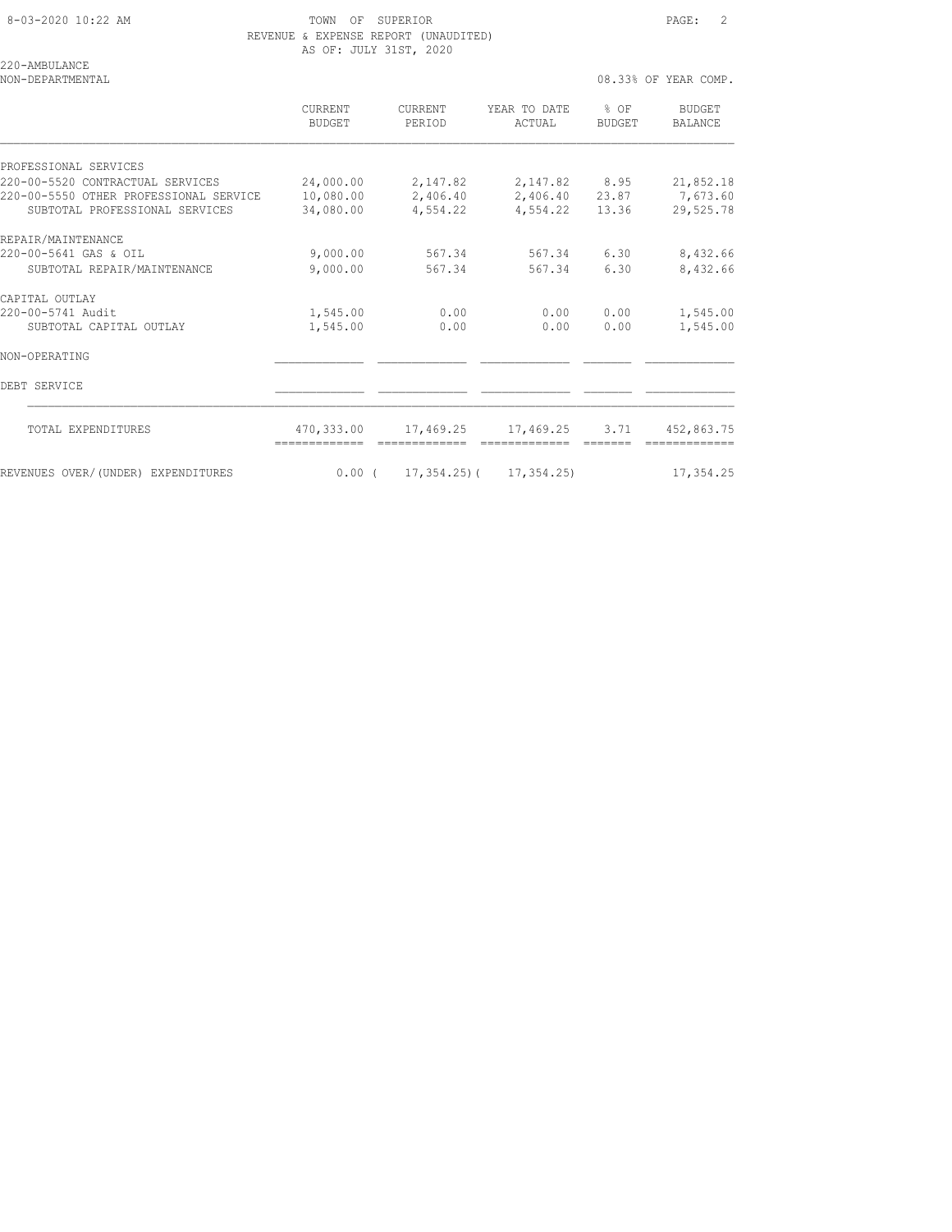TOWN OF SUPERIOR
REVENUE & EXPENSE REPORT (UNAUDITED)
AS OF: JULY 31ST, 2020

220-AMBULANCE
NON-DEPARTMENTAL

08.33% OF YEAR COMP.

| | CURRENT BUDGET | CURRENT PERIOD | YEAR TO DATE ACTUAL | % OF BUDGET | BUDGET BALANCE |
|---|---|---|---|---|---|
| PROFESSIONAL SERVICES | | | | | |
| 220-00-5520 CONTRACTUAL SERVICES | 24,000.00 | 2,147.82 | 2,147.82 | 8.95 | 21,852.18 |
| 220-00-5550 OTHER PROFESSIONAL SERVICE | 10,080.00 | 2,406.40 | 2,406.40 | 23.87 | 7,673.60 |
| SUBTOTAL PROFESSIONAL SERVICES | 34,080.00 | 4,554.22 | 4,554.22 | 13.36 | 29,525.78 |
| REPAIR/MAINTENANCE | | | | | |
| 220-00-5641 GAS & OIL | 9,000.00 | 567.34 | 567.34 | 6.30 | 8,432.66 |
| SUBTOTAL REPAIR/MAINTENANCE | 9,000.00 | 567.34 | 567.34 | 6.30 | 8,432.66 |
| CAPITAL OUTLAY | | | | | |
| 220-00-5741 Audit | 1,545.00 | 0.00 | 0.00 | 0.00 | 1,545.00 |
| SUBTOTAL CAPITAL OUTLAY | 1,545.00 | 0.00 | 0.00 | 0.00 | 1,545.00 |
| NON-OPERATING | | | | | |
| DEBT SERVICE | | | | | |
| TOTAL EXPENDITURES | 470,333.00 | 17,469.25 | 17,469.25 | 3.71 | 452,863.75 |
| REVENUES OVER/(UNDER) EXPENDITURES | 0.00 | ( 17,354.25) | ( 17,354.25) | | 17,354.25 |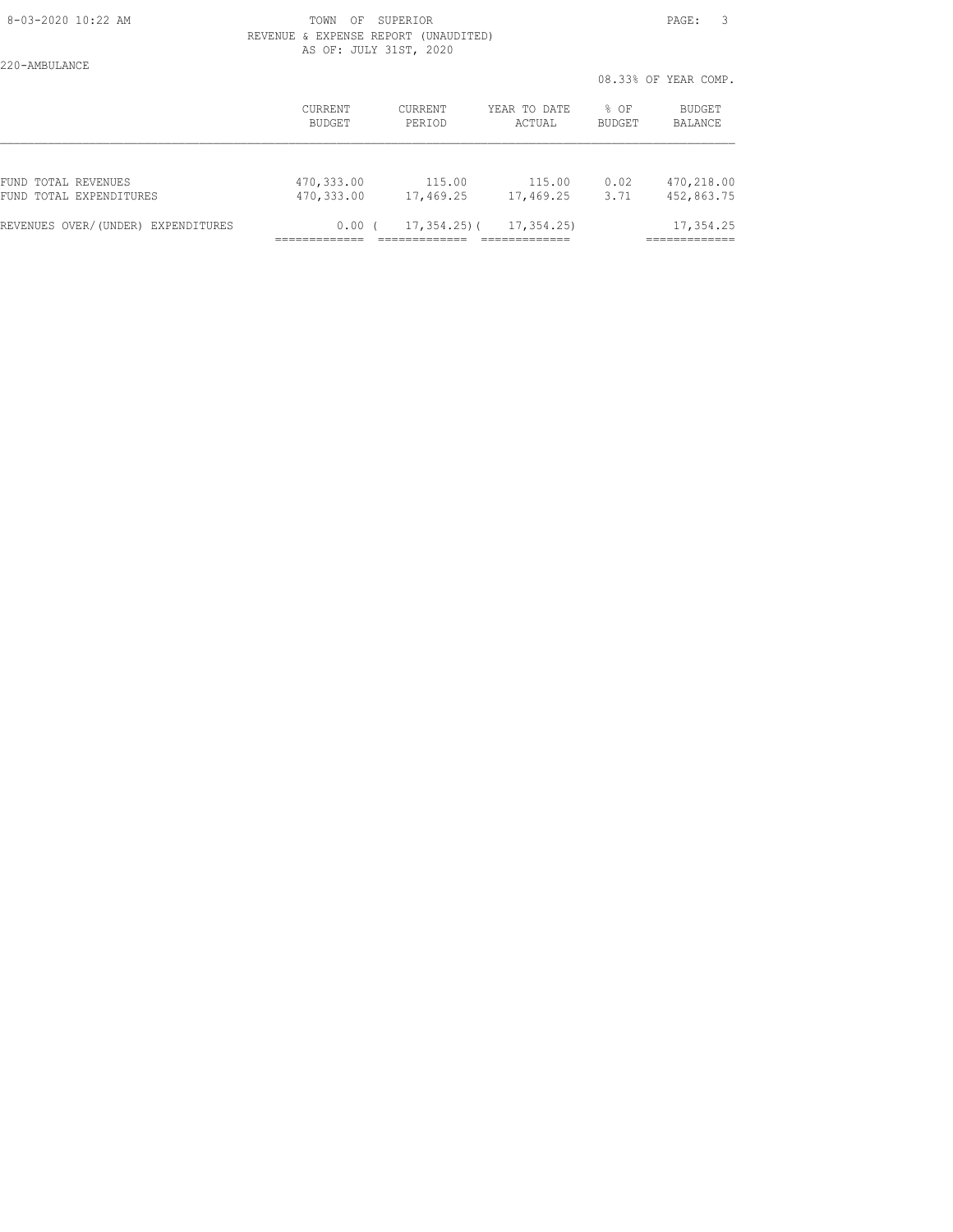TOWN OF SUPERIOR
REVENUE & EXPENSE REPORT (UNAUDITED)
AS OF: JULY 31ST, 2020

220-AMBULANCE

08.33% OF YEAR COMP.

| | CURRENT BUDGET | CURRENT PERIOD | YEAR TO DATE ACTUAL | % OF BUDGET | BUDGET BALANCE |
|---|---|---|---|---|---|
| FUND TOTAL REVENUES | 470,333.00 | 115.00 | 115.00 | 0.02 | 470,218.00 |
| FUND TOTAL EXPENDITURES | 470,333.00 | 17,469.25 | 17,469.25 | 3.71 | 452,863.75 |
| REVENUES OVER/(UNDER) EXPENDITURES | 0.00 | ( 17,354.25) | ( 17,354.25) | | 17,354.25 |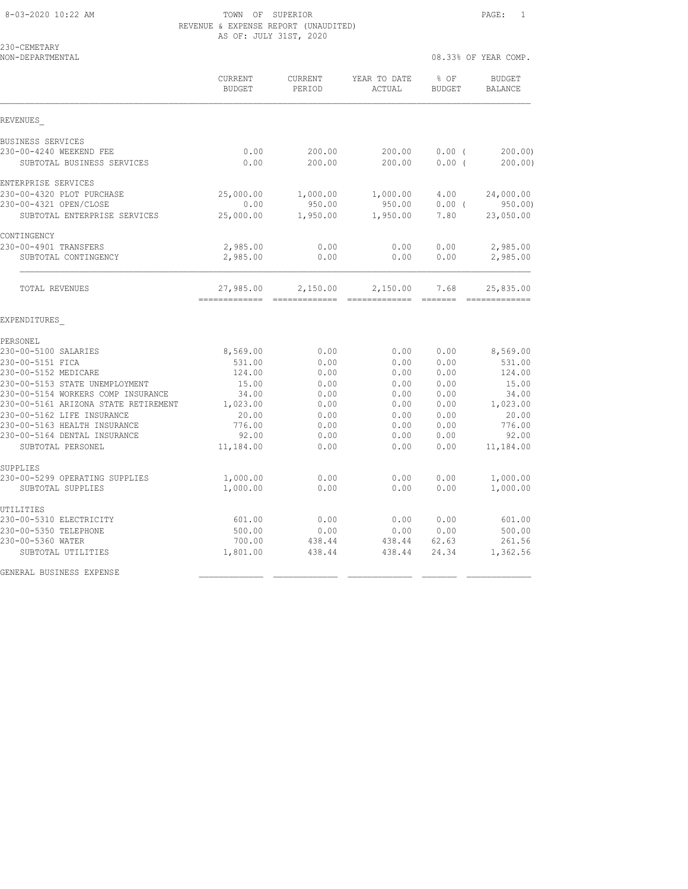TOWN OF SUPERIOR
REVENUE & EXPENSE REPORT (UNAUDITED)
AS OF: JULY 31ST, 2020

230-CEMETARY
NON-DEPARTMENTAL

08.33% OF YEAR COMP.

| | CURRENT BUDGET | CURRENT PERIOD | YEAR TO DATE ACTUAL | % OF BUDGET | BUDGET BALANCE |
|---|---|---|---|---|---|
| **REVENUES** | | | | | |
| BUSINESS SERVICES | | | | | |
| 230-00-4240 WEEKEND FEE | 0.00 | 200.00 | 200.00 | 0.00 | ( 200.00) |
| SUBTOTAL BUSINESS SERVICES | 0.00 | 200.00 | 200.00 | 0.00 | ( 200.00) |
| ENTERPRISE SERVICES | | | | | |
| 230-00-4320 PLOT PURCHASE | 25,000.00 | 1,000.00 | 1,000.00 | 4.00 | 24,000.00 |
| 230-00-4321 OPEN/CLOSE | 0.00 | 950.00 | 950.00 | 0.00 | ( 950.00) |
| SUBTOTAL ENTERPRISE SERVICES | 25,000.00 | 1,950.00 | 1,950.00 | 7.80 | 23,050.00 |
| CONTINGENCY | | | | | |
| 230-00-4901 TRANSFERS | 2,985.00 | 0.00 | 0.00 | 0.00 | 2,985.00 |
| SUBTOTAL CONTINGENCY | 2,985.00 | 0.00 | 0.00 | 0.00 | 2,985.00 |
| TOTAL REVENUES | 27,985.00 | 2,150.00 | 2,150.00 | 7.68 | 25,835.00 |
| **EXPENDITURES** | | | | | |
| PERSONEL | | | | | |
| 230-00-5100 SALARIES | 8,569.00 | 0.00 | 0.00 | 0.00 | 8,569.00 |
| 230-00-5151 FICA | 531.00 | 0.00 | 0.00 | 0.00 | 531.00 |
| 230-00-5152 MEDICARE | 124.00 | 0.00 | 0.00 | 0.00 | 124.00 |
| 230-00-5153 STATE UNEMPLOYMENT | 15.00 | 0.00 | 0.00 | 0.00 | 15.00 |
| 230-00-5154 WORKERS COMP INSURANCE | 34.00 | 0.00 | 0.00 | 0.00 | 34.00 |
| 230-00-5161 ARIZONA STATE RETIREMENT | 1,023.00 | 0.00 | 0.00 | 0.00 | 1,023.00 |
| 230-00-5162 LIFE INSURANCE | 20.00 | 0.00 | 0.00 | 0.00 | 20.00 |
| 230-00-5163 HEALTH INSURANCE | 776.00 | 0.00 | 0.00 | 0.00 | 776.00 |
| 230-00-5164 DENTAL INSURANCE | 92.00 | 0.00 | 0.00 | 0.00 | 92.00 |
| SUBTOTAL PERSONEL | 11,184.00 | 0.00 | 0.00 | 0.00 | 11,184.00 |
| SUPPLIES | | | | | |
| 230-00-5299 OPERATING SUPPLIES | 1,000.00 | 0.00 | 0.00 | 0.00 | 1,000.00 |
| SUBTOTAL SUPPLIES | 1,000.00 | 0.00 | 0.00 | 0.00 | 1,000.00 |
| UTILITIES | | | | | |
| 230-00-5310 ELECTRICITY | 601.00 | 0.00 | 0.00 | 0.00 | 601.00 |
| 230-00-5350 TELEPHONE | 500.00 | 0.00 | 0.00 | 0.00 | 500.00 |
| 230-00-5360 WATER | 700.00 | 438.44 | 438.44 | 62.63 | 261.56 |
| SUBTOTAL UTILITIES | 1,801.00 | 438.44 | 438.44 | 24.34 | 1,362.56 |
| GENERAL BUSINESS EXPENSE | | | | | |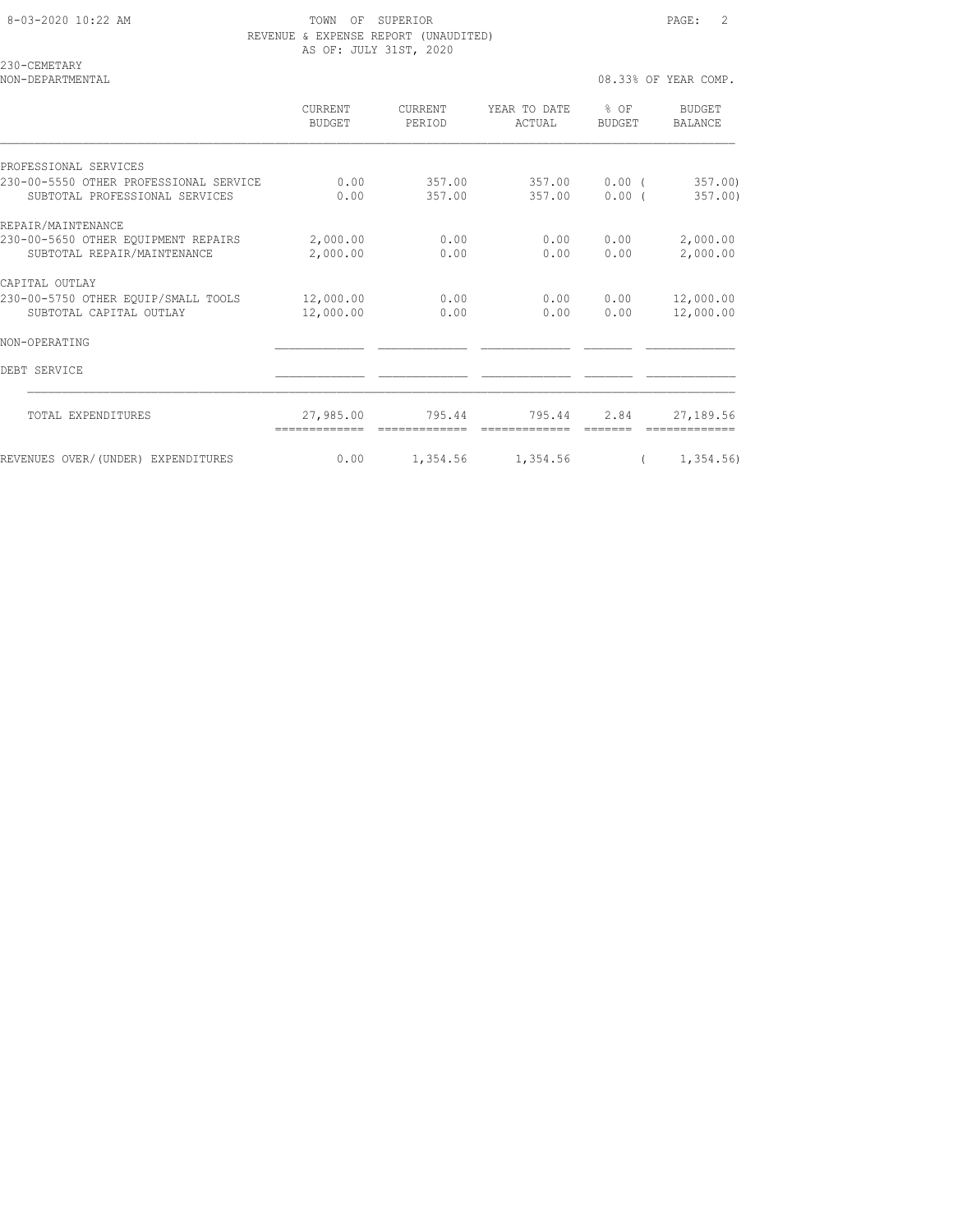TOWN OF SUPERIOR
REVENUE & EXPENSE REPORT (UNAUDITED)
AS OF: JULY 31ST, 2020

230-CEMETARY
NON-DEPARTMENTAL

08.33% OF YEAR COMP.

| | CURRENT BUDGET | CURRENT PERIOD | YEAR TO DATE ACTUAL | % OF BUDGET | BUDGET BALANCE |
|---|---|---|---|---|---|
| PROFESSIONAL SERVICES | | | | | |
| 230-00-5550 OTHER PROFESSIONAL SERVICE | 0.00 | 357.00 | 357.00 | 0.00 | ( 357.00) |
| SUBTOTAL PROFESSIONAL SERVICES | 0.00 | 357.00 | 357.00 | 0.00 | ( 357.00) |
| REPAIR/MAINTENANCE | | | | | |
| 230-00-5650 OTHER EQUIPMENT REPAIRS | 2,000.00 | 0.00 | 0.00 | 0.00 | 2,000.00 |
| SUBTOTAL REPAIR/MAINTENANCE | 2,000.00 | 0.00 | 0.00 | 0.00 | 2,000.00 |
| CAPITAL OUTLAY | | | | | |
| 230-00-5750 OTHER EQUIP/SMALL TOOLS | 12,000.00 | 0.00 | 0.00 | 0.00 | 12,000.00 |
| SUBTOTAL CAPITAL OUTLAY | 12,000.00 | 0.00 | 0.00 | 0.00 | 12,000.00 |
| NON-OPERATING | | | | | |
| DEBT SERVICE | | | | | |
| TOTAL EXPENDITURES | 27,985.00 | 795.44 | 795.44 | 2.84 | 27,189.56 |
| REVENUES OVER/(UNDER) EXPENDITURES | 0.00 | 1,354.56 | 1,354.56 | | ( 1,354.56) |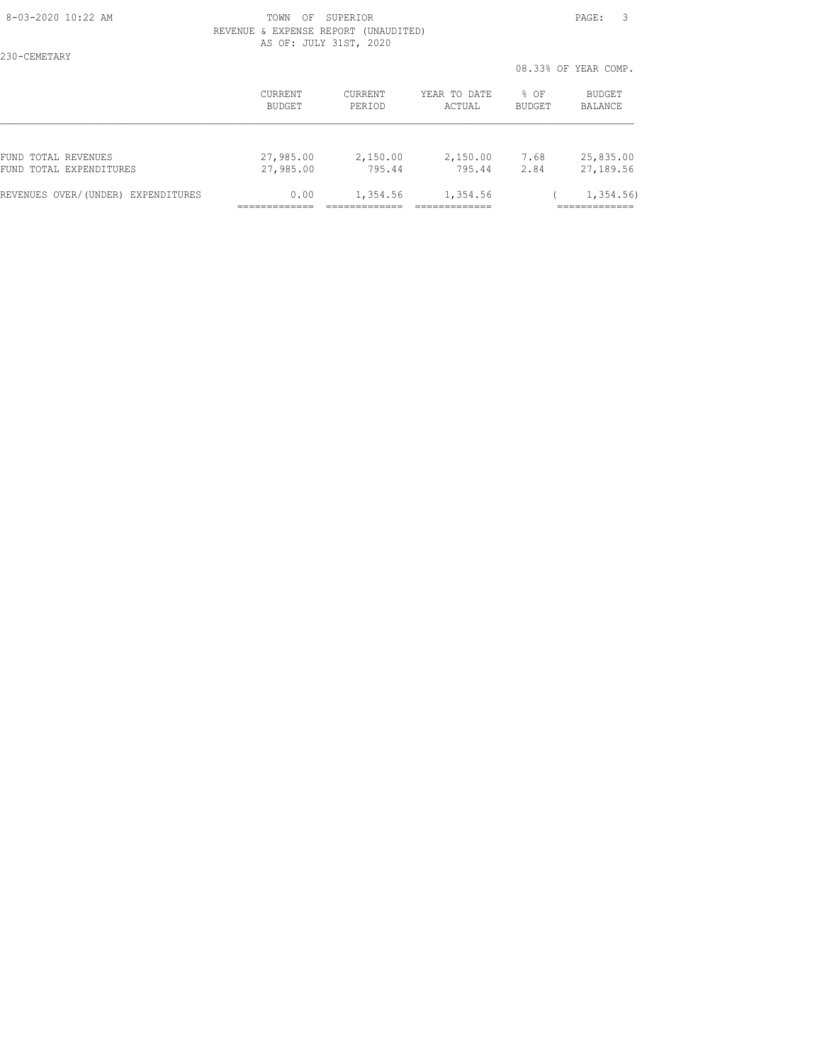TOWN OF SUPERIOR
REVENUE & EXPENSE REPORT (UNAUDITED)
AS OF: JULY 31ST, 2020

230-CEMETARY

08.33% OF YEAR COMP.

| | CURRENT BUDGET | CURRENT PERIOD | YEAR TO DATE ACTUAL | % OF BUDGET | BUDGET BALANCE |
|---|---|---|---|---|---|
| FUND TOTAL REVENUES | 27,985.00 | 2,150.00 | 2,150.00 | 7.68 | 25,835.00 |
| FUND TOTAL EXPENDITURES | 27,985.00 | 795.44 | 795.44 | 2.84 | 27,189.56 |
| REVENUES OVER/(UNDER) EXPENDITURES | 0.00 | 1,354.56 | 1,354.56 | | ( 1,354.56) |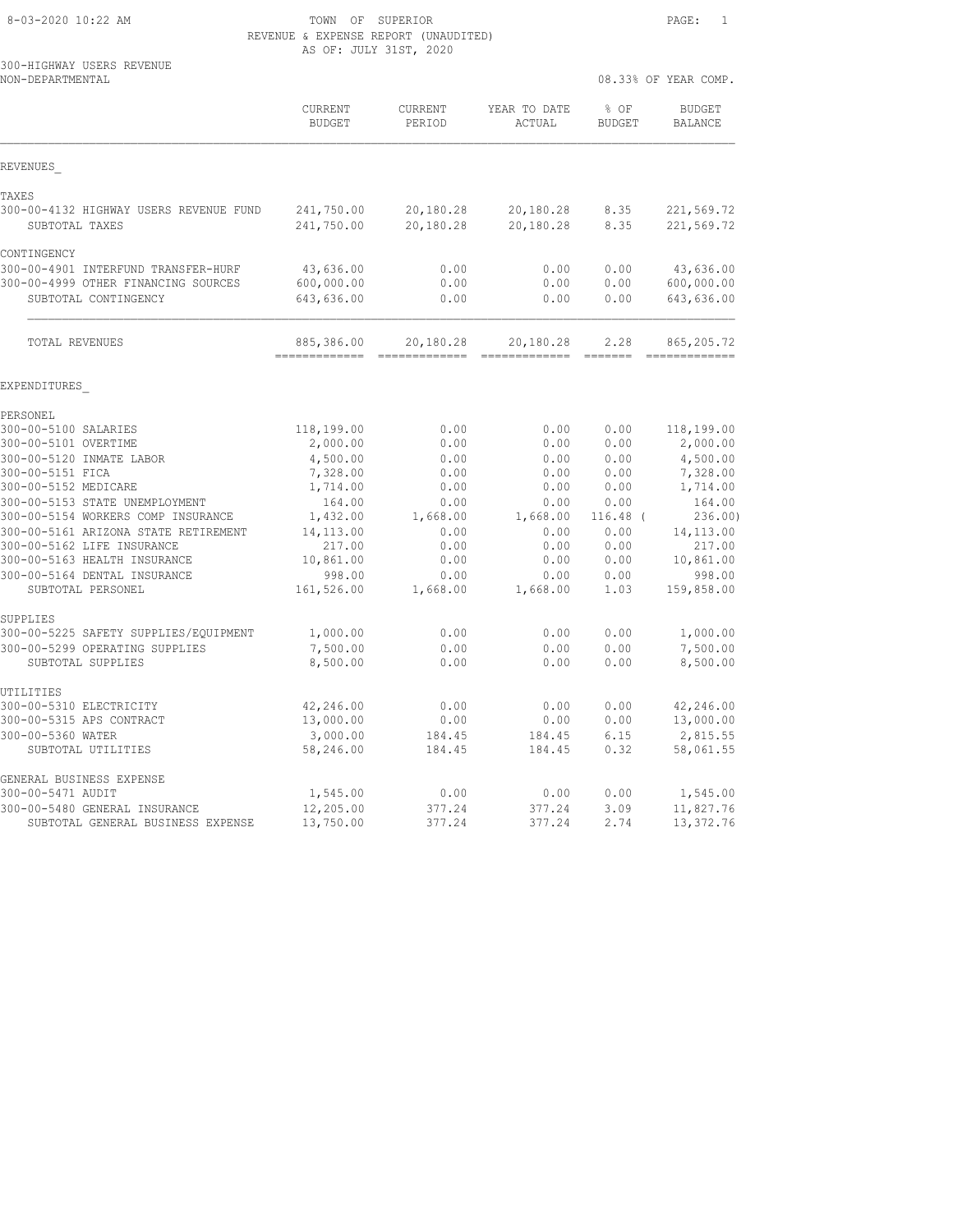# TOWN OF SUPERIOR
## REVENUE & EXPENSE REPORT (UNAUDITED)
### AS OF: JULY 31ST, 2020

300-HIGHWAY USERS REVENUE
NON-DEPARTMENTAL

08.33% OF YEAR COMP.

| | CURRENT BUDGET | CURRENT PERIOD | YEAR TO DATE ACTUAL | % OF BUDGET | BUDGET BALANCE |
|---|---|---|---|---|---|
| **REVENUES** | | | | | |
| TAXES | | | | | |
| 300-00-4132 HIGHWAY USERS REVENUE FUND | 241,750.00 | 20,180.28 | 20,180.28 | 8.35 | 221,569.72 |
| SUBTOTAL TAXES | 241,750.00 | 20,180.28 | 20,180.28 | 8.35 | 221,569.72 |
| CONTINGENCY | | | | | |
| 300-00-4901 INTERFUND TRANSFER-HURF | 43,636.00 | 0.00 | 0.00 | 0.00 | 43,636.00 |
| 300-00-4999 OTHER FINANCING SOURCES | 600,000.00 | 0.00 | 0.00 | 0.00 | 600,000.00 |
| SUBTOTAL CONTINGENCY | 643,636.00 | 0.00 | 0.00 | 0.00 | 643,636.00 |
| TOTAL REVENUES | 885,386.00 | 20,180.28 | 20,180.28 | 2.28 | 865,205.72 |
| **EXPENDITURES** | | | | | |
| PERSONEL | | | | | |
| 300-00-5100 SALARIES | 118,199.00 | 0.00 | 0.00 | 0.00 | 118,199.00 |
| 300-00-5101 OVERTIME | 2,000.00 | 0.00 | 0.00 | 0.00 | 2,000.00 |
| 300-00-5120 INMATE LABOR | 4,500.00 | 0.00 | 0.00 | 0.00 | 4,500.00 |
| 300-00-5151 FICA | 7,328.00 | 0.00 | 0.00 | 0.00 | 7,328.00 |
| 300-00-5152 MEDICARE | 1,714.00 | 0.00 | 0.00 | 0.00 | 1,714.00 |
| 300-00-5153 STATE UNEMPLOYMENT | 164.00 | 0.00 | 0.00 | 0.00 | 164.00 |
| 300-00-5154 WORKERS COMP INSURANCE | 1,432.00 | 1,668.00 | 1,668.00 | 116.48 | ( 236.00) |
| 300-00-5161 ARIZONA STATE RETIREMENT | 14,113.00 | 0.00 | 0.00 | 0.00 | 14,113.00 |
| 300-00-5162 LIFE INSURANCE | 217.00 | 0.00 | 0.00 | 0.00 | 217.00 |
| 300-00-5163 HEALTH INSURANCE | 10,861.00 | 0.00 | 0.00 | 0.00 | 10,861.00 |
| 300-00-5164 DENTAL INSURANCE | 998.00 | 0.00 | 0.00 | 0.00 | 998.00 |
| SUBTOTAL PERSONEL | 161,526.00 | 1,668.00 | 1,668.00 | 1.03 | 159,858.00 |
| SUPPLIES | | | | | |
| 300-00-5225 SAFETY SUPPLIES/EQUIPMENT | 1,000.00 | 0.00 | 0.00 | 0.00 | 1,000.00 |
| 300-00-5299 OPERATING SUPPLIES | 7,500.00 | 0.00 | 0.00 | 0.00 | 7,500.00 |
| SUBTOTAL SUPPLIES | 8,500.00 | 0.00 | 0.00 | 0.00 | 8,500.00 |
| UTILITIES | | | | | |
| 300-00-5310 ELECTRICITY | 42,246.00 | 0.00 | 0.00 | 0.00 | 42,246.00 |
| 300-00-5315 APS CONTRACT | 13,000.00 | 0.00 | 0.00 | 0.00 | 13,000.00 |
| 300-00-5360 WATER | 3,000.00 | 184.45 | 184.45 | 6.15 | 2,815.55 |
| SUBTOTAL UTILITIES | 58,246.00 | 184.45 | 184.45 | 0.32 | 58,061.55 |
| GENERAL BUSINESS EXPENSE | | | | | |
| 300-00-5471 AUDIT | 1,545.00 | 0.00 | 0.00 | 0.00 | 1,545.00 |
| 300-00-5480 GENERAL INSURANCE | 12,205.00 | 377.24 | 377.24 | 3.09 | 11,827.76 |
| SUBTOTAL GENERAL BUSINESS EXPENSE | 13,750.00 | 377.24 | 377.24 | 2.74 | 13,372.76 |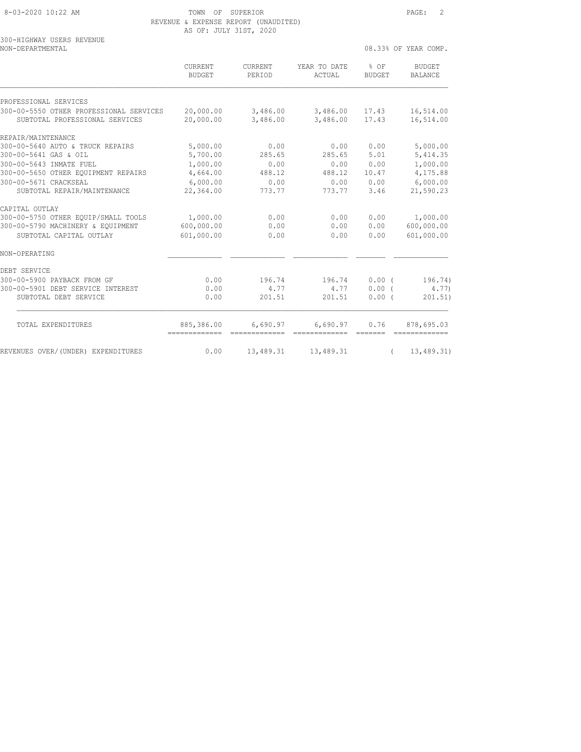TOWN OF SUPERIOR
REVENUE & EXPENSE REPORT (UNAUDITED)
AS OF: JULY 31ST, 2020

300-HIGHWAY USERS REVENUE
NON-DEPARTMENTAL

08.33% OF YEAR COMP.

| | CURRENT BUDGET | CURRENT PERIOD | YEAR TO DATE ACTUAL | % OF BUDGET | BUDGET BALANCE |
|---|---|---|---|---|---|
| PROFESSIONAL SERVICES | | | | | |
| 300-00-5550 OTHER PROFESSIONAL SERVICES | 20,000.00 | 3,486.00 | 3,486.00 | 17.43 | 16,514.00 |
| SUBTOTAL PROFESSIONAL SERVICES | 20,000.00 | 3,486.00 | 3,486.00 | 17.43 | 16,514.00 |
| REPAIR/MAINTENANCE | | | | | |
| 300-00-5640 AUTO & TRUCK REPAIRS | 5,000.00 | 0.00 | 0.00 | 0.00 | 5,000.00 |
| 300-00-5641 GAS & OIL | 5,700.00 | 285.65 | 285.65 | 5.01 | 5,414.35 |
| 300-00-5643 INMATE FUEL | 1,000.00 | 0.00 | 0.00 | 0.00 | 1,000.00 |
| 300-00-5650 OTHER EQUIPMENT REPAIRS | 4,664.00 | 488.12 | 488.12 | 10.47 | 4,175.88 |
| 300-00-5671 CRACKSEAL | 6,000.00 | 0.00 | 0.00 | 0.00 | 6,000.00 |
| SUBTOTAL REPAIR/MAINTENANCE | 22,364.00 | 773.77 | 773.77 | 3.46 | 21,590.23 |
| CAPITAL OUTLAY | | | | | |
| 300-00-5750 OTHER EQUIP/SMALL TOOLS | 1,000.00 | 0.00 | 0.00 | 0.00 | 1,000.00 |
| 300-00-5790 MACHINERY & EQUIPMENT | 600,000.00 | 0.00 | 0.00 | 0.00 | 600,000.00 |
| SUBTOTAL CAPITAL OUTLAY | 601,000.00 | 0.00 | 0.00 | 0.00 | 601,000.00 |
| NON-OPERATING | | | | | |
| DEBT SERVICE | | | | | |
| 300-00-5900 PAYBACK FROM GF | 0.00 | 196.74 | 196.74 | 0.00 | ( 196.74) |
| 300-00-5901 DEBT SERVICE INTEREST | 0.00 | 4.77 | 4.77 | 0.00 | ( 4.77) |
| SUBTOTAL DEBT SERVICE | 0.00 | 201.51 | 201.51 | 0.00 | ( 201.51) |
| TOTAL EXPENDITURES | 885,386.00 | 6,690.97 | 6,690.97 | 0.76 | 878,695.03 |
| REVENUES OVER/(UNDER) EXPENDITURES | 0.00 | 13,489.31 | 13,489.31 | | ( 13,489.31) |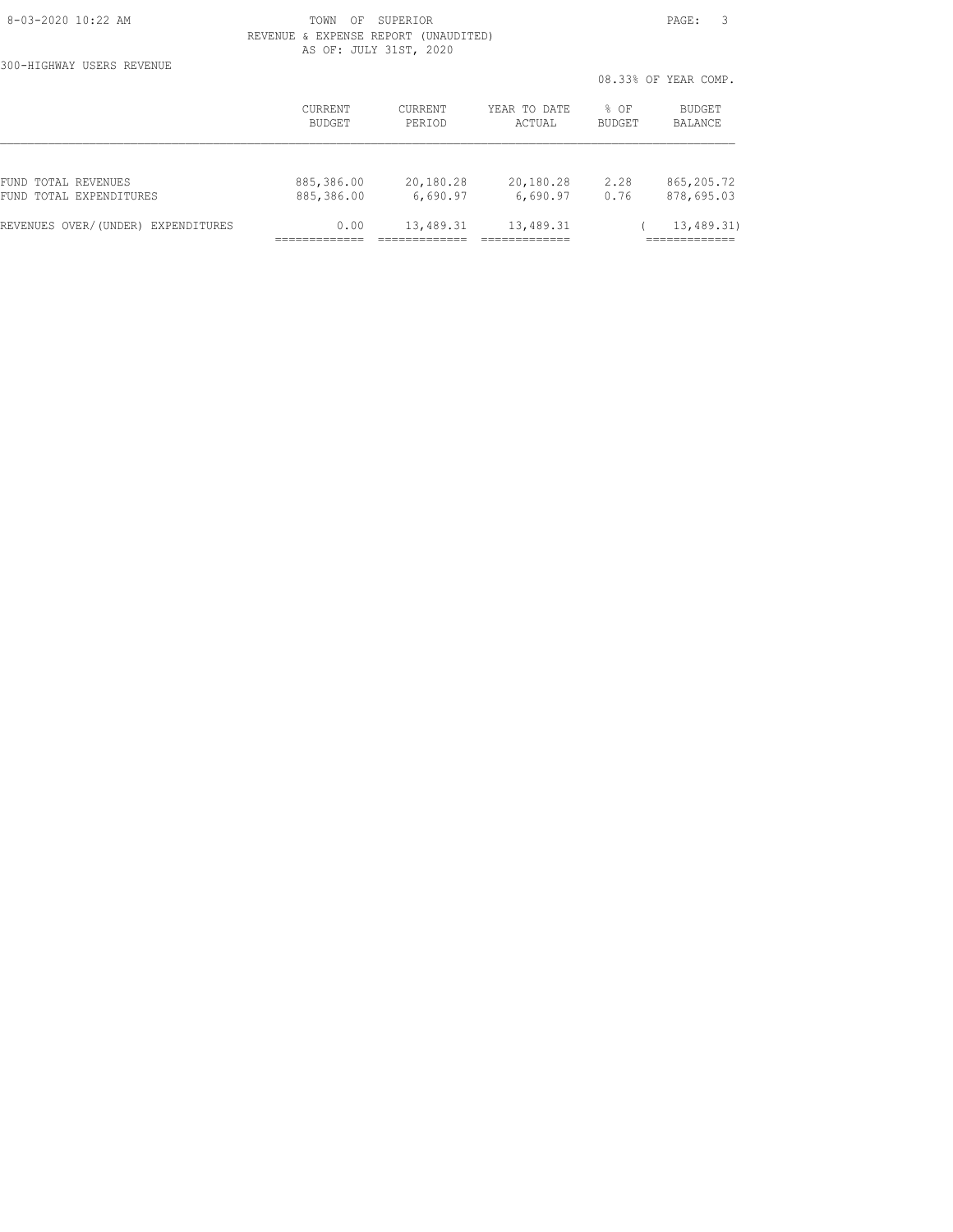TOWN OF SUPERIOR
REVENUE & EXPENSE REPORT (UNAUDITED)
AS OF: JULY 31ST, 2020

300-HIGHWAY USERS REVENUE

08.33% OF YEAR COMP.

| | CURRENT BUDGET | CURRENT PERIOD | YEAR TO DATE ACTUAL | % OF BUDGET | BUDGET BALANCE |
|---|---|---|---|---|---|
| FUND TOTAL REVENUES | 885,386.00 | 20,180.28 | 20,180.28 | 2.28 | 865,205.72 |
| FUND TOTAL EXPENDITURES | 885,386.00 | 6,690.97 | 6,690.97 | 0.76 | 878,695.03 |
| REVENUES OVER/(UNDER) EXPENDITURES | 0.00 | 13,489.31 | 13,489.31 | | ( 13,489.31) |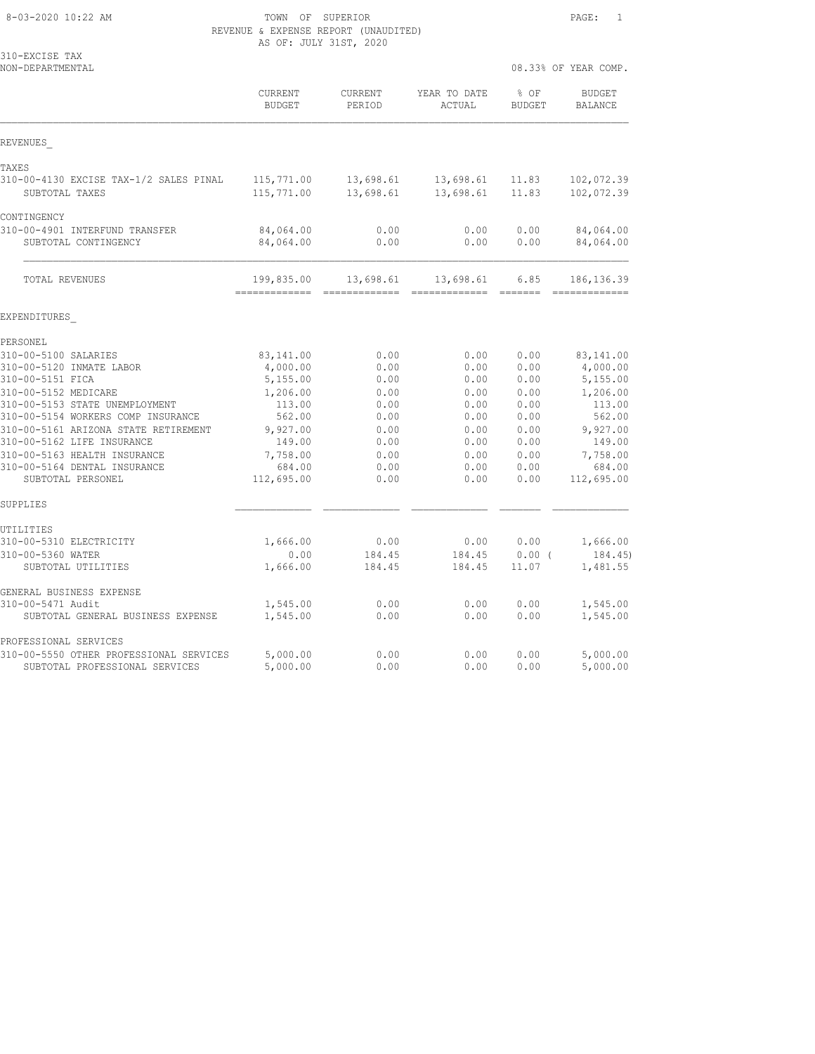8-03-2020 10:22 AM

TOWN OF SUPERIOR
REVENUE & EXPENSE REPORT (UNAUDITED)
AS OF: JULY 31ST, 2020

310-EXCISE TAX
NON-DEPARTMENTAL

08.33% OF YEAR COMP.

| | CURRENT BUDGET | CURRENT PERIOD | YEAR TO DATE ACTUAL | % OF BUDGET | BUDGET BALANCE |
|---|---|---|---|---|---|
| **REVENUES** | | | | | |
| TAXES | | | | | |
| 310-00-4130 EXCISE TAX-1/2 SALES PINAL | 115,771.00 | 13,698.61 | 13,698.61 | 11.83 | 102,072.39 |
| SUBTOTAL TAXES | 115,771.00 | 13,698.61 | 13,698.61 | 11.83 | 102,072.39 |
| CONTINGENCY | | | | | |
| 310-00-4901 INTERFUND TRANSFER | 84,064.00 | 0.00 | 0.00 | 0.00 | 84,064.00 |
| SUBTOTAL CONTINGENCY | 84,064.00 | 0.00 | 0.00 | 0.00 | 84,064.00 |
| TOTAL REVENUES | 199,835.00 | 13,698.61 | 13,698.61 | 6.85 | 186,136.39 |
| **EXPENDITURES** | | | | | |
| PERSONEL | | | | | |
| 310-00-5100 SALARIES | 83,141.00 | 0.00 | 0.00 | 0.00 | 83,141.00 |
| 310-00-5120 INMATE LABOR | 4,000.00 | 0.00 | 0.00 | 0.00 | 4,000.00 |
| 310-00-5151 FICA | 5,155.00 | 0.00 | 0.00 | 0.00 | 5,155.00 |
| 310-00-5152 MEDICARE | 1,206.00 | 0.00 | 0.00 | 0.00 | 1,206.00 |
| 310-00-5153 STATE UNEMPLOYMENT | 113.00 | 0.00 | 0.00 | 0.00 | 113.00 |
| 310-00-5154 WORKERS COMP INSURANCE | 562.00 | 0.00 | 0.00 | 0.00 | 562.00 |
| 310-00-5161 ARIZONA STATE RETIREMENT | 9,927.00 | 0.00 | 0.00 | 0.00 | 9,927.00 |
| 310-00-5162 LIFE INSURANCE | 149.00 | 0.00 | 0.00 | 0.00 | 149.00 |
| 310-00-5163 HEALTH INSURANCE | 7,758.00 | 0.00 | 0.00 | 0.00 | 7,758.00 |
| 310-00-5164 DENTAL INSURANCE | 684.00 | 0.00 | 0.00 | 0.00 | 684.00 |
| SUBTOTAL PERSONEL | 112,695.00 | 0.00 | 0.00 | 0.00 | 112,695.00 |
| SUPPLIES | | | | | |
| UTILITIES | | | | | |
| 310-00-5310 ELECTRICITY | 1,666.00 | 0.00 | 0.00 | 0.00 | 1,666.00 |
| 310-00-5360 WATER | 0.00 | 184.45 | 184.45 | 0.00 | ( 184.45) |
| SUBTOTAL UTILITIES | 1,666.00 | 184.45 | 184.45 | 11.07 | 1,481.55 |
| GENERAL BUSINESS EXPENSE | | | | | |
| 310-00-5471 Audit | 1,545.00 | 0.00 | 0.00 | 0.00 | 1,545.00 |
| SUBTOTAL GENERAL BUSINESS EXPENSE | 1,545.00 | 0.00 | 0.00 | 0.00 | 1,545.00 |
| PROFESSIONAL SERVICES | | | | | |
| 310-00-5550 OTHER PROFESSIONAL SERVICES | 5,000.00 | 0.00 | 0.00 | 0.00 | 5,000.00 |
| SUBTOTAL PROFESSIONAL SERVICES | 5,000.00 | 0.00 | 0.00 | 0.00 | 5,000.00 |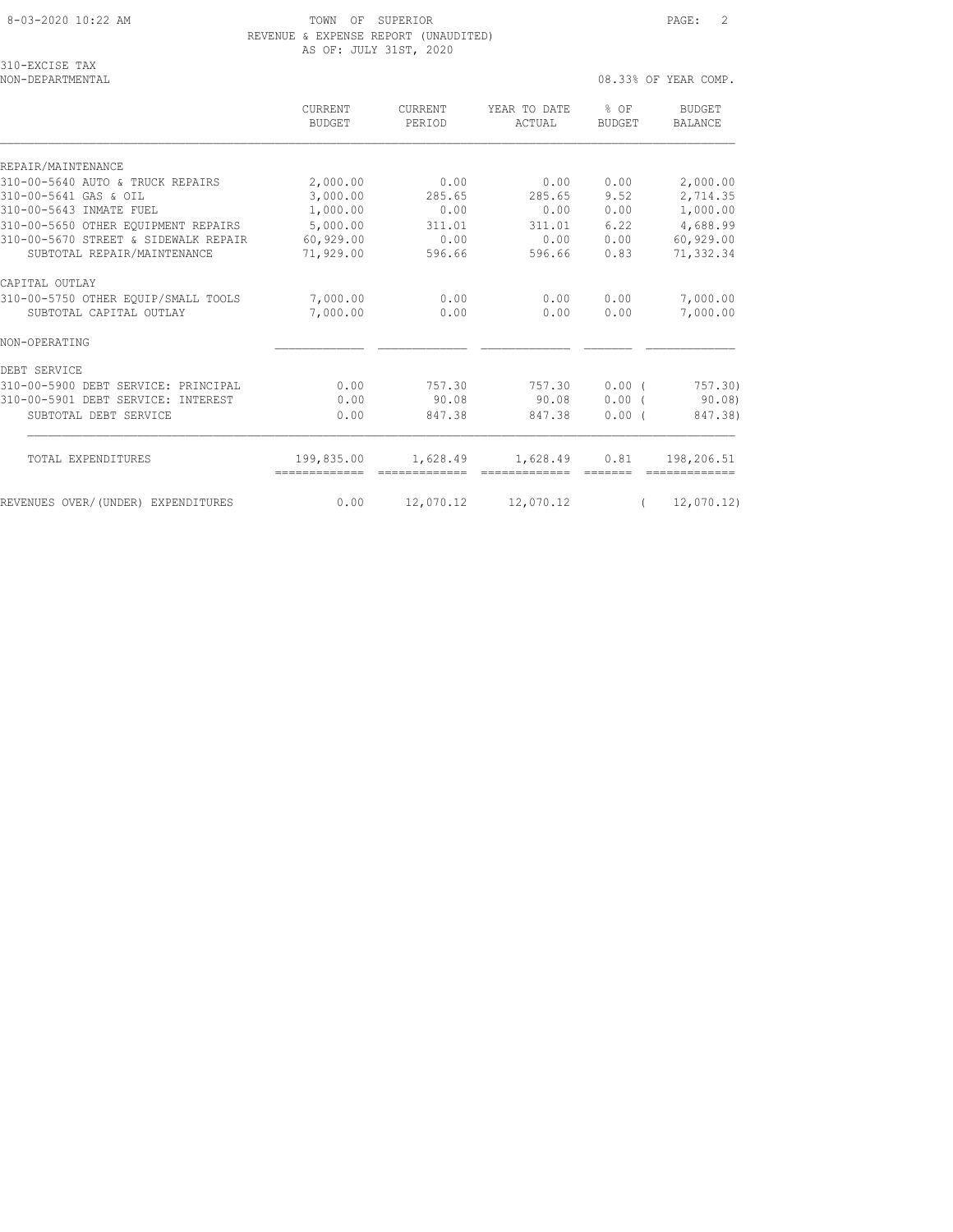TOWN OF SUPERIOR
REVENUE & EXPENSE REPORT (UNAUDITED)
AS OF: JULY 31ST, 2020

310-EXCISE TAX
NON-DEPARTMENTAL

08.33% OF YEAR COMP.

| | CURRENT BUDGET | CURRENT PERIOD | YEAR TO DATE ACTUAL | % OF BUDGET | BUDGET BALANCE |
|---|---|---|---|---|---|
| REPAIR/MAINTENANCE | | | | | |
| 310-00-5640 AUTO & TRUCK REPAIRS | 2,000.00 | 0.00 | 0.00 | 0.00 | 2,000.00 |
| 310-00-5641 GAS & OIL | 3,000.00 | 285.65 | 285.65 | 9.52 | 2,714.35 |
| 310-00-5643 INMATE FUEL | 1,000.00 | 0.00 | 0.00 | 0.00 | 1,000.00 |
| 310-00-5650 OTHER EQUIPMENT REPAIRS | 5,000.00 | 311.01 | 311.01 | 6.22 | 4,688.99 |
| 310-00-5670 STREET & SIDEWALK REPAIR | 60,929.00 | 0.00 | 0.00 | 0.00 | 60,929.00 |
| SUBTOTAL REPAIR/MAINTENANCE | 71,929.00 | 596.66 | 596.66 | 0.83 | 71,332.34 |
| CAPITAL OUTLAY | | | | | |
| 310-00-5750 OTHER EQUIP/SMALL TOOLS | 7,000.00 | 0.00 | 0.00 | 0.00 | 7,000.00 |
| SUBTOTAL CAPITAL OUTLAY | 7,000.00 | 0.00 | 0.00 | 0.00 | 7,000.00 |
| NON-OPERATING | | | | | |
| DEBT SERVICE | | | | | |
| 310-00-5900 DEBT SERVICE: PRINCIPAL | 0.00 | 757.30 | 757.30 | 0.00 | ( 757.30) |
| 310-00-5901 DEBT SERVICE: INTEREST | 0.00 | 90.08 | 90.08 | 0.00 | ( 90.08) |
| SUBTOTAL DEBT SERVICE | 0.00 | 847.38 | 847.38 | 0.00 | ( 847.38) |
| TOTAL EXPENDITURES | 199,835.00 | 1,628.49 | 1,628.49 | 0.81 | 198,206.51 |
| REVENUES OVER/(UNDER) EXPENDITURES | 0.00 | 12,070.12 | 12,070.12 | | ( 12,070.12) |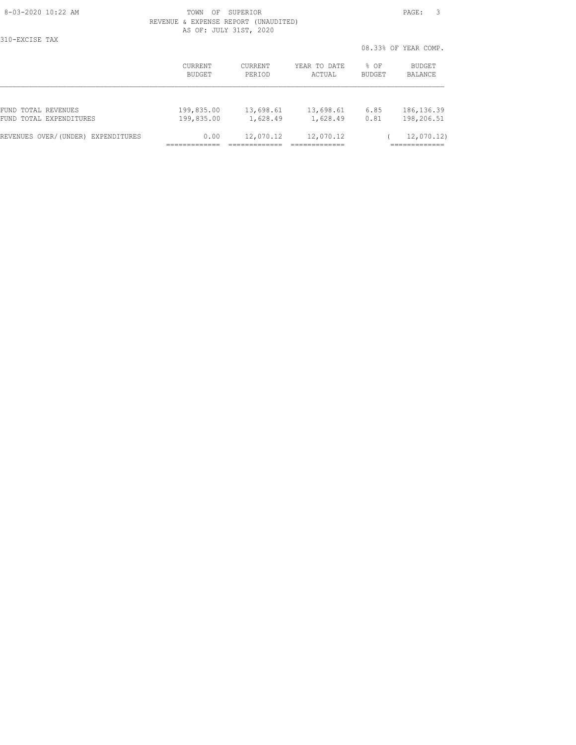TOWN OF SUPERIOR
REVENUE & EXPENSE REPORT (UNAUDITED)
AS OF: JULY 31ST, 2020

310-EXCISE TAX

08.33% OF YEAR COMP.

| | CURRENT BUDGET | CURRENT PERIOD | YEAR TO DATE ACTUAL | % OF BUDGET | BUDGET BALANCE |
|---|---|---|---|---|---|
| FUND TOTAL REVENUES | 199,835.00 | 13,698.61 | 13,698.61 | 6.85 | 186,136.39 |
| FUND TOTAL EXPENDITURES | 199,835.00 | 1,628.49 | 1,628.49 | 0.81 | 198,206.51 |
| REVENUES OVER/(UNDER) EXPENDITURES | 0.00 | 12,070.12 | 12,070.12 | | ( 12,070.12) |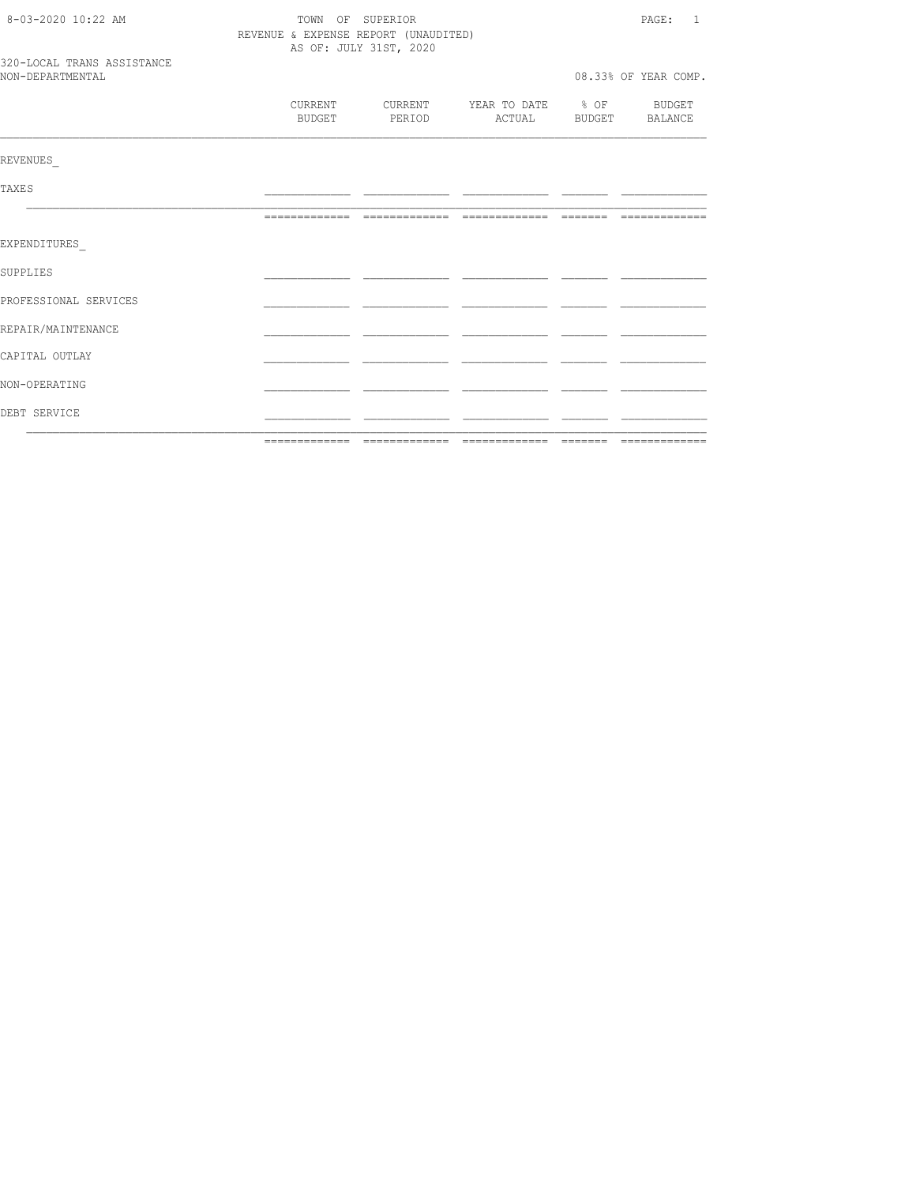8-03-2020 10:22 AM

# TOWN OF SUPERIOR

REVENUE & EXPENSE REPORT (UNAUDITED)

AS OF: JULY 31ST, 2020

320-LOCAL TRANS ASSISTANCE

NON-DEPARTMENTAL

08.33% OF YEAR COMP.

| | CURRENT BUDGET | CURRENT PERIOD | YEAR TO DATE ACTUAL | % OF BUDGET | BUDGET BALANCE |
|---|---|---|---|---|---|
| REVENUES_ | | | | | |
| TAXES | | | | | |
| | | | | | |
| EXPENDITURES_ | | | | | |
| SUPPLIES | | | | | |
| PROFESSIONAL SERVICES | | | | | |
| REPAIR/MAINTENANCE | | | | | |
| CAPITAL OUTLAY | | | | | |
| NON-OPERATING | | | | | |
| DEBT SERVICE | | | | | |
| | | | | | |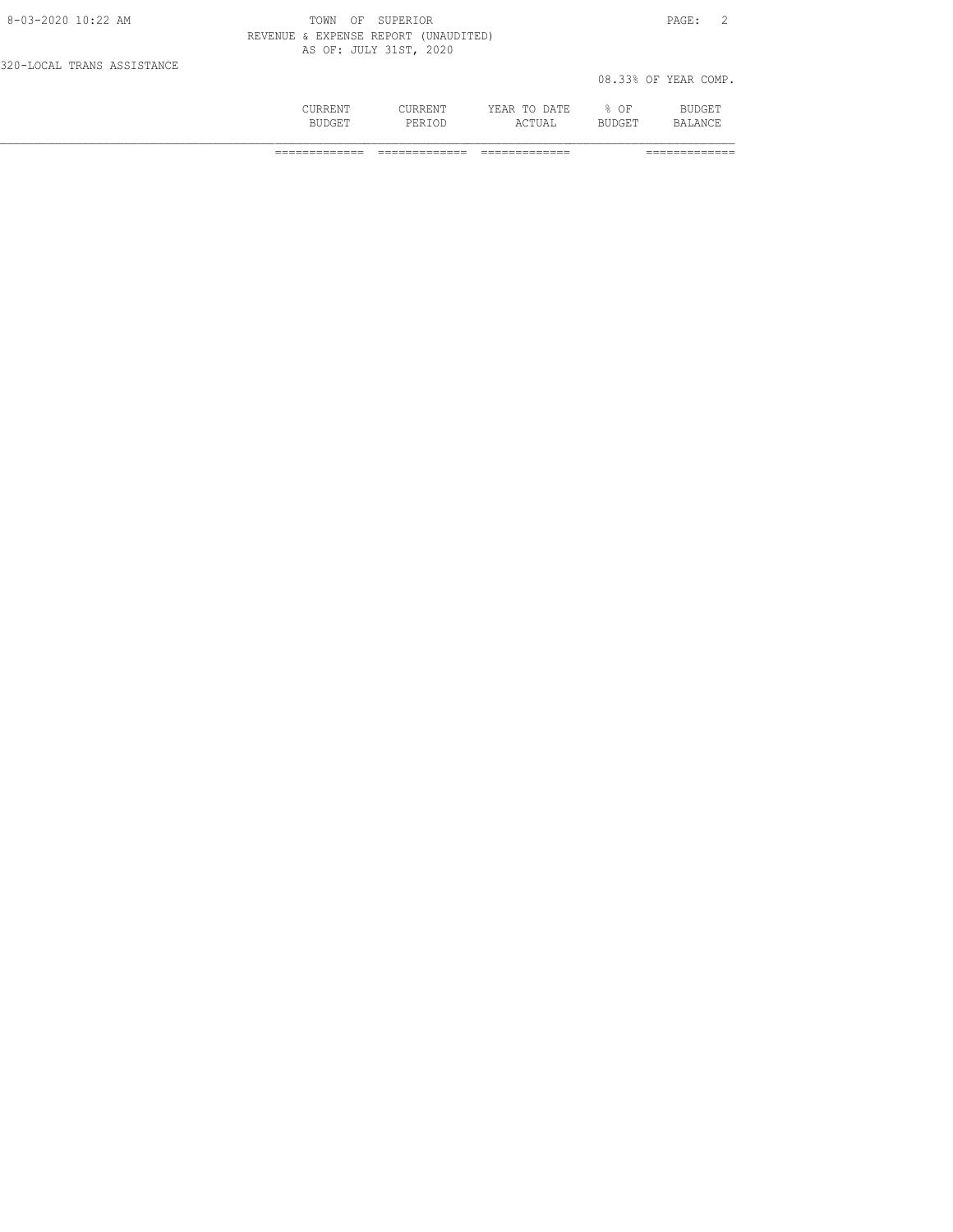320-LOCAL TRANS ASSISTANCE

08.33% OF YEAR COMP.

| | CURRENT BUDGET | CURRENT PERIOD | YEAR TO DATE ACTUAL | % OF BUDGET | BUDGET BALANCE |
|---|---|---|---|---|---|
| | ============= | ============= | ============= | | ============= |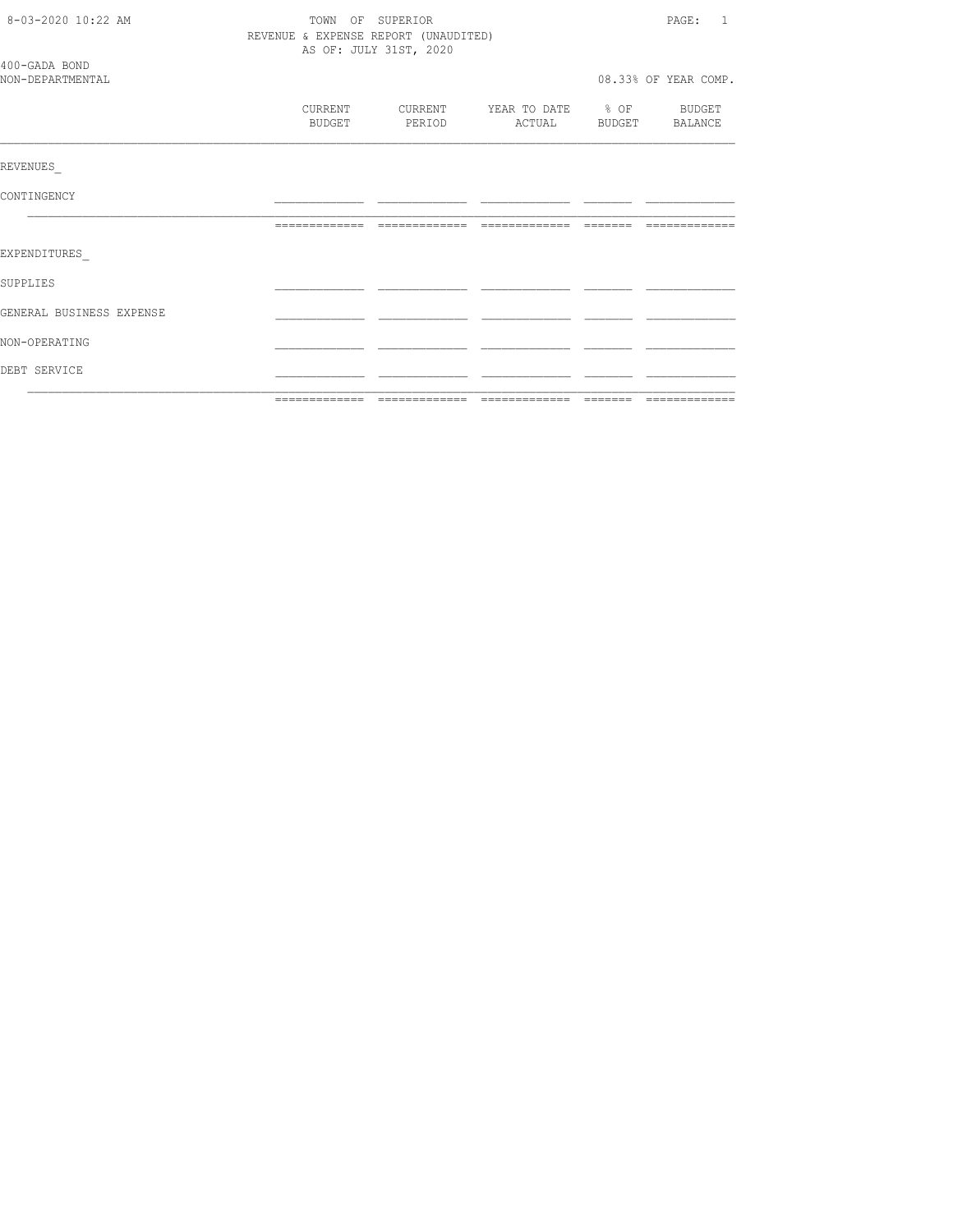TOWN OF SUPERIOR
REVENUE & EXPENSE REPORT (UNAUDITED)
AS OF: JULY 31ST, 2020

400-GADA BOND
NON-DEPARTMENTAL

08.33% OF YEAR COMP.

| | CURRENT BUDGET | CURRENT PERIOD | YEAR TO DATE ACTUAL | % OF BUDGET | BUDGET BALANCE |
|---|---|---|---|---|---|
| REVENUES_ | | | | | |
| CONTINGENCY | | | | | |
| EXPENDITURES_ | | | | | |
| SUPPLIES | | | | | |
| GENERAL BUSINESS EXPENSE | | | | | |
| NON-OPERATING | | | | | |
| DEBT SERVICE | | | | | |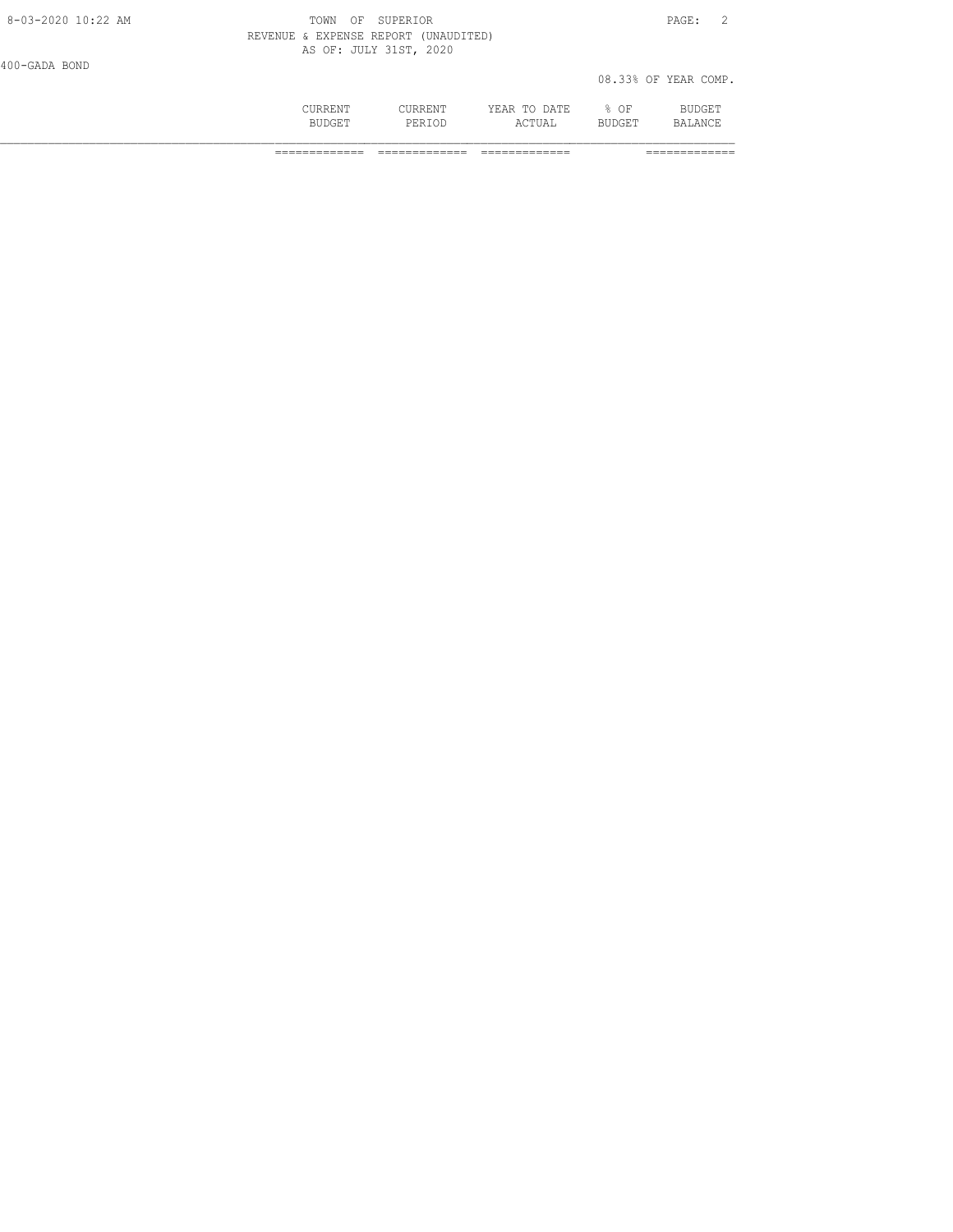TOWN OF SUPERIOR
REVENUE & EXPENSE REPORT (UNAUDITED)
AS OF: JULY 31ST, 2020

400-GADA BOND

08.33% OF YEAR COMP.

| | CURRENT BUDGET | CURRENT PERIOD | YEAR TO DATE ACTUAL | % OF BUDGET | BUDGET BALANCE |
|---|---|---|---|---|---|
| | ============= | ============= | ============= | | ============= |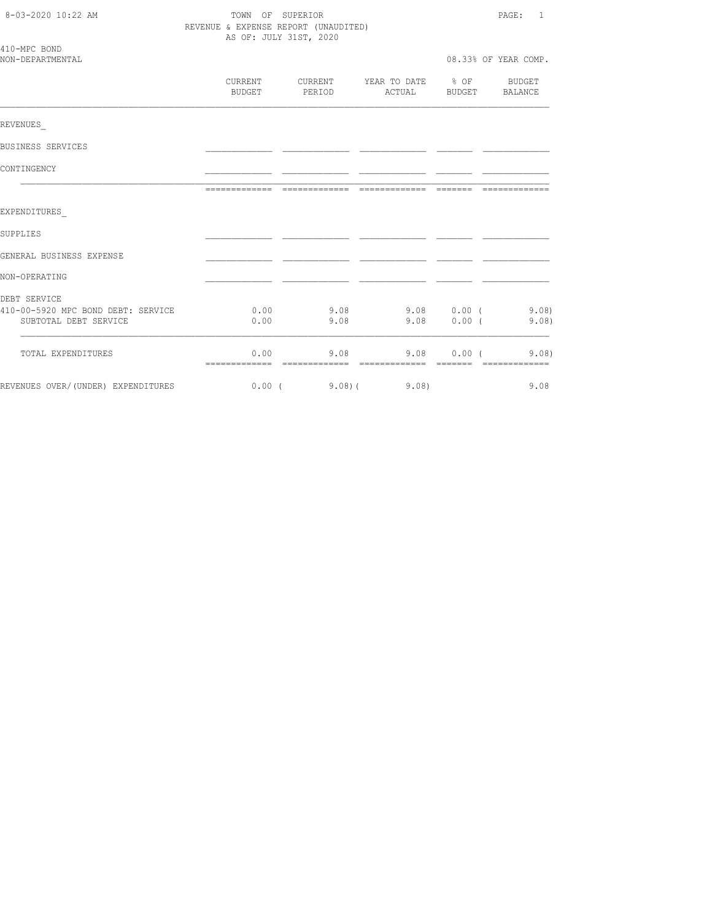TOWN OF SUPERIOR
REVENUE & EXPENSE REPORT (UNAUDITED)
AS OF: JULY 31ST, 2020

8-03-2020 10:22 AM

410-MPC BOND
NON-DEPARTMENTAL

08.33% OF YEAR COMP.

| | CURRENT BUDGET | CURRENT PERIOD | YEAR TO DATE ACTUAL | % OF BUDGET | BUDGET BALANCE |
|---|---|---|---|---|---|
| REVENUES_ | | | | | |
| BUSINESS SERVICES | | | | | |
| CONTINGENCY | | | | | |
| EXPENDITURES_ | | | | | |
| SUPPLIES | | | | | |
| GENERAL BUSINESS EXPENSE | | | | | |
| NON-OPERATING | | | | | |
| DEBT SERVICE | | | | | |
| 410-00-5920 MPC BOND DEBT: SERVICE | 0.00 | 9.08 | 9.08 | 0.00 | ( 9.08) |
| SUBTOTAL DEBT SERVICE | 0.00 | 9.08 | 9.08 | 0.00 | ( 9.08) |
| TOTAL EXPENDITURES | 0.00 | 9.08 | 9.08 | 0.00 | ( 9.08) |
| REVENUES OVER/(UNDER) EXPENDITURES | 0.00 | ( 9.08) | ( 9.08) | | 9.08 |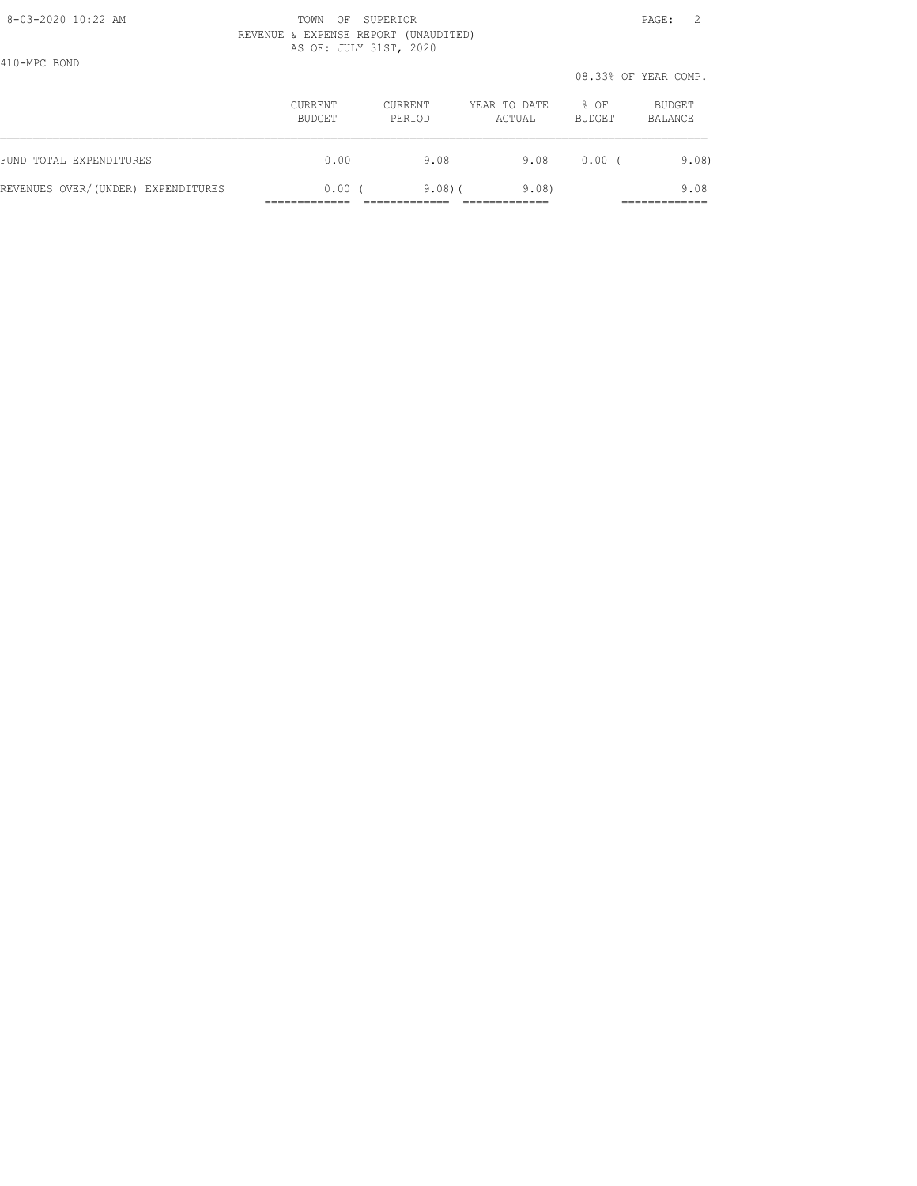410-MPC BOND

08.33% OF YEAR COMP.

| | CURRENT BUDGET | CURRENT PERIOD | YEAR TO DATE ACTUAL | % OF BUDGET | BUDGET BALANCE |
|---|---|---|---|---|---|
| FUND TOTAL EXPENDITURES | 0.00 | 9.08 | 9.08 | 0.00 | ( 9.08) |
| REVENUES OVER/(UNDER) EXPENDITURES | 0.00 | ( 9.08) | ( 9.08) | | 9.08 |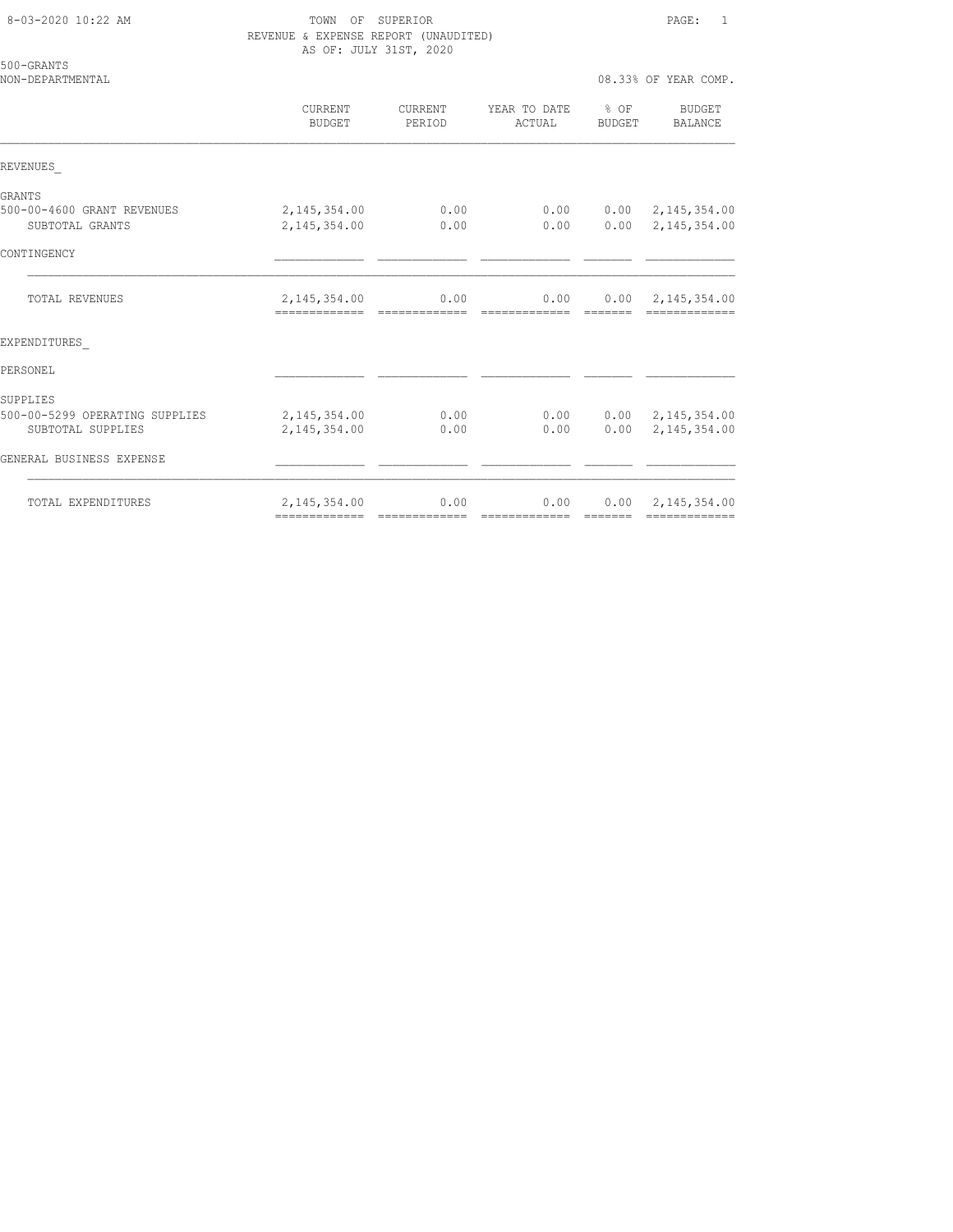8-03-2020 10:22 AM

TOWN OF SUPERIOR
REVENUE & EXPENSE REPORT (UNAUDITED)
AS OF: JULY 31ST, 2020

500-GRANTS
NON-DEPARTMENTAL

08.33% OF YEAR COMP.

| | CURRENT BUDGET | CURRENT PERIOD | YEAR TO DATE ACTUAL | % OF BUDGET | BUDGET BALANCE |
|---|---|---|---|---|---|
| REVENUES_ | | | | | |
| GRANTS | | | | | |
| 500-00-4600 GRANT REVENUES | 2,145,354.00 | 0.00 | 0.00 | 0.00 | 2,145,354.00 |
| SUBTOTAL GRANTS | 2,145,354.00 | 0.00 | 0.00 | 0.00 | 2,145,354.00 |
| CONTINGENCY | | | | | |
| TOTAL REVENUES | 2,145,354.00 | 0.00 | 0.00 | 0.00 | 2,145,354.00 |
| EXPENDITURES_ | | | | | |
| PERSONEL | | | | | |
| SUPPLIES | | | | | |
| 500-00-5299 OPERATING SUPPLIES | 2,145,354.00 | 0.00 | 0.00 | 0.00 | 2,145,354.00 |
| SUBTOTAL SUPPLIES | 2,145,354.00 | 0.00 | 0.00 | 0.00 | 2,145,354.00 |
| GENERAL BUSINESS EXPENSE | | | | | |
| TOTAL EXPENDITURES | 2,145,354.00 | 0.00 | 0.00 | 0.00 | 2,145,354.00 |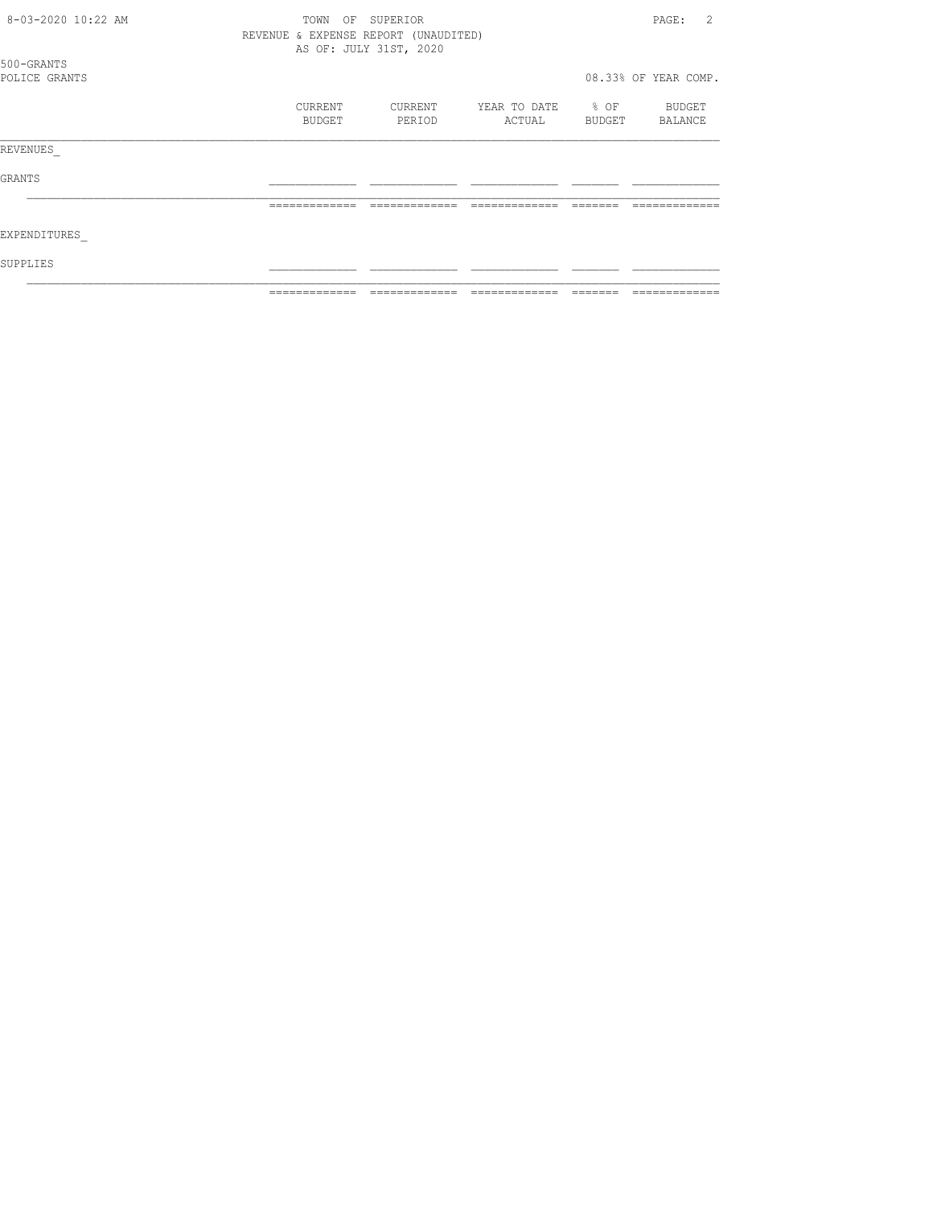TOWN OF SUPERIOR
REVENUE & EXPENSE REPORT (UNAUDITED)
AS OF: JULY 31ST, 2020

500-GRANTS
POLICE GRANTS

08.33% OF YEAR COMP.

| | CURRENT BUDGET | CURRENT PERIOD | YEAR TO DATE ACTUAL | % OF BUDGET | BUDGET BALANCE |
|---|---|---|---|---|---|
| REVENUES | | | | | |
| GRANTS | | | | | |
| | | | | | |
| EXPENDITURES | | | | | |
| SUPPLIES | | | | | |
| | | | | | |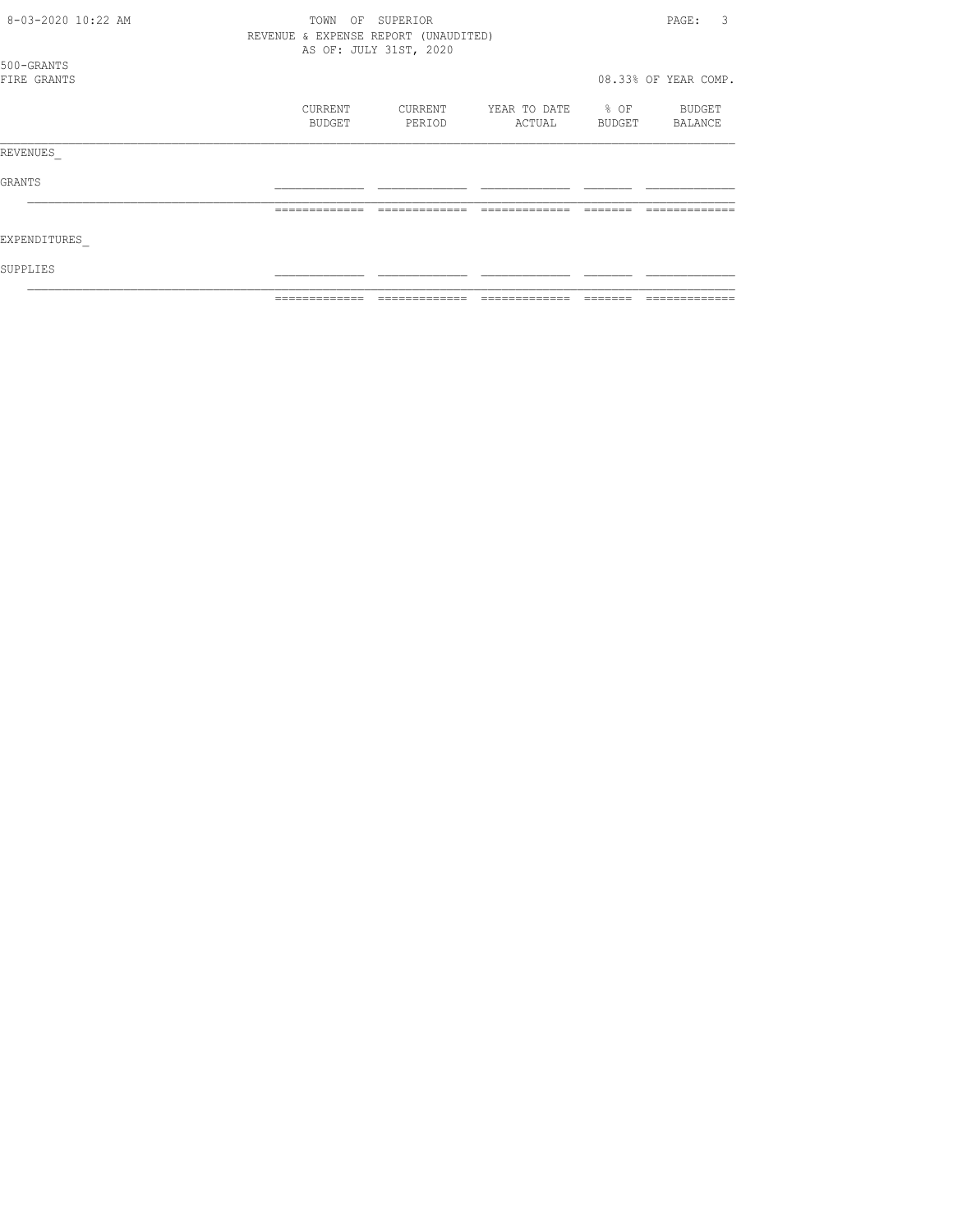TOWN OF SUPERIOR
REVENUE & EXPENSE REPORT (UNAUDITED)
AS OF: JULY 31ST, 2020

500-GRANTS
FIRE GRANTS

08.33% OF YEAR COMP.

| | CURRENT BUDGET | CURRENT PERIOD | YEAR TO DATE ACTUAL | % OF BUDGET | BUDGET BALANCE |
|---|---|---|---|---|---|
| REVENUES_ | | | | | |
| GRANTS | | | | | |
| EXPENDITURES_ | | | | | |
| SUPPLIES | | | | | |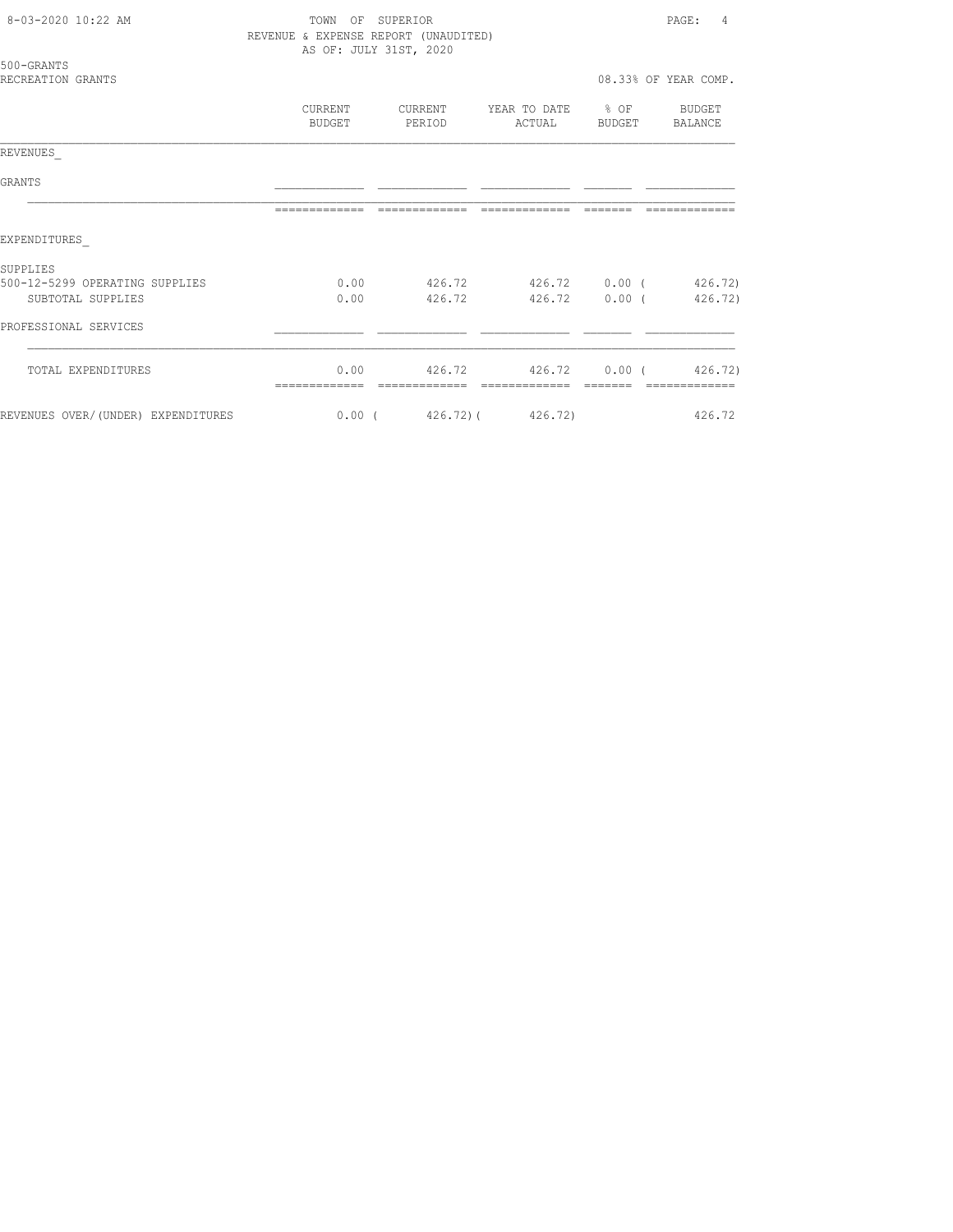TOWN OF SUPERIOR
REVENUE & EXPENSE REPORT (UNAUDITED)
AS OF: JULY 31ST, 2020

500-GRANTS
RECREATION GRANTS

08.33% OF YEAR COMP.

| | CURRENT BUDGET | CURRENT PERIOD | YEAR TO DATE ACTUAL | % OF BUDGET | BUDGET BALANCE |
|---|---|---|---|---|---|
| REVENUES_ | | | | | |
| GRANTS | | | | | |
| EXPENDITURES_ | | | | | |
| SUPPLIES | | | | | |
| 500-12-5299 OPERATING SUPPLIES | 0.00 | 426.72 | 426.72 | 0.00 | ( 426.72) |
| SUBTOTAL SUPPLIES | 0.00 | 426.72 | 426.72 | 0.00 | ( 426.72) |
| PROFESSIONAL SERVICES | | | | | |
| TOTAL EXPENDITURES | 0.00 | 426.72 | 426.72 | 0.00 | ( 426.72) |
| REVENUES OVER/(UNDER) EXPENDITURES | 0.00 | ( 426.72) | ( 426.72) | | 426.72 |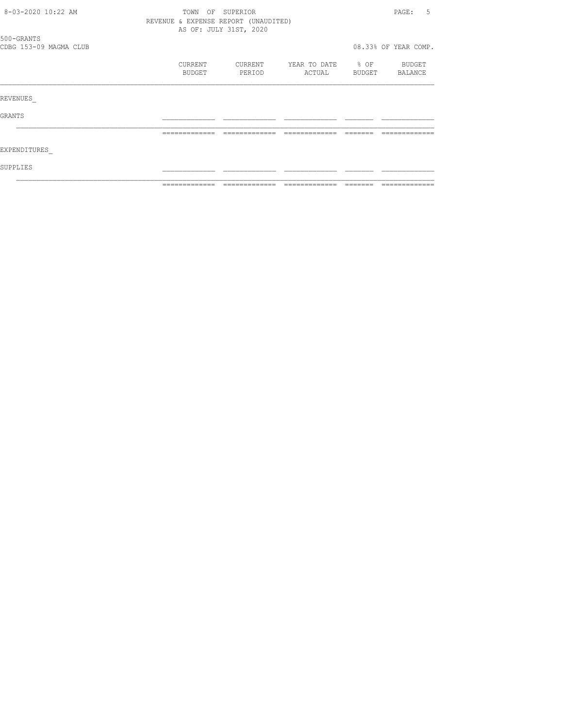TOWN OF SUPERIOR
REVENUE & EXPENSE REPORT (UNAUDITED)
AS OF: JULY 31ST, 2020

500-GRANTS
CDBG 153-09 MAGMA CLUB

08.33% OF YEAR COMP.

| | CURRENT BUDGET | CURRENT PERIOD | YEAR TO DATE ACTUAL | % OF BUDGET | BUDGET BALANCE |
|---|---|---|---|---|---|
| REVENUES_ | | | | | |
| GRANTS | | | | | |
| EXPENDITURES_ | | | | | |
| SUPPLIES | | | | | |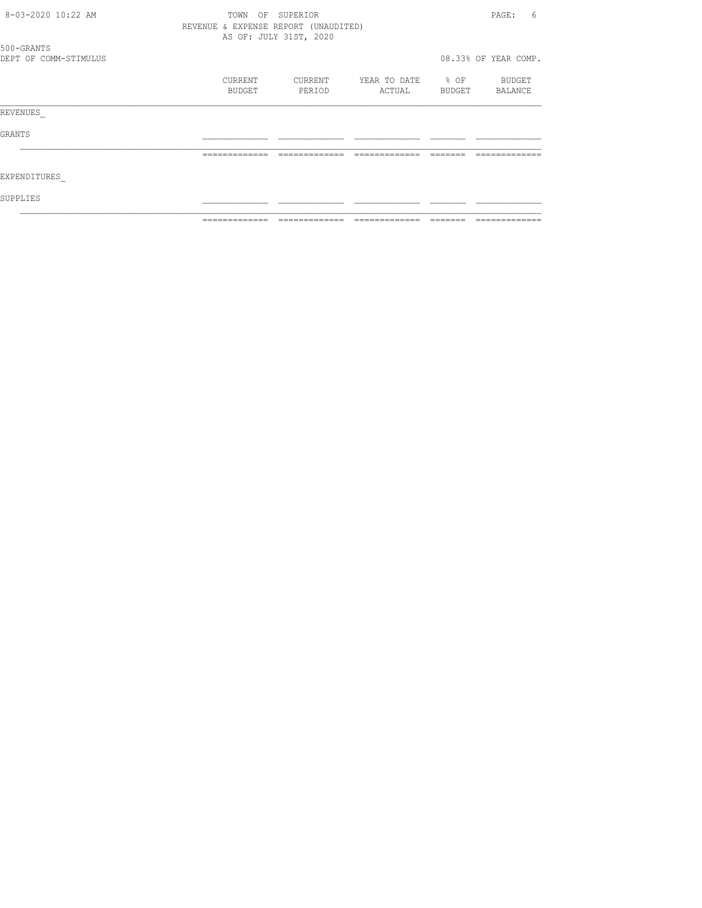TOWN OF SUPERIOR
REVENUE & EXPENSE REPORT (UNAUDITED)
AS OF: JULY 31ST, 2020

500-GRANTS
DEPT OF COMM-STIMULUS

08.33% OF YEAR COMP.

| | CURRENT BUDGET | CURRENT PERIOD | YEAR TO DATE ACTUAL | % OF BUDGET | BUDGET BALANCE |
|---|---|---|---|---|---|
| REVENUES_ | | | | | |
| GRANTS | | | | | |
| | | | | | |
| EXPENDITURES_ | | | | | |
| SUPPLIES | | | | | |
| | | | | | |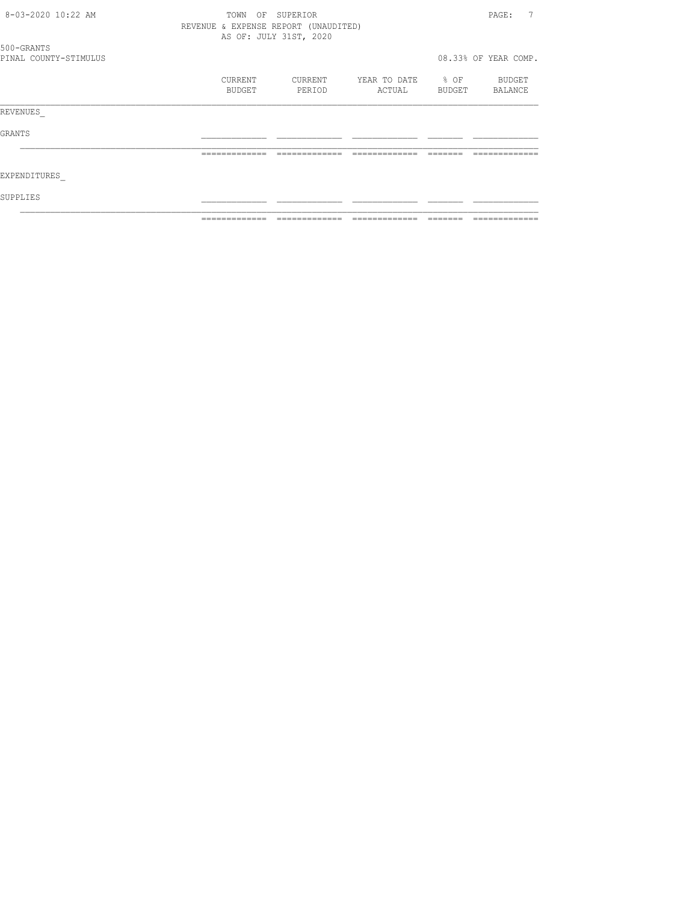TOWN OF SUPERIOR
REVENUE & EXPENSE REPORT (UNAUDITED)
AS OF: JULY 31ST, 2020

500-GRANTS
PINAL COUNTY-STIMULUS

08.33% OF YEAR COMP.

| | CURRENT BUDGET | CURRENT PERIOD | YEAR TO DATE ACTUAL | % OF BUDGET | BUDGET BALANCE |
|---|---|---|---|---|---|
| REVENUES_ | | | | | |
| GRANTS | | | | | |
| | | | | | |
| EXPENDITURES_ | | | | | |
| SUPPLIES | | | | | |
| | | | | | |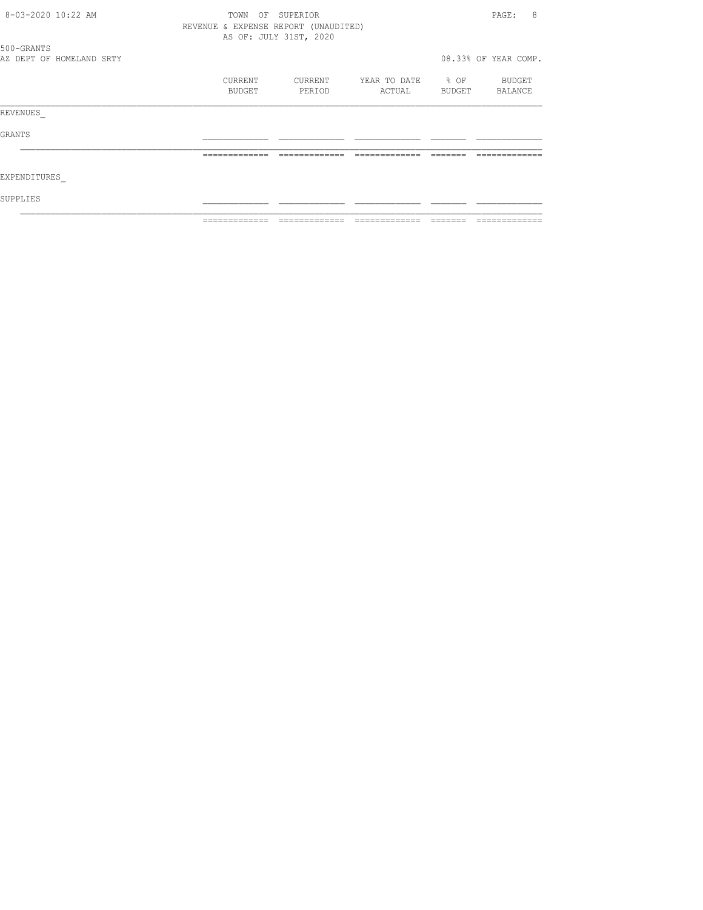TOWN OF SUPERIOR
REVENUE & EXPENSE REPORT (UNAUDITED)
AS OF: JULY 31ST, 2020

500-GRANTS
AZ DEPT OF HOMELAND SRTY

08.33% OF YEAR COMP.

| | CURRENT BUDGET | CURRENT PERIOD | YEAR TO DATE ACTUAL | % OF BUDGET | BUDGET BALANCE |
|---|---|---|---|---|---|
| REVENUES_ | | | | | |
| GRANTS | | | | | |
| EXPENDITURES_ | | | | | |
| SUPPLIES | | | | | |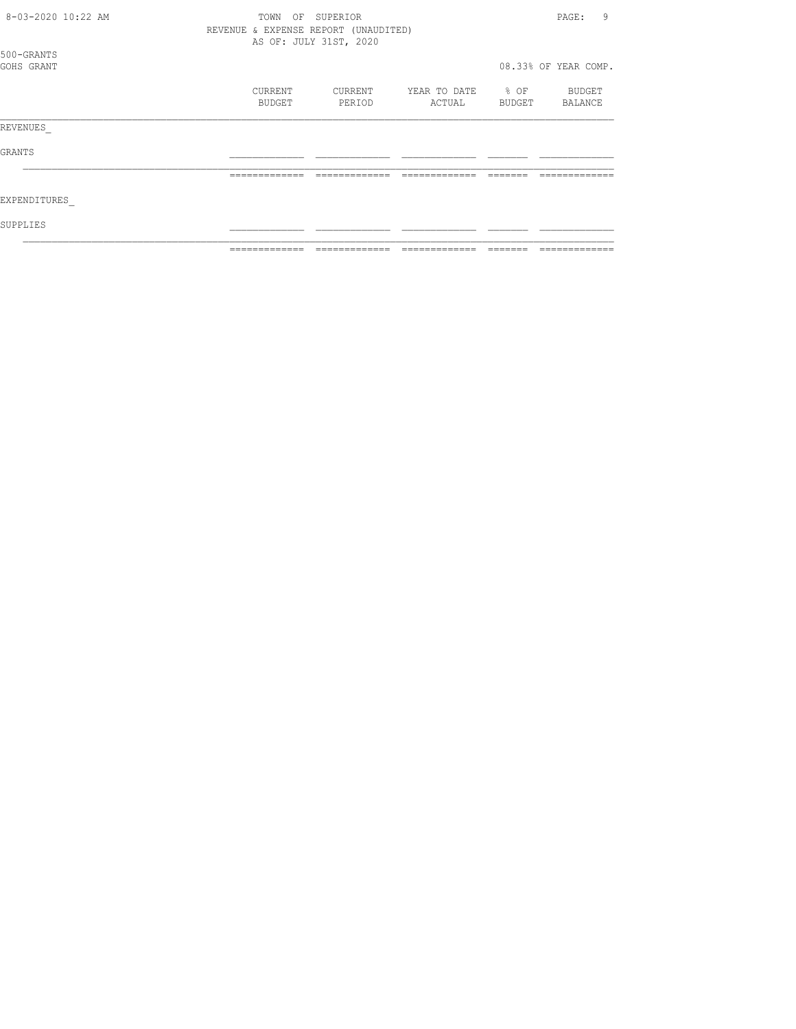TOWN OF SUPERIOR
REVENUE & EXPENSE REPORT (UNAUDITED)
AS OF: JULY 31ST, 2020

500-GRANTS
GOHS GRANT

08.33% OF YEAR COMP.

| | CURRENT BUDGET | CURRENT PERIOD | YEAR TO DATE ACTUAL | % OF BUDGET | BUDGET BALANCE |
|---|---|---|---|---|---|
| REVENUES_ | | | | | |
| GRANTS | | | | | |
| | | | | | |
| EXPENDITURES_ | | | | | |
| SUPPLIES | | | | | |
| | | | | | |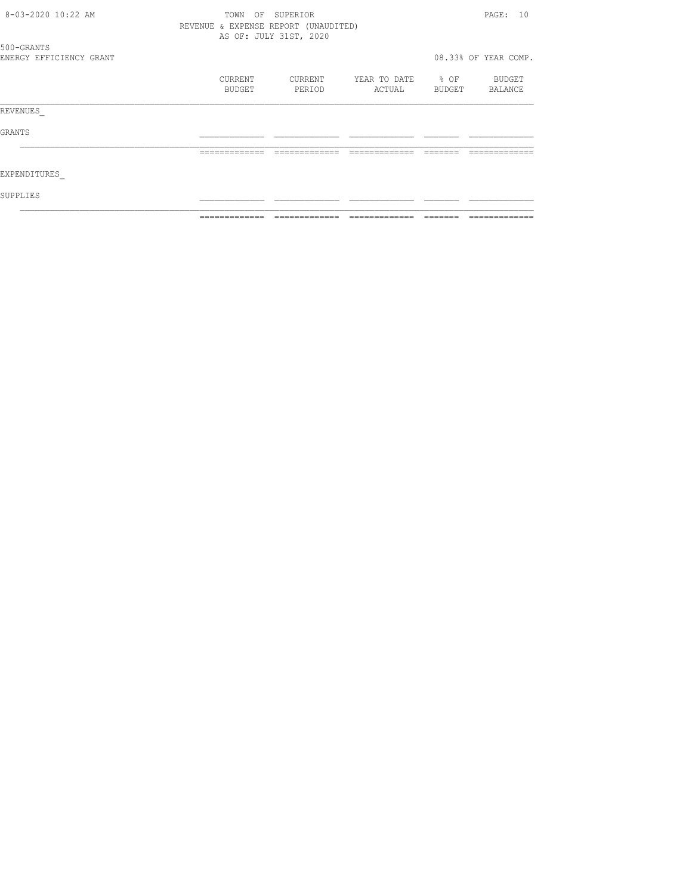TOWN OF SUPERIOR
REVENUE & EXPENSE REPORT (UNAUDITED)
AS OF: JULY 31ST, 2020

500-GRANTS
ENERGY EFFICIENCY GRANT

08.33% OF YEAR COMP.

| | CURRENT BUDGET | CURRENT PERIOD | YEAR TO DATE ACTUAL | % OF BUDGET | BUDGET BALANCE |
|---|---|---|---|---|---|
| REVENUES_ | | | | | |
| GRANTS | | | | | |
| | | | | | |
| EXPENDITURES_ | | | | | |
| SUPPLIES | | | | | |
| | | | | | |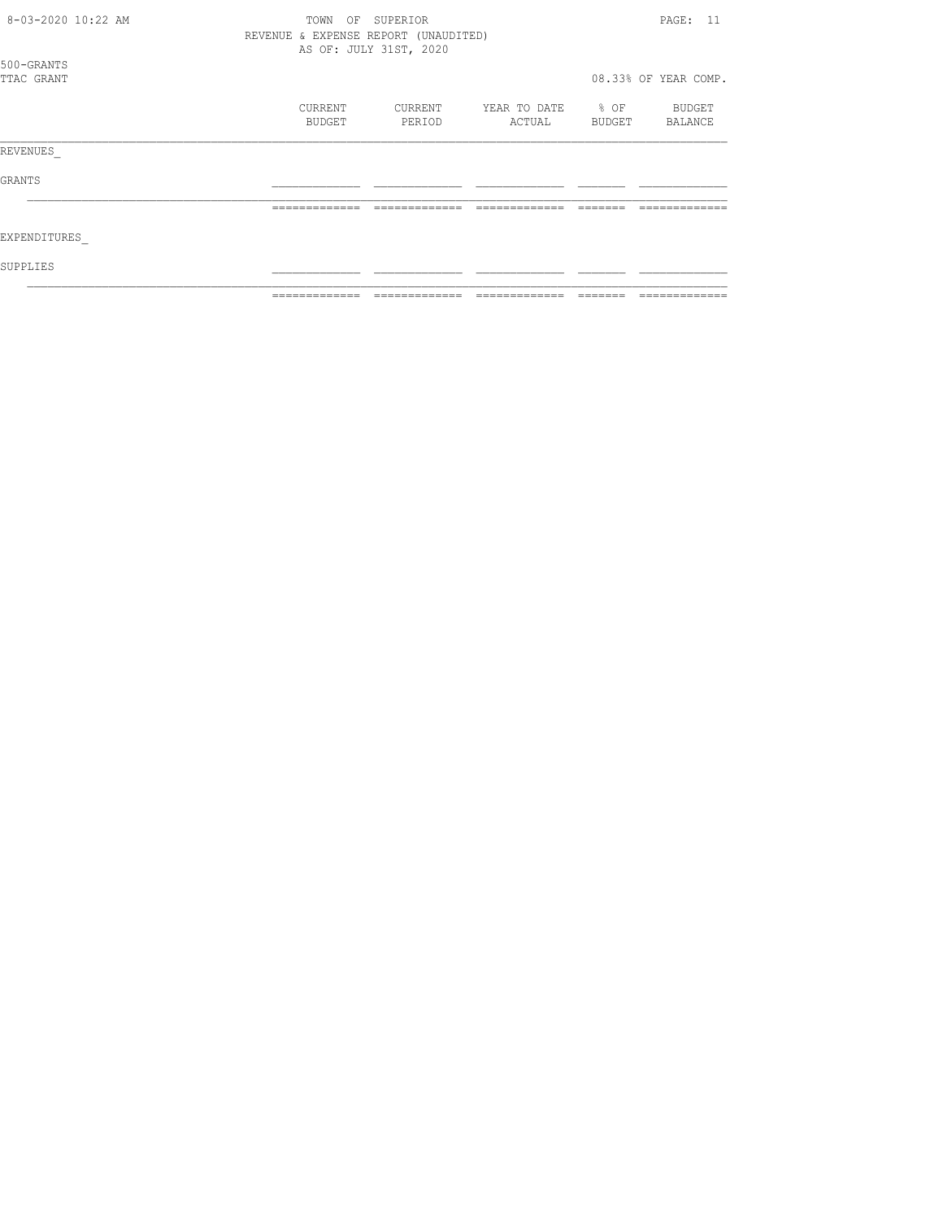TOWN OF SUPERIOR

REVENUE & EXPENSE REPORT (UNAUDITED)

AS OF: JULY 31ST, 2020

500-GRANTS

TTAC GRANT

08.33% OF YEAR COMP.

| | CURRENT BUDGET | CURRENT PERIOD | YEAR TO DATE ACTUAL | % OF BUDGET | BUDGET BALANCE |
|---|---|---|---|---|---|
| REVENUES_ | | | | | |
| GRANTS | | | | | |
| | | | | | |
| EXPENDITURES_ | | | | | |
| SUPPLIES | | | | | |
| | | | | | |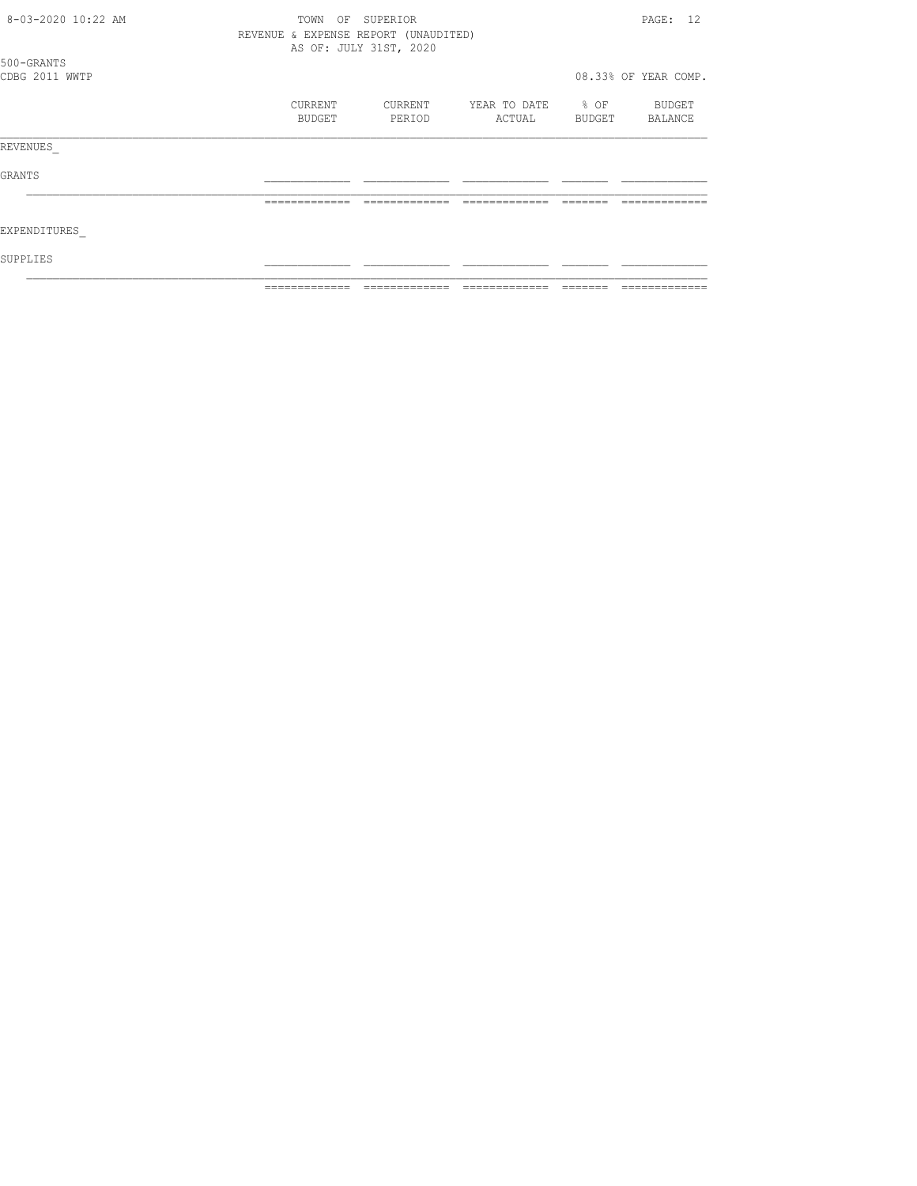8-03-2020 10:22 AM

TOWN OF SUPERIOR

REVENUE & EXPENSE REPORT (UNAUDITED)

AS OF: JULY 31ST, 2020

500-GRANTS

CDBG 2011 WWTP

08.33% OF YEAR COMP.

| | CURRENT BUDGET | CURRENT PERIOD | YEAR TO DATE ACTUAL | % OF BUDGET | BUDGET BALANCE |
|---|---|---|---|---|---|
| REVENUES_ | | | | | |
| GRANTS | | | | | |
| | | | | | |
| EXPENDITURES_ | | | | | |
| SUPPLIES | | | | | |
| | | | | | |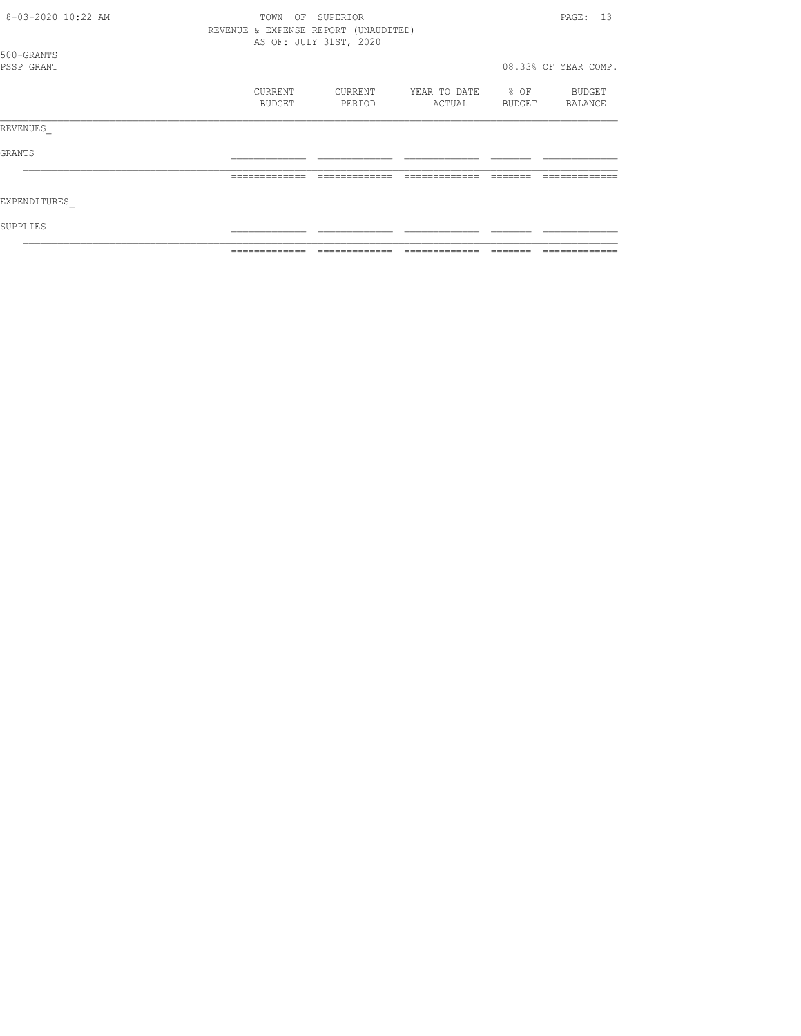TOWN OF SUPERIOR
REVENUE & EXPENSE REPORT (UNAUDITED)
AS OF: JULY 31ST, 2020

500-GRANTS
PSSP GRANT

08.33% OF YEAR COMP.

| | CURRENT BUDGET | CURRENT PERIOD | YEAR TO DATE ACTUAL | % OF BUDGET | BUDGET BALANCE |
|---|---|---|---|---|---|
| REVENUES_ | | | | | |
| GRANTS | | | | | |
| | | | | | |
| EXPENDITURES_ | | | | | |
| SUPPLIES | | | | | |
| | | | | | |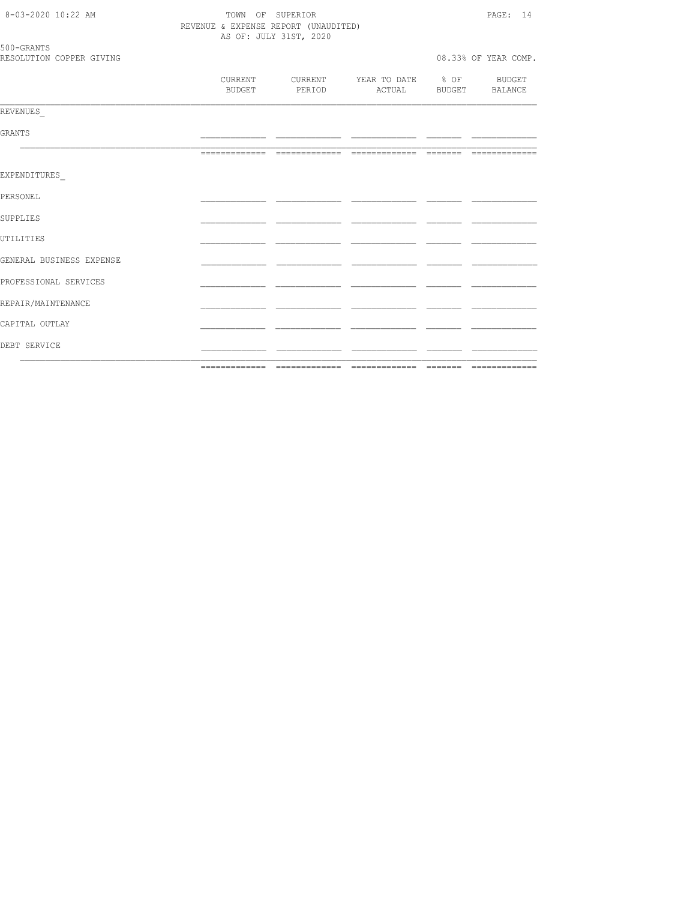TOWN OF SUPERIOR
REVENUE & EXPENSE REPORT (UNAUDITED)
AS OF: JULY 31ST, 2020

500-GRANTS
RESOLUTION COPPER GIVING

08.33% OF YEAR COMP.

| | CURRENT BUDGET | CURRENT PERIOD | YEAR TO DATE ACTUAL | % OF BUDGET | BUDGET BALANCE |
|---|---|---|---|---|---|
| REVENUES_ | | | | | |
| GRANTS | | | | | |
| | | | | | |
| EXPENDITURES_ | | | | | |
| PERSONEL | | | | | |
| SUPPLIES | | | | | |
| UTILITIES | | | | | |
| GENERAL BUSINESS EXPENSE | | | | | |
| PROFESSIONAL SERVICES | | | | | |
| REPAIR/MAINTENANCE | | | | | |
| CAPITAL OUTLAY | | | | | |
| DEBT SERVICE | | | | | |
| | | | | | |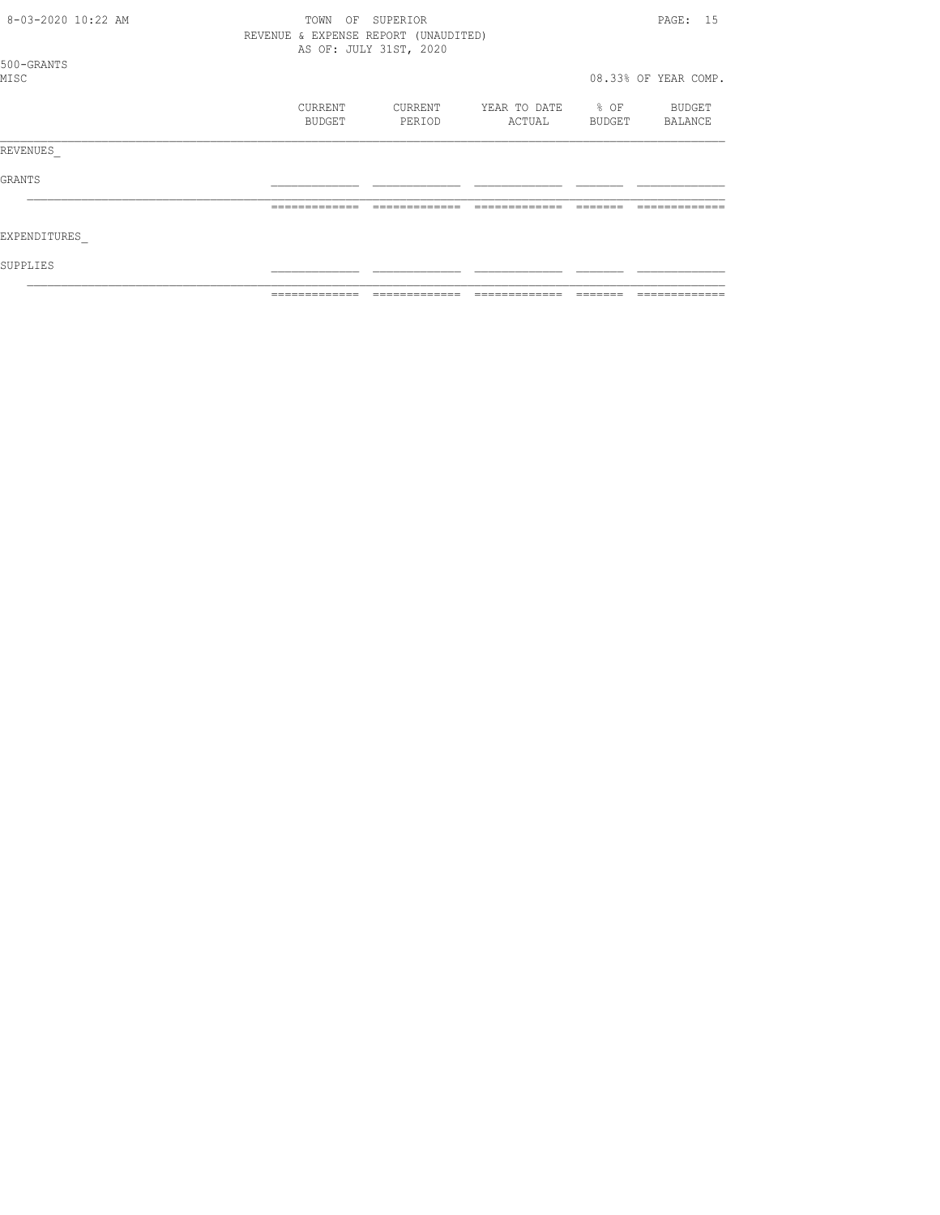TOWN OF SUPERIOR
REVENUE & EXPENSE REPORT (UNAUDITED)
AS OF: JULY 31ST, 2020

500-GRANTS
MISC

08.33% OF YEAR COMP.

| | CURRENT BUDGET | CURRENT PERIOD | YEAR TO DATE ACTUAL | % OF BUDGET | BUDGET BALANCE |
|---|---|---|---|---|---|
| REVENUES_ | | | | | |
| GRANTS | | | | | |
| EXPENDITURES_ | | | | | |
| SUPPLIES | | | | | |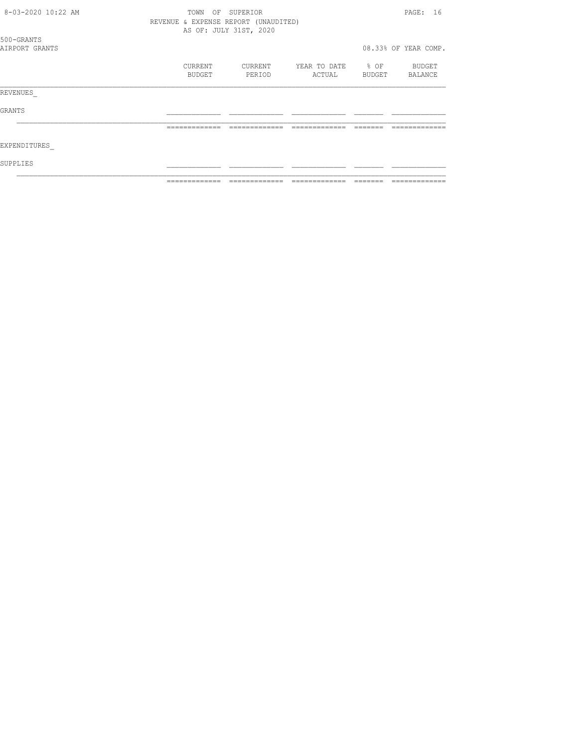TOWN OF SUPERIOR
REVENUE & EXPENSE REPORT (UNAUDITED)
AS OF: JULY 31ST, 2020

500-GRANTS
AIRPORT GRANTS

08.33% OF YEAR COMP.

| | CURRENT BUDGET | CURRENT PERIOD | YEAR TO DATE ACTUAL | % OF BUDGET | BUDGET BALANCE |
|---|---|---|---|---|---|
| REVENUES_ | | | | | |
| GRANTS | | | | | |
| | | | | | |
| EXPENDITURES_ | | | | | |
| SUPPLIES | | | | | |
| | | | | | |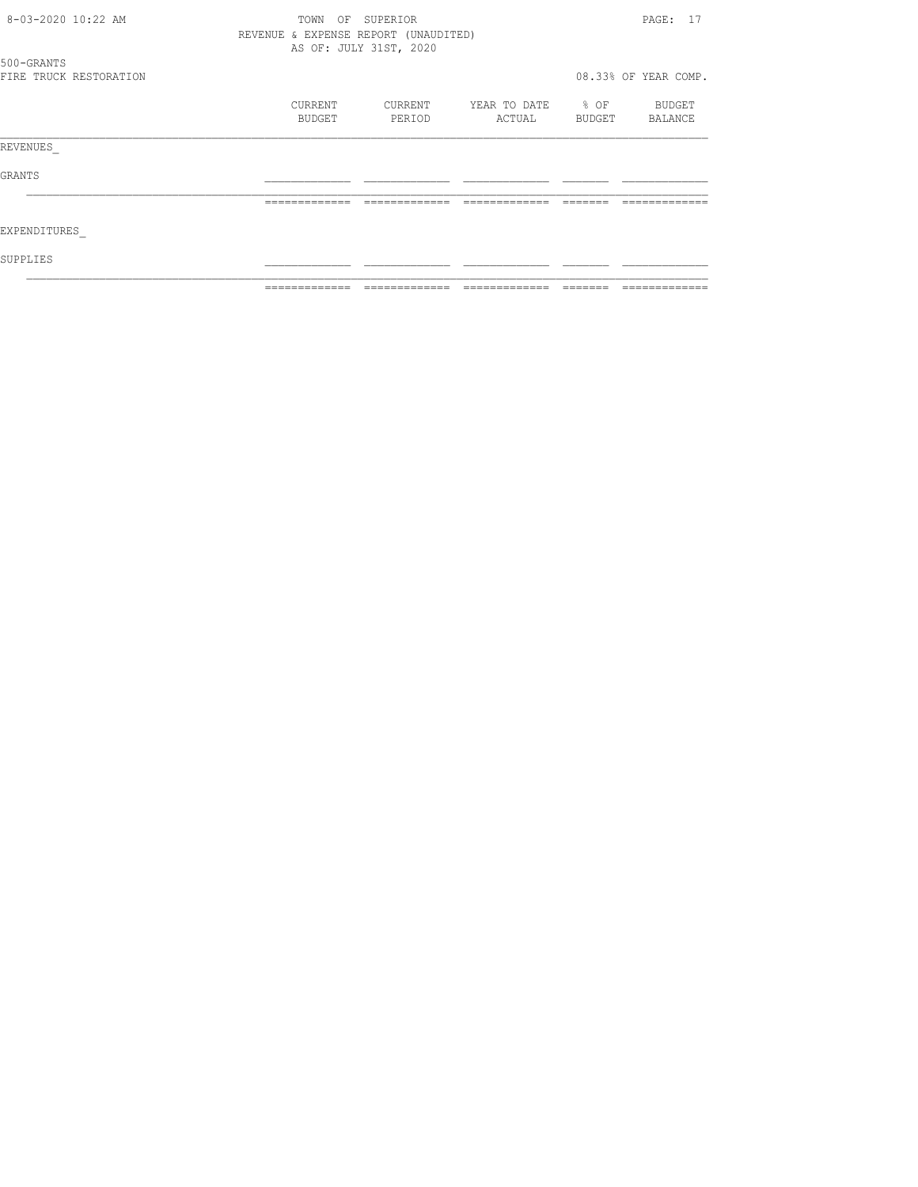TOWN OF SUPERIOR
REVENUE & EXPENSE REPORT (UNAUDITED)
AS OF: JULY 31ST, 2020

500-GRANTS
FIRE TRUCK RESTORATION

08.33% OF YEAR COMP.

| | CURRENT BUDGET | CURRENT PERIOD | YEAR TO DATE ACTUAL | % OF BUDGET | BUDGET BALANCE |
|---|---|---|---|---|---|
| REVENUES_ | | | | | |
| GRANTS | | | | | |
| EXPENDITURES_ | | | | | |
| SUPPLIES | | | | | |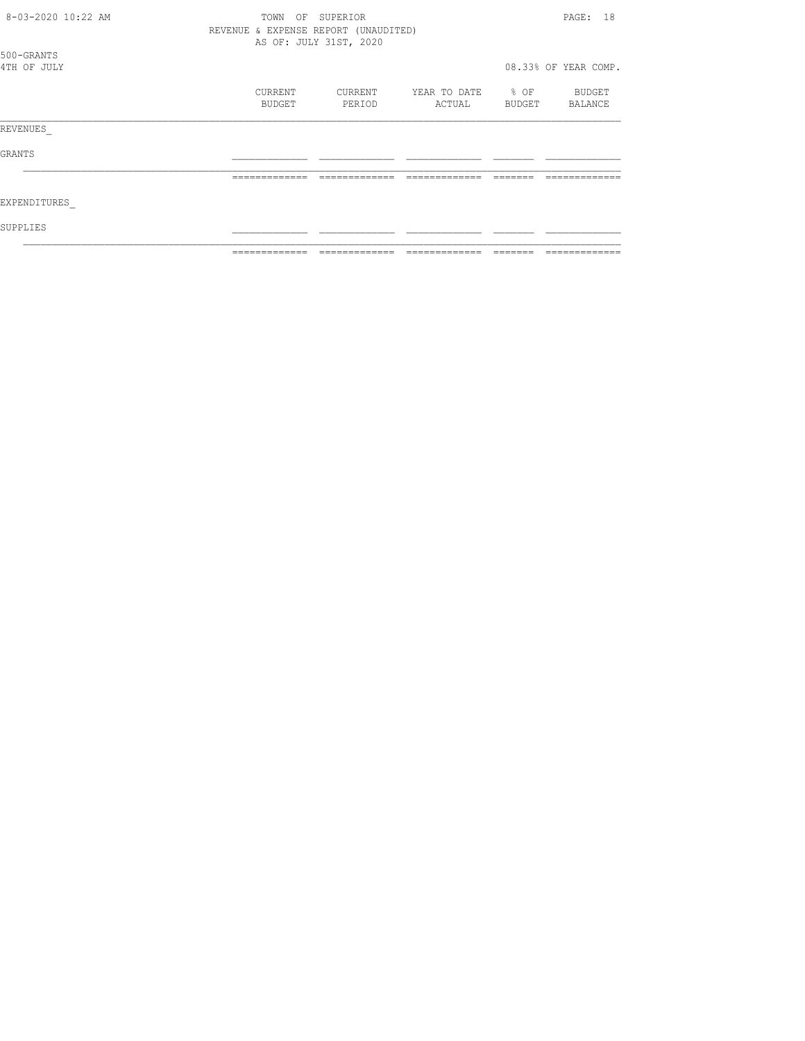TOWN OF SUPERIOR

REVENUE & EXPENSE REPORT (UNAUDITED)

AS OF: JULY 31ST, 2020

500-GRANTS

4TH OF JULY

08.33% OF YEAR COMP.

| | CURRENT BUDGET | CURRENT PERIOD | YEAR TO DATE ACTUAL | % OF BUDGET | BUDGET BALANCE |
|---|---|---|---|---|---|
| REVENUES_ | | | | | |
| GRANTS | | | | | |
| | | | | | |
| EXPENDITURES_ | | | | | |
| SUPPLIES | | | | | |
| | | | | | |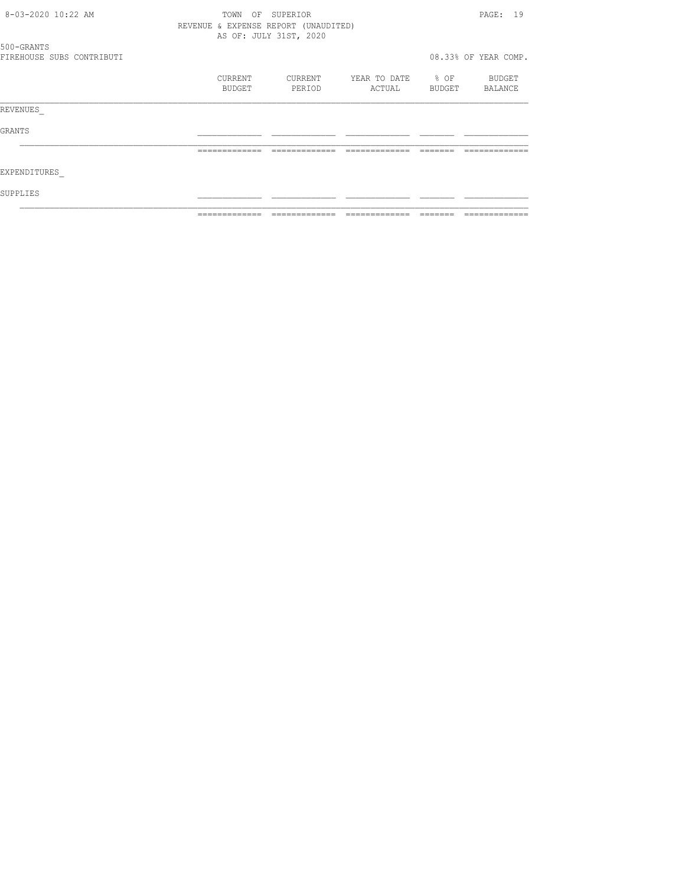TOWN OF SUPERIOR
REVENUE & EXPENSE REPORT (UNAUDITED)
AS OF: JULY 31ST, 2020

500-GRANTS
FIREHOUSE SUBS CONTRIBUTI

08.33% OF YEAR COMP.

| | CURRENT BUDGET | CURRENT PERIOD | YEAR TO DATE ACTUAL | % OF BUDGET | BUDGET BALANCE |
|---|---|---|---|---|---|
| REVENUES_ | | | | | |
| GRANTS | | | | | |
| EXPENDITURES_ | | | | | |
| SUPPLIES | | | | | |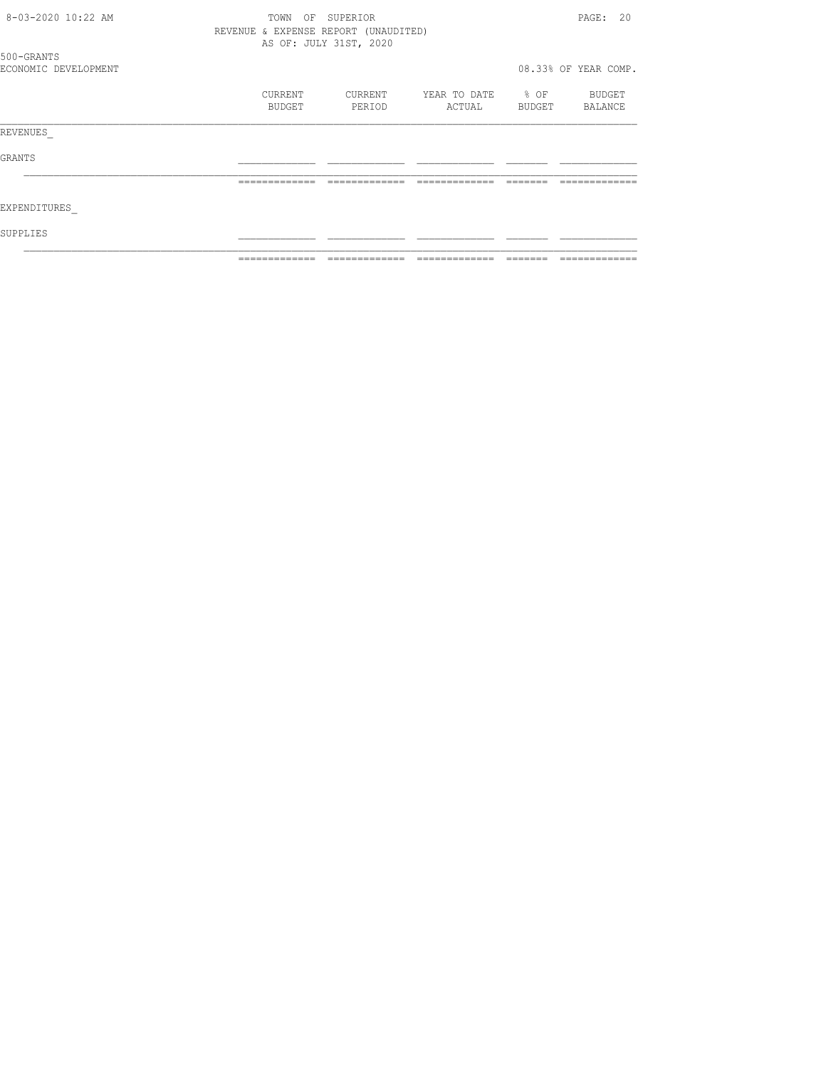TOWN OF SUPERIOR
REVENUE & EXPENSE REPORT (UNAUDITED)
AS OF: JULY 31ST, 2020

500-GRANTS
ECONOMIC DEVELOPMENT

08.33% OF YEAR COMP.

| | CURRENT BUDGET | CURRENT PERIOD | YEAR TO DATE ACTUAL | % OF BUDGET | BUDGET BALANCE |
|---|---|---|---|---|---|
| REVENUES_ | | | | | |
| GRANTS | | | | | |
| | | | | | |
| EXPENDITURES_ | | | | | |
| SUPPLIES | | | | | |
| | | | | | |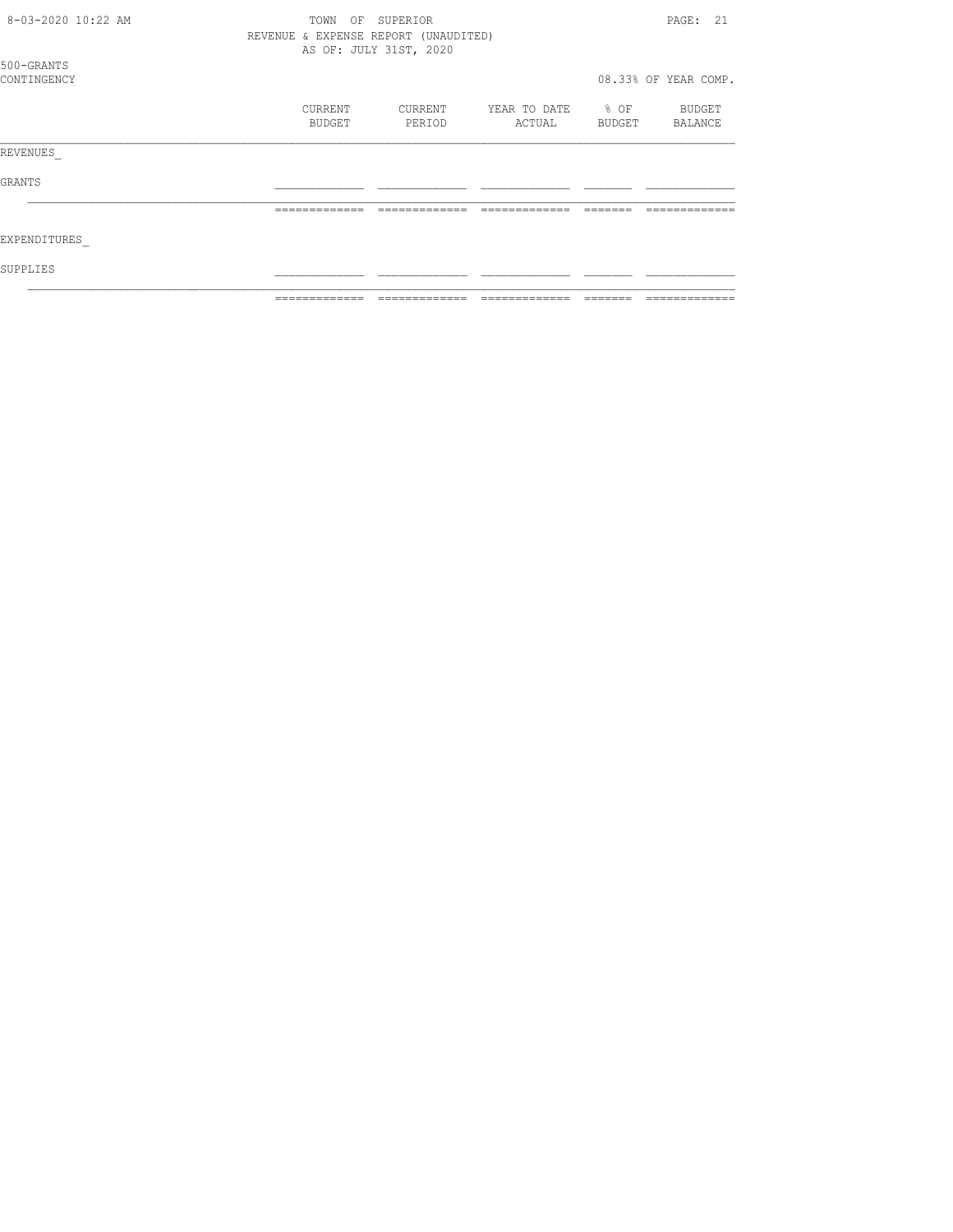TOWN OF SUPERIOR
REVENUE & EXPENSE REPORT (UNAUDITED)
AS OF: JULY 31ST, 2020

500-GRANTS
CONTINGENCY

08.33% OF YEAR COMP.

| | CURRENT BUDGET | CURRENT PERIOD | YEAR TO DATE ACTUAL | % OF BUDGET | BUDGET BALANCE |
|---|---|---|---|---|---|
| REVENUES_ | | | | | |
| GRANTS | | | | | |
| | | | | | |
| EXPENDITURES_ | | | | | |
| SUPPLIES | | | | | |
| | | | | | |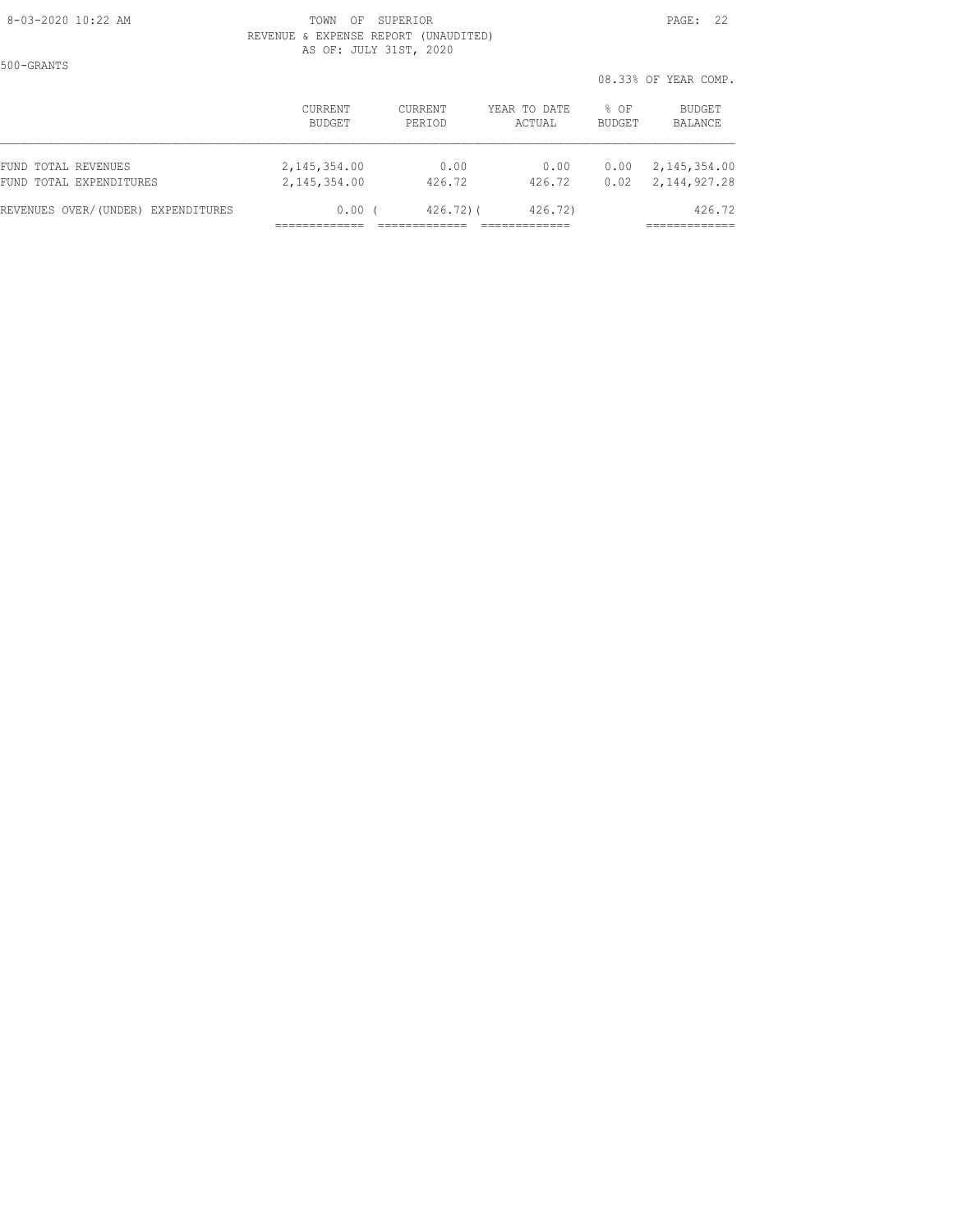500-GRANTS

08.33% OF YEAR COMP.

|  | CURRENT BUDGET | CURRENT PERIOD | YEAR TO DATE ACTUAL | % OF BUDGET | BUDGET BALANCE |
|---|---|---|---|---|---|
| FUND TOTAL REVENUES | 2,145,354.00 | 0.00 | 0.00 | 0.00 | 2,145,354.00 |
| FUND TOTAL EXPENDITURES | 2,145,354.00 | 426.72 | 426.72 | 0.02 | 2,144,927.28 |
| REVENUES OVER/(UNDER) EXPENDITURES | 0.00 | ( 426.72) | ( 426.72) |  | 426.72 |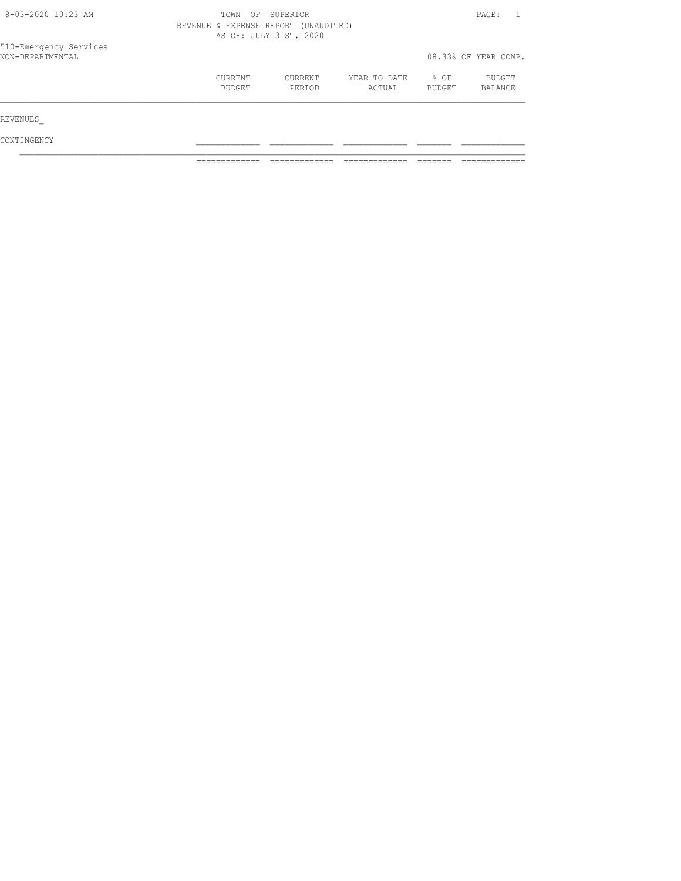TOWN OF SUPERIOR
REVENUE & EXPENSE REPORT (UNAUDITED)
AS OF: JULY 31ST, 2020

510-Emergency Services
NON-DEPARTMENTAL

08.33% OF YEAR COMP.

| | CURRENT BUDGET | CURRENT PERIOD | YEAR TO DATE ACTUAL | % OF BUDGET | BUDGET BALANCE |
|---|---|---|---|---|---|
| REVENUES_ | | | | | |
| CONTINGENCY | | | | | |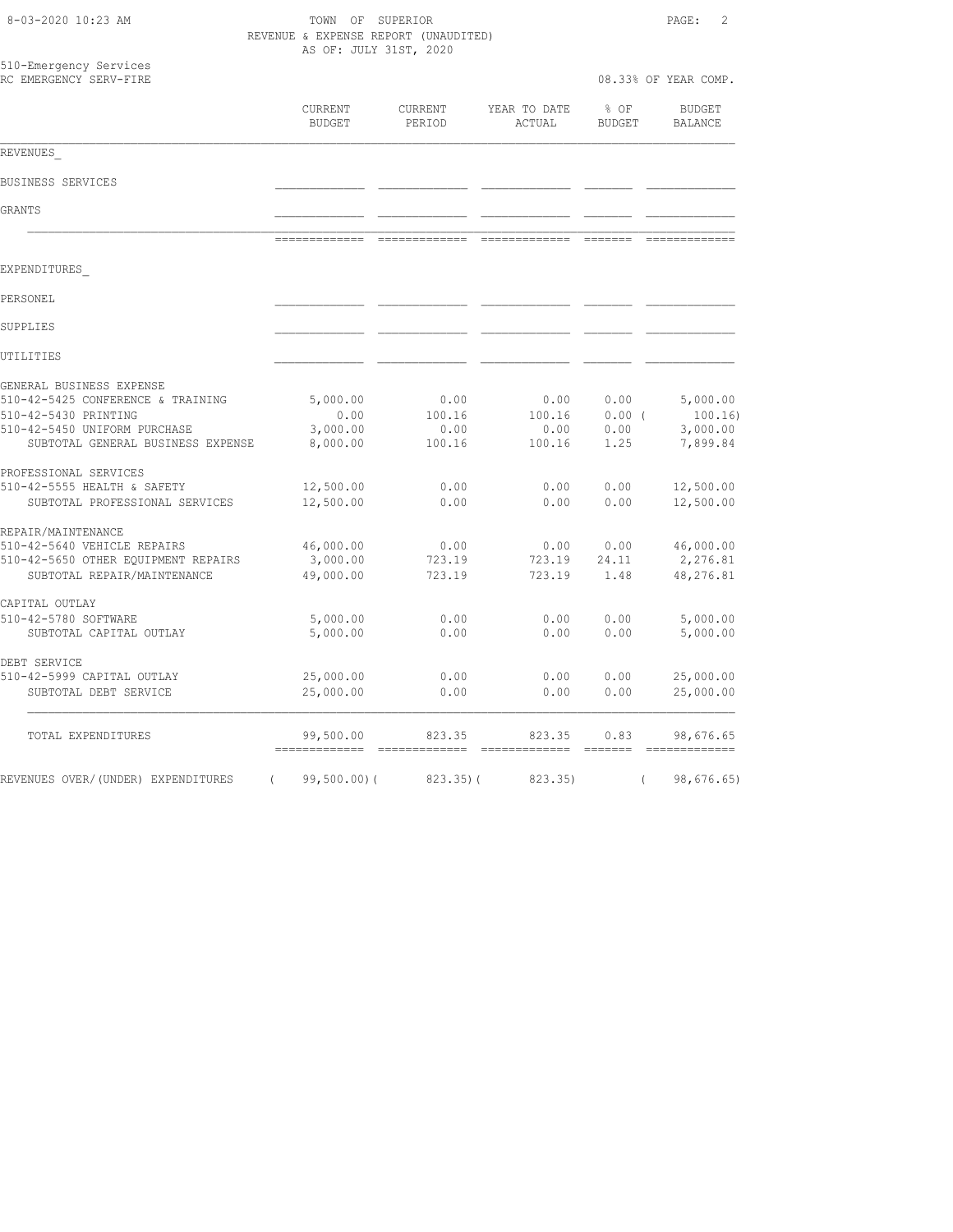8-03-2020 10:23 AM

TOWN OF SUPERIOR
REVENUE & EXPENSE REPORT (UNAUDITED)
AS OF: JULY 31ST, 2020

510-Emergency Services
RC EMERGENCY SERV-FIRE

08.33% OF YEAR COMP.

| | CURRENT BUDGET | CURRENT PERIOD | YEAR TO DATE ACTUAL | % OF BUDGET | BUDGET BALANCE |
|---|---|---|---|---|---|
| REVENUES_ | | | | | |
| BUSINESS SERVICES | | | | | |
| GRANTS | | | | | |
| EXPENDITURES_ | | | | | |
| PERSONEL | | | | | |
| SUPPLIES | | | | | |
| UTILITIES | | | | | |
| GENERAL BUSINESS EXPENSE | | | | | |
| 510-42-5425 CONFERENCE & TRAINING | 5,000.00 | 0.00 | 0.00 | 0.00 | 5,000.00 |
| 510-42-5430 PRINTING | 0.00 | 100.16 | 100.16 | 0.00 | ( 100.16) |
| 510-42-5450 UNIFORM PURCHASE | 3,000.00 | 0.00 | 0.00 | 0.00 | 3,000.00 |
| SUBTOTAL GENERAL BUSINESS EXPENSE | 8,000.00 | 100.16 | 100.16 | 1.25 | 7,899.84 |
| PROFESSIONAL SERVICES | | | | | |
| 510-42-5555 HEALTH & SAFETY | 12,500.00 | 0.00 | 0.00 | 0.00 | 12,500.00 |
| SUBTOTAL PROFESSIONAL SERVICES | 12,500.00 | 0.00 | 0.00 | 0.00 | 12,500.00 |
| REPAIR/MAINTENANCE | | | | | |
| 510-42-5640 VEHICLE REPAIRS | 46,000.00 | 0.00 | 0.00 | 0.00 | 46,000.00 |
| 510-42-5650 OTHER EQUIPMENT REPAIRS | 3,000.00 | 723.19 | 723.19 | 24.11 | 2,276.81 |
| SUBTOTAL REPAIR/MAINTENANCE | 49,000.00 | 723.19 | 723.19 | 1.48 | 48,276.81 |
| CAPITAL OUTLAY | | | | | |
| 510-42-5780 SOFTWARE | 5,000.00 | 0.00 | 0.00 | 0.00 | 5,000.00 |
| SUBTOTAL CAPITAL OUTLAY | 5,000.00 | 0.00 | 0.00 | 0.00 | 5,000.00 |
| DEBT SERVICE | | | | | |
| 510-42-5999 CAPITAL OUTLAY | 25,000.00 | 0.00 | 0.00 | 0.00 | 25,000.00 |
| SUBTOTAL DEBT SERVICE | 25,000.00 | 0.00 | 0.00 | 0.00 | 25,000.00 |
| TOTAL EXPENDITURES | 99,500.00 | 823.35 | 823.35 | 0.83 | 98,676.65 |
| REVENUES OVER/(UNDER) EXPENDITURES | ( 99,500.00) | ( 823.35) | ( 823.35) | | ( 98,676.65) |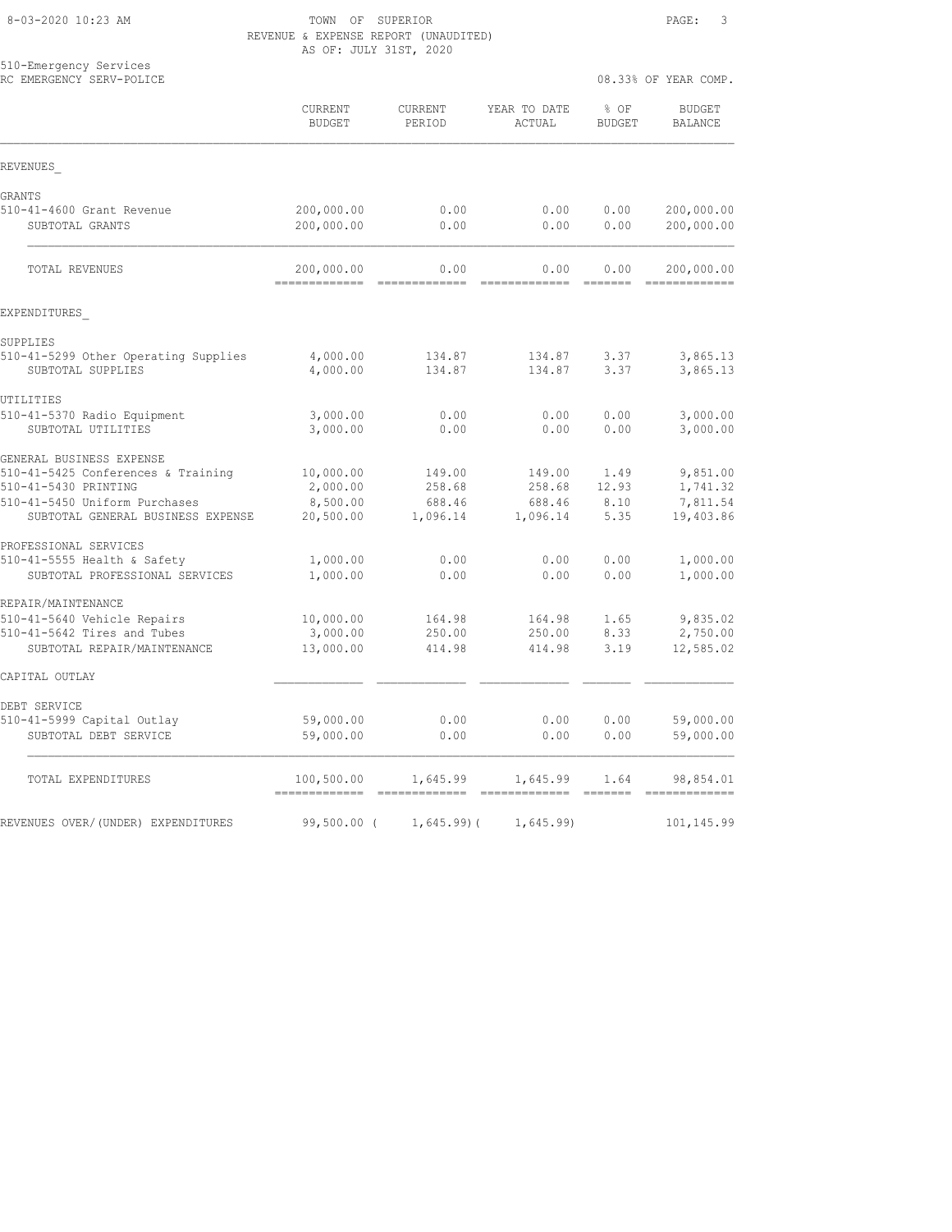TOWN OF SUPERIOR
REVENUE & EXPENSE REPORT (UNAUDITED)
AS OF: JULY 31ST, 2020

510-Emergency Services
RC EMERGENCY SERV-POLICE

08.33% OF YEAR COMP.

| | CURRENT BUDGET | CURRENT PERIOD | YEAR TO DATE ACTUAL | % OF BUDGET | BUDGET BALANCE |
|---|---|---|---|---|---|
| REVENUES | | | | | |
| GRANTS | | | | | |
| 510-41-4600 Grant Revenue | 200,000.00 | 0.00 | 0.00 | 0.00 | 200,000.00 |
| SUBTOTAL GRANTS | 200,000.00 | 0.00 | 0.00 | 0.00 | 200,000.00 |
| TOTAL REVENUES | 200,000.00 | 0.00 | 0.00 | 0.00 | 200,000.00 |
| EXPENDITURES | | | | | |
| SUPPLIES | | | | | |
| 510-41-5299 Other Operating Supplies | 4,000.00 | 134.87 | 134.87 | 3.37 | 3,865.13 |
| SUBTOTAL SUPPLIES | 4,000.00 | 134.87 | 134.87 | 3.37 | 3,865.13 |
| UTILITIES | | | | | |
| 510-41-5370 Radio Equipment | 3,000.00 | 0.00 | 0.00 | 0.00 | 3,000.00 |
| SUBTOTAL UTILITIES | 3,000.00 | 0.00 | 0.00 | 0.00 | 3,000.00 |
| GENERAL BUSINESS EXPENSE | | | | | |
| 510-41-5425 Conferences & Training | 10,000.00 | 149.00 | 149.00 | 1.49 | 9,851.00 |
| 510-41-5430 PRINTING | 2,000.00 | 258.68 | 258.68 | 12.93 | 1,741.32 |
| 510-41-5450 Uniform Purchases | 8,500.00 | 688.46 | 688.46 | 8.10 | 7,811.54 |
| SUBTOTAL GENERAL BUSINESS EXPENSE | 20,500.00 | 1,096.14 | 1,096.14 | 5.35 | 19,403.86 |
| PROFESSIONAL SERVICES | | | | | |
| 510-41-5555 Health & Safety | 1,000.00 | 0.00 | 0.00 | 0.00 | 1,000.00 |
| SUBTOTAL PROFESSIONAL SERVICES | 1,000.00 | 0.00 | 0.00 | 0.00 | 1,000.00 |
| REPAIR/MAINTENANCE | | | | | |
| 510-41-5640 Vehicle Repairs | 10,000.00 | 164.98 | 164.98 | 1.65 | 9,835.02 |
| 510-41-5642 Tires and Tubes | 3,000.00 | 250.00 | 250.00 | 8.33 | 2,750.00 |
| SUBTOTAL REPAIR/MAINTENANCE | 13,000.00 | 414.98 | 414.98 | 3.19 | 12,585.02 |
| CAPITAL OUTLAY | | | | | |
| DEBT SERVICE | | | | | |
| 510-41-5999 Capital Outlay | 59,000.00 | 0.00 | 0.00 | 0.00 | 59,000.00 |
| SUBTOTAL DEBT SERVICE | 59,000.00 | 0.00 | 0.00 | 0.00 | 59,000.00 |
| TOTAL EXPENDITURES | 100,500.00 | 1,645.99 | 1,645.99 | 1.64 | 98,854.01 |
| REVENUES OVER/(UNDER) EXPENDITURES | 99,500.00 | (1,645.99) | (1,645.99) | | 101,145.99 |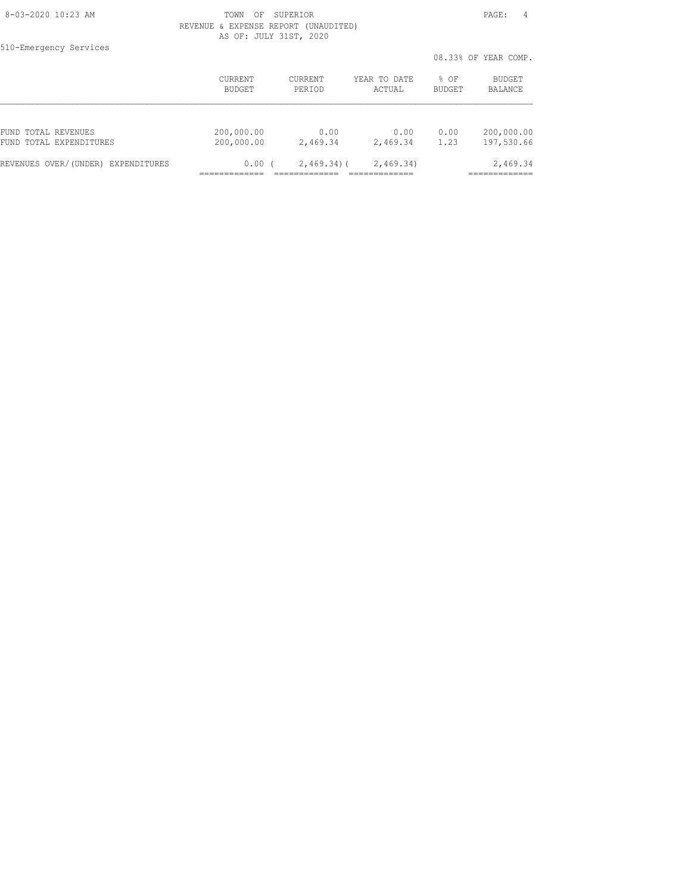TOWN OF SUPERIOR
REVENUE & EXPENSE REPORT (UNAUDITED)
AS OF: JULY 31ST, 2020

510-Emergency Services

08.33% OF YEAR COMP.

| | CURRENT BUDGET | CURRENT PERIOD | YEAR TO DATE ACTUAL | % OF BUDGET | BUDGET BALANCE |
|---|---|---|---|---|---|
| FUND TOTAL REVENUES | 200,000.00 | 0.00 | 0.00 | 0.00 | 200,000.00 |
| FUND TOTAL EXPENDITURES | 200,000.00 | 2,469.34 | 2,469.34 | 1.23 | 197,530.66 |
| REVENUES OVER/(UNDER) EXPENDITURES | 0.00 | ( 2,469.34) | ( 2,469.34) | | 2,469.34 |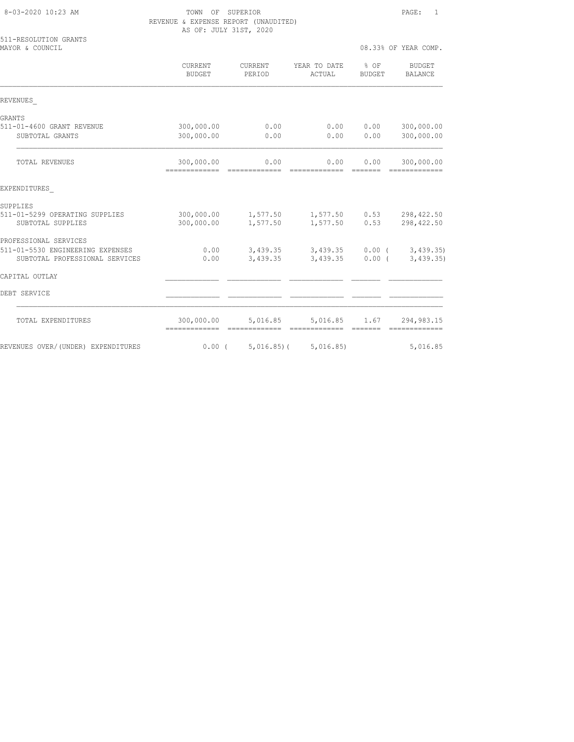TOWN OF SUPERIOR
REVENUE & EXPENSE REPORT (UNAUDITED)
AS OF: JULY 31ST, 2020

511-RESOLUTION GRANTS
MAYOR & COUNCIL

08.33% OF YEAR COMP.

| | CURRENT BUDGET | CURRENT PERIOD | YEAR TO DATE ACTUAL | % OF BUDGET | BUDGET BALANCE |
|---|---|---|---|---|---|
| REVENUES_ | | | | | |
| GRANTS | | | | | |
| 511-01-4600 GRANT REVENUE | 300,000.00 | 0.00 | 0.00 | 0.00 | 300,000.00 |
| SUBTOTAL GRANTS | 300,000.00 | 0.00 | 0.00 | 0.00 | 300,000.00 |
| TOTAL REVENUES | 300,000.00 | 0.00 | 0.00 | 0.00 | 300,000.00 |
| EXPENDITURES_ | | | | | |
| SUPPLIES | | | | | |
| 511-01-5299 OPERATING SUPPLIES | 300,000.00 | 1,577.50 | 1,577.50 | 0.53 | 298,422.50 |
| SUBTOTAL SUPPLIES | 300,000.00 | 1,577.50 | 1,577.50 | 0.53 | 298,422.50 |
| PROFESSIONAL SERVICES | | | | | |
| 511-01-5530 ENGINEERING EXPENSES | 0.00 | 3,439.35 | 3,439.35 | 0.00 | ( 3,439.35) |
| SUBTOTAL PROFESSIONAL SERVICES | 0.00 | 3,439.35 | 3,439.35 | 0.00 | ( 3,439.35) |
| CAPITAL OUTLAY | | | | | |
| DEBT SERVICE | | | | | |
| TOTAL EXPENDITURES | 300,000.00 | 5,016.85 | 5,016.85 | 1.67 | 294,983.15 |
| REVENUES OVER/(UNDER) EXPENDITURES | 0.00 | ( 5,016.85) | ( 5,016.85) | | 5,016.85 |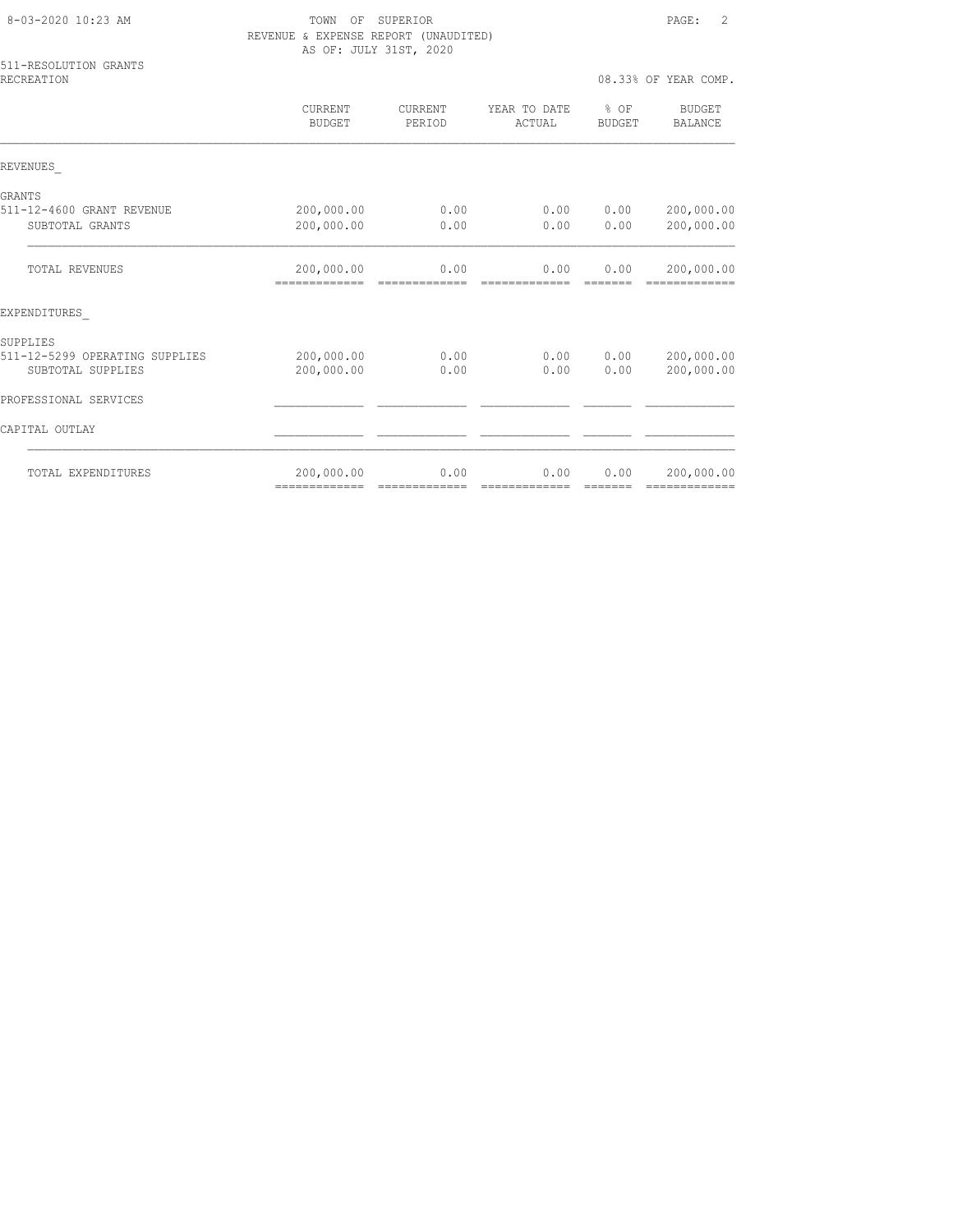TOWN OF SUPERIOR
REVENUE & EXPENSE REPORT (UNAUDITED)
AS OF: JULY 31ST, 2020

511-RESOLUTION GRANTS
RECREATION

08.33% OF YEAR COMP.

| | CURRENT BUDGET | CURRENT PERIOD | YEAR TO DATE ACTUAL | % OF BUDGET | BUDGET BALANCE |
|---|---|---|---|---|---|
| REVENUES_ | | | | | |
| GRANTS | | | | | |
| 511-12-4600 GRANT REVENUE | 200,000.00 | 0.00 | 0.00 | 0.00 | 200,000.00 |
| SUBTOTAL GRANTS | 200,000.00 | 0.00 | 0.00 | 0.00 | 200,000.00 |
| TOTAL REVENUES | 200,000.00 | 0.00 | 0.00 | 0.00 | 200,000.00 |
| EXPENDITURES_ | | | | | |
| SUPPLIES | | | | | |
| 511-12-5299 OPERATING SUPPLIES | 200,000.00 | 0.00 | 0.00 | 0.00 | 200,000.00 |
| SUBTOTAL SUPPLIES | 200,000.00 | 0.00 | 0.00 | 0.00 | 200,000.00 |
| PROFESSIONAL SERVICES | | | | | |
| CAPITAL OUTLAY | | | | | |
| TOTAL EXPENDITURES | 200,000.00 | 0.00 | 0.00 | 0.00 | 200,000.00 |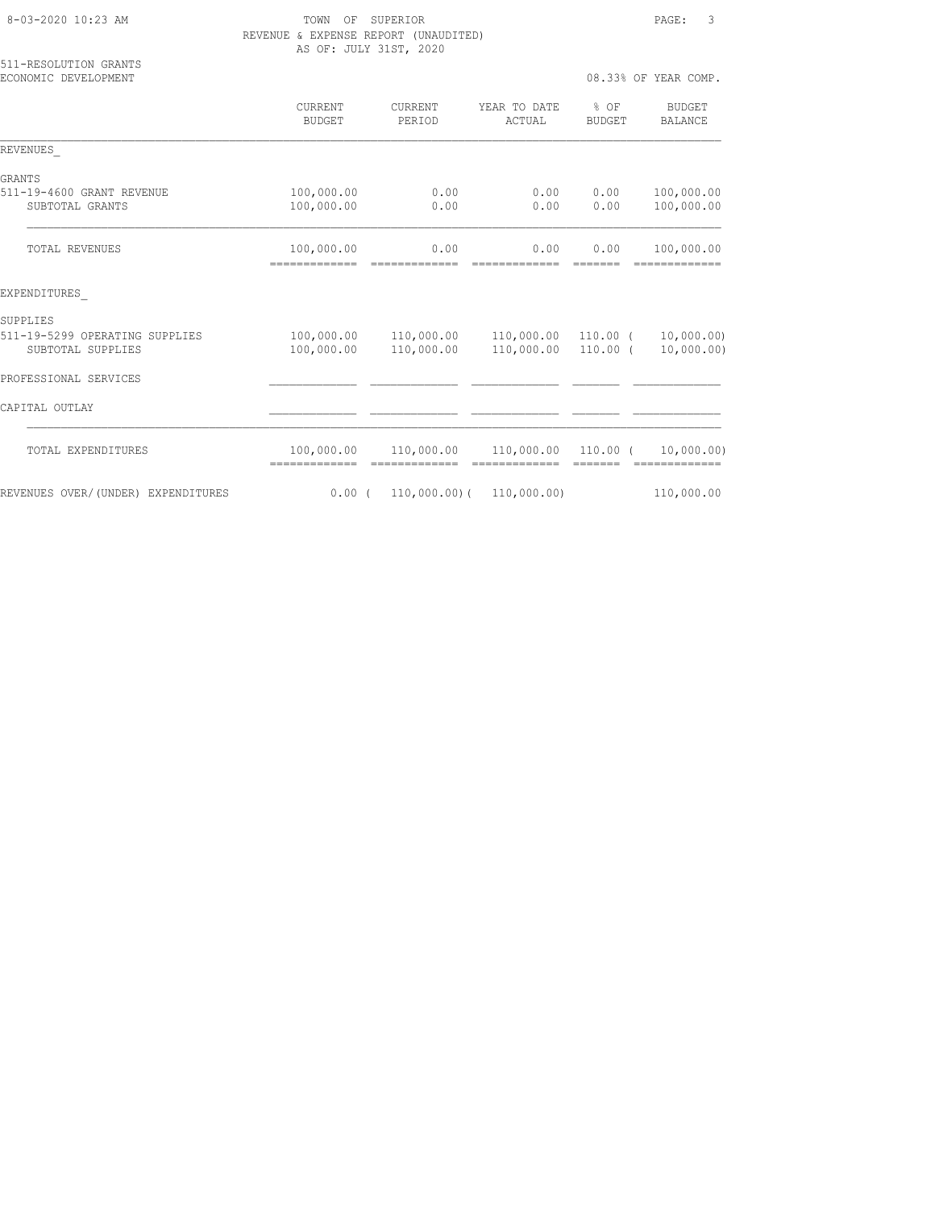TOWN OF SUPERIOR
REVENUE & EXPENSE REPORT (UNAUDITED)
AS OF: JULY 31ST, 2020

511-RESOLUTION GRANTS
ECONOMIC DEVELOPMENT

08.33% OF YEAR COMP.

| | CURRENT BUDGET | CURRENT PERIOD | YEAR TO DATE ACTUAL | % OF BUDGET | BUDGET BALANCE |
|---|---|---|---|---|---|
| REVENUES_ | | | | | |
| GRANTS | | | | | |
| 511-19-4600 GRANT REVENUE | 100,000.00 | 0.00 | 0.00 | 0.00 | 100,000.00 |
| SUBTOTAL GRANTS | 100,000.00 | 0.00 | 0.00 | 0.00 | 100,000.00 |
| TOTAL REVENUES | 100,000.00 | 0.00 | 0.00 | 0.00 | 100,000.00 |
| EXPENDITURES_ | | | | | |
| SUPPLIES | | | | | |
| 511-19-5299 OPERATING SUPPLIES | 100,000.00 | 110,000.00 | 110,000.00 | 110.00 | ( 10,000.00) |
| SUBTOTAL SUPPLIES | 100,000.00 | 110,000.00 | 110,000.00 | 110.00 | ( 10,000.00) |
| PROFESSIONAL SERVICES | | | | | |
| CAPITAL OUTLAY | | | | | |
| TOTAL EXPENDITURES | 100,000.00 | 110,000.00 | 110,000.00 | 110.00 | ( 10,000.00) |
| REVENUES OVER/(UNDER) EXPENDITURES | 0.00 | ( 110,000.00) | ( 110,000.00) | | 110,000.00 |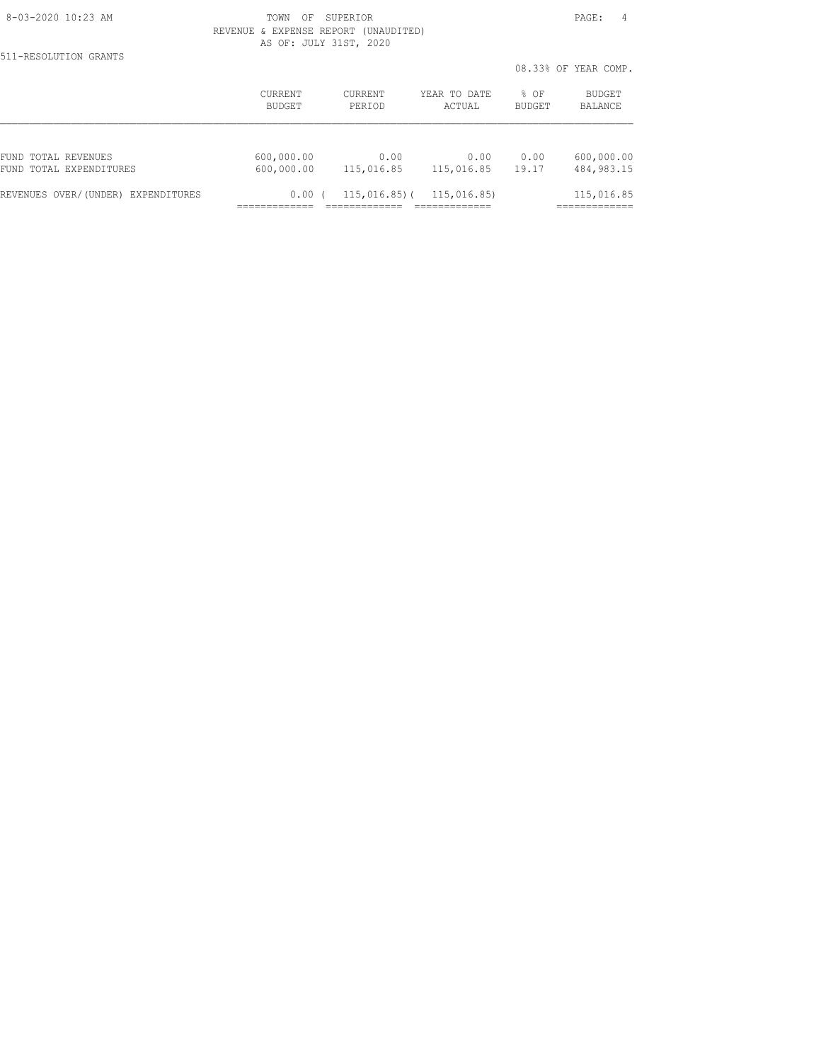TOWN OF SUPERIOR
REVENUE & EXPENSE REPORT (UNAUDITED)
AS OF: JULY 31ST, 2020

511-RESOLUTION GRANTS

08.33% OF YEAR COMP.

| | CURRENT BUDGET | CURRENT PERIOD | YEAR TO DATE ACTUAL | % OF BUDGET | BUDGET BALANCE |
|---|---|---|---|---|---|
| FUND TOTAL REVENUES | 600,000.00 | 0.00 | 0.00 | 0.00 | 600,000.00 |
| FUND TOTAL EXPENDITURES | 600,000.00 | 115,016.85 | 115,016.85 | 19.17 | 484,983.15 |
| REVENUES OVER/(UNDER) EXPENDITURES | 0.00 | ( 115,016.85) | ( 115,016.85) | | 115,016.85 |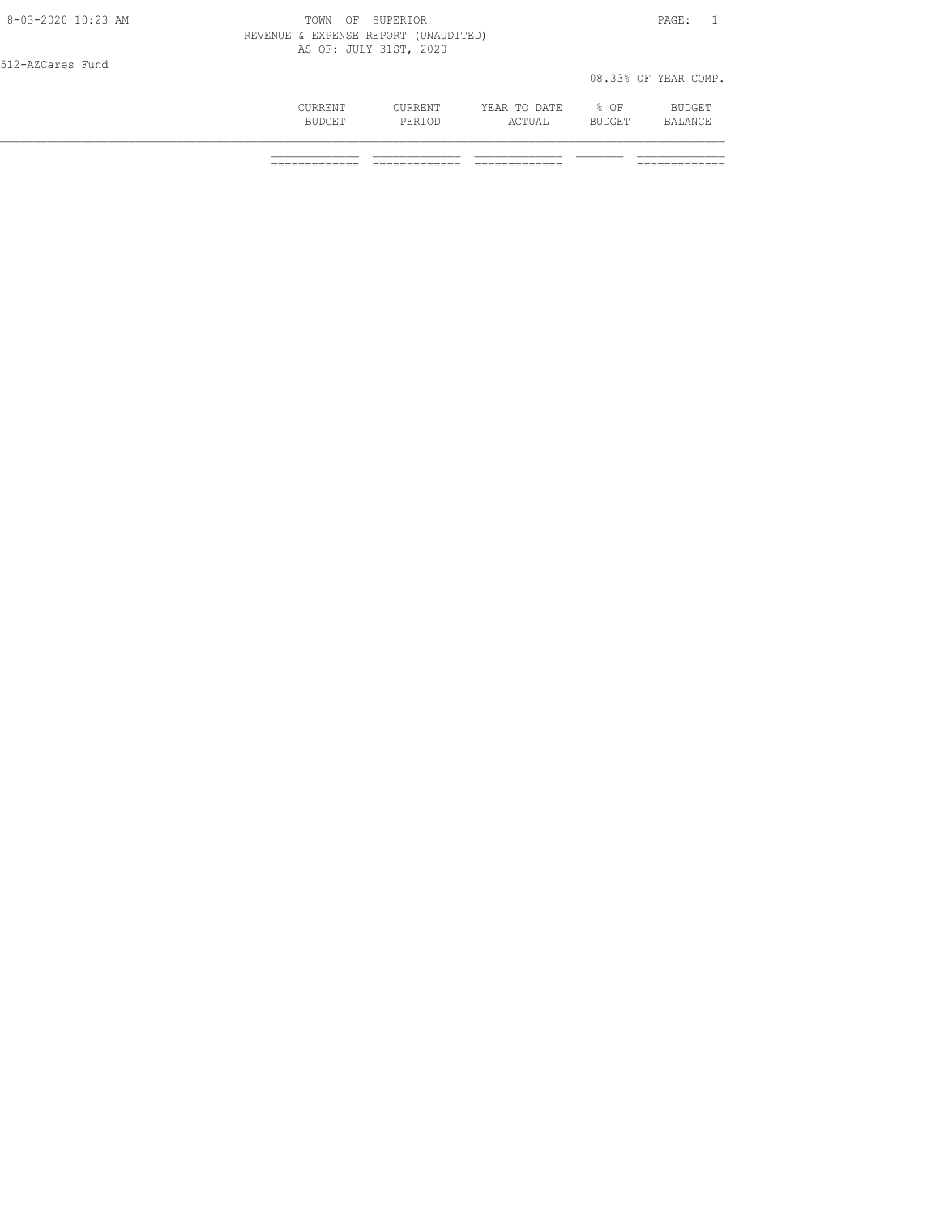8-03-2020 10:23 AM

TOWN OF SUPERIOR

REVENUE & EXPENSE REPORT (UNAUDITED)

AS OF: JULY 31ST, 2020

512-AZCares Fund

08.33% OF YEAR COMP.

| | CURRENT BUDGET | CURRENT PERIOD | YEAR TO DATE ACTUAL | % OF BUDGET | BUDGET BALANCE |
|---|---|---|---|---|---|
| | | | | | |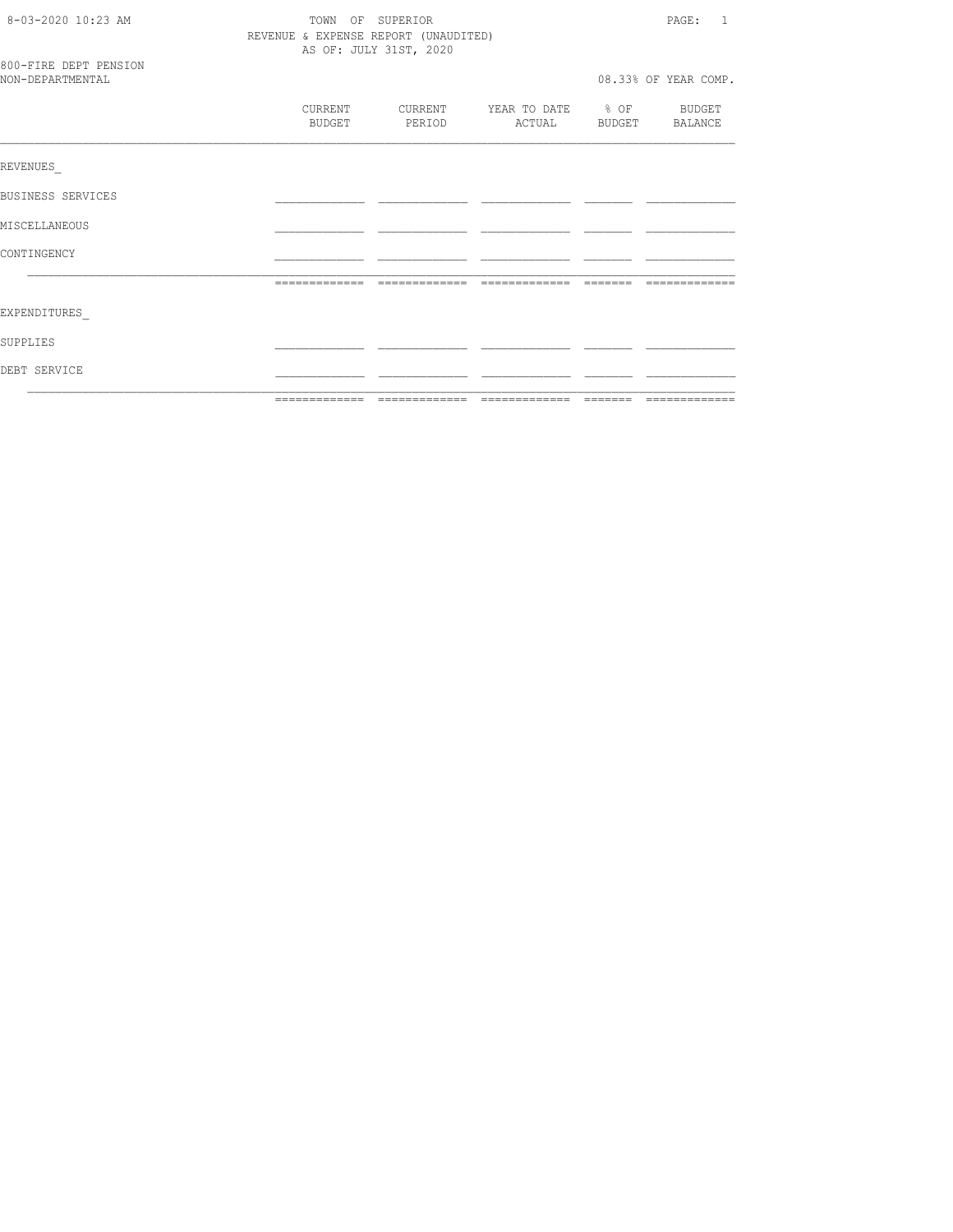8-03-2020 10:23 AM

TOWN OF SUPERIOR
REVENUE & EXPENSE REPORT (UNAUDITED)
AS OF: JULY 31ST, 2020

800-FIRE DEPT PENSION
NON-DEPARTMENTAL

08.33% OF YEAR COMP.

| | CURRENT BUDGET | CURRENT PERIOD | YEAR TO DATE ACTUAL | % OF BUDGET | BUDGET BALANCE |
|---|---|---|---|---|---|
| REVENUES_ | | | | | |
| BUSINESS SERVICES | | | | | |
| MISCELLANEOUS | | | | | |
| CONTINGENCY | | | | | |
| | | | | | |
| EXPENDITURES_ | | | | | |
| SUPPLIES | | | | | |
| DEBT SERVICE | | | | | |
| | | | | | |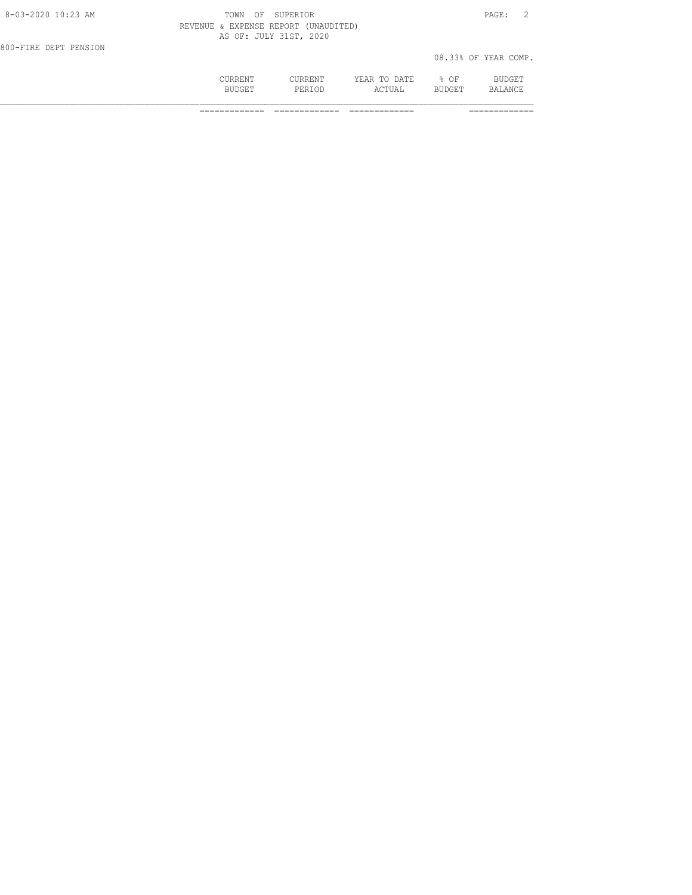TOWN OF SUPERIOR

REVENUE & EXPENSE REPORT (UNAUDITED)

AS OF: JULY 31ST, 2020

800-FIRE DEPT PENSION

08.33% OF YEAR COMP.

| | CURRENT BUDGET | CURRENT PERIOD | YEAR TO DATE ACTUAL | % OF BUDGET | BUDGET BALANCE |
|---|---|---|---|---|---|
| | ============= | ============= | ============= | | ============= |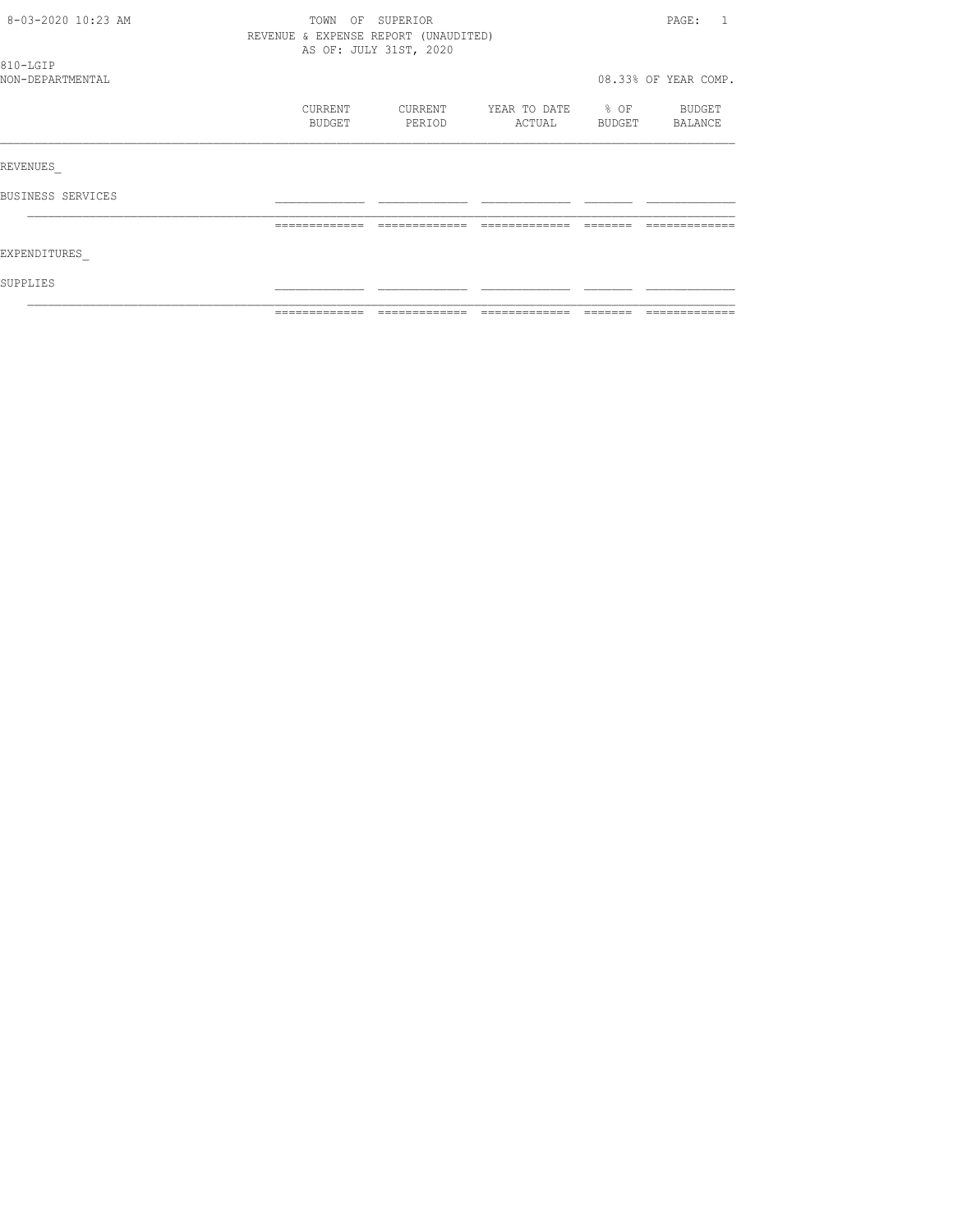TOWN OF SUPERIOR
REVENUE & EXPENSE REPORT (UNAUDITED)
AS OF: JULY 31ST, 2020

810-LGIP
NON-DEPARTMENTAL

08.33% OF YEAR COMP.

| | CURRENT BUDGET | CURRENT PERIOD | YEAR TO DATE ACTUAL | % OF BUDGET | BUDGET BALANCE |
|---|---|---|---|---|---|
| REVENUES_ | | | | | |
| BUSINESS SERVICES | | | | | |
| EXPENDITURES_ | | | | | |
| SUPPLIES | | | | | |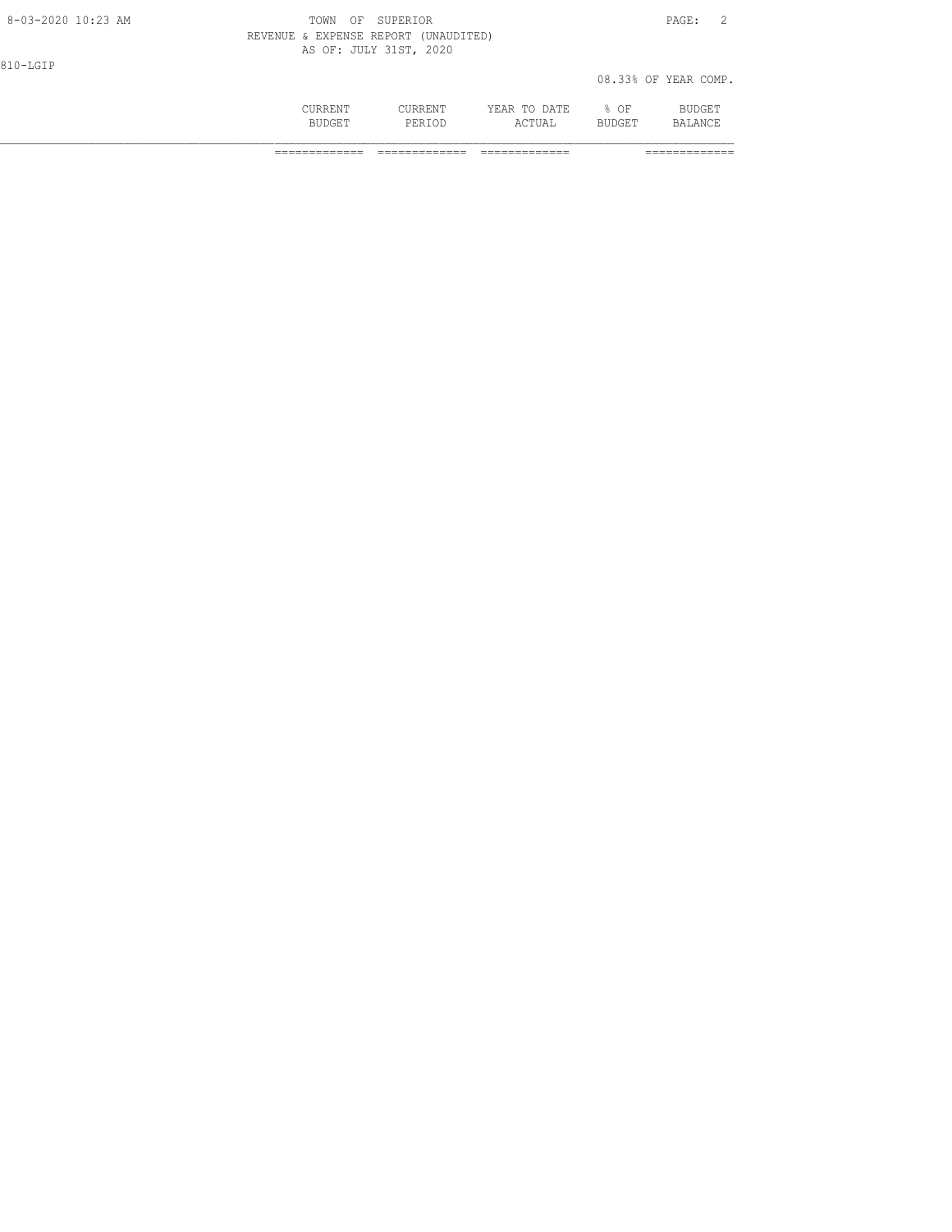810-LGIP

08.33% OF YEAR COMP.

| | CURRENT BUDGET | CURRENT PERIOD | YEAR TO DATE ACTUAL | % OF BUDGET | BUDGET BALANCE |
|---|---|---|---|---|---|
| | ============= | ============= | ============= | | ============= |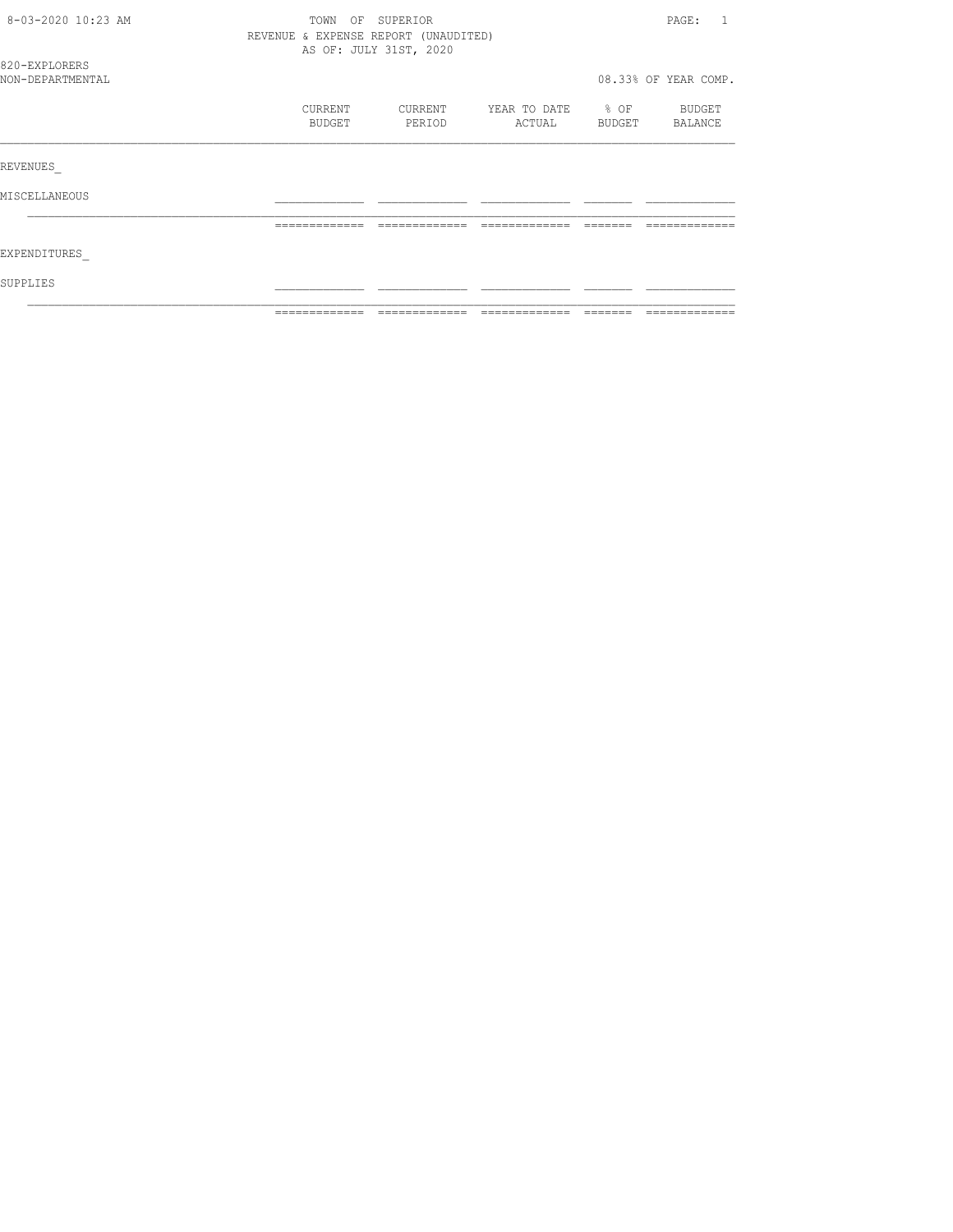TOWN OF SUPERIOR
REVENUE & EXPENSE REPORT (UNAUDITED)
AS OF: JULY 31ST, 2020

820-EXPLORERS
NON-DEPARTMENTAL

08.33% OF YEAR COMP.

| | CURRENT BUDGET | CURRENT PERIOD | YEAR TO DATE ACTUAL | % OF BUDGET | BUDGET BALANCE |
|---|---|---|---|---|---|
| REVENUES_ | | | | | |
| MISCELLANEOUS | | | | | |
| EXPENDITURES_ | | | | | |
| SUPPLIES | | | | | |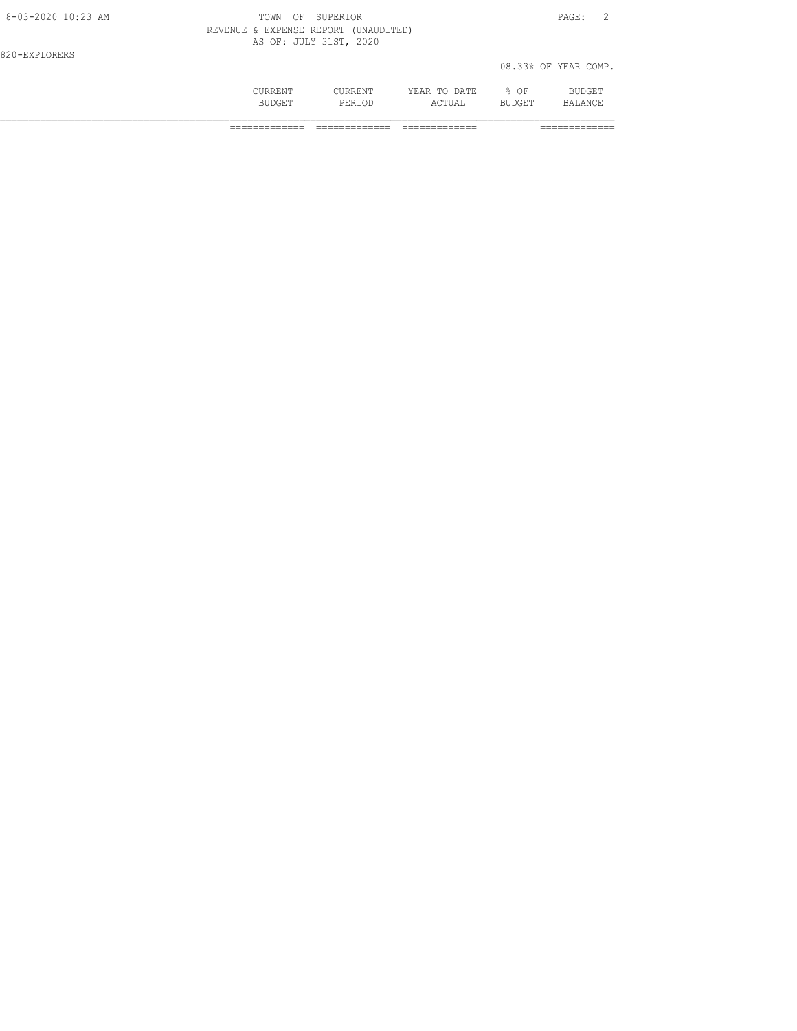TOWN OF SUPERIOR

REVENUE & EXPENSE REPORT (UNAUDITED)

AS OF: JULY 31ST, 2020

820-EXPLORERS

08.33% OF YEAR COMP.

| | CURRENT BUDGET | CURRENT PERIOD | YEAR TO DATE ACTUAL | % OF BUDGET | BUDGET BALANCE |
|---|---|---|---|---|---|
| | ============= | ============= | ============= | | ============= |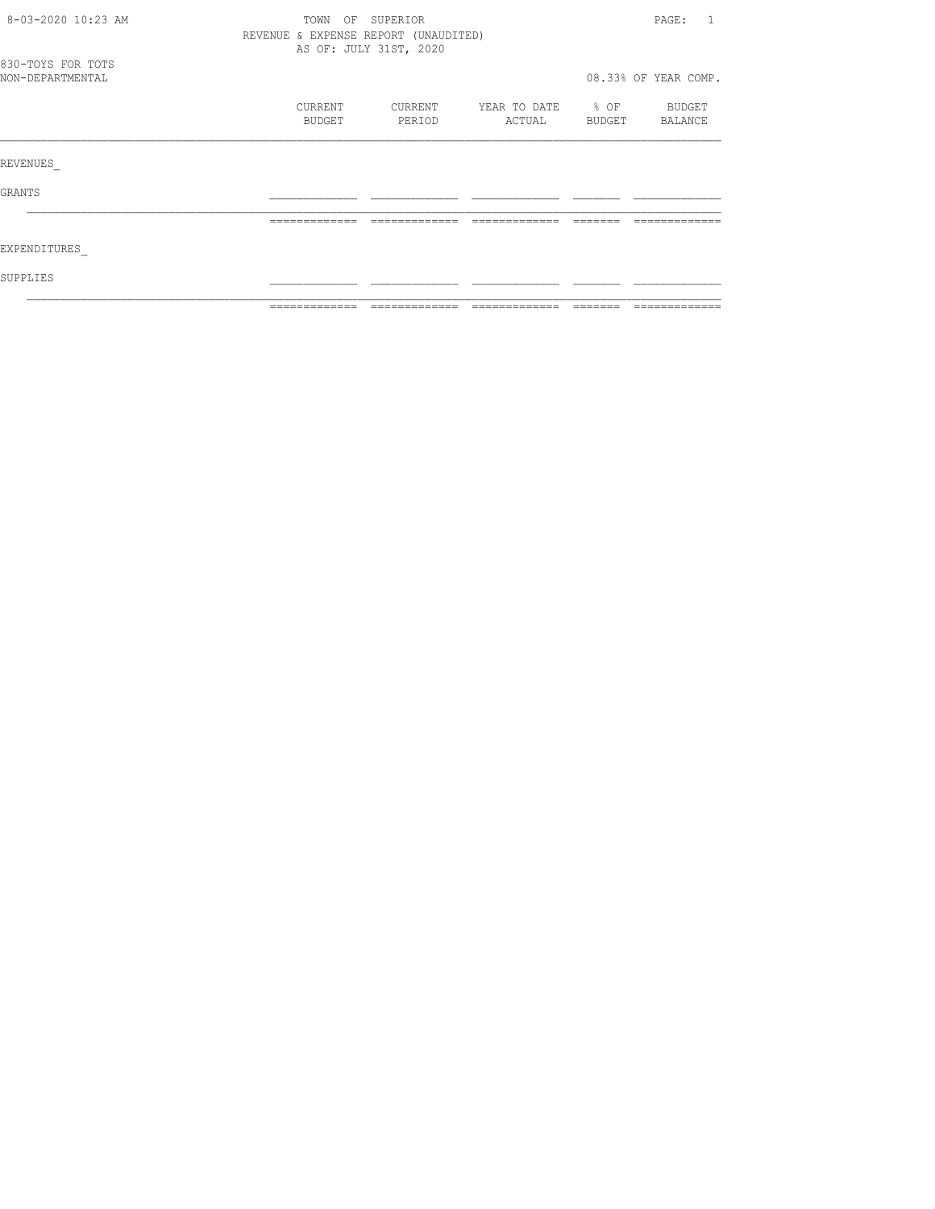8-03-2020 10:23 AM

TOWN OF SUPERIOR
REVENUE & EXPENSE REPORT (UNAUDITED)
AS OF: JULY 31ST, 2020

830-TOYS FOR TOTS
NON-DEPARTMENTAL

08.33% OF YEAR COMP.

| | CURRENT BUDGET | CURRENT PERIOD | YEAR TO DATE ACTUAL | % OF BUDGET | BUDGET BALANCE |
|---|---|---|---|---|---|
| REVENUES_ | | | | | |
| GRANTS | | | | | |
| EXPENDITURES_ | | | | | |
| SUPPLIES | | | | | |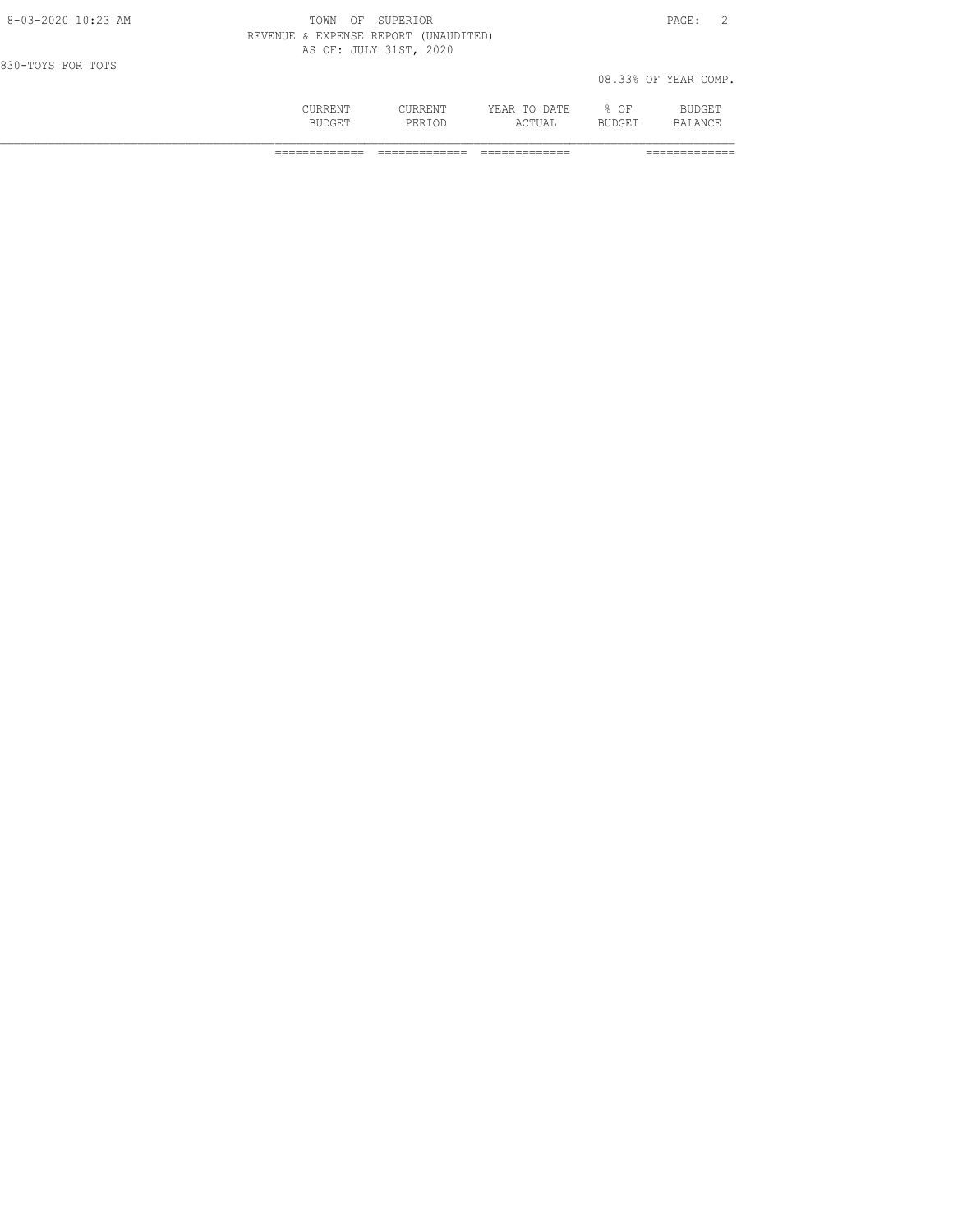TOWN OF SUPERIOR
REVENUE & EXPENSE REPORT (UNAUDITED)
AS OF: JULY 31ST, 2020

830-TOYS FOR TOTS

08.33% OF YEAR COMP.

| | CURRENT BUDGET | CURRENT PERIOD | YEAR TO DATE ACTUAL | % OF BUDGET | BUDGET BALANCE |
|---|---|---|---|---|---|
| | ============= | ============= | ============= | | ============= |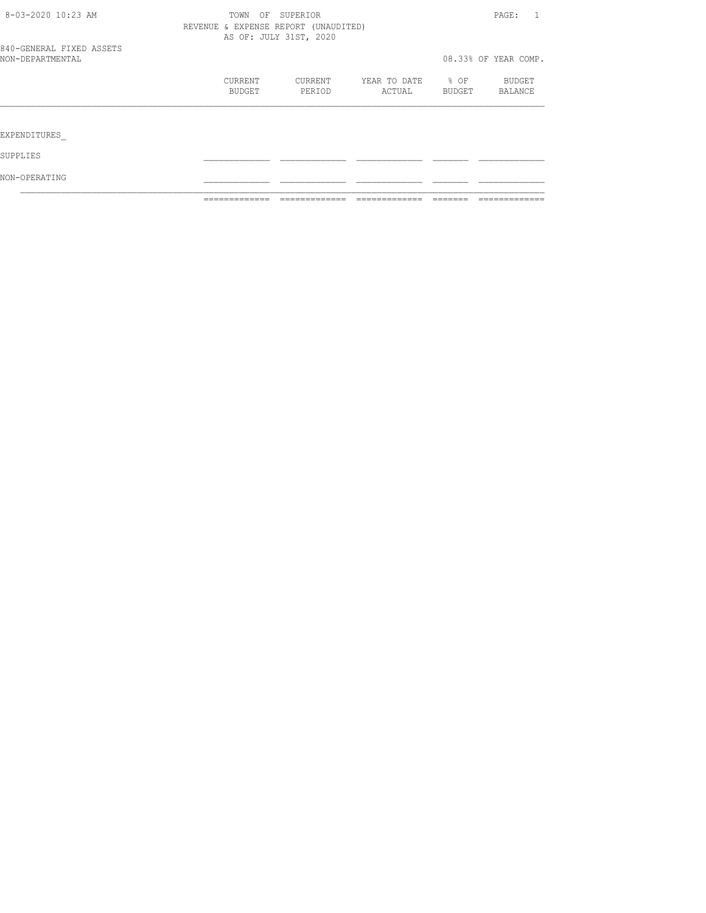8-03-2020 10:23 AM

TOWN OF SUPERIOR
REVENUE & EXPENSE REPORT (UNAUDITED)
AS OF: JULY 31ST, 2020

840-GENERAL FIXED ASSETS
NON-DEPARTMENTAL

08.33% OF YEAR COMP.

| | CURRENT BUDGET | CURRENT PERIOD | YEAR TO DATE ACTUAL | % OF BUDGET | BUDGET BALANCE |
|---|---|---|---|---|---|
| EXPENDITURES_ | | | | | |
| SUPPLIES | | | | | |
| NON-OPERATING | | | | | |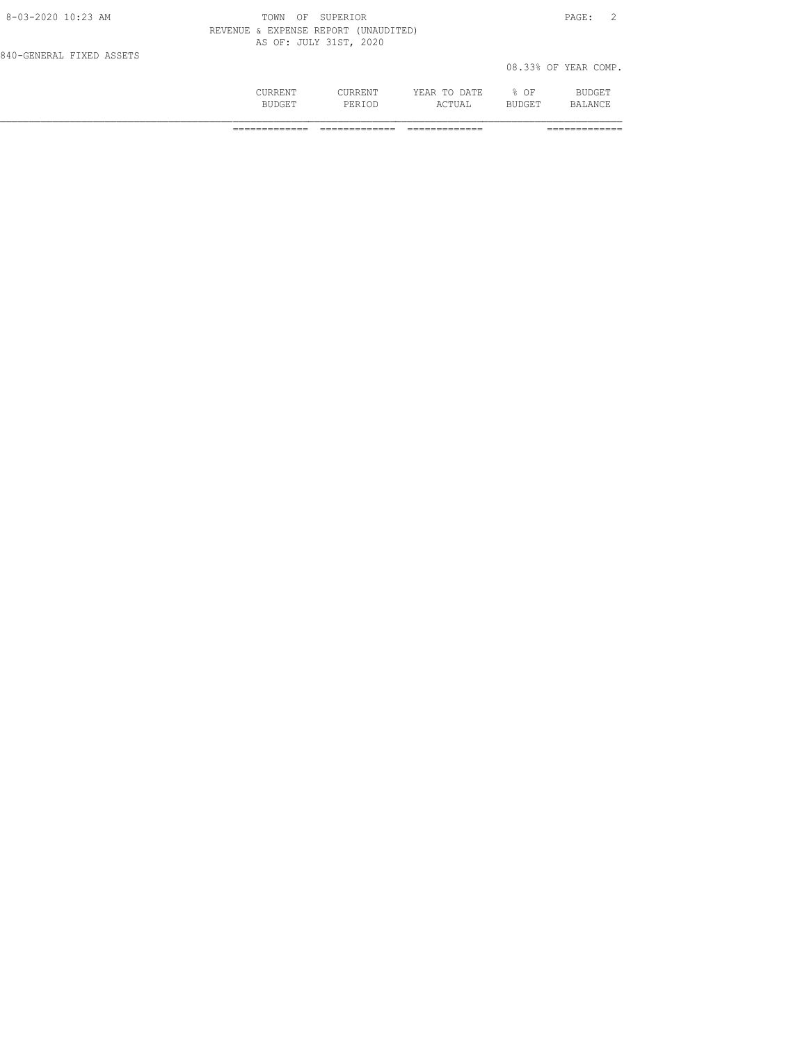TOWN OF SUPERIOR
REVENUE & EXPENSE REPORT (UNAUDITED)
AS OF: JULY 31ST, 2020

840-GENERAL FIXED ASSETS

08.33% OF YEAR COMP.

| | CURRENT BUDGET | CURRENT PERIOD | YEAR TO DATE ACTUAL | % OF BUDGET | BUDGET BALANCE |
|---|---|---|---|---|---|
| | ============= | ============= | ============= | | ============= |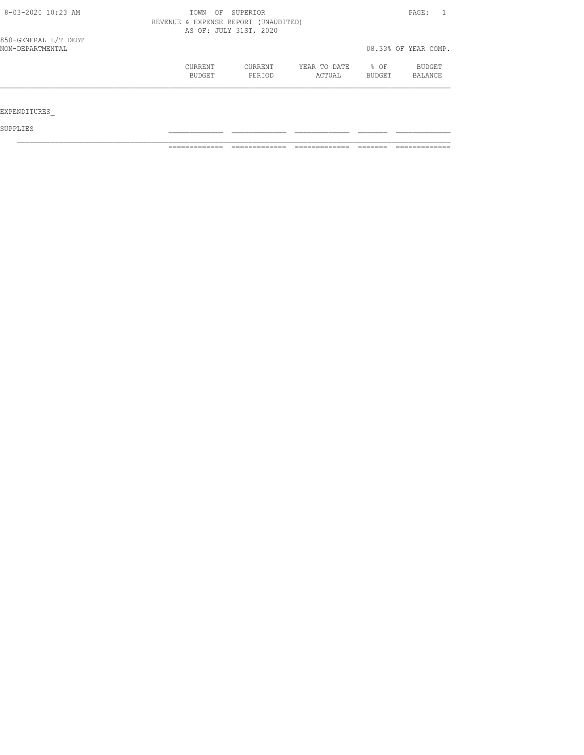8-03-2020 10:23 AM

TOWN OF SUPERIOR

REVENUE & EXPENSE REPORT (UNAUDITED)

AS OF: JULY 31ST, 2020

850-GENERAL L/T DEBT

NON-DEPARTMENTAL

08.33% OF YEAR COMP.

| | CURRENT BUDGET | CURRENT PERIOD | YEAR TO DATE ACTUAL | % OF BUDGET | BUDGET BALANCE |
|---|---|---|---|---|---|
| EXPENDITURES_ | | | | | |
| SUPPLIES | | | | | |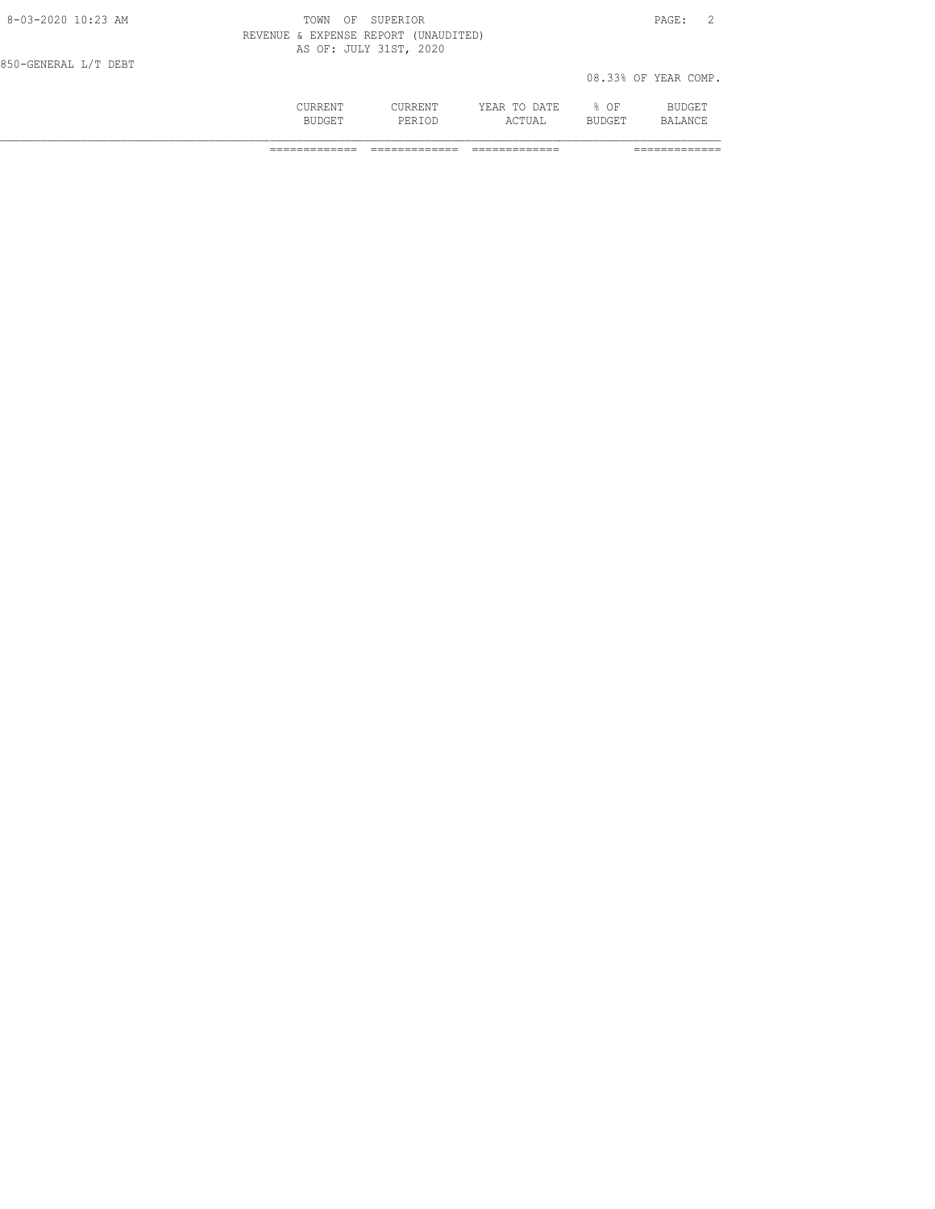TOWN OF SUPERIOR
REVENUE & EXPENSE REPORT (UNAUDITED)
AS OF: JULY 31ST, 2020

850-GENERAL L/T DEBT

08.33% OF YEAR COMP.

| | CURRENT BUDGET | CURRENT PERIOD | YEAR TO DATE ACTUAL | % OF BUDGET | BUDGET BALANCE |
|---|---|---|---|---|---|
| | ============= | ============= | ============= | | ============= |